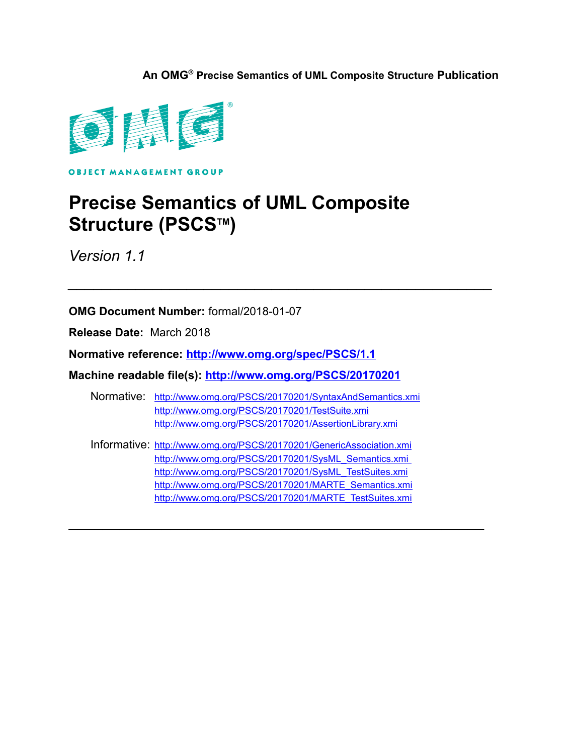An OMG® Precise Semantics of UML Composite Structure Publication

OBJECT MANAGEMENT GROUP

# Precise Semantics of UML Composite Structure (PSCS™)

*Version 1.1*

---

**OMG Document Number:** formal/2018-01-07

**Release Date:** March 2018

**Normative reference:** **http://www.omg.org/spec/PSCS/1.1**

**Machine readable file(s):** **http://www.omg.org/PSCS/20170201**

Normative: http://www.omg.org/PSCS/20170201/SyntaxAndSemantics.xmi
http://www.omg.org/PSCS/20170201/TestSuite.xmi
http://www.omg.org/PSCS/20170201/AssertionLibrary.xmi

Informative: http://www.omg.org/PSCS/20170201/GenericAssociation.xmi
http://www.omg.org/PSCS/20170201/SysML_Semantics.xmi
http://www.omg.org/PSCS/20170201/SysML_TestSuites.xmi
http://www.omg.org/PSCS/20170201/MARTE_Semantics.xmi
http://www.omg.org/PSCS/20170201/MARTE_TestSuites.xmi

---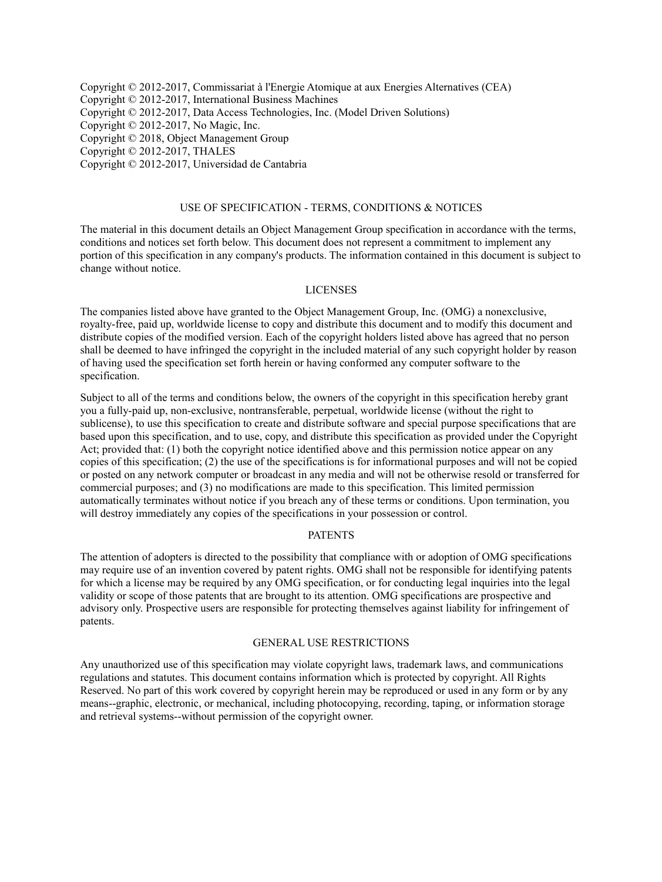Copyright © 2012-2017, Commissariat à l'Energie Atomique at aux Energies Alternatives (CEA)
Copyright © 2012-2017, International Business Machines
Copyright © 2012-2017, Data Access Technologies, Inc. (Model Driven Solutions)
Copyright © 2012-2017, No Magic, Inc.
Copyright © 2018, Object Management Group
Copyright © 2012-2017, THALES
Copyright © 2012-2017, Universidad de Cantabria

## USE OF SPECIFICATION - TERMS, CONDITIONS & NOTICES

The material in this document details an Object Management Group specification in accordance with the terms, conditions and notices set forth below. This document does not represent a commitment to implement any portion of this specification in any company's products. The information contained in this document is subject to change without notice.

## LICENSES

The companies listed above have granted to the Object Management Group, Inc. (OMG) a nonexclusive, royalty-free, paid up, worldwide license to copy and distribute this document and to modify this document and distribute copies of the modified version. Each of the copyright holders listed above has agreed that no person shall be deemed to have infringed the copyright in the included material of any such copyright holder by reason of having used the specification set forth herein or having conformed any computer software to the specification.

Subject to all of the terms and conditions below, the owners of the copyright in this specification hereby grant you a fully-paid up, non-exclusive, nontransferable, perpetual, worldwide license (without the right to sublicense), to use this specification to create and distribute software and special purpose specifications that are based upon this specification, and to use, copy, and distribute this specification as provided under the Copyright Act; provided that: (1) both the copyright notice identified above and this permission notice appear on any copies of this specification; (2) the use of the specifications is for informational purposes and will not be copied or posted on any network computer or broadcast in any media and will not be otherwise resold or transferred for commercial purposes; and (3) no modifications are made to this specification. This limited permission automatically terminates without notice if you breach any of these terms or conditions. Upon termination, you will destroy immediately any copies of the specifications in your possession or control.

## PATENTS

The attention of adopters is directed to the possibility that compliance with or adoption of OMG specifications may require use of an invention covered by patent rights. OMG shall not be responsible for identifying patents for which a license may be required by any OMG specification, or for conducting legal inquiries into the legal validity or scope of those patents that are brought to its attention. OMG specifications are prospective and advisory only. Prospective users are responsible for protecting themselves against liability for infringement of patents.

## GENERAL USE RESTRICTIONS

Any unauthorized use of this specification may violate copyright laws, trademark laws, and communications regulations and statutes. This document contains information which is protected by copyright. All Rights Reserved. No part of this work covered by copyright herein may be reproduced or used in any form or by any means--graphic, electronic, or mechanical, including photocopying, recording, taping, or information storage and retrieval systems--without permission of the copyright owner.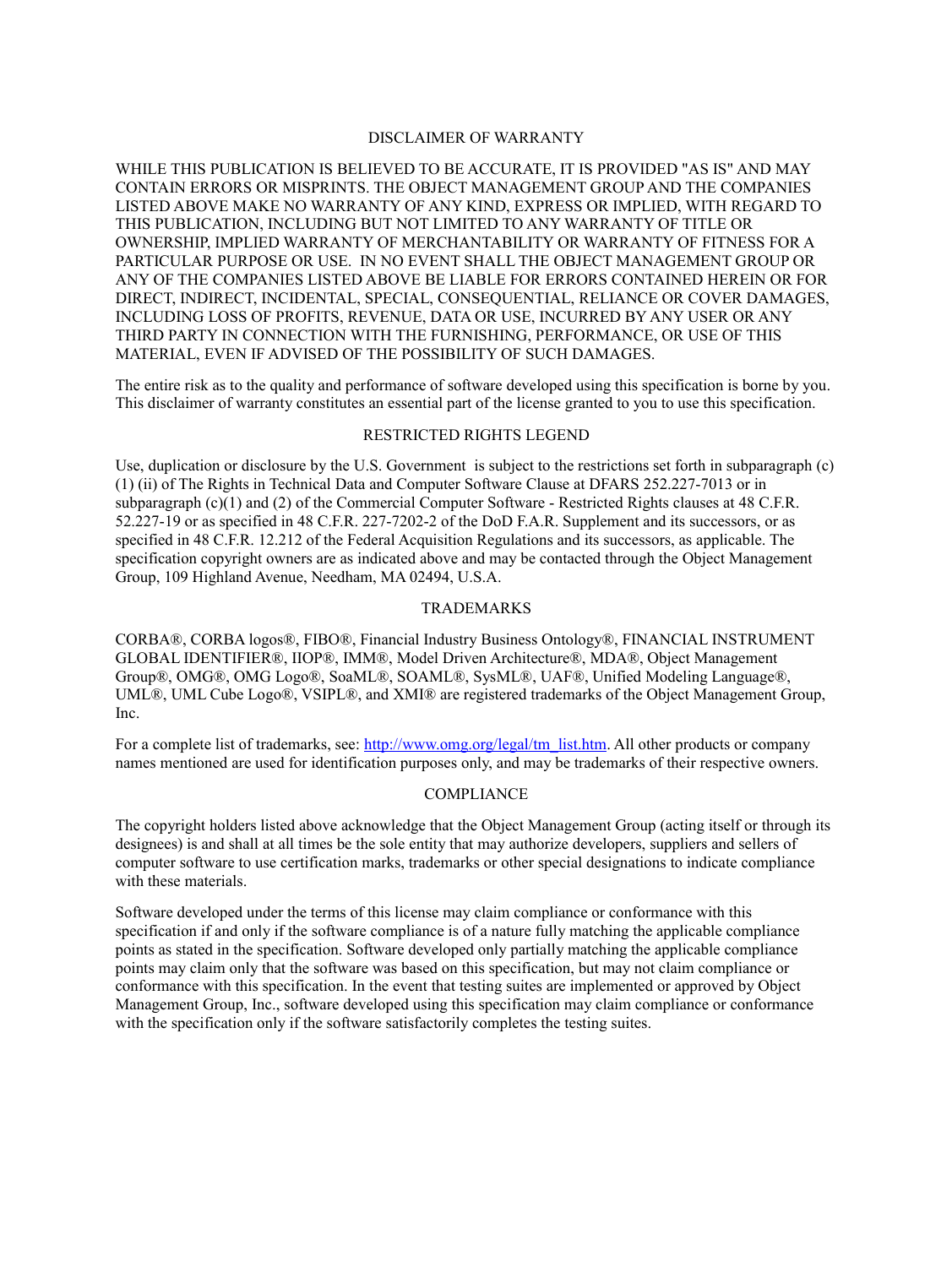## DISCLAIMER OF WARRANTY

WHILE THIS PUBLICATION IS BELIEVED TO BE ACCURATE, IT IS PROVIDED "AS IS" AND MAY CONTAIN ERRORS OR MISPRINTS. THE OBJECT MANAGEMENT GROUP AND THE COMPANIES LISTED ABOVE MAKE NO WARRANTY OF ANY KIND, EXPRESS OR IMPLIED, WITH REGARD TO THIS PUBLICATION, INCLUDING BUT NOT LIMITED TO ANY WARRANTY OF TITLE OR OWNERSHIP, IMPLIED WARRANTY OF MERCHANTABILITY OR WARRANTY OF FITNESS FOR A PARTICULAR PURPOSE OR USE. IN NO EVENT SHALL THE OBJECT MANAGEMENT GROUP OR ANY OF THE COMPANIES LISTED ABOVE BE LIABLE FOR ERRORS CONTAINED HEREIN OR FOR DIRECT, INDIRECT, INCIDENTAL, SPECIAL, CONSEQUENTIAL, RELIANCE OR COVER DAMAGES, INCLUDING LOSS OF PROFITS, REVENUE, DATA OR USE, INCURRED BY ANY USER OR ANY THIRD PARTY IN CONNECTION WITH THE FURNISHING, PERFORMANCE, OR USE OF THIS MATERIAL, EVEN IF ADVISED OF THE POSSIBILITY OF SUCH DAMAGES.

The entire risk as to the quality and performance of software developed using this specification is borne by you. This disclaimer of warranty constitutes an essential part of the license granted to you to use this specification.

## RESTRICTED RIGHTS LEGEND

Use, duplication or disclosure by the U.S. Government is subject to the restrictions set forth in subparagraph (c) (1) (ii) of The Rights in Technical Data and Computer Software Clause at DFARS 252.227-7013 or in subparagraph (c)(1) and (2) of the Commercial Computer Software - Restricted Rights clauses at 48 C.F.R. 52.227-19 or as specified in 48 C.F.R. 227-7202-2 of the DoD F.A.R. Supplement and its successors, or as specified in 48 C.F.R. 12.212 of the Federal Acquisition Regulations and its successors, as applicable. The specification copyright owners are as indicated above and may be contacted through the Object Management Group, 109 Highland Avenue, Needham, MA 02494, U.S.A.

## TRADEMARKS

CORBA®, CORBA logos®, FIBO®, Financial Industry Business Ontology®, FINANCIAL INSTRUMENT GLOBAL IDENTIFIER®, IIOP®, IMM®, Model Driven Architecture®, MDA®, Object Management Group®, OMG®, OMG Logo®, SoaML®, SOAML®, SysML®, UAF®, Unified Modeling Language®, UML®, UML Cube Logo®, VSIPL®, and XMI® are registered trademarks of the Object Management Group, Inc.

For a complete list of trademarks, see: http://www.omg.org/legal/tm_list.htm. All other products or company names mentioned are used for identification purposes only, and may be trademarks of their respective owners.

## COMPLIANCE

The copyright holders listed above acknowledge that the Object Management Group (acting itself or through its designees) is and shall at all times be the sole entity that may authorize developers, suppliers and sellers of computer software to use certification marks, trademarks or other special designations to indicate compliance with these materials.

Software developed under the terms of this license may claim compliance or conformance with this specification if and only if the software compliance is of a nature fully matching the applicable compliance points as stated in the specification. Software developed only partially matching the applicable compliance points may claim only that the software was based on this specification, but may not claim compliance or conformance with this specification. In the event that testing suites are implemented or approved by Object Management Group, Inc., software developed using this specification may claim compliance or conformance with the specification only if the software satisfactorily completes the testing suites.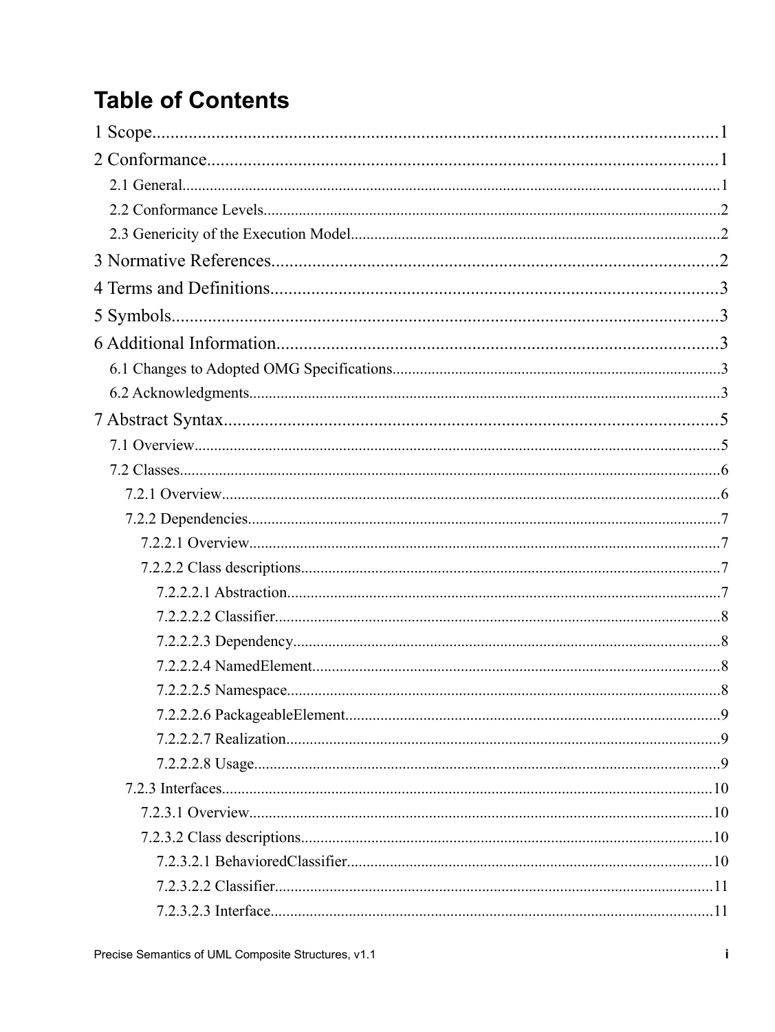# Table of Contents

1 Scope....................................................................................................................1

2 Conformance.........................................................................................................1

2.1 General.........................................................................................................................1

2.2 Conformance Levels.....................................................................................................2

2.3 Genericity of the Execution Model...............................................................................2

3 Normative References...........................................................................................2

4 Terms and Definitions............................................................................................3

5 Symbols.................................................................................................................3

6 Additional Information...........................................................................................3

6.1 Changes to Adopted OMG Specifications......................................................................3

6.2 Acknowledgments........................................................................................................3

7 Abstract Syntax......................................................................................................5

7.1 Overview.......................................................................................................................5

7.2 Classes..........................................................................................................................6

7.2.1 Overview..................................................................................................................6

7.2.2 Dependencies...........................................................................................................7

7.2.2.1 Overview..............................................................................................................7

7.2.2.2 Class descriptions.................................................................................................7

7.2.2.2.1 Abstraction.......................................................................................................7

7.2.2.2.2 Classifier..........................................................................................................8

7.2.2.2.3 Dependency......................................................................................................8

7.2.2.2.4 NamedElement..................................................................................................8

7.2.2.2.5 Namespace.......................................................................................................8

7.2.2.2.6 PackageableElement.........................................................................................9

7.2.2.2.7 Realization.......................................................................................................9

7.2.2.2.8 Usage...............................................................................................................9

7.2.3 Interfaces...............................................................................................................10

7.2.3.1 Overview............................................................................................................10

7.2.3.2 Class descriptions...............................................................................................10

7.2.3.2.1 BehavioredClassifier........................................................................................10

7.2.3.2.2 Classifier.........................................................................................................11

7.2.3.2.3 Interface..........................................................................................................11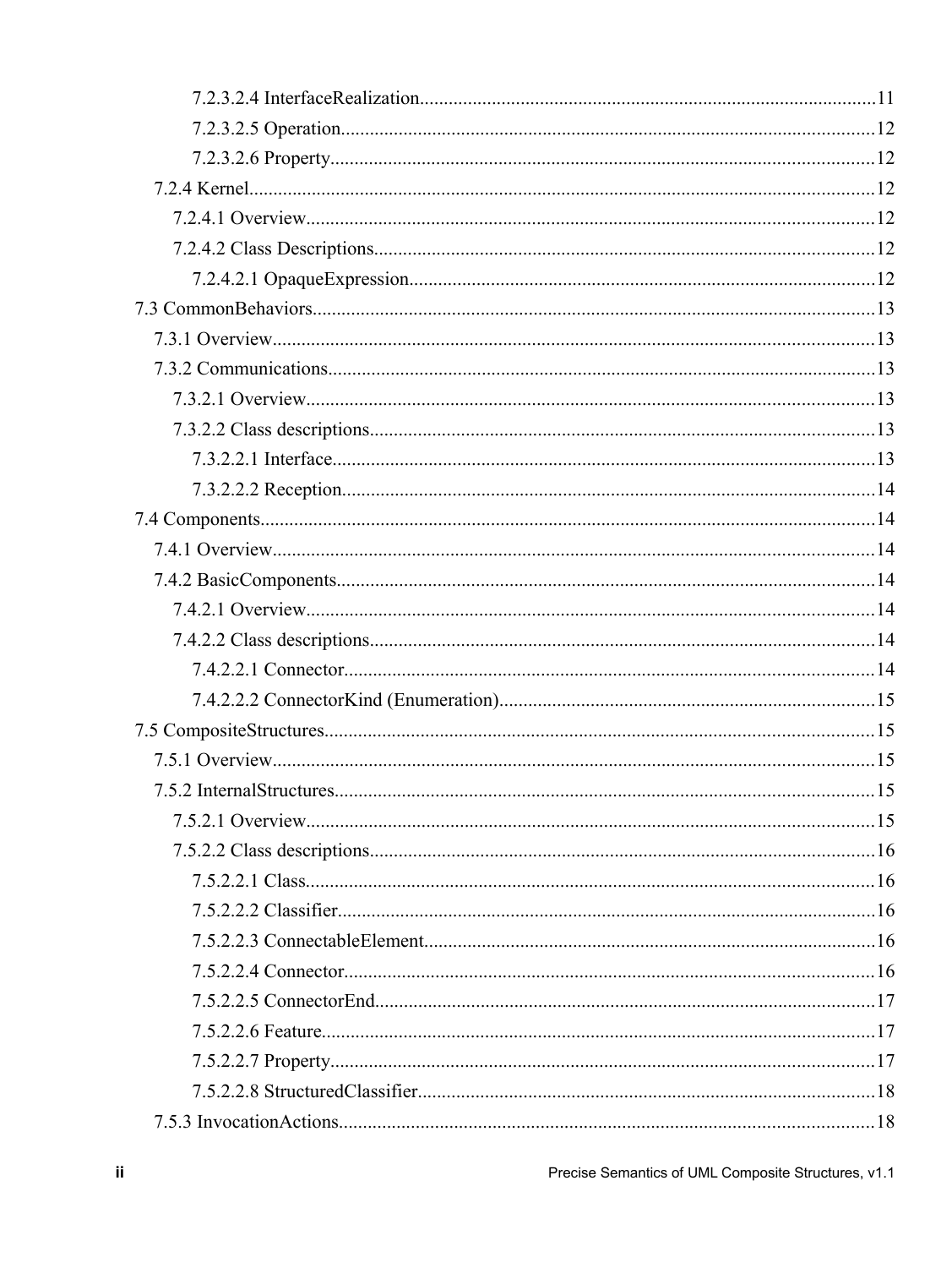7.2.3.2.4 InterfaceRealization..............................................................................................11

7.2.3.2.5 Operation..............................................................................................12

7.2.3.2.6 Property..............................................................................................12

7.2.4 Kernel..............................................................................................12

7.2.4.1 Overview..............................................................................................12

7.2.4.2 Class Descriptions..............................................................................................12

7.2.4.2.1 OpaqueExpression..............................................................................................12

7.3 CommonBehaviors..............................................................................................13

7.3.1 Overview..............................................................................................13

7.3.2 Communications..............................................................................................13

7.3.2.1 Overview..............................................................................................13

7.3.2.2 Class descriptions..............................................................................................13

7.3.2.2.1 Interface..............................................................................................13

7.3.2.2.2 Reception..............................................................................................14

7.4 Components..............................................................................................14

7.4.1 Overview..............................................................................................14

7.4.2 BasicComponents..............................................................................................14

7.4.2.1 Overview..............................................................................................14

7.4.2.2 Class descriptions..............................................................................................14

7.4.2.2.1 Connector..............................................................................................14

7.4.2.2.2 ConnectorKind (Enumeration)..............................................................................................15

7.5 CompositeStructures..............................................................................................15

7.5.1 Overview..............................................................................................15

7.5.2 InternalStructures..............................................................................................15

7.5.2.1 Overview..............................................................................................15

7.5.2.2 Class descriptions..............................................................................................16

7.5.2.2.1 Class..............................................................................................16

7.5.2.2.2 Classifier..............................................................................................16

7.5.2.2.3 ConnectableElement..............................................................................................16

7.5.2.2.4 Connector..............................................................................................16

7.5.2.2.5 ConnectorEnd..............................................................................................17

7.5.2.2.6 Feature..............................................................................................17

7.5.2.2.7 Property..............................................................................................17

7.5.2.2.8 StructuredClassifier..............................................................................................18

7.5.3 InvocationActions..............................................................................................18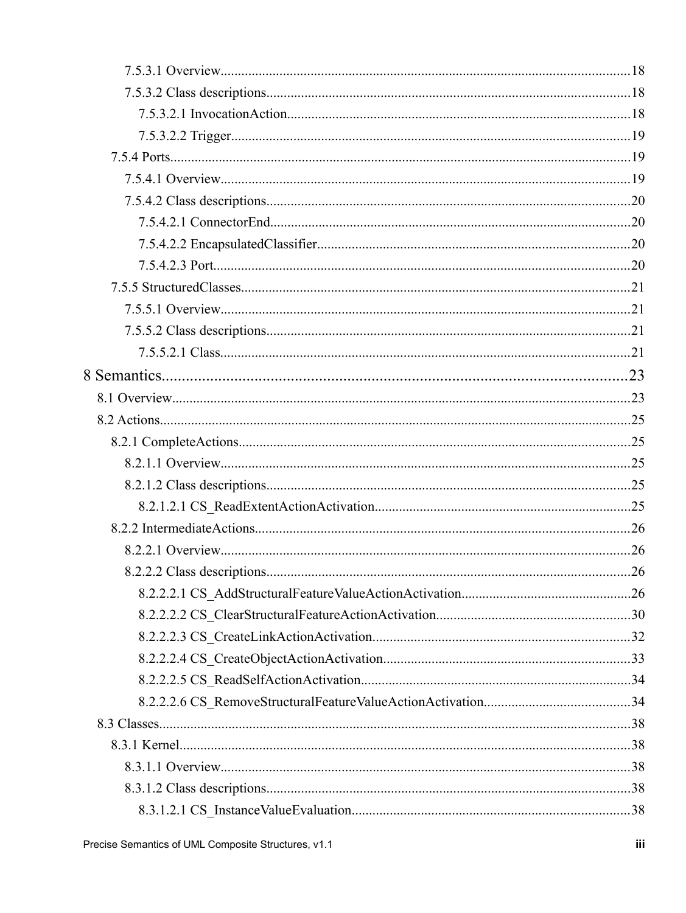7.5.3.1 Overview....................................................................................................18

7.5.3.2 Class descriptions.......................................................................................18

7.5.3.2.1 InvocationAction.................................................................................18

7.5.3.2.2 Trigger.................................................................................................19

7.5.4 Ports...................................................................................................................19

7.5.4.1 Overview....................................................................................................19

7.5.4.2 Class descriptions.......................................................................................20

7.5.4.2.1 ConnectorEnd......................................................................................20

7.5.4.2.2 EncapsulatedClassifier........................................................................20

7.5.4.2.3 Port......................................................................................................20

7.5.5 StructuredClasses..............................................................................................21

7.5.5.1 Overview....................................................................................................21

7.5.5.2 Class descriptions.......................................................................................21

7.5.5.2.1 Class....................................................................................................21

8 Semantics...................................................................................................23

8.1 Overview..................................................................................................................23

8.2 Actions......................................................................................................................25

8.2.1 CompleteActions...............................................................................................25

8.2.1.1 Overview....................................................................................................25

8.2.1.2 Class descriptions.......................................................................................25

8.2.1.2.1 CS_ReadExtentActionActivation.........................................................25

8.2.2 IntermediateActions..........................................................................................26

8.2.2.1 Overview....................................................................................................26

8.2.2.2 Class descriptions.......................................................................................26

8.2.2.2.1 CS_AddStructuralFeatureValueActionActivation................................26

8.2.2.2.2 CS_ClearStructuralFeatureActionActivation.......................................30

8.2.2.2.3 CS_CreateLinkActionActivation.........................................................32

8.2.2.2.4 CS_CreateObjectActionActivation......................................................33

8.2.2.2.5 CS_ReadSelfActionActivation............................................................34

8.2.2.2.6 CS_RemoveStructuralFeatureValueActionActivation..........................34

8.3 Classes......................................................................................................................38

8.3.1 Kernel................................................................................................................38

8.3.1.1 Overview....................................................................................................38

8.3.1.2 Class descriptions.......................................................................................38

8.3.1.2.1 CS_InstanceValueEvaluation...............................................................38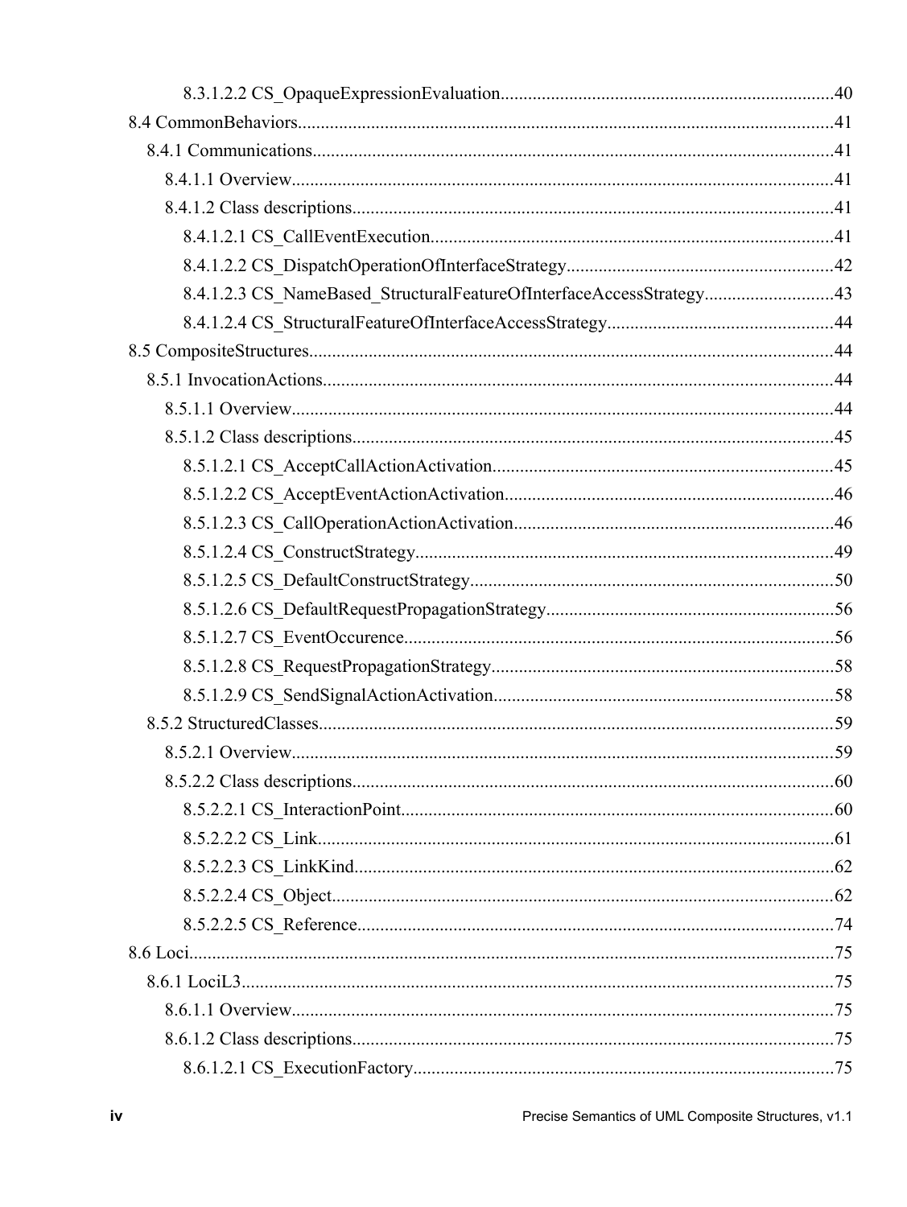8.3.1.2.2 CS_OpaqueExpressionEvaluation........................................................................40

8.4 CommonBehaviors....................................................................................................................41

8.4.1 Communications.................................................................................................................41

8.4.1.1 Overview.....................................................................................................................41

8.4.1.2 Class descriptions........................................................................................................41

8.4.1.2.1 CS_CallEventExecution.......................................................................................41

8.4.1.2.2 CS_DispatchOperationOfInterfaceStrategy..........................................................42

8.4.1.2.3 CS_NameBased_StructuralFeatureOfInterfaceAccessStrategy............................43

8.4.1.2.4 CS_StructuralFeatureOfInterfaceAccessStrategy.................................................44

8.5 CompositeStructures.................................................................................................................44

8.5.1 InvocationActions..............................................................................................................44

8.5.1.1 Overview.....................................................................................................................44

8.5.1.2 Class descriptions........................................................................................................45

8.5.1.2.1 CS_AcceptCallActionActivation.........................................................................45

8.5.1.2.2 CS_AcceptEventActionActivation.......................................................................46

8.5.1.2.3 CS_CallOperationActionActivation.....................................................................46

8.5.1.2.4 CS_ConstructStrategy..........................................................................................49

8.5.1.2.5 CS_DefaultConstructStrategy..............................................................................50

8.5.1.2.6 CS_DefaultRequestPropagationStrategy..............................................................56

8.5.1.2.7 CS_EventOccurence.............................................................................................56

8.5.1.2.8 CS_RequestPropagationStrategy..........................................................................58

8.5.1.2.9 CS_SendSignalActionActivation.........................................................................58

8.5.2 StructuredClasses................................................................................................................59

8.5.2.1 Overview.....................................................................................................................59

8.5.2.2 Class descriptions........................................................................................................60

8.5.2.2.1 CS_InteractionPoint.............................................................................................60

8.5.2.2.2 CS_Link...............................................................................................................61

8.5.2.2.3 CS_LinkKind.......................................................................................................62

8.5.2.2.4 CS_Object............................................................................................................62

8.5.2.2.5 CS_Reference.......................................................................................................74

8.6 Loci............................................................................................................................................75

8.6.1 LociL3.................................................................................................................................75

8.6.1.1 Overview.....................................................................................................................75

8.6.1.2 Class descriptions........................................................................................................75

8.6.1.2.1 CS_ExecutionFactory...........................................................................................75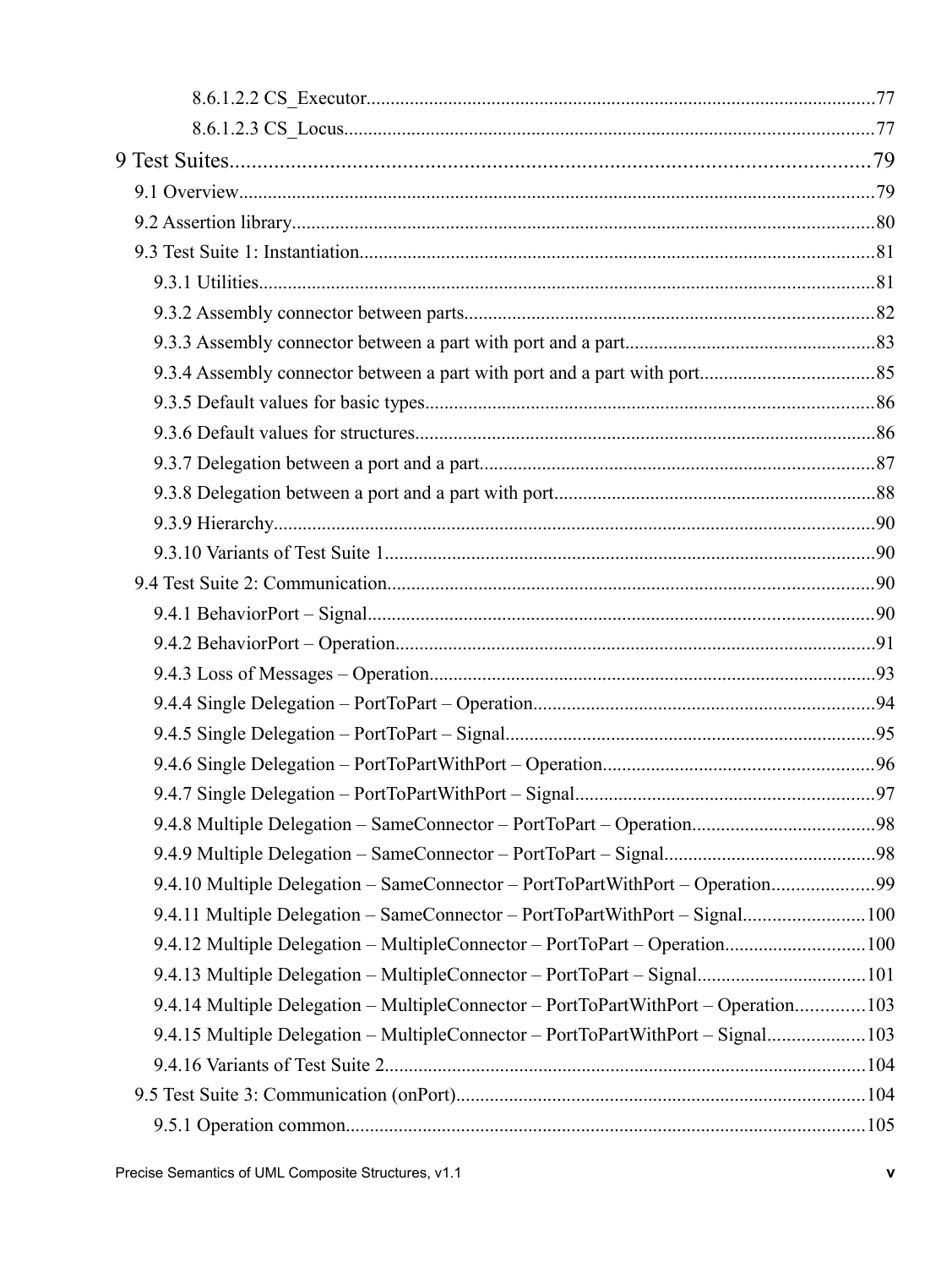8.6.1.2.2 CS_Executor.........................................................................................................77

8.6.1.2.3 CS_Locus.............................................................................................................77

9 Test Suites......................................................................................................................79

9.1 Overview....................................................................................................................79

9.2 Assertion library........................................................................................................80

9.3 Test Suite 1: Instantiation...........................................................................................81

9.3.1 Utilities...................................................................................................................81

9.3.2 Assembly connector between parts.......................................................................82

9.3.3 Assembly connector between a part with port and a part.....................................83

9.3.4 Assembly connector between a part with port and a part with port......................85

9.3.5 Default values for basic types................................................................................86

9.3.6 Default values for structures..................................................................................86

9.3.7 Delegation between a port and a part....................................................................87

9.3.8 Delegation between a port and a part with port.....................................................88

9.3.9 Hierarchy................................................................................................................90

9.3.10 Variants of Test Suite 1........................................................................................90

9.4 Test Suite 2: Communication......................................................................................90

9.4.1 BehaviorPort – Signal.............................................................................................90

9.4.2 BehaviorPort – Operation.......................................................................................91

9.4.3 Loss of Messages – Operation...............................................................................93

9.4.4 Single Delegation – PortToPart – Operation..........................................................94

9.4.5 Single Delegation – PortToPart – Signal................................................................95

9.4.6 Single Delegation – PortToPartWithPort – Operation............................................96

9.4.7 Single Delegation – PortToPartWithPort – Signal..................................................97

9.4.8 Multiple Delegation – SameConnector – PortToPart – Operation..........................98

9.4.9 Multiple Delegation – SameConnector – PortToPart – Signal................................98

9.4.10 Multiple Delegation – SameConnector – PortToPartWithPort – Operation..........99

9.4.11 Multiple Delegation – SameConnector – PortToPartWithPort – Signal...............100

9.4.12 Multiple Delegation – MultipleConnector – PortToPart – Operation...................100

9.4.13 Multiple Delegation – MultipleConnector – PortToPart – Signal........................101

9.4.14 Multiple Delegation – MultipleConnector – PortToPartWithPort – Operation......103

9.4.15 Multiple Delegation – MultipleConnector – PortToPartWithPort – Signal..........103

9.4.16 Variants of Test Suite 2.......................................................................................104

9.5 Test Suite 3: Communication (onPort).......................................................................104

9.5.1 Operation common...............................................................................................105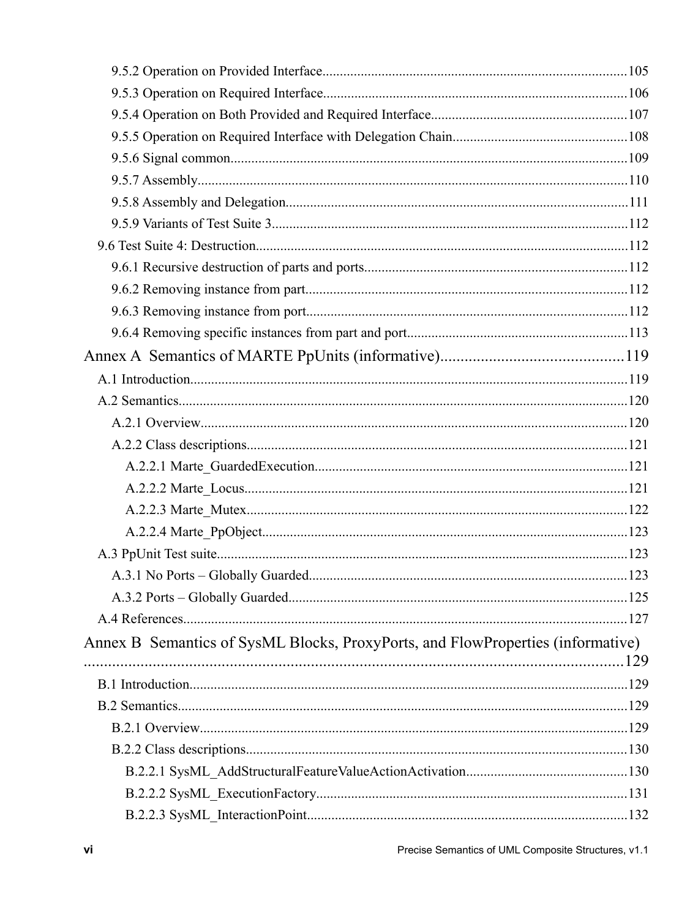9.5.2 Operation on Provided Interface......................................................................................105
9.5.3 Operation on Required Interface......................................................................................106
9.5.4 Operation on Both Provided and Required Interface........................................................107
9.5.5 Operation on Required Interface with Delegation Chain..................................................108
9.5.6 Signal common.................................................................................................................109
9.5.7 Assembly..........................................................................................................................110
9.5.8 Assembly and Delegation.................................................................................................111
9.5.9 Variants of Test Suite 3.....................................................................................................112
9.6 Test Suite 4: Destruction..........................................................................................................112
9.6.1 Recursive destruction of parts and ports...........................................................................112
9.6.2 Removing instance from part...........................................................................................112
9.6.3 Removing instance from port...........................................................................................112
9.6.4 Removing specific instances from part and port..............................................................113
Annex A Semantics of MARTE PpUnits (informative).............................................119
A.1 Introduction............................................................................................................................119
A.2 Semantics................................................................................................................................120
A.2.1 Overview..........................................................................................................................120
A.2.2 Class descriptions............................................................................................................121
A.2.2.1 Marte_GuardedExecution..........................................................................................121
A.2.2.2 Marte_Locus.............................................................................................................121
A.2.2.3 Marte_Mutex.............................................................................................................122
A.2.2.4 Marte_PpObject.........................................................................................................123
A.3 PpUnit Test suite.....................................................................................................................123
A.3.1 No Ports – Globally Guarded...........................................................................................123
A.3.2 Ports – Globally Guarded.................................................................................................125
A.4 References...............................................................................................................................127
Annex B Semantics of SysML Blocks, ProxyPorts, and FlowProperties (informative) .........................................................................................................................129
B.1 Introduction............................................................................................................................129
B.2 Semantics................................................................................................................................129
B.2.1 Overview..........................................................................................................................129
B.2.2 Class descriptions.............................................................................................................130
B.2.2.1 SysML_AddStructuralFeatureValueActionActivation..............................................130
B.2.2.2 SysML_ExecutionFactory.........................................................................................131
B.2.2.3 SysML_InteractionPoint............................................................................................132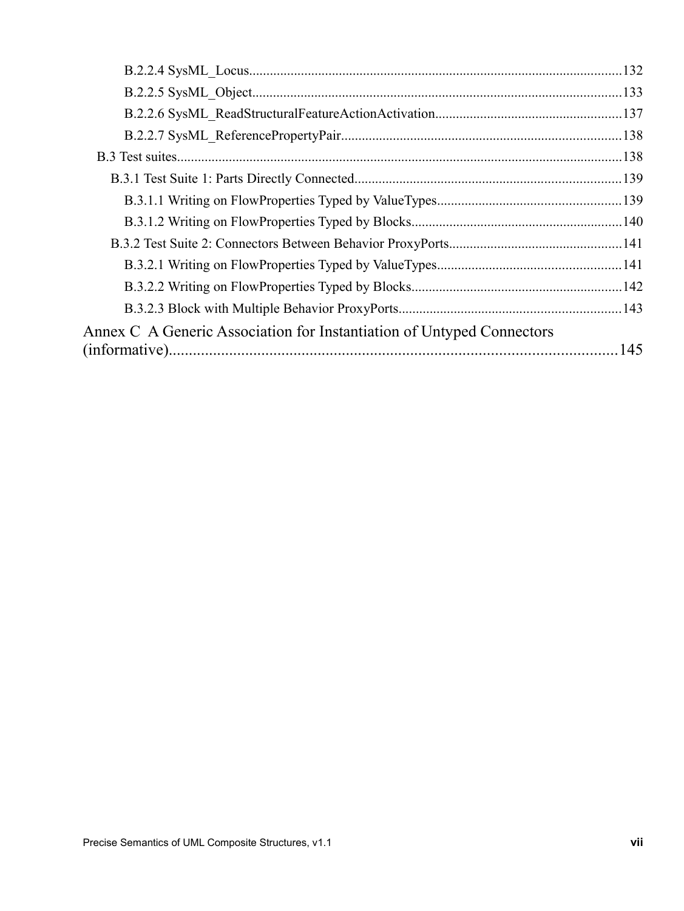B.2.2.4 SysML_Locus....................................................................................................132

B.2.2.5 SysML_Object...................................................................................................133

B.2.2.6 SysML_ReadStructuralFeatureActionActivation......................................................137

B.2.2.7 SysML_ReferencePropertyPair..............................................................................138

B.3 Test suites...................................................................................................................138

B.3.1 Test Suite 1: Parts Directly Connected..........................................................................139

B.3.1.1 Writing on FlowProperties Typed by ValueTypes.....................................................139

B.3.1.2 Writing on FlowProperties Typed by Blocks............................................................140

B.3.2 Test Suite 2: Connectors Between Behavior ProxyPorts..................................................141

B.3.2.1 Writing on FlowProperties Typed by ValueTypes.....................................................141

B.3.2.2 Writing on FlowProperties Typed by Blocks............................................................142

B.3.2.3 Block with Multiple Behavior ProxyPorts...............................................................143

Annex C A Generic Association for Instantiation of Untyped Connectors (informative)...........................................................................................................145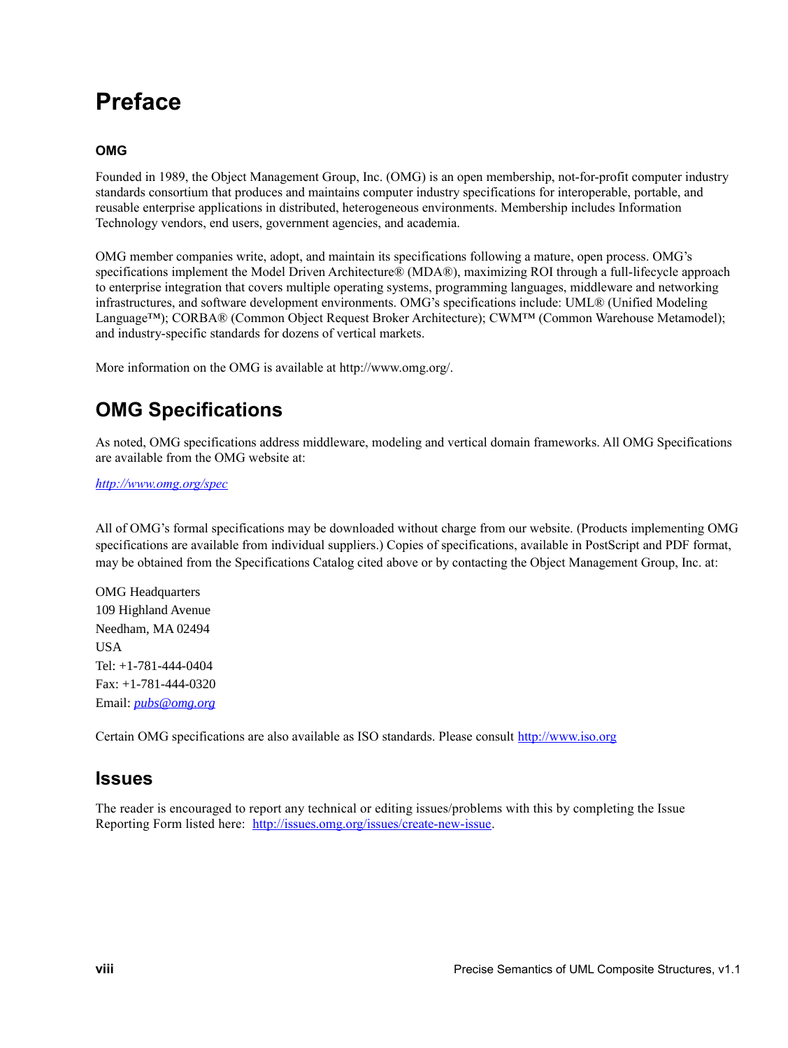# Preface

### OMG

Founded in 1989, the Object Management Group, Inc. (OMG) is an open membership, not-for-profit computer industry standards consortium that produces and maintains computer industry specifications for interoperable, portable, and reusable enterprise applications in distributed, heterogeneous environments. Membership includes Information Technology vendors, end users, government agencies, and academia.

OMG member companies write, adopt, and maintain its specifications following a mature, open process. OMG's specifications implement the Model Driven Architecture® (MDA®), maximizing ROI through a full-lifecycle approach to enterprise integration that covers multiple operating systems, programming languages, middleware and networking infrastructures, and software development environments. OMG's specifications include: UML® (Unified Modeling Language™); CORBA® (Common Object Request Broker Architecture); CWM™ (Common Warehouse Metamodel); and industry-specific standards for dozens of vertical markets.

More information on the OMG is available at http://www.omg.org/.

## OMG Specifications

As noted, OMG specifications address middleware, modeling and vertical domain frameworks. All OMG Specifications are available from the OMG website at:

*http://www.omg.org/spec*

All of OMG's formal specifications may be downloaded without charge from our website. (Products implementing OMG specifications are available from individual suppliers.) Copies of specifications, available in PostScript and PDF format, may be obtained from the Specifications Catalog cited above or by contacting the Object Management Group, Inc. at:

OMG Headquarters
109 Highland Avenue
Needham, MA 02494
USA
Tel: +1-781-444-0404
Fax: +1-781-444-0320
Email: *pubs@omg.org*

Certain OMG specifications are also available as ISO standards. Please consult http://www.iso.org

## Issues

The reader is encouraged to report any technical or editing issues/problems with this by completing the Issue Reporting Form listed here: http://issues.omg.org/issues/create-new-issue.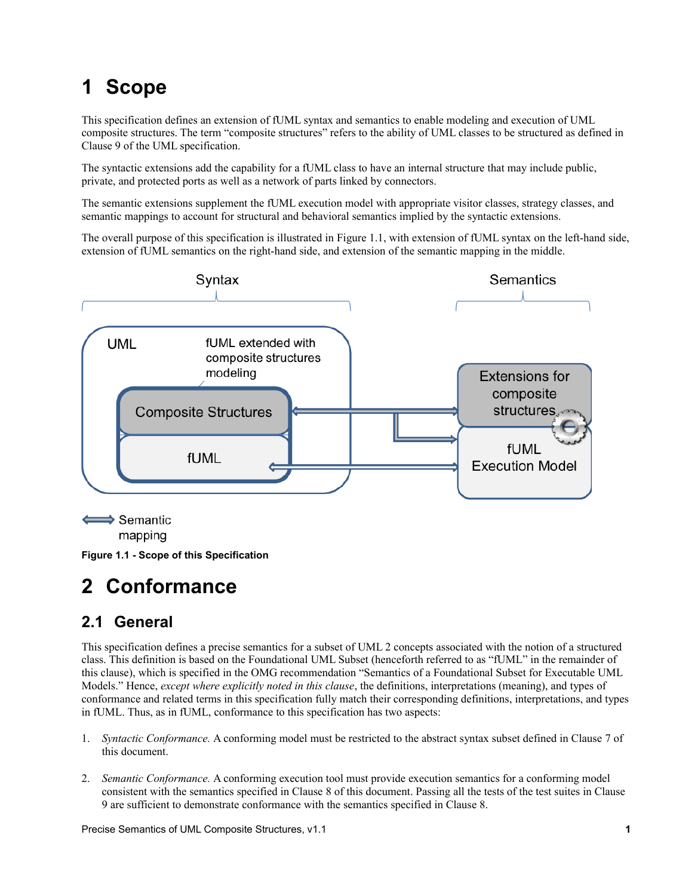# 1 Scope

This specification defines an extension of fUML syntax and semantics to enable modeling and execution of UML composite structures. The term “composite structures” refers to the ability of UML classes to be structured as defined in Clause 9 of the UML specification.

The syntactic extensions add the capability for a fUML class to have an internal structure that may include public, private, and protected ports as well as a network of parts linked by connectors.

The semantic extensions supplement the fUML execution model with appropriate visitor classes, strategy classes, and semantic mappings to account for structural and behavioral semantics implied by the syntactic extensions.

The overall purpose of this specification is illustrated in Figure 1.1, with extension of fUML syntax on the left-hand side, extension of fUML semantics on the right-hand side, and extension of the semantic mapping in the middle.

Syntax

Semantics

UML

fUML extended with composite structures modeling

Composite Structures

fUML

Extensions for composite structures

fUML Execution Model

Semantic mapping

**Figure 1.1 - Scope of this Specification**

# 2 Conformance

## 2.1 General

This specification defines a precise semantics for a subset of UML 2 concepts associated with the notion of a structured class. This definition is based on the Foundational UML Subset (henceforth referred to as “fUML” in the remainder of this clause), which is specified in the OMG recommendation “Semantics of a Foundational Subset for Executable UML Models.” Hence, *except where explicitly noted in this clause*, the definitions, interpretations (meaning), and types of conformance and related terms in this specification fully match their corresponding definitions, interpretations, and types in fUML. Thus, as in fUML, conformance to this specification has two aspects:

1. *Syntactic Conformance.* A conforming model must be restricted to the abstract syntax subset defined in Clause 7 of this document.

2. *Semantic Conformance.* A conforming execution tool must provide execution semantics for a conforming model consistent with the semantics specified in Clause 8 of this document. Passing all the tests of the test suites in Clause 9 are sufficient to demonstrate conformance with the semantics specified in Clause 8.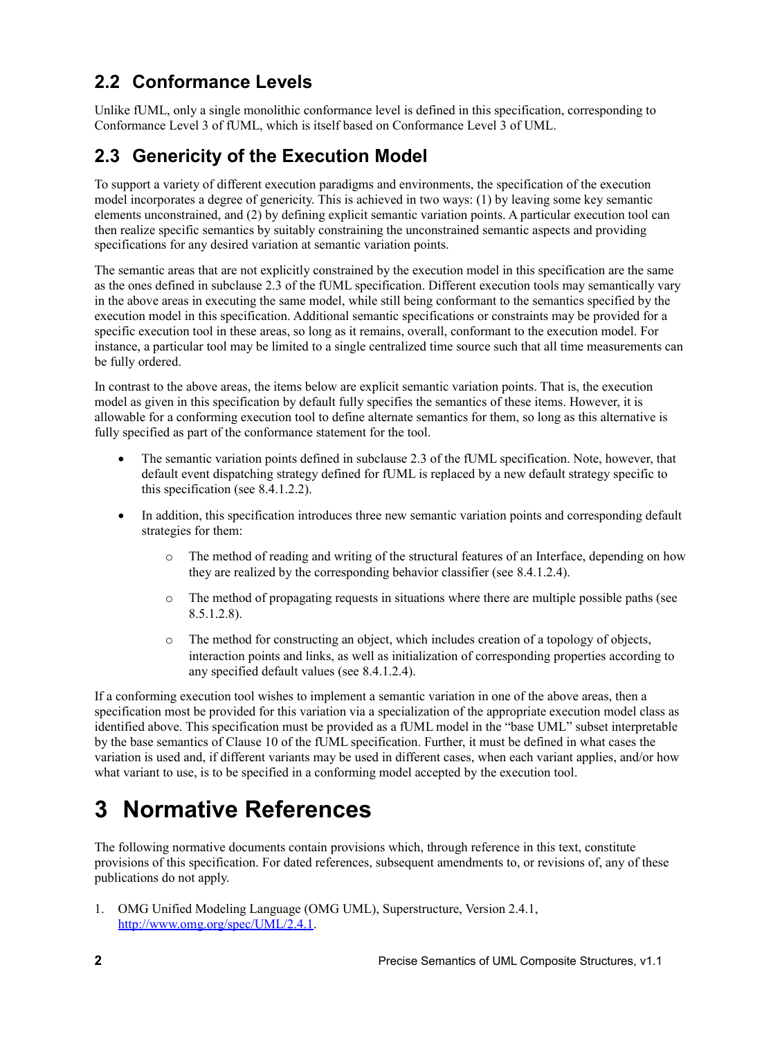## 2.2 Conformance Levels

Unlike fUML, only a single monolithic conformance level is defined in this specification, corresponding to Conformance Level 3 of fUML, which is itself based on Conformance Level 3 of UML.

## 2.3 Genericity of the Execution Model

To support a variety of different execution paradigms and environments, the specification of the execution model incorporates a degree of genericity. This is achieved in two ways: (1) by leaving some key semantic elements unconstrained, and (2) by defining explicit semantic variation points. A particular execution tool can then realize specific semantics by suitably constraining the unconstrained semantic aspects and providing specifications for any desired variation at semantic variation points.

The semantic areas that are not explicitly constrained by the execution model in this specification are the same as the ones defined in subclause 2.3 of the fUML specification. Different execution tools may semantically vary in the above areas in executing the same model, while still being conformant to the semantics specified by the execution model in this specification. Additional semantic specifications or constraints may be provided for a specific execution tool in these areas, so long as it remains, overall, conformant to the execution model. For instance, a particular tool may be limited to a single centralized time source such that all time measurements can be fully ordered.

In contrast to the above areas, the items below are explicit semantic variation points. That is, the execution model as given in this specification by default fully specifies the semantics of these items. However, it is allowable for a conforming execution tool to define alternate semantics for them, so long as this alternative is fully specified as part of the conformance statement for the tool.

- The semantic variation points defined in subclause 2.3 of the fUML specification. Note, however, that default event dispatching strategy defined for fUML is replaced by a new default strategy specific to this specification (see 8.4.1.2.2).
- In addition, this specification introduces three new semantic variation points and corresponding default strategies for them:
  - The method of reading and writing of the structural features of an Interface, depending on how they are realized by the corresponding behavior classifier (see 8.4.1.2.4).
  - The method of propagating requests in situations where there are multiple possible paths (see 8.5.1.2.8).
  - The method for constructing an object, which includes creation of a topology of objects, interaction points and links, as well as initialization of corresponding properties according to any specified default values (see 8.4.1.2.4).

If a conforming execution tool wishes to implement a semantic variation in one of the above areas, then a specification most be provided for this variation via a specialization of the appropriate execution model class as identified above. This specification must be provided as a fUML model in the "base UML" subset interpretable by the base semantics of Clause 10 of the fUML specification. Further, it must be defined in what cases the variation is used and, if different variants may be used in different cases, when each variant applies, and/or how what variant to use, is to be specified in a conforming model accepted by the execution tool.

# 3 Normative References

The following normative documents contain provisions which, through reference in this text, constitute provisions of this specification. For dated references, subsequent amendments to, or revisions of, any of these publications do not apply.

1. OMG Unified Modeling Language (OMG UML), Superstructure, Version 2.4.1, http://www.omg.org/spec/UML/2.4.1.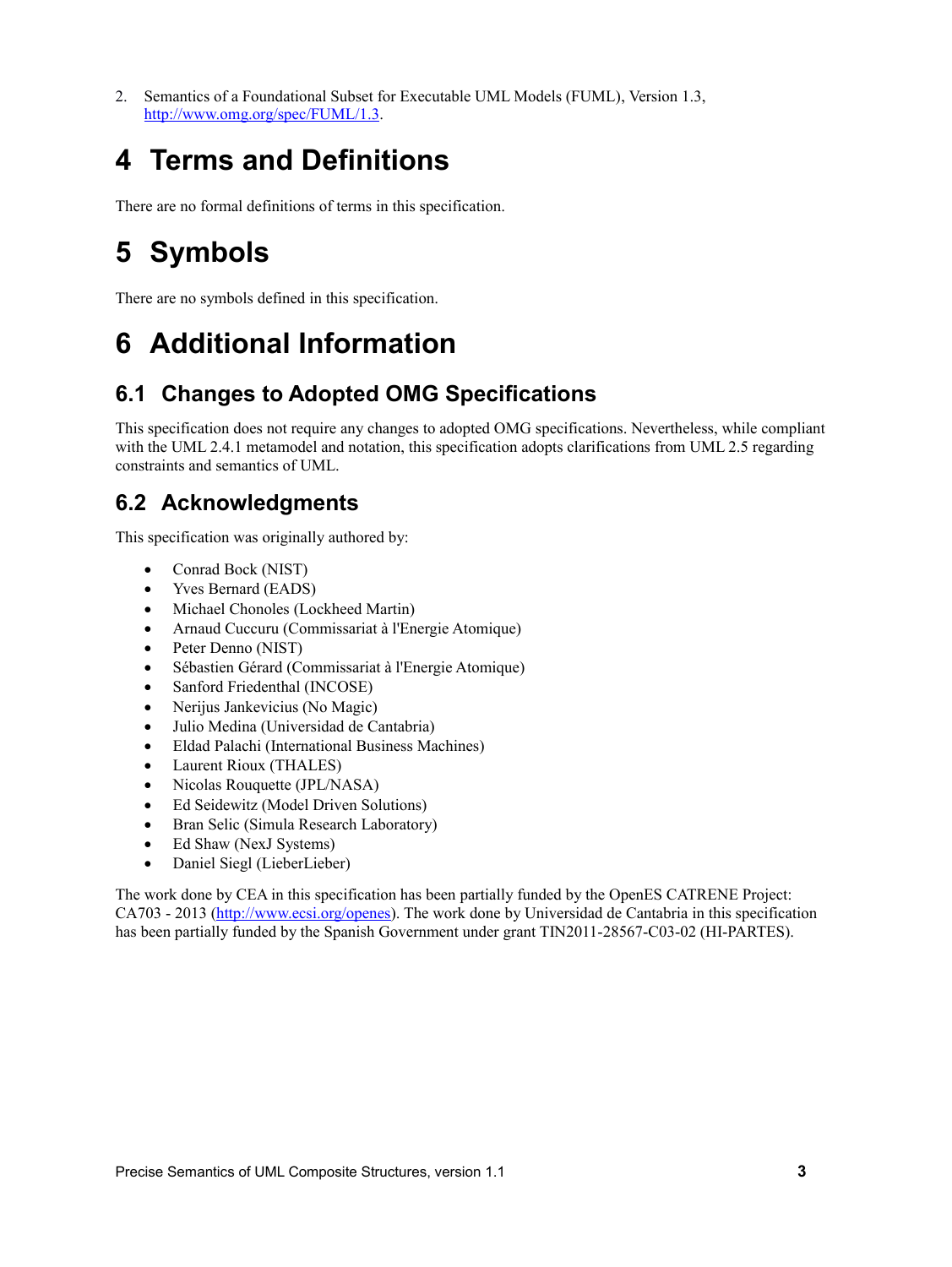2. Semantics of a Foundational Subset for Executable UML Models (FUML), Version 1.3, http://www.omg.org/spec/FUML/1.3.

# 4 Terms and Definitions

There are no formal definitions of terms in this specification.

# 5 Symbols

There are no symbols defined in this specification.

# 6 Additional Information

## 6.1 Changes to Adopted OMG Specifications

This specification does not require any changes to adopted OMG specifications. Nevertheless, while compliant with the UML 2.4.1 metamodel and notation, this specification adopts clarifications from UML 2.5 regarding constraints and semantics of UML.

## 6.2 Acknowledgments

This specification was originally authored by:

- Conrad Bock (NIST)
- Yves Bernard (EADS)
- Michael Chonoles (Lockheed Martin)
- Arnaud Cuccuru (Commissariat à l'Energie Atomique)
- Peter Denno (NIST)
- Sébastien Gérard (Commissariat à l'Energie Atomique)
- Sanford Friedenthal (INCOSE)
- Nerijus Jankevicius (No Magic)
- Julio Medina (Universidad de Cantabria)
- Eldad Palachi (International Business Machines)
- Laurent Rioux (THALES)
- Nicolas Rouquette (JPL/NASA)
- Ed Seidewitz (Model Driven Solutions)
- Bran Selic (Simula Research Laboratory)
- Ed Shaw (NexJ Systems)
- Daniel Siegl (LieberLieber)

The work done by CEA in this specification has been partially funded by the OpenES CATRENE Project: CA703 - 2013 (http://www.ecsi.org/openes). The work done by Universidad de Cantabria in this specification has been partially funded by the Spanish Government under grant TIN2011-28567-C03-02 (HI-PARTES).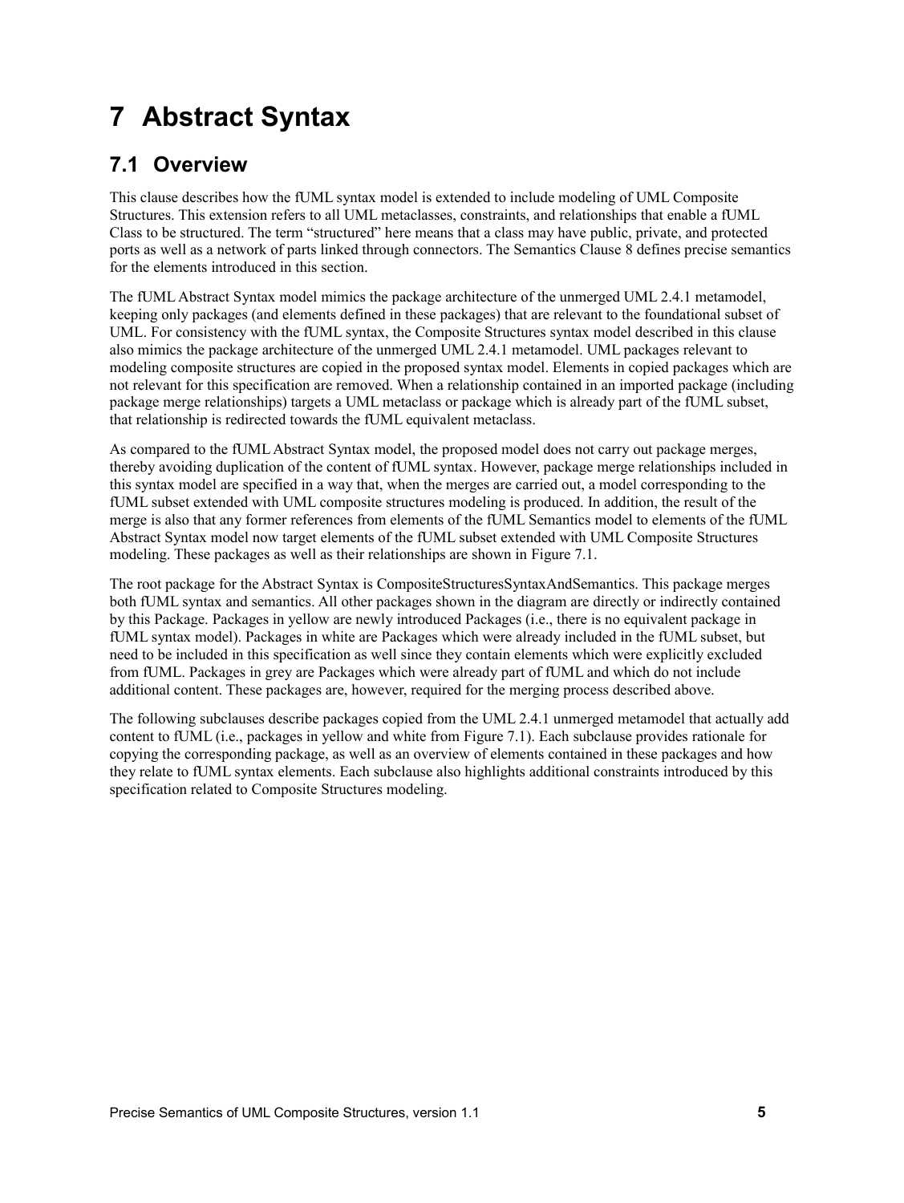# 7 Abstract Syntax

## 7.1 Overview

This clause describes how the fUML syntax model is extended to include modeling of UML Composite Structures. This extension refers to all UML metaclasses, constraints, and relationships that enable a fUML Class to be structured. The term "structured" here means that a class may have public, private, and protected ports as well as a network of parts linked through connectors. The Semantics Clause 8 defines precise semantics for the elements introduced in this section.

The fUML Abstract Syntax model mimics the package architecture of the unmerged UML 2.4.1 metamodel, keeping only packages (and elements defined in these packages) that are relevant to the foundational subset of UML. For consistency with the fUML syntax, the Composite Structures syntax model described in this clause also mimics the package architecture of the unmerged UML 2.4.1 metamodel. UML packages relevant to modeling composite structures are copied in the proposed syntax model. Elements in copied packages which are not relevant for this specification are removed. When a relationship contained in an imported package (including package merge relationships) targets a UML metaclass or package which is already part of the fUML subset, that relationship is redirected towards the fUML equivalent metaclass.

As compared to the fUML Abstract Syntax model, the proposed model does not carry out package merges, thereby avoiding duplication of the content of fUML syntax. However, package merge relationships included in this syntax model are specified in a way that, when the merges are carried out, a model corresponding to the fUML subset extended with UML composite structures modeling is produced. In addition, the result of the merge is also that any former references from elements of the fUML Semantics model to elements of the fUML Abstract Syntax model now target elements of the fUML subset extended with UML Composite Structures modeling. These packages as well as their relationships are shown in Figure 7.1.

The root package for the Abstract Syntax is CompositeStructuresSyntaxAndSemantics. This package merges both fUML syntax and semantics. All other packages shown in the diagram are directly or indirectly contained by this Package. Packages in yellow are newly introduced Packages (i.e., there is no equivalent package in fUML syntax model). Packages in white are Packages which were already included in the fUML subset, but need to be included in this specification as well since they contain elements which were explicitly excluded from fUML. Packages in grey are Packages which were already part of fUML and which do not include additional content. These packages are, however, required for the merging process described above.

The following subclauses describe packages copied from the UML 2.4.1 unmerged metamodel that actually add content to fUML (i.e., packages in yellow and white from Figure 7.1). Each subclause provides rationale for copying the corresponding package, as well as an overview of elements contained in these packages and how they relate to fUML syntax elements. Each subclause also highlights additional constraints introduced by this specification related to Composite Structures modeling.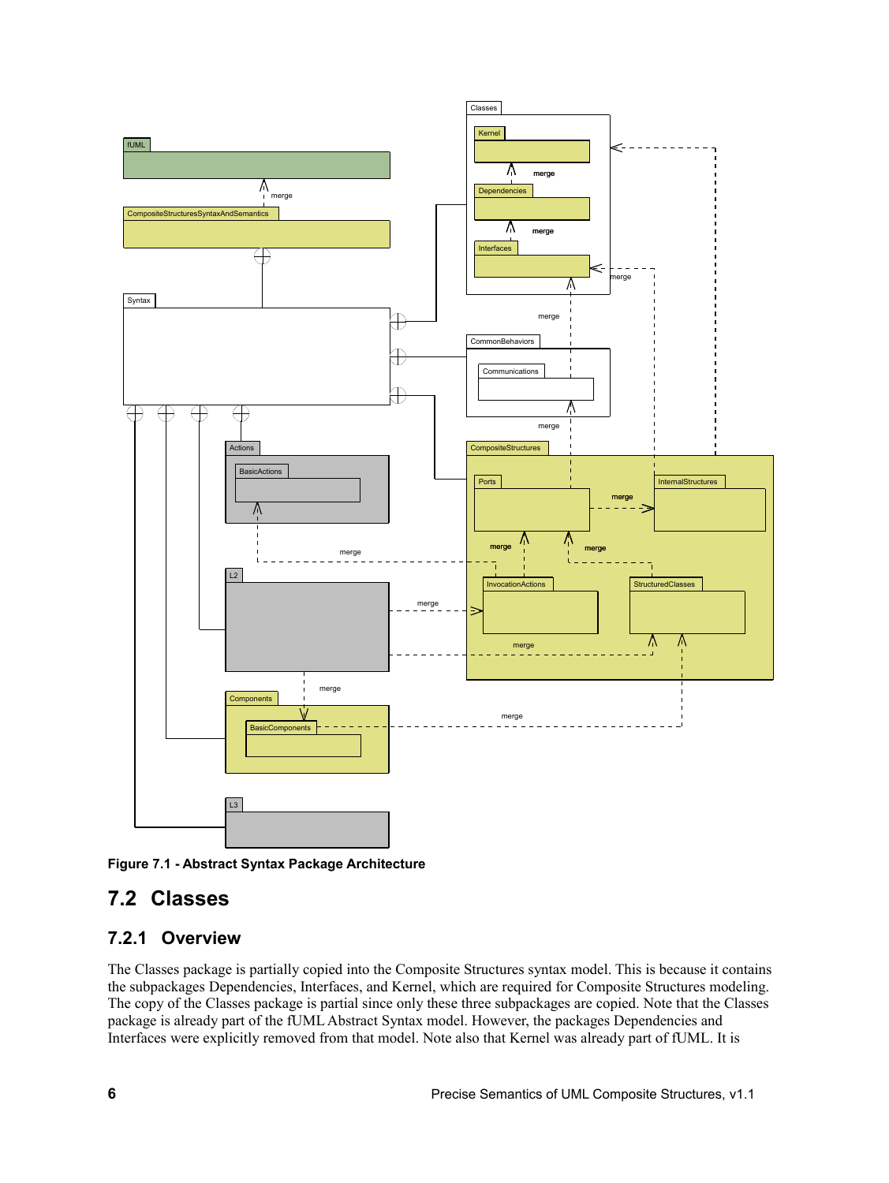fUML

merge

CompositeStructuresSyntaxAndSemantics

Syntax

Classes

Kernel

merge

Dependencies

merge

Interfaces

merge

merge

CommonBehaviors

Communications

merge

Actions

BasicActions

CompositeStructures

Ports

merge

InternalStructures

merge

merge

merge

L2

merge

InvocationActions

StructuredClasses

merge

merge

Components

BasicComponents

merge

L3

Figure 7.1 - Abstract Syntax Package Architecture

## 7.2 Classes

### 7.2.1 Overview

The Classes package is partially copied into the Composite Structures syntax model. This is because it contains the subpackages Dependencies, Interfaces, and Kernel, which are required for Composite Structures modeling. The copy of the Classes package is partial since only these three subpackages are copied. Note that the Classes package is already part of the fUML Abstract Syntax model. However, the packages Dependencies and Interfaces were explicitly removed from that model. Note also that Kernel was already part of fUML. It is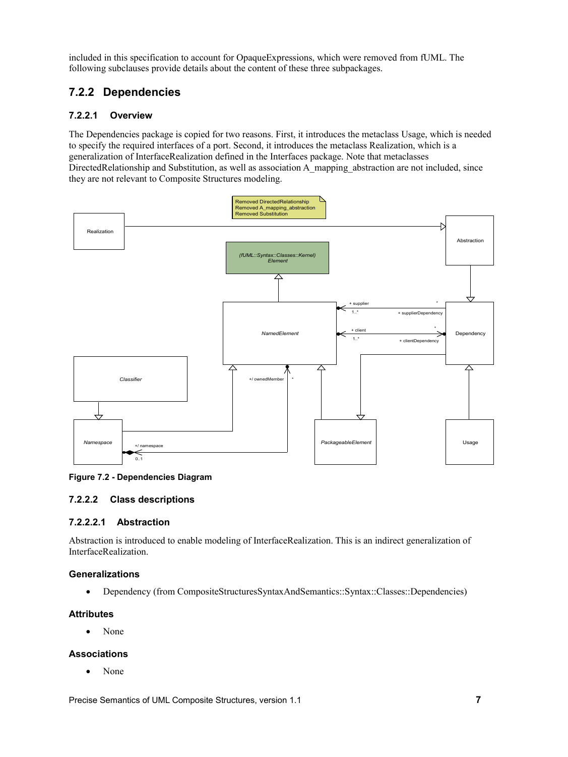included in this specification to account for OpaqueExpressions, which were removed from fUML. The following subclauses provide details about the content of these three subpackages.

## 7.2.2 Dependencies

### 7.2.2.1 Overview

The Dependencies package is copied for two reasons. First, it introduces the metaclass Usage, which is needed to specify the required interfaces of a port. Second, it introduces the metaclass Realization, which is a generalization of InterfaceRealization defined in the Interfaces package. Note that metaclasses DirectedRelationship and Substitution, as well as association A_mapping_abstraction are not included, since they are not relevant to Composite Structures modeling.

Removed DirectedRelationship
Removed A_mapping_abstraction
Removed Substitution

Realization

Abstraction

(fUML::Syntax::Classes::Kernel)
Element

NamedElement

+ supplier
1..*
*
+ supplierDependency

+ client
1..*
*
+ clientDependency

Dependency

Classifier

+/ ownedMember
*

Namespace

+/ namespace
0..1

PackageableElement

Usage

**Figure 7.2 - Dependencies Diagram**

### 7.2.2.2 Class descriptions

#### 7.2.2.2.1 Abstraction

Abstraction is introduced to enable modeling of InterfaceRealization. This is an indirect generalization of InterfaceRealization.

**Generalizations**

- Dependency (from CompositeStructuresSyntaxAndSemantics::Syntax::Classes::Dependencies)

**Attributes**

- None

**Associations**

- None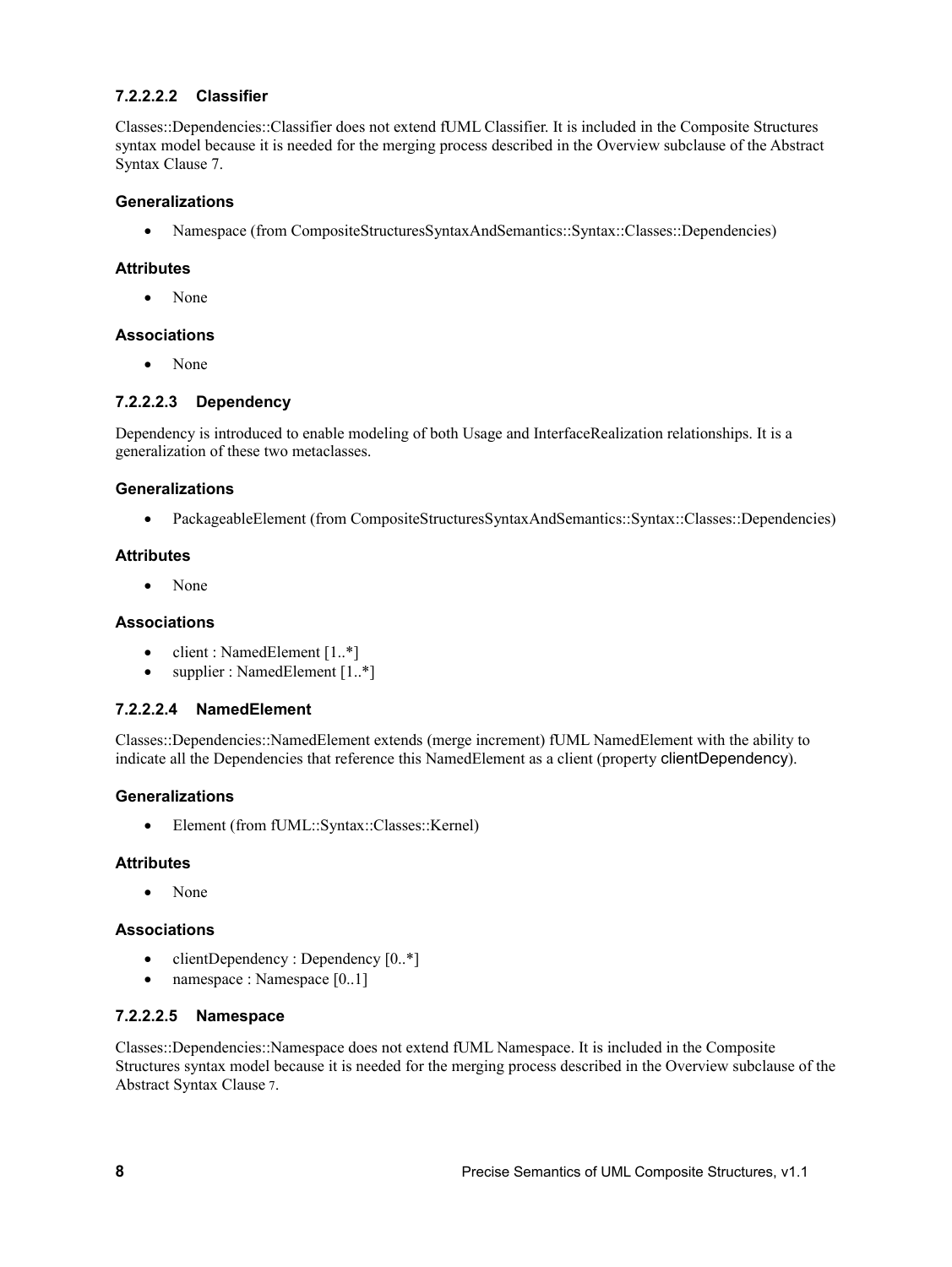#### 7.2.2.2.2 Classifier

Classes::Dependencies::Classifier does not extend fUML Classifier. It is included in the Composite Structures syntax model because it is needed for the merging process described in the Overview subclause of the Abstract Syntax Clause 7.

**Generalizations**

- Namespace (from CompositeStructuresSyntaxAndSemantics::Syntax::Classes::Dependencies)

**Attributes**

- None

**Associations**

- None

#### 7.2.2.2.3 Dependency

Dependency is introduced to enable modeling of both Usage and InterfaceRealization relationships. It is a generalization of these two metaclasses.

**Generalizations**

- PackageableElement (from CompositeStructuresSyntaxAndSemantics::Syntax::Classes::Dependencies)

**Attributes**

- None

**Associations**

- client : NamedElement [1..*]
- supplier : NamedElement [1..*]

#### 7.2.2.2.4 NamedElement

Classes::Dependencies::NamedElement extends (merge increment) fUML NamedElement with the ability to indicate all the Dependencies that reference this NamedElement as a client (property clientDependency).

**Generalizations**

- Element (from fUML::Syntax::Classes::Kernel)

**Attributes**

- None

**Associations**

- clientDependency : Dependency [0..*]
- namespace : Namespace [0..1]

#### 7.2.2.2.5 Namespace

Classes::Dependencies::Namespace does not extend fUML Namespace. It is included in the Composite Structures syntax model because it is needed for the merging process described in the Overview subclause of the Abstract Syntax Clause 7.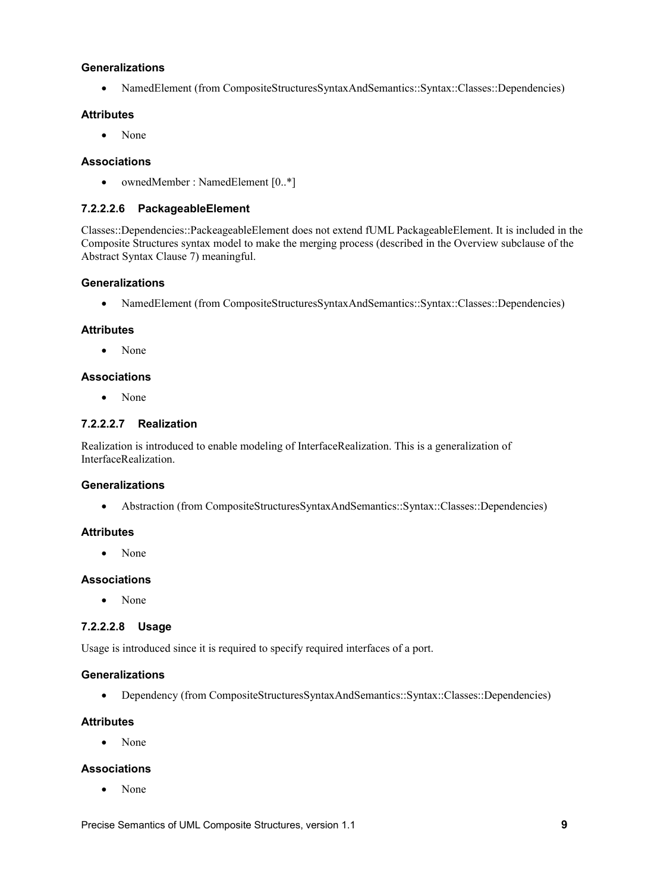#### Generalizations

- NamedElement (from CompositeStructuresSyntaxAndSemantics::Syntax::Classes::Dependencies)

#### Attributes

- None

#### Associations

- ownedMember : NamedElement [0..*]

### 7.2.2.2.6 PackageableElement

Classes::Dependencies::PackeageableElement does not extend fUML PackageableElement. It is included in the Composite Structures syntax model to make the merging process (described in the Overview subclause of the Abstract Syntax Clause 7) meaningful.

#### Generalizations

- NamedElement (from CompositeStructuresSyntaxAndSemantics::Syntax::Classes::Dependencies)

#### Attributes

- None

#### Associations

- None

### 7.2.2.2.7 Realization

Realization is introduced to enable modeling of InterfaceRealization. This is a generalization of InterfaceRealization.

#### Generalizations

- Abstraction (from CompositeStructuresSyntaxAndSemantics::Syntax::Classes::Dependencies)

#### Attributes

- None

#### Associations

- None

### 7.2.2.2.8 Usage

Usage is introduced since it is required to specify required interfaces of a port.

#### Generalizations

- Dependency (from CompositeStructuresSyntaxAndSemantics::Syntax::Classes::Dependencies)

#### Attributes

- None

#### Associations

- None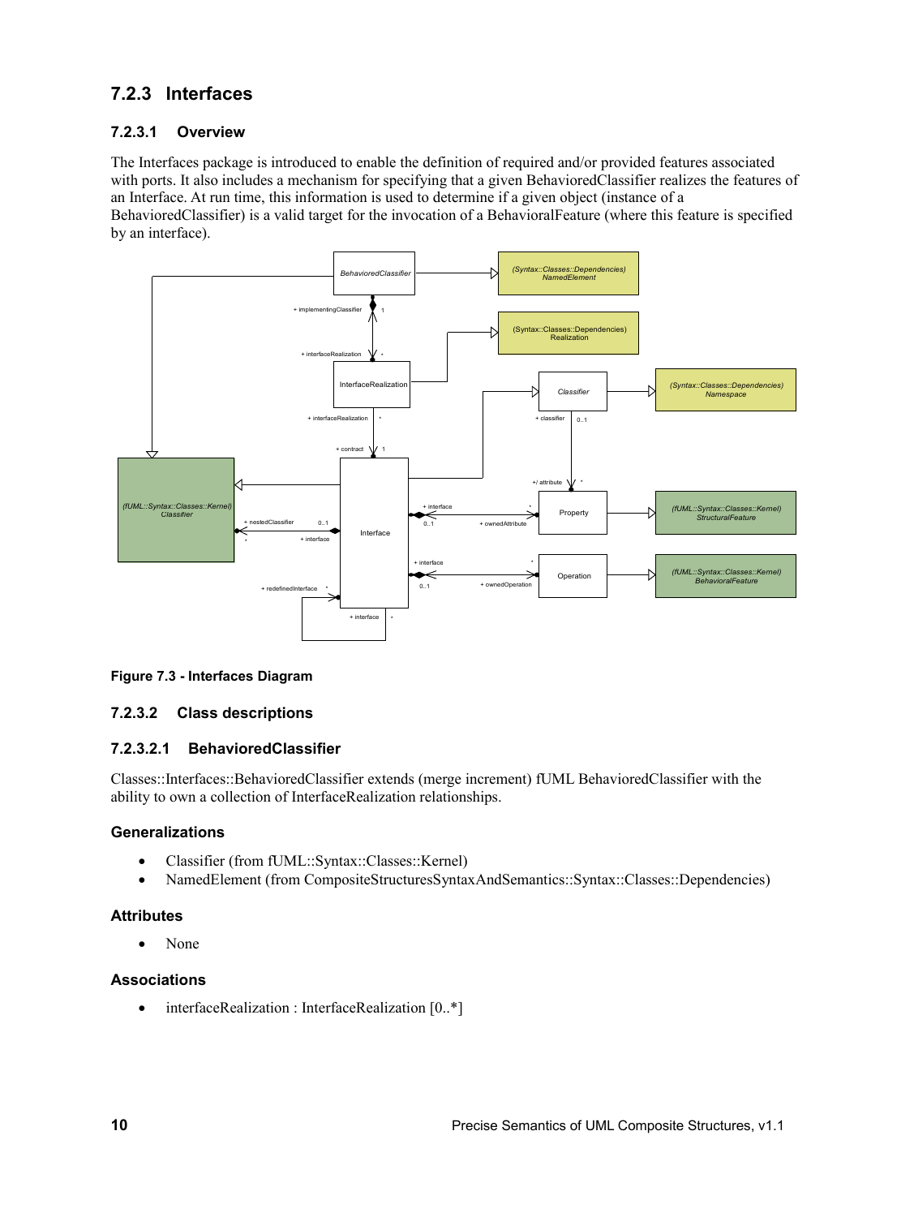## 7.2.3 Interfaces

### 7.2.3.1 Overview

The Interfaces package is introduced to enable the definition of required and/or provided features associated with ports. It also includes a mechanism for specifying that a given BehavioredClassifier realizes the features of an Interface. At run time, this information is used to determine if a given object (instance of a BehavioredClassifier) is a valid target for the invocation of a BehavioralFeature (where this feature is specified by an interface).

**Figure 7.3 - Interfaces Diagram**

### 7.2.3.2 Class descriptions

#### 7.2.3.2.1 BehavioredClassifier

Classes::Interfaces::BehavioredClassifier extends (merge increment) fUML BehavioredClassifier with the ability to own a collection of InterfaceRealization relationships.

**Generalizations**

- Classifier (from fUML::Syntax::Classes::Kernel)
- NamedElement (from CompositeStructuresSyntaxAndSemantics::Syntax::Classes::Dependencies)

**Attributes**

- None

**Associations**

- interfaceRealization : InterfaceRealization [0..*]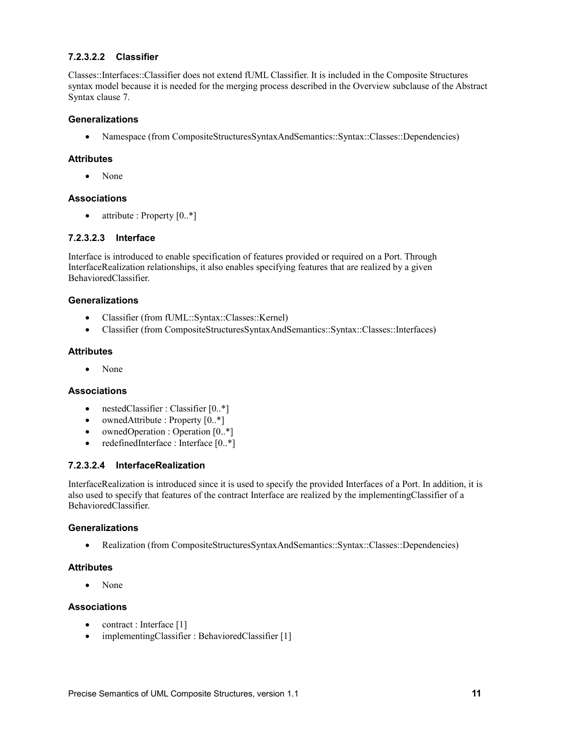#### 7.2.3.2.2 Classifier

Classes::Interfaces::Classifier does not extend fUML Classifier. It is included in the Composite Structures syntax model because it is needed for the merging process described in the Overview subclause of the Abstract Syntax clause 7.

**Generalizations**

- Namespace (from CompositeStructuresSyntaxAndSemantics::Syntax::Classes::Dependencies)

**Attributes**

- None

**Associations**

- attribute : Property [0..*]

#### 7.2.3.2.3 Interface

Interface is introduced to enable specification of features provided or required on a Port. Through InterfaceRealization relationships, it also enables specifying features that are realized by a given BehavioredClassifier.

**Generalizations**

- Classifier (from fUML::Syntax::Classes::Kernel)
- Classifier (from CompositeStructuresSyntaxAndSemantics::Syntax::Classes::Interfaces)

**Attributes**

- None

**Associations**

- nestedClassifier : Classifier [0..*]
- ownedAttribute : Property [0..*]
- ownedOperation : Operation [0..*]
- redefinedInterface : Interface [0..*]

#### 7.2.3.2.4 InterfaceRealization

InterfaceRealization is introduced since it is used to specify the provided Interfaces of a Port. In addition, it is also used to specify that features of the contract Interface are realized by the implementingClassifier of a BehavioredClassifier.

**Generalizations**

- Realization (from CompositeStructuresSyntaxAndSemantics::Syntax::Classes::Dependencies)

**Attributes**

- None

**Associations**

- contract : Interface [1]
- implementingClassifier : BehavioredClassifier [1]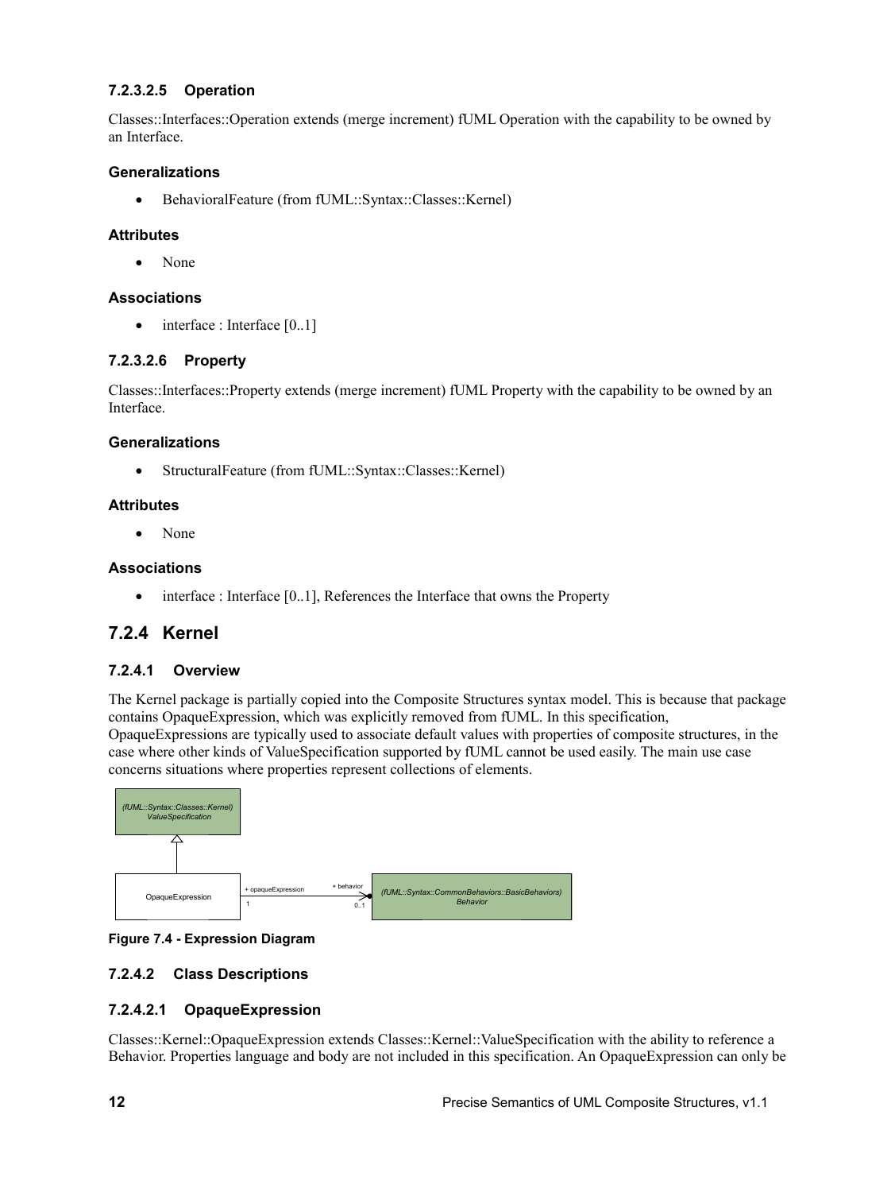#### 7.2.3.2.5 Operation

Classes::Interfaces::Operation extends (merge increment) fUML Operation with the capability to be owned by an Interface.

**Generalizations**

- BehavioralFeature (from fUML::Syntax::Classes::Kernel)

**Attributes**

- None

**Associations**

- interface : Interface [0..1]

#### 7.2.3.2.6 Property

Classes::Interfaces::Property extends (merge increment) fUML Property with the capability to be owned by an Interface.

**Generalizations**

- StructuralFeature (from fUML::Syntax::Classes::Kernel)

**Attributes**

- None

**Associations**

- interface : Interface [0..1], References the Interface that owns the Property

## 7.2.4 Kernel

### 7.2.4.1 Overview

The Kernel package is partially copied into the Composite Structures syntax model. This is because that package contains OpaqueExpression, which was explicitly removed from fUML. In this specification, OpaqueExpressions are typically used to associate default values with properties of composite structures, in the case where other kinds of ValueSpecification supported by fUML cannot be used easily. The main use case concerns situations where properties represent collections of elements.

(fUML::Syntax::Classes::Kernel)
ValueSpecification

OpaqueExpression

+ opaqueExpression
1

+ behavior
0..1

(fUML::Syntax::CommonBehaviors::BasicBehaviors)
Behavior

**Figure 7.4 - Expression Diagram**

### 7.2.4.2 Class Descriptions

#### 7.2.4.2.1 OpaqueExpression

Classes::Kernel::OpaqueExpression extends Classes::Kernel::ValueSpecification with the ability to reference a Behavior. Properties language and body are not included in this specification. An OpaqueExpression can only be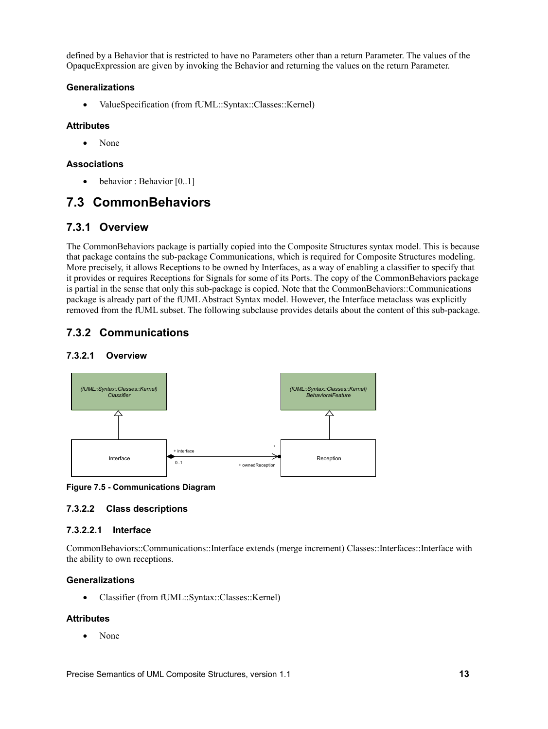defined by a Behavior that is restricted to have no Parameters other than a return Parameter. The values of the OpaqueExpression are given by invoking the Behavior and returning the values on the return Parameter.

#### Generalizations

- ValueSpecification (from fUML::Syntax::Classes::Kernel)

#### Attributes

- None

#### Associations

- behavior : Behavior [0..1]

## 7.3 CommonBehaviors

### 7.3.1 Overview

The CommonBehaviors package is partially copied into the Composite Structures syntax model. This is because that package contains the sub-package Communications, which is required for Composite Structures modeling. More precisely, it allows Receptions to be owned by Interfaces, as a way of enabling a classifier to specify that it provides or requires Receptions for Signals for some of its Ports. The copy of the CommonBehaviors package is partial in the sense that only this sub-package is copied. Note that the CommonBehaviors::Communications package is already part of the fUML Abstract Syntax model. However, the Interface metaclass was explicitly removed from the fUML subset. The following subclause provides details about the content of this sub-package.

### 7.3.2 Communications

#### 7.3.2.1 Overview

(fUML::Syntax::Classes::Kernel)
Classifier

(fUML::Syntax::Classes::Kernel)
BehavioralFeature

Interface

Reception

+ interface

0..1

*

+ ownedReception

**Figure 7.5 - Communications Diagram**

#### 7.3.2.2 Class descriptions

##### 7.3.2.2.1 Interface

CommonBehaviors::Communications::Interface extends (merge increment) Classes::Interfaces::Interface with the ability to own receptions.

#### Generalizations

- Classifier (from fUML::Syntax::Classes::Kernel)

#### Attributes

- None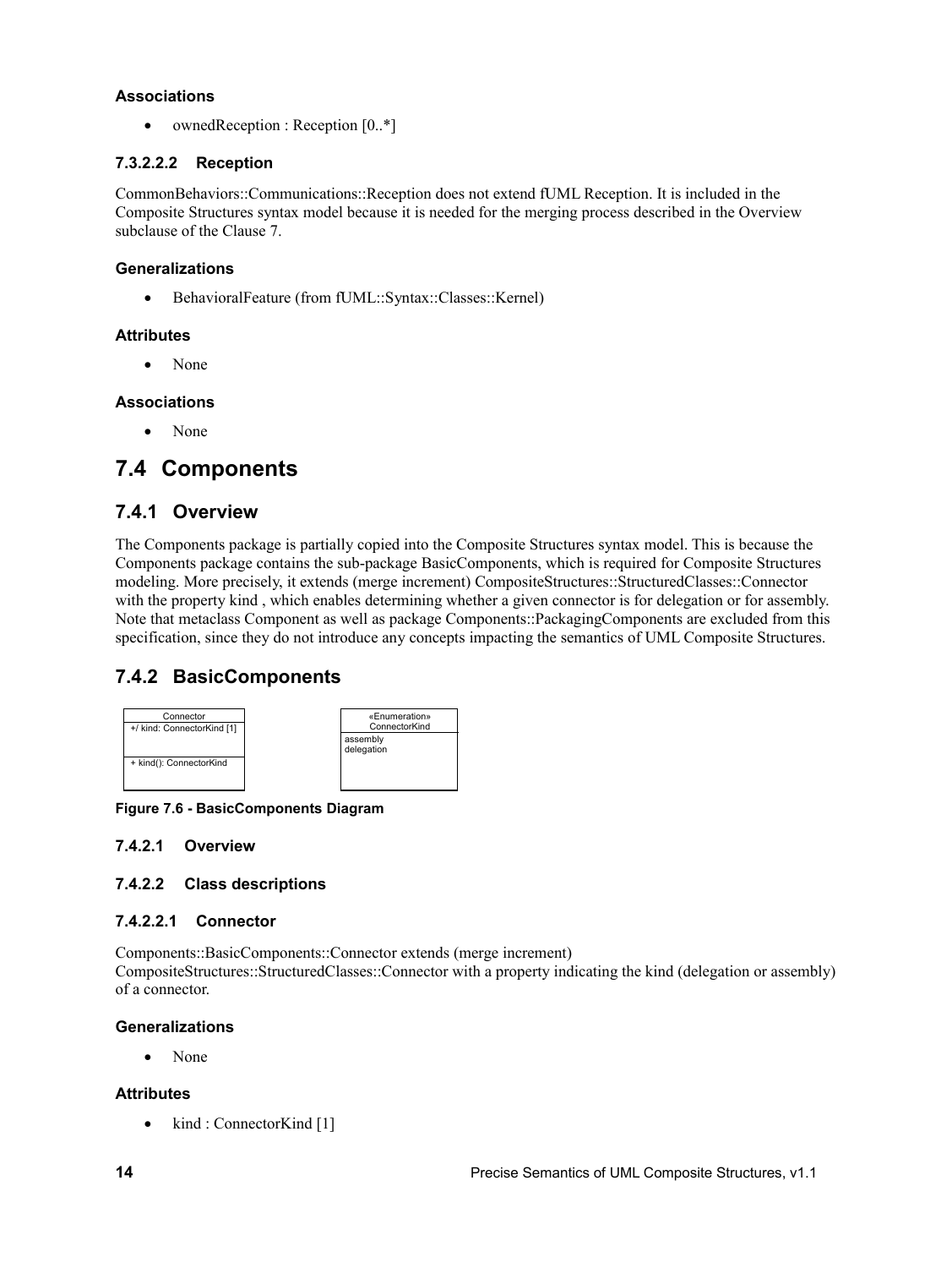#### Associations

- ownedReception : Reception [0..*]

#### 7.3.2.2.2 Reception

CommonBehaviors::Communications::Reception does not extend fUML Reception. It is included in the Composite Structures syntax model because it is needed for the merging process described in the Overview subclause of the Clause 7.

#### Generalizations

- BehavioralFeature (from fUML::Syntax::Classes::Kernel)

#### Attributes

- None

#### Associations

- None

# 7.4 Components

## 7.4.1 Overview

The Components package is partially copied into the Composite Structures syntax model. This is because the Components package contains the sub-package BasicComponents, which is required for Composite Structures modeling. More precisely, it extends (merge increment) CompositeStructures::StructuredClasses::Connector with the property kind , which enables determining whether a given connector is for delegation or for assembly. Note that metaclass Component as well as package Components::PackagingComponents are excluded from this specification, since they do not introduce any concepts impacting the semantics of UML Composite Structures.

## 7.4.2 BasicComponents

Connector
+/ kind: ConnectorKind [1]
+ kind(): ConnectorKind

«Enumeration»
ConnectorKind
assembly
delegation

**Figure 7.6 - BasicComponents Diagram**

### 7.4.2.1 Overview

### 7.4.2.2 Class descriptions

#### 7.4.2.2.1 Connector

Components::BasicComponents::Connector extends (merge increment) CompositeStructures::StructuredClasses::Connector with a property indicating the kind (delegation or assembly) of a connector.

#### Generalizations

- None

#### Attributes

- kind : ConnectorKind [1]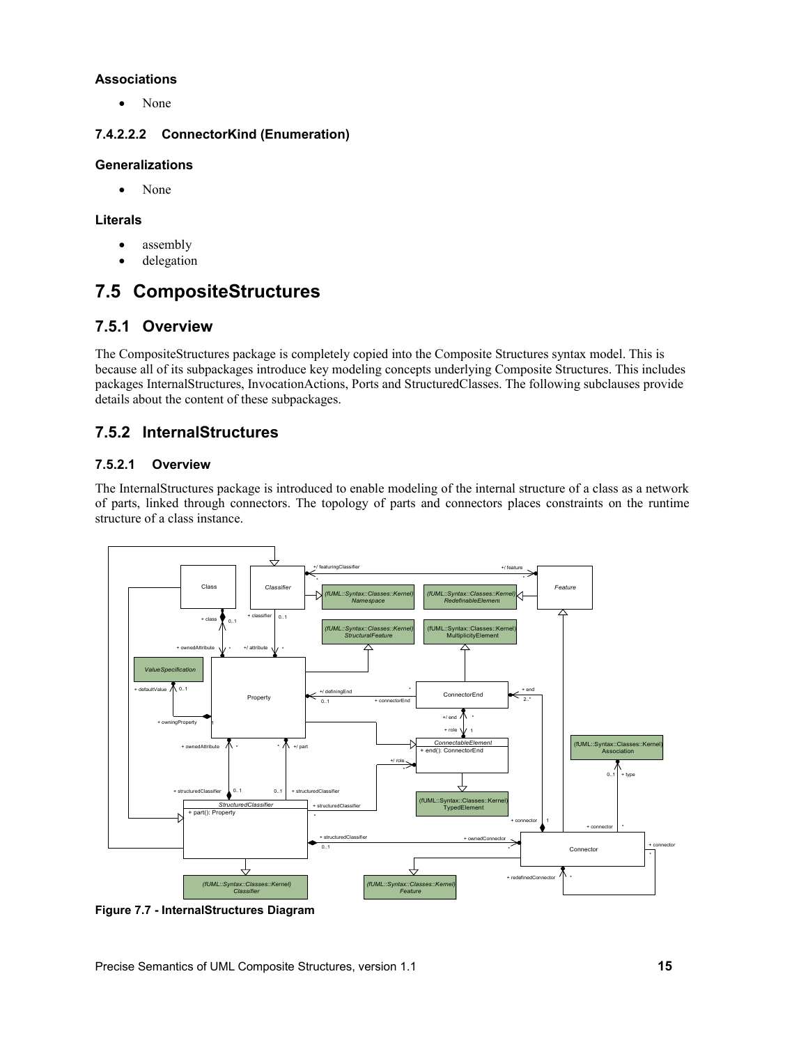#### Associations

- None

#### 7.4.2.2.2 ConnectorKind (Enumeration)

#### Generalizations

- None

#### Literals

- assembly
- delegation

# 7.5 CompositeStructures

## 7.5.1 Overview

The CompositeStructures package is completely copied into the Composite Structures syntax model. This is because all of its subpackages introduce key modeling concepts underlying Composite Structures. This includes packages InternalStructures, InvocationActions, Ports and StructuredClasses. The following subclauses provide details about the content of these subpackages.

## 7.5.2 InternalStructures

### 7.5.2.1 Overview

The InternalStructures package is introduced to enable modeling of the internal structure of a class as a network of parts, linked through connectors. The topology of parts and connectors places constraints on the runtime structure of a class instance.

Class
Classifier
Feature
+/ featuringClassifier
+/ feature
(fUML::Syntax::Classes::Kernel) Namespace
(fUML::Syntax::Classes::Kernel) RedefinableElement
(fUML::Syntax::Classes::Kernel) StructuralFeature
(fUML::Syntax::Classes::Kernel) MultiplicityElement
ValueSpecification
Property
ConnectorEnd
ConnectableElement
+ end(): ConnectorEnd
(fUML::Syntax::Classes::Kernel) TypedElement
(fUML::Syntax::Classes::Kernel) Association
StructuredClassifier
+ part(): Property
Connector
(fUML::Syntax::Classes::Kernel) Classifier
(fUML::Syntax::Classes::Kernel) Feature
+ class
+ classifier
+ ownedAttribute
+/ attribute
+ defaultValue
+ owningProperty
+/ definingEnd
+ connectorEnd
+ end
+/ end
+ role
+/ role
+/ part
+ structuredClassifier
+ ownedConnector
+ connector
+ type
+ redefinedConnector
0..1
\*
1
2..\*

Figure 7.7 - InternalStructures Diagram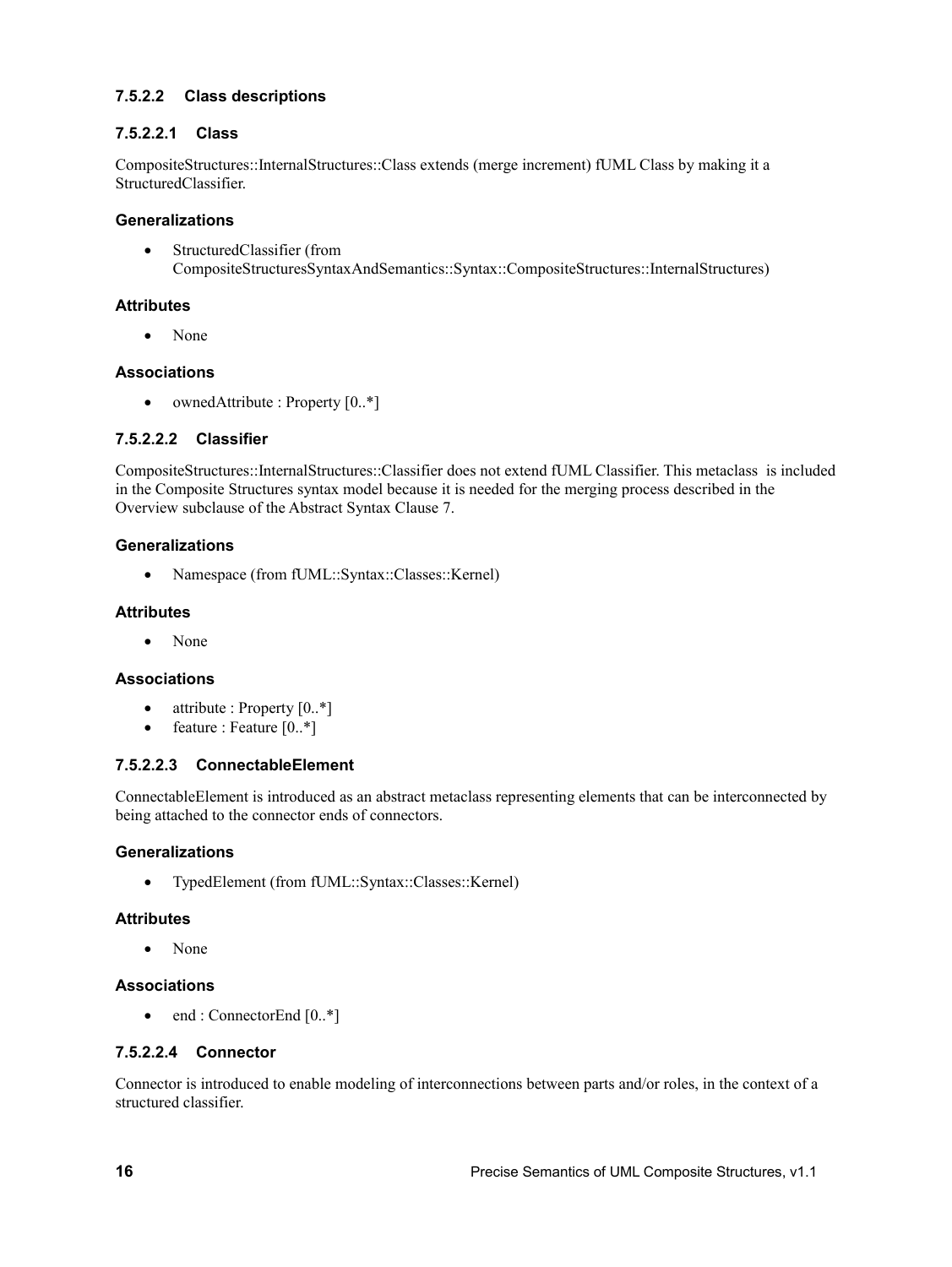### 7.5.2.2 Class descriptions

#### 7.5.2.2.1 Class

CompositeStructures::InternalStructures::Class extends (merge increment) fUML Class by making it a StructuredClassifier.

**Generalizations**

- StructuredClassifier (from CompositeStructuresSyntaxAndSemantics::Syntax::CompositeStructures::InternalStructures)

**Attributes**

- None

**Associations**

- ownedAttribute : Property [0..*]

#### 7.5.2.2.2 Classifier

CompositeStructures::InternalStructures::Classifier does not extend fUML Classifier. This metaclass is included in the Composite Structures syntax model because it is needed for the merging process described in the Overview subclause of the Abstract Syntax Clause 7.

**Generalizations**

- Namespace (from fUML::Syntax::Classes::Kernel)

**Attributes**

- None

**Associations**

- attribute : Property [0..*]
- feature : Feature [0..*]

#### 7.5.2.2.3 ConnectableElement

ConnectableElement is introduced as an abstract metaclass representing elements that can be interconnected by being attached to the connector ends of connectors.

**Generalizations**

- TypedElement (from fUML::Syntax::Classes::Kernel)

**Attributes**

- None

**Associations**

- end : ConnectorEnd [0..*]

#### 7.5.2.2.4 Connector

Connector is introduced to enable modeling of interconnections between parts and/or roles, in the context of a structured classifier.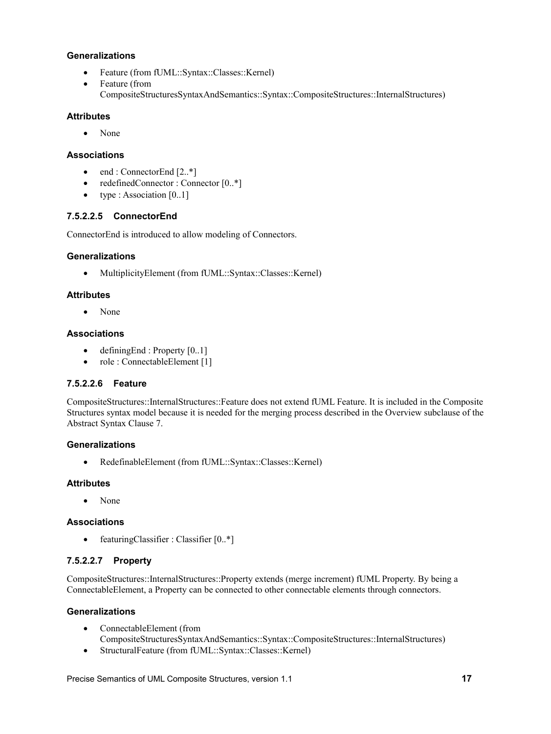#### Generalizations

- Feature (from fUML::Syntax::Classes::Kernel)
- Feature (from CompositeStructuresSyntaxAndSemantics::Syntax::CompositeStructures::InternalStructures)

#### Attributes

- None

#### Associations

- end : ConnectorEnd [2..*]
- redefinedConnector : Connector [0..*]
- type : Association [0..1]

### 7.5.2.2.5 ConnectorEnd

ConnectorEnd is introduced to allow modeling of Connectors.

#### Generalizations

- MultiplicityElement (from fUML::Syntax::Classes::Kernel)

#### Attributes

- None

#### Associations

- definingEnd : Property [0..1]
- role : ConnectableElement [1]

### 7.5.2.2.6 Feature

CompositeStructures::InternalStructures::Feature does not extend fUML Feature. It is included in the Composite Structures syntax model because it is needed for the merging process described in the Overview subclause of the Abstract Syntax Clause 7.

#### Generalizations

- RedefinableElement (from fUML::Syntax::Classes::Kernel)

#### Attributes

- None

#### Associations

- featuringClassifier : Classifier [0..*]

### 7.5.2.2.7 Property

CompositeStructures::InternalStructures::Property extends (merge increment) fUML Property. By being a ConnectableElement, a Property can be connected to other connectable elements through connectors.

#### Generalizations

- ConnectableElement (from CompositeStructuresSyntaxAndSemantics::Syntax::CompositeStructures::InternalStructures)
- StructuralFeature (from fUML::Syntax::Classes::Kernel)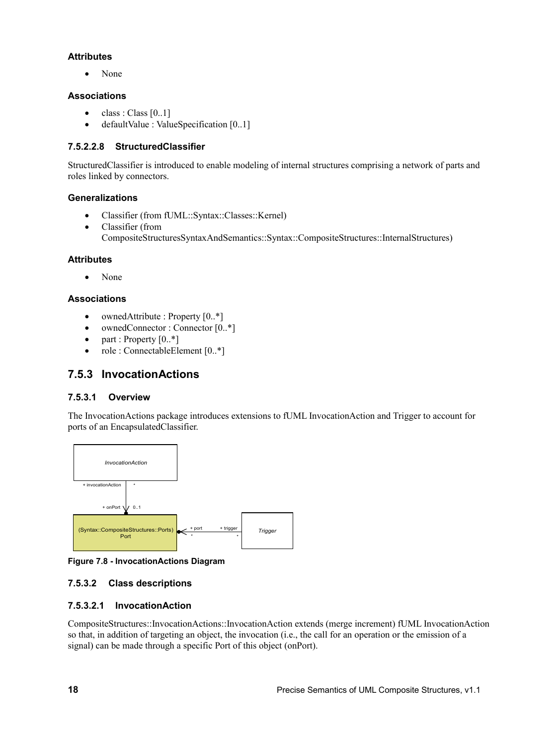#### Attributes

- None

#### Associations

- class : Class [0..1]
- defaultValue : ValueSpecification [0..1]

#### 7.5.2.2.8 StructuredClassifier

StructuredClassifier is introduced to enable modeling of internal structures comprising a network of parts and roles linked by connectors.

#### Generalizations

- Classifier (from fUML::Syntax::Classes::Kernel)
- Classifier (from CompositeStructuresSyntaxAndSemantics::Syntax::CompositeStructures::InternalStructures)

#### Attributes

- None

#### Associations

- ownedAttribute : Property [0..*]
- ownedConnector : Connector [0..*]
- part : Property [0..*]
- role : ConnectableElement [0..*]

## 7.5.3 InvocationActions

### 7.5.3.1 Overview

The InvocationActions package introduces extensions to fUML InvocationAction and Trigger to account for ports of an EncapsulatedClassifier.

InvocationAction

+ invocationAction *

+ onPort 0..1

(Syntax::CompositeStructures::Ports) Port

+ port *

+ trigger *

Trigger

**Figure 7.8 - InvocationActions Diagram**

### 7.5.3.2 Class descriptions

#### 7.5.3.2.1 InvocationAction

CompositeStructures::InvocationActions::InvocationAction extends (merge increment) fUML InvocationAction so that, in addition of targeting an object, the invocation (i.e., the call for an operation or the emission of a signal) can be made through a specific Port of this object (onPort).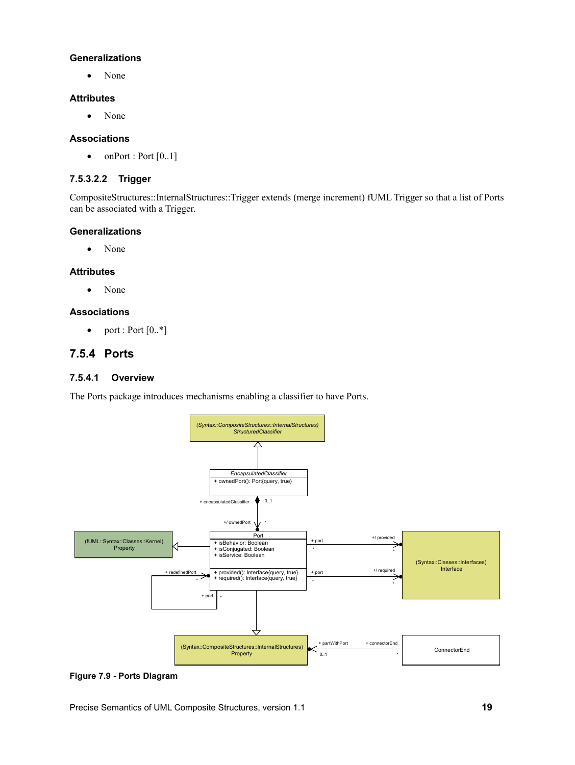#### Generalizations

- None

#### Attributes

- None

#### Associations

- onPort : Port [0..1]

### 7.5.3.2.2 Trigger

CompositeStructures::InternalStructures::Trigger extends (merge increment) fUML Trigger so that a list of Ports can be associated with a Trigger.

#### Generalizations

- None

#### Attributes

- None

#### Associations

- port : Port [0..*]

## 7.5.4 Ports

### 7.5.4.1 Overview

The Ports package introduces mechanisms enabling a classifier to have Ports.

**Figure 7.9 - Ports Diagram**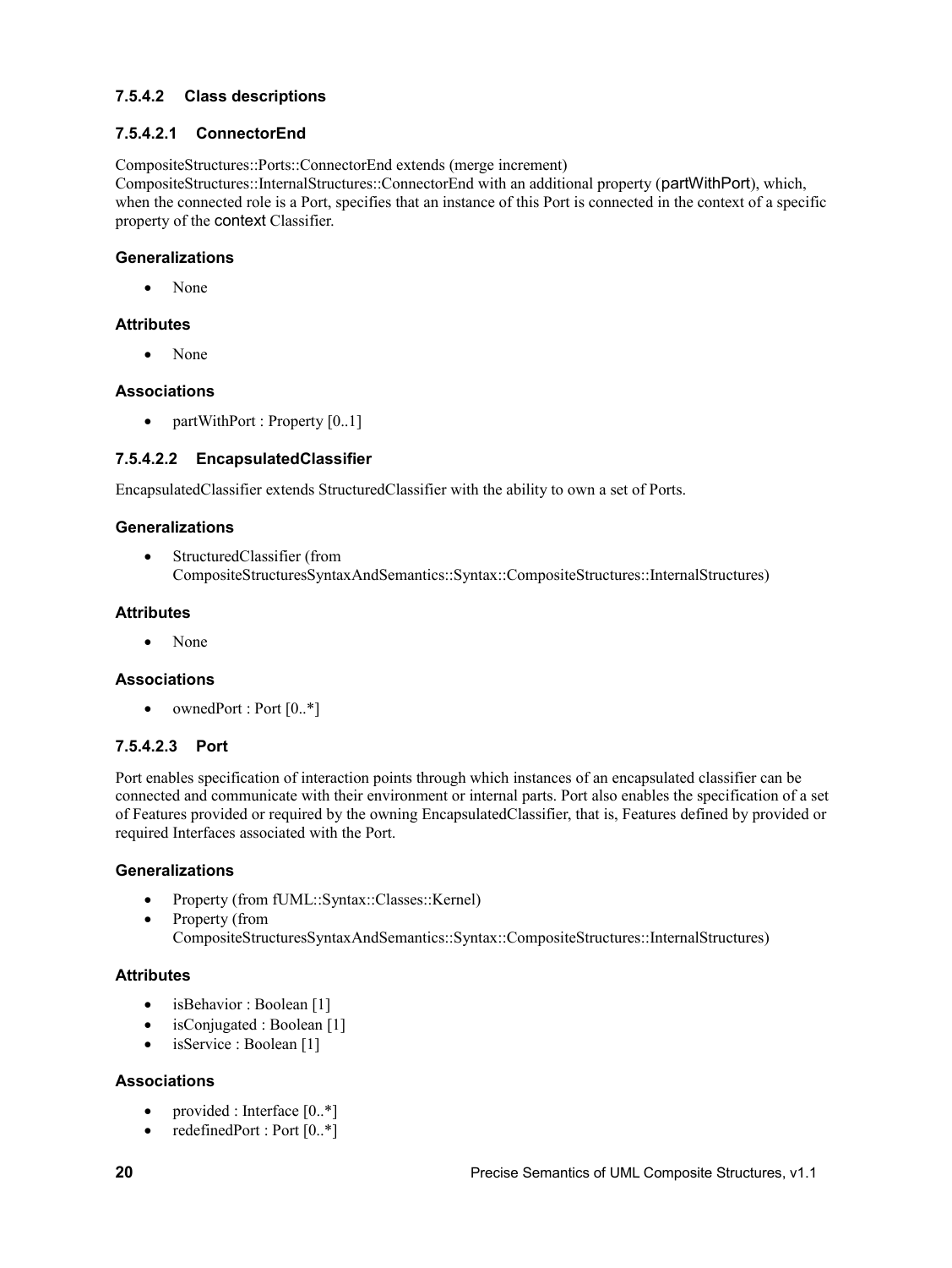### 7.5.4.2 Class descriptions

#### 7.5.4.2.1 ConnectorEnd

CompositeStructures::Ports::ConnectorEnd extends (merge increment) CompositeStructures::InternalStructures::ConnectorEnd with an additional property (partWithPort), which, when the connected role is a Port, specifies that an instance of this Port is connected in the context of a specific property of the context Classifier.

**Generalizations**

- None

**Attributes**

- None

**Associations**

- partWithPort : Property [0..1]

#### 7.5.4.2.2 EncapsulatedClassifier

EncapsulatedClassifier extends StructuredClassifier with the ability to own a set of Ports.

**Generalizations**

- StructuredClassifier (from CompositeStructuresSyntaxAndSemantics::Syntax::CompositeStructures::InternalStructures)

**Attributes**

- None

**Associations**

- ownedPort : Port [0..*]

#### 7.5.4.2.3 Port

Port enables specification of interaction points through which instances of an encapsulated classifier can be connected and communicate with their environment or internal parts. Port also enables the specification of a set of Features provided or required by the owning EncapsulatedClassifier, that is, Features defined by provided or required Interfaces associated with the Port.

**Generalizations**

- Property (from fUML::Syntax::Classes::Kernel)
- Property (from CompositeStructuresSyntaxAndSemantics::Syntax::CompositeStructures::InternalStructures)

**Attributes**

- isBehavior : Boolean [1]
- isConjugated : Boolean [1]
- isService : Boolean [1]

**Associations**

- provided : Interface [0..*]
- redefinedPort : Port [0..*]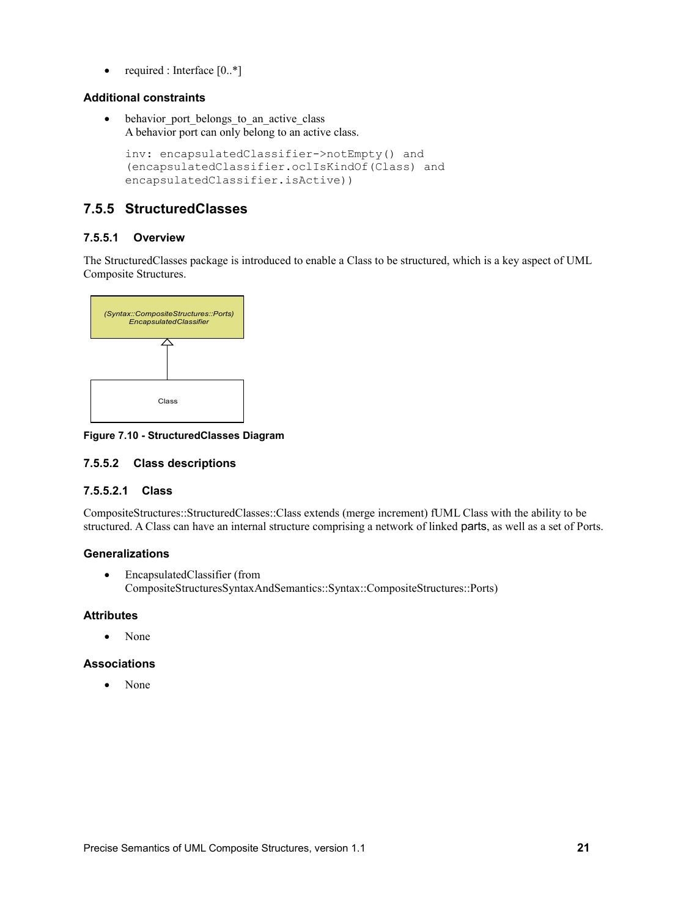- required : Interface [0..*]

#### Additional constraints

- behavior_port_belongs_to_an_active_class
  A behavior port can only belong to an active class.

```
inv: encapsulatedClassifier->notEmpty() and
(encapsulatedClassifier.oclIsKindOf(Class) and
encapsulatedClassifier.isActive))
```

## 7.5.5 StructuredClasses

### 7.5.5.1 Overview

The StructuredClasses package is introduced to enable a Class to be structured, which is a key aspect of UML Composite Structures.

(Syntax::CompositeStructures::Ports)
EncapsulatedClassifier

Class

**Figure 7.10 - StructuredClasses Diagram**

### 7.5.5.2 Class descriptions

#### 7.5.5.2.1 Class

CompositeStructures::StructuredClasses::Class extends (merge increment) fUML Class with the ability to be structured. A Class can have an internal structure comprising a network of linked parts, as well as a set of Ports.

#### Generalizations

- EncapsulatedClassifier (from CompositeStructuresSyntaxAndSemantics::Syntax::CompositeStructures::Ports)

#### Attributes

- None

#### Associations

- None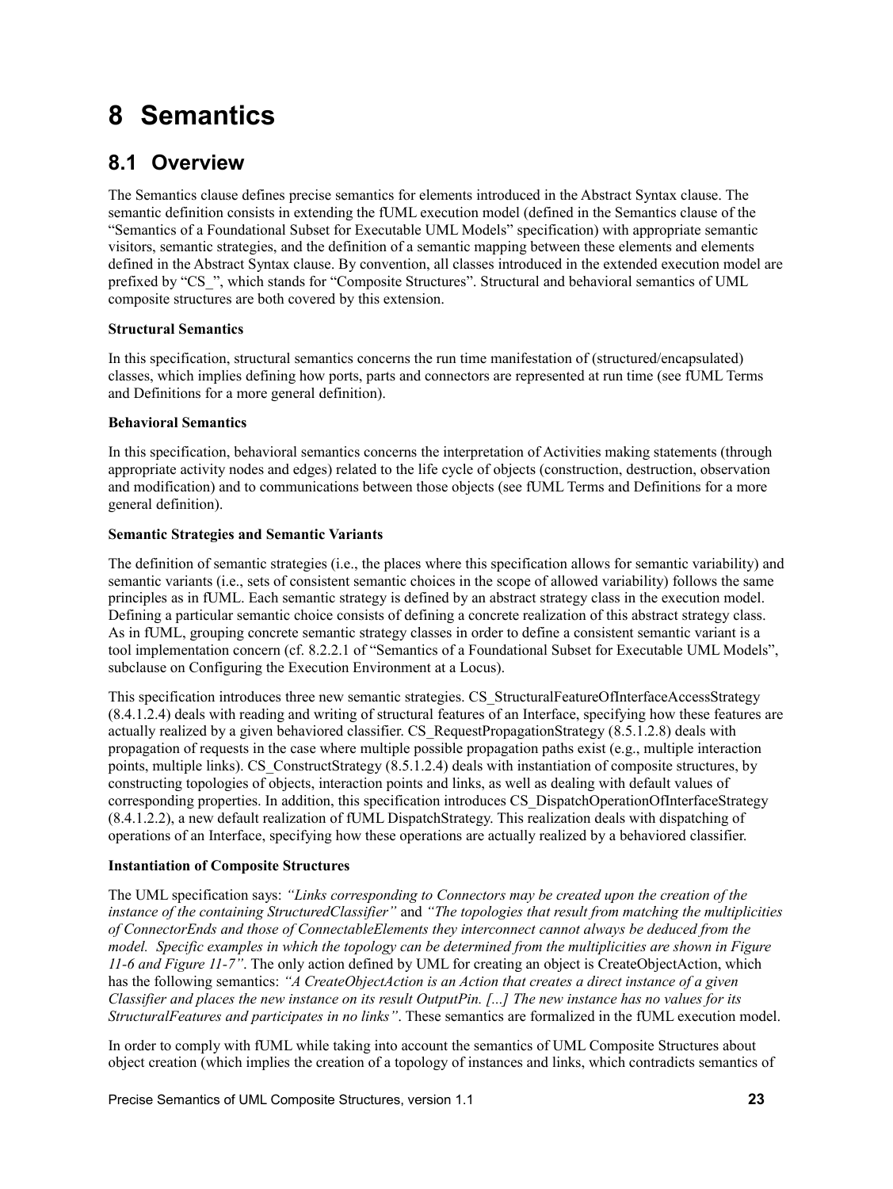# 8 Semantics

## 8.1 Overview

The Semantics clause defines precise semantics for elements introduced in the Abstract Syntax clause. The semantic definition consists in extending the fUML execution model (defined in the Semantics clause of the "Semantics of a Foundational Subset for Executable UML Models" specification) with appropriate semantic visitors, semantic strategies, and the definition of a semantic mapping between these elements and elements defined in the Abstract Syntax clause. By convention, all classes introduced in the extended execution model are prefixed by "CS_", which stands for "Composite Structures". Structural and behavioral semantics of UML composite structures are both covered by this extension.

**Structural Semantics**

In this specification, structural semantics concerns the run time manifestation of (structured/encapsulated) classes, which implies defining how ports, parts and connectors are represented at run time (see fUML Terms and Definitions for a more general definition).

**Behavioral Semantics**

In this specification, behavioral semantics concerns the interpretation of Activities making statements (through appropriate activity nodes and edges) related to the life cycle of objects (construction, destruction, observation and modification) and to communications between those objects (see fUML Terms and Definitions for a more general definition).

**Semantic Strategies and Semantic Variants**

The definition of semantic strategies (i.e., the places where this specification allows for semantic variability) and semantic variants (i.e., sets of consistent semantic choices in the scope of allowed variability) follows the same principles as in fUML. Each semantic strategy is defined by an abstract strategy class in the execution model. Defining a particular semantic choice consists of defining a concrete realization of this abstract strategy class. As in fUML, grouping concrete semantic strategy classes in order to define a consistent semantic variant is a tool implementation concern (cf. 8.2.2.1 of "Semantics of a Foundational Subset for Executable UML Models", subclause on Configuring the Execution Environment at a Locus).

This specification introduces three new semantic strategies. CS_StructuralFeatureOfInterfaceAccessStrategy (8.4.1.2.4) deals with reading and writing of structural features of an Interface, specifying how these features are actually realized by a given behaviored classifier. CS_RequestPropagationStrategy (8.5.1.2.8) deals with propagation of requests in the case where multiple possible propagation paths exist (e.g., multiple interaction points, multiple links). CS_ConstructStrategy (8.5.1.2.4) deals with instantiation of composite structures, by constructing topologies of objects, interaction points and links, as well as dealing with default values of corresponding properties. In addition, this specification introduces CS_DispatchOperationOfInterfaceStrategy (8.4.1.2.2), a new default realization of fUML DispatchStrategy. This realization deals with dispatching of operations of an Interface, specifying how these operations are actually realized by a behaviored classifier.

**Instantiation of Composite Structures**

The UML specification says: *"Links corresponding to Connectors may be created upon the creation of the instance of the containing StructuredClassifier"* and *"The topologies that result from matching the multiplicities of ConnectorEnds and those of ConnectableElements they interconnect cannot always be deduced from the model. Specific examples in which the topology can be determined from the multiplicities are shown in Figure 11-6 and Figure 11-7"*. The only action defined by UML for creating an object is CreateObjectAction, which has the following semantics: *"A CreateObjectAction is an Action that creates a direct instance of a given Classifier and places the new instance on its result OutputPin. [...] The new instance has no values for its StructuralFeatures and participates in no links"*. These semantics are formalized in the fUML execution model.

In order to comply with fUML while taking into account the semantics of UML Composite Structures about object creation (which implies the creation of a topology of instances and links, which contradicts semantics of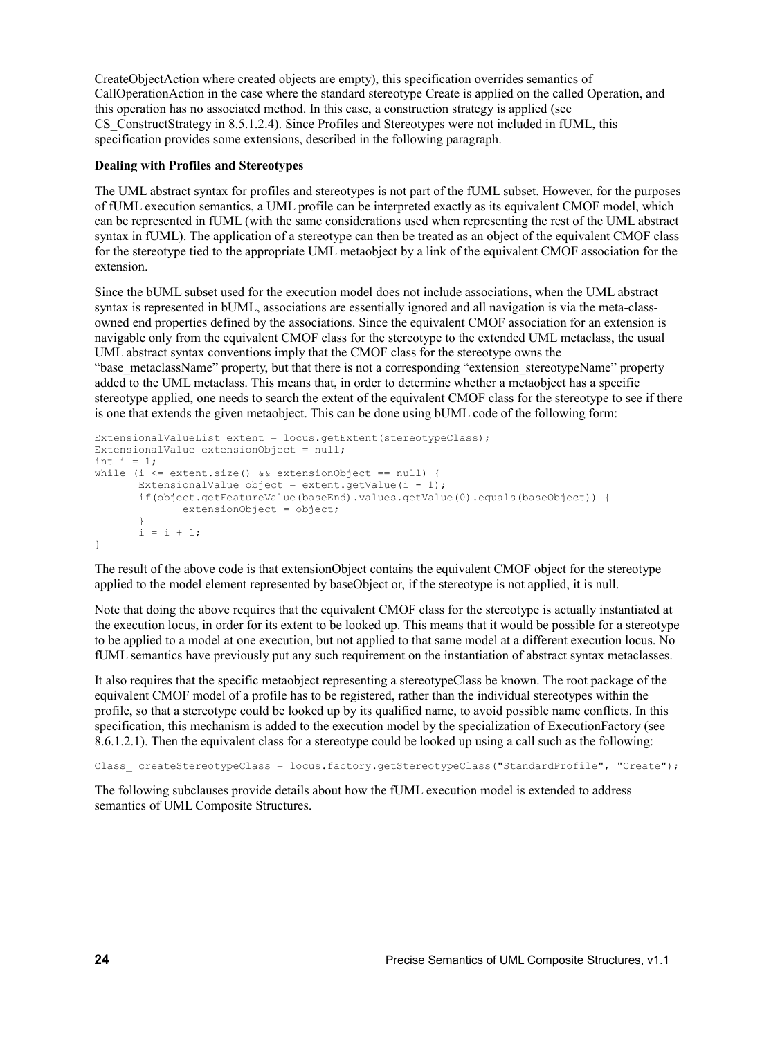CreateObjectAction where created objects are empty), this specification overrides semantics of CallOperationAction in the case where the standard stereotype Create is applied on the called Operation, and this operation has no associated method. In this case, a construction strategy is applied (see CS_ConstructStrategy in 8.5.1.2.4). Since Profiles and Stereotypes were not included in fUML, this specification provides some extensions, described in the following paragraph.

**Dealing with Profiles and Stereotypes**

The UML abstract syntax for profiles and stereotypes is not part of the fUML subset. However, for the purposes of fUML execution semantics, a UML profile can be interpreted exactly as its equivalent CMOF model, which can be represented in fUML (with the same considerations used when representing the rest of the UML abstract syntax in fUML). The application of a stereotype can then be treated as an object of the equivalent CMOF class for the stereotype tied to the appropriate UML metaobject by a link of the equivalent CMOF association for the extension.

Since the bUML subset used for the execution model does not include associations, when the UML abstract syntax is represented in bUML, associations are essentially ignored and all navigation is via the meta-class-owned end properties defined by the associations. Since the equivalent CMOF association for an extension is navigable only from the equivalent CMOF class for the stereotype to the extended UML metaclass, the usual UML abstract syntax conventions imply that the CMOF class for the stereotype owns the "base_metaclassName" property, but that there is not a corresponding "extension_stereotypeName" property added to the UML metaclass. This means that, in order to determine whether a metaobject has a specific stereotype applied, one needs to search the extent of the equivalent CMOF class for the stereotype to see if there is one that extends the given metaobject. This can be done using bUML code of the following form:

```
ExtensionalValueList extent = locus.getExtent(stereotypeClass);
ExtensionalValue extensionObject = null;
int i = 1;
while (i <= extent.size() && extensionObject == null) {
        ExtensionalValue object = extent.getValue(i - 1);
        if(object.getFeatureValue(baseEnd).values.getValue(0).equals(baseObject)) {
                extensionObject = object;
        }
        i = i + 1;
}
```

The result of the above code is that extensionObject contains the equivalent CMOF object for the stereotype applied to the model element represented by baseObject or, if the stereotype is not applied, it is null.

Note that doing the above requires that the equivalent CMOF class for the stereotype is actually instantiated at the execution locus, in order for its extent to be looked up. This means that it would be possible for a stereotype to be applied to a model at one execution, but not applied to that same model at a different execution locus. No fUML semantics have previously put any such requirement on the instantiation of abstract syntax metaclasses.

It also requires that the specific metaobject representing a stereotypeClass be known. The root package of the equivalent CMOF model of a profile has to be registered, rather than the individual stereotypes within the profile, so that a stereotype could be looked up by its qualified name, to avoid possible name conflicts. In this specification, this mechanism is added to the execution model by the specialization of ExecutionFactory (see 8.6.1.2.1). Then the equivalent class for a stereotype could be looked up using a call such as the following:

```
Class_ createStereotypeClass = locus.factory.getStereotypeClass("StandardProfile", "Create");
```

The following subclauses provide details about how the fUML execution model is extended to address semantics of UML Composite Structures.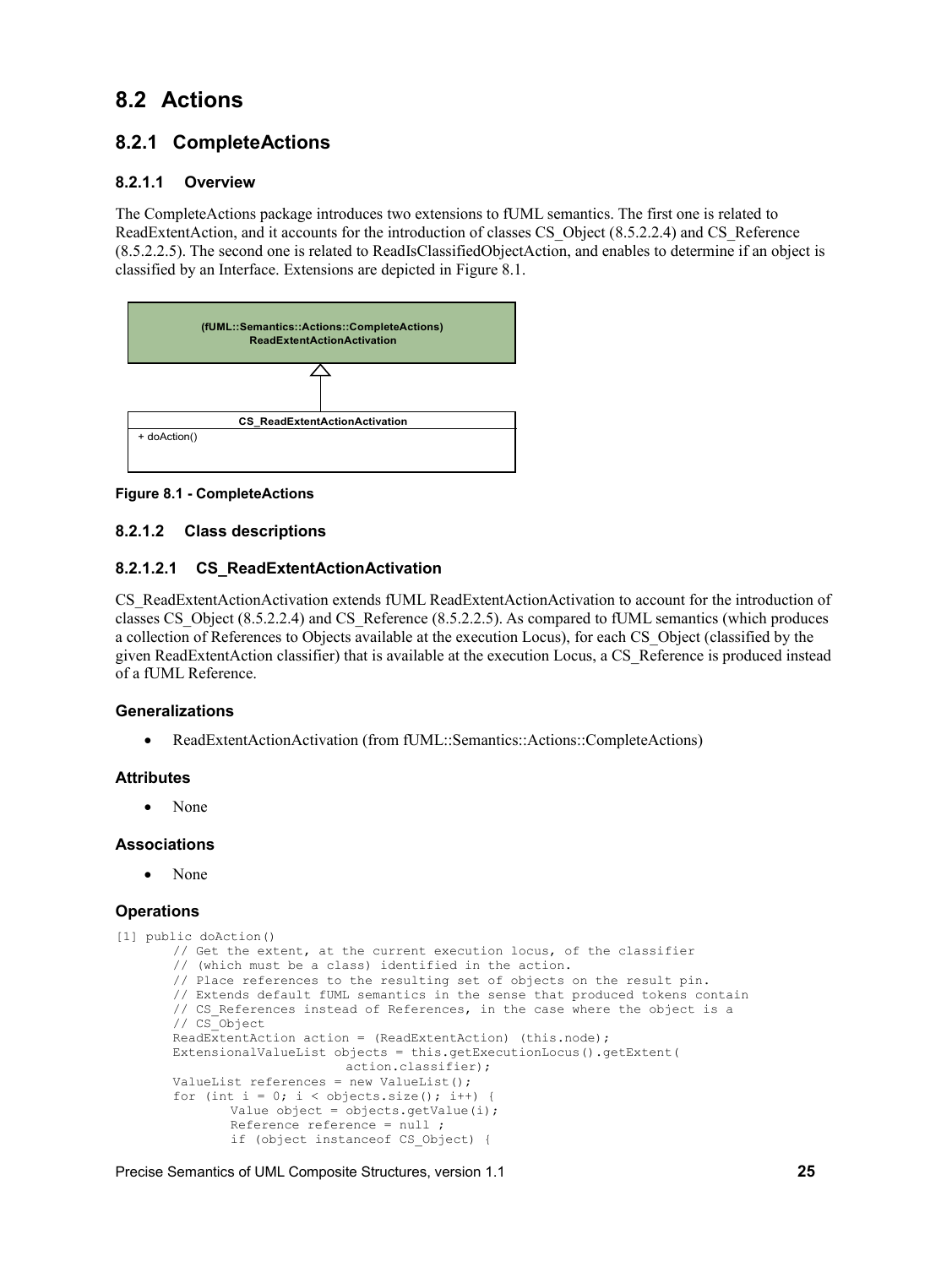## 8.2 Actions

### 8.2.1 CompleteActions

#### 8.2.1.1 Overview

The CompleteActions package introduces two extensions to fUML semantics. The first one is related to ReadExtentAction, and it accounts for the introduction of classes CS_Object (8.5.2.2.4) and CS_Reference (8.5.2.2.5). The second one is related to ReadIsClassifiedObjectAction, and enables to determine if an object is classified by an Interface. Extensions are depicted in Figure 8.1.

(fUML::Semantics::Actions::CompleteActions)
ReadExtentActionActivation

CS_ReadExtentActionActivation

+ doAction()

**Figure 8.1 - CompleteActions**

#### 8.2.1.2 Class descriptions

#### 8.2.1.2.1 CS_ReadExtentActionActivation

CS_ReadExtentActionActivation extends fUML ReadExtentActionActivation to account for the introduction of classes CS_Object (8.5.2.2.4) and CS_Reference (8.5.2.2.5). As compared to fUML semantics (which produces a collection of References to Objects available at the execution Locus), for each CS_Object (classified by the given ReadExtentAction classifier) that is available at the execution Locus, a CS_Reference is produced instead of a fUML Reference.

**Generalizations**

- ReadExtentActionActivation (from fUML::Semantics::Actions::CompleteActions)

**Attributes**

- None

**Associations**

- None

**Operations**

```
[1] public doAction()
        // Get the extent, at the current execution locus, of the classifier
        // (which must be a class) identified in the action.
        // Place references to the resulting set of objects on the result pin.
        // Extends default fUML semantics in the sense that produced tokens contain
        // CS_References instead of References, in the case where the object is a
        // CS_Object
        ReadExtentAction action = (ReadExtentAction) (this.node);
        ExtensionalValueList objects = this.getExecutionLocus().getExtent(
                                action.classifier);
        ValueList references = new ValueList();
        for (int i = 0; i < objects.size(); i++) {
                Value object = objects.getValue(i);
                Reference reference = null ;
                if (object instanceof CS_Object) {
```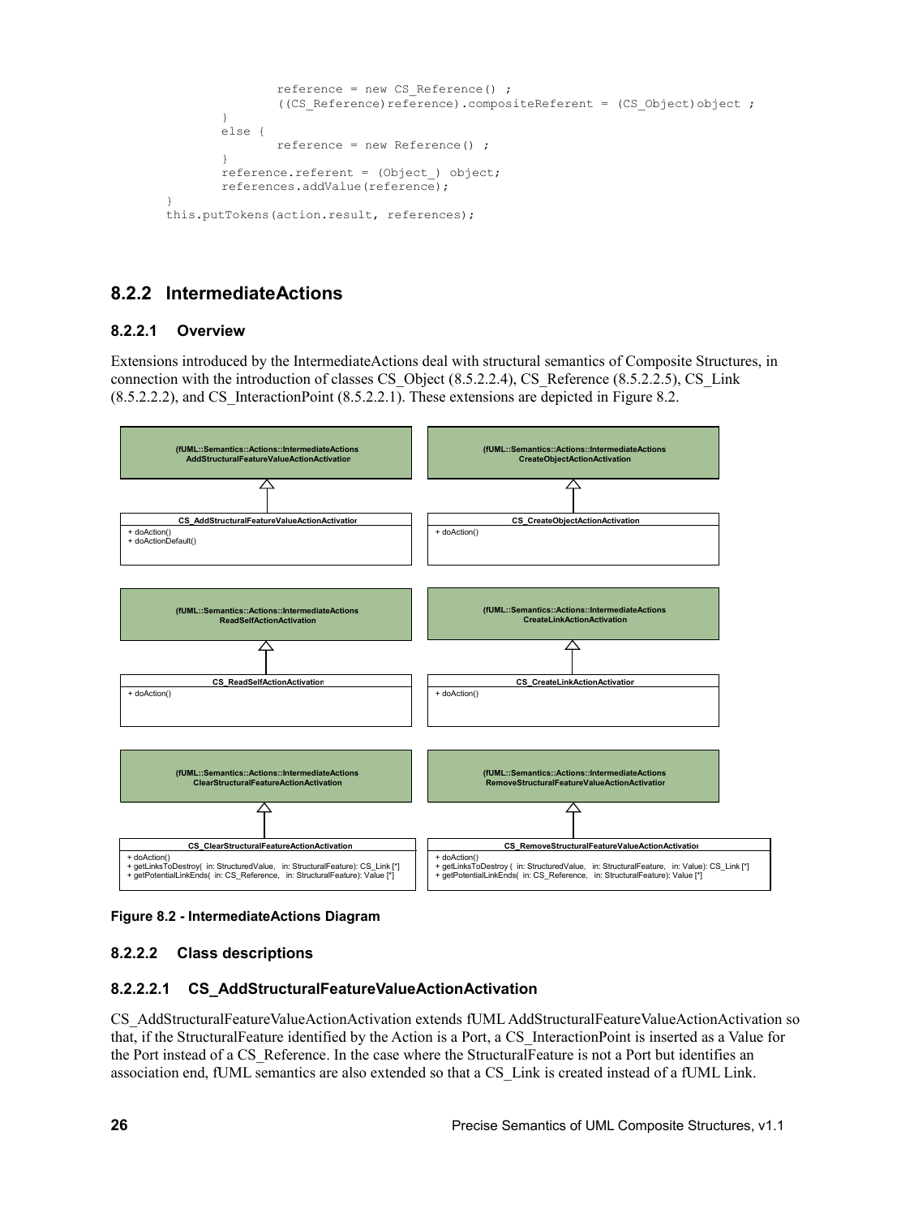```
                reference = new CS_Reference() ;
                ((CS_Reference)reference).compositeReferent = (CS_Object)object ;
        }
        else {
                reference = new Reference() ;
        }
        reference.referent = (Object_) object;
        references.addValue(reference);
}
this.putTokens(action.result, references);
```

## 8.2.2 IntermediateActions

### 8.2.2.1 Overview

Extensions introduced by the IntermediateActions deal with structural semantics of Composite Structures, in connection with the introduction of classes CS_Object (8.5.2.2.4), CS_Reference (8.5.2.2.5), CS_Link (8.5.2.2.2), and CS_InteractionPoint (8.5.2.2.1). These extensions are depicted in Figure 8.2.

(fUML::Semantics::Actions::IntermediateActions AddStructuralFeatureValueActionActivation

CS_AddStructuralFeatureValueActionActivation
+ doAction()
+ doActionDefault()

(fUML::Semantics::Actions::IntermediateActions CreateObjectActionActivation

CS_CreateObjectActionActivation
+ doAction()

(fUML::Semantics::Actions::IntermediateActions ReadSelfActionActivation

CS_ReadSelfActionActivation
+ doAction()

(fUML::Semantics::Actions::IntermediateActions CreateLinkActionActivation

CS_CreateLinkActionActivation
+ doAction()

(fUML::Semantics::Actions::IntermediateActions ClearStructuralFeatureActionActivation

CS_ClearStructuralFeatureActionActivation
+ doAction()
+ getLinksToDestroy( in: StructuredValue, in: StructuralFeature): CS_Link [*]
+ getPotentialLinkEnds( in: CS_Reference, in: StructuralFeature): Value [*]

(fUML::Semantics::Actions::IntermediateActions RemoveStructuralFeatureValueActionActivation

CS_RemoveStructuralFeatureValueActionActivation
+ doAction()
+ getLinksToDestroy ( in: StructuredValue, in: StructuralFeature, in: Value): CS_Link [*]
+ getPotentialLinkEnds( in: CS_Reference, in: StructuralFeature): Value [*]

**Figure 8.2 - IntermediateActions Diagram**

### 8.2.2.2 Class descriptions

#### 8.2.2.2.1 CS_AddStructuralFeatureValueActionActivation

CS_AddStructuralFeatureValueActionActivation extends fUML AddStructuralFeatureValueActionActivation so that, if the StructuralFeature identified by the Action is a Port, a CS_InteractionPoint is inserted as a Value for the Port instead of a CS_Reference. In the case where the StructuralFeature is not a Port but identifies an association end, fUML semantics are also extended so that a CS_Link is created instead of a fUML Link.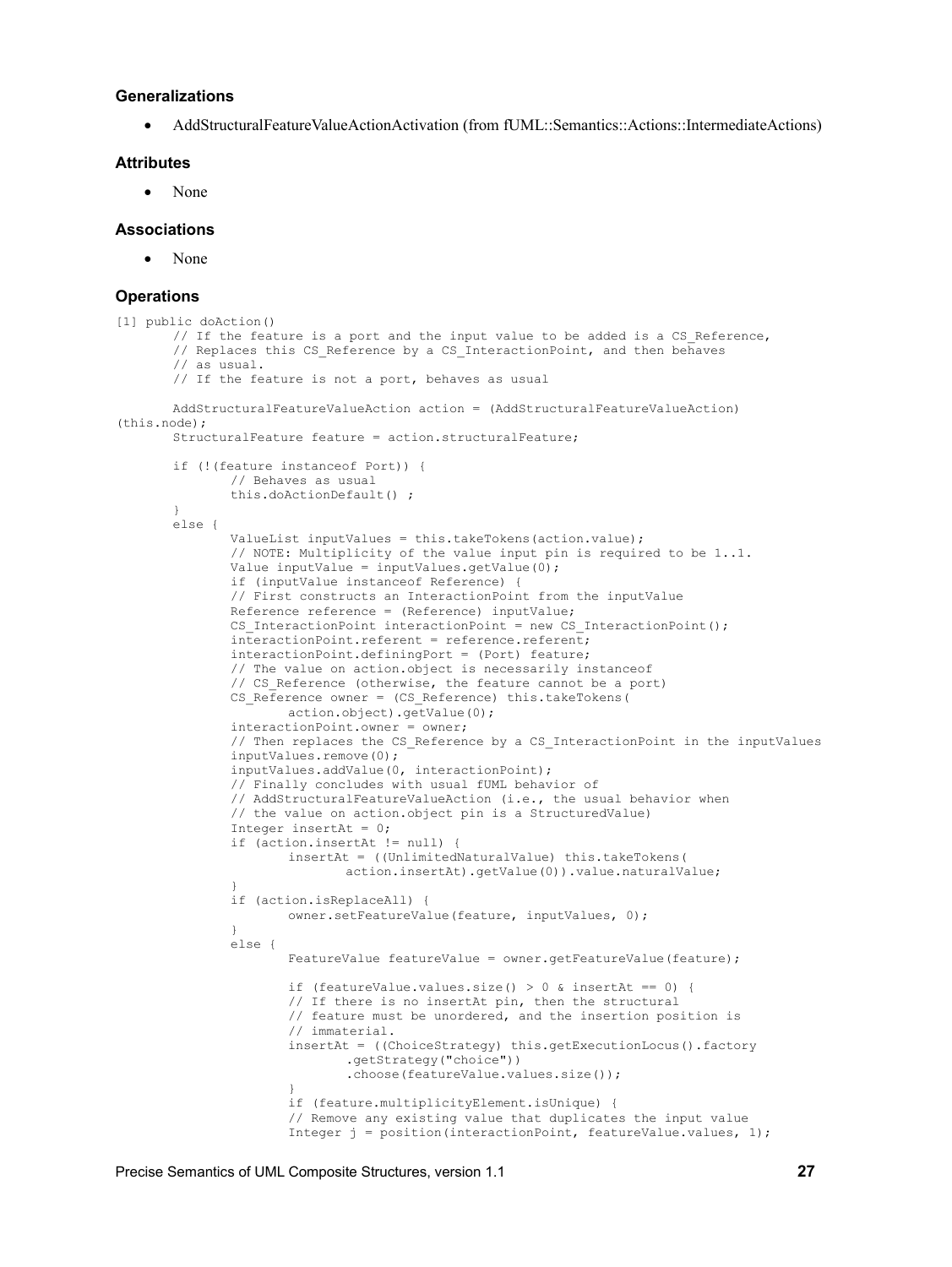### Generalizations

- AddStructuralFeatureValueActionActivation (from fUML::Semantics::Actions::IntermediateActions)

### Attributes

- None

### Associations

- None

### Operations

```
[1] public doAction()
       // If the feature is a port and the input value to be added is a CS_Reference,
       // Replaces this CS_Reference by a CS_InteractionPoint, and then behaves
       // as usual.
       // If the feature is not a port, behaves as usual

       AddStructuralFeatureValueAction action = (AddStructuralFeatureValueAction)
(this.node);
       StructuralFeature feature = action.structuralFeature;

       if (!(feature instanceof Port)) {
              // Behaves as usual
              this.doActionDefault() ;
       }
       else {
              ValueList inputValues = this.takeTokens(action.value);
              // NOTE: Multiplicity of the value input pin is required to be 1..1.
              Value inputValue = inputValues.getValue(0);
              if (inputValue instanceof Reference) {
              // First constructs an InteractionPoint from the inputValue
              Reference reference = (Reference) inputValue;
              CS_InteractionPoint interactionPoint = new CS_InteractionPoint();
              interactionPoint.referent = reference.referent;
              interactionPoint.definingPort = (Port) feature;
              // The value on action.object is necessarily instanceof
              // CS_Reference (otherwise, the feature cannot be a port)
              CS_Reference owner = (CS_Reference) this.takeTokens(
                     action.object).getValue(0);
              interactionPoint.owner = owner;
              // Then replaces the CS_Reference by a CS_InteractionPoint in the inputValues
              inputValues.remove(0);
              inputValues.addValue(0, interactionPoint);
              // Finally concludes with usual fUML behavior of
              // AddStructuralFeatureValueAction (i.e., the usual behavior when
              // the value on action.object pin is a StructuredValue)
              Integer insertAt = 0;
              if (action.insertAt != null) {
                     insertAt = ((UnlimitedNaturalValue) this.takeTokens(
                            action.insertAt).getValue(0)).value.naturalValue;
              }
              if (action.isReplaceAll) {
                     owner.setFeatureValue(feature, inputValues, 0);
              }
              else {
                     FeatureValue featureValue = owner.getFeatureValue(feature);

                     if (featureValue.values.size() > 0 & insertAt == 0) {
                     // If there is no insertAt pin, then the structural
                     // feature must be unordered, and the insertion position is
                     // immaterial.
                     insertAt = ((ChoiceStrategy) this.getExecutionLocus().factory
                            .getStrategy("choice"))
                            .choose(featureValue.values.size());
                     }
                     if (feature.multiplicityElement.isUnique) {
                     // Remove any existing value that duplicates the input value
                     Integer j = position(interactionPoint, featureValue.values, 1);
```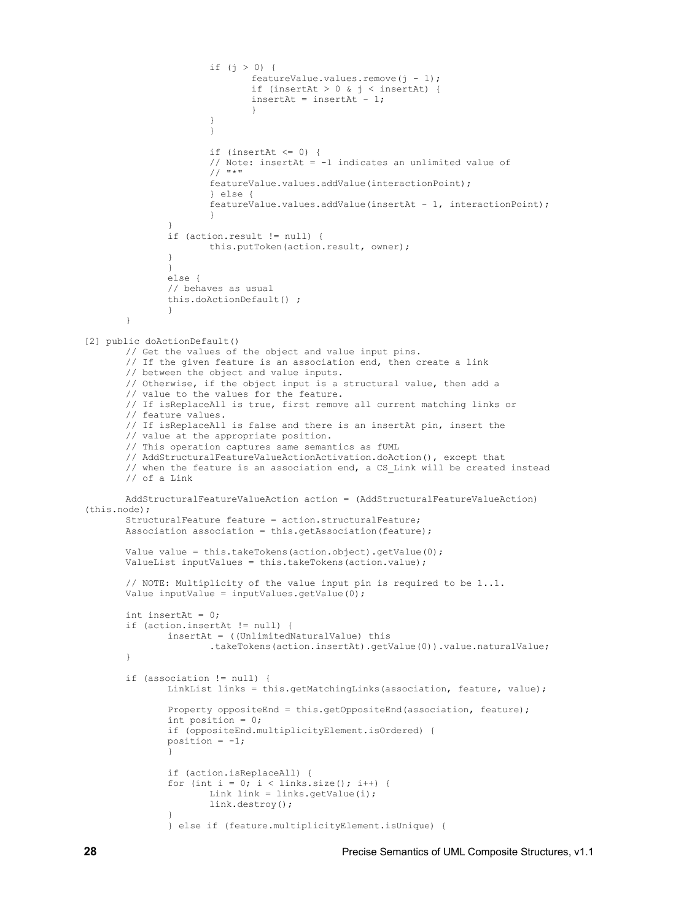```
                    if (j > 0) {
                            featureValue.values.remove(j - 1);
                            if (insertAt > 0 & j < insertAt) {
                            insertAt = insertAt - 1;
                            }
                    }
                    }

                    if (insertAt <= 0) {
                    // Note: insertAt = -1 indicates an unlimited value of
                    // "*"
                    featureValue.values.addValue(interactionPoint);
                    } else {
                    featureValue.values.addValue(insertAt - 1, interactionPoint);
                    }
            }
            if (action.result != null) {
                    this.putToken(action.result, owner);
            }
            }
            else {
            // behaves as usual
            this.doActionDefault() ;
            }
    }
```

```
[2] public doActionDefault()
        // Get the values of the object and value input pins.
        // If the given feature is an association end, then create a link
        // between the object and value inputs.
        // Otherwise, if the object input is a structural value, then add a
        // value to the values for the feature.
        // If isReplaceAll is true, first remove all current matching links or
        // feature values.
        // If isReplaceAll is false and there is an insertAt pin, insert the
        // value at the appropriate position.
        // This operation captures same semantics as fUML
        // AddStructuralFeatureValueActionActivation.doAction(), except that
        // when the feature is an association end, a CS_Link will be created instead
        // of a Link

        AddStructuralFeatureValueAction action = (AddStructuralFeatureValueAction)
(this.node);
        StructuralFeature feature = action.structuralFeature;
        Association association = this.getAssociation(feature);

        Value value = this.takeTokens(action.object).getValue(0);
        ValueList inputValues = this.takeTokens(action.value);

        // NOTE: Multiplicity of the value input pin is required to be 1..1.
        Value inputValue = inputValues.getValue(0);

        int insertAt = 0;
        if (action.insertAt != null) {
                insertAt = ((UnlimitedNaturalValue) this
                        .takeTokens(action.insertAt).getValue(0)).value.naturalValue;
        }

        if (association != null) {
                LinkList links = this.getMatchingLinks(association, feature, value);

                Property oppositeEnd = this.getOppositeEnd(association, feature);
                int position = 0;
                if (oppositeEnd.multiplicityElement.isOrdered) {
                position = -1;
                }

                if (action.isReplaceAll) {
                for (int i = 0; i < links.size(); i++) {
                        Link link = links.getValue(i);
                        link.destroy();
                }
                } else if (feature.multiplicityElement.isUnique) {
```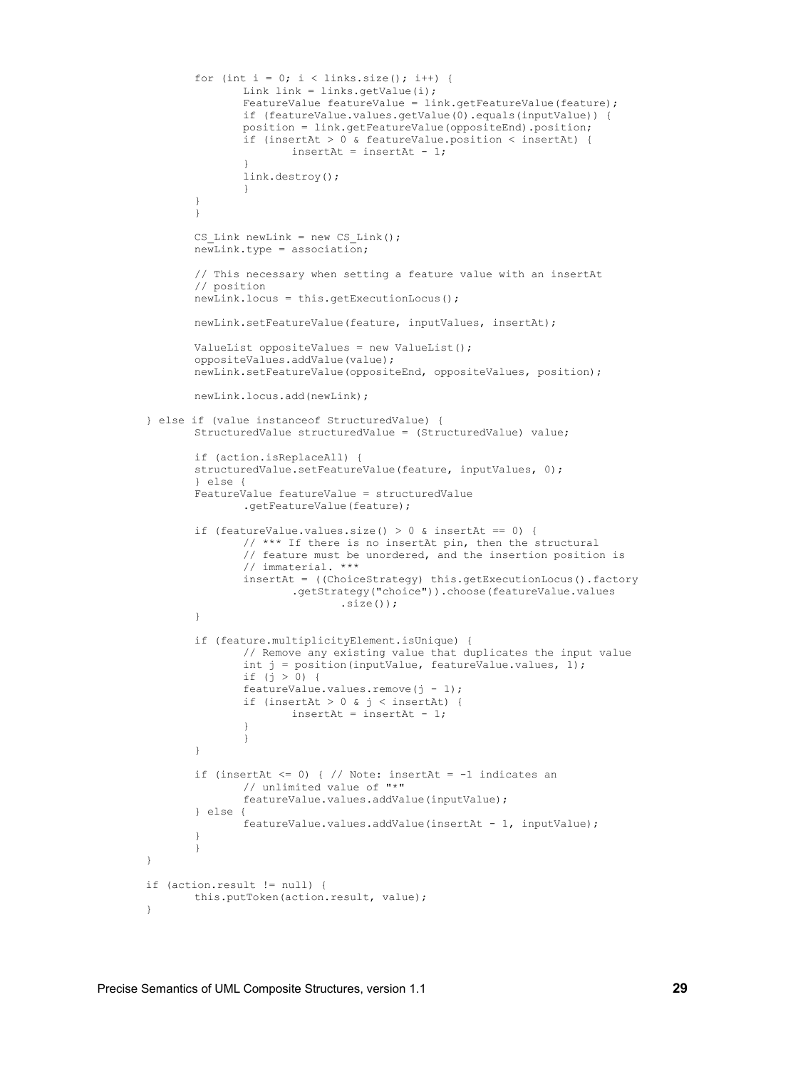```
		for (int i = 0; i < links.size(); i++) {
			Link link = links.getValue(i);
			FeatureValue featureValue = link.getFeatureValue(feature);
			if (featureValue.values.getValue(0).equals(inputValue)) {
			position = link.getFeatureValue(oppositeEnd).position;
			if (insertAt > 0 & featureValue.position < insertAt) {
				insertAt = insertAt - 1;
			}
			link.destroy();
			}
		}
		}

		CS_Link newLink = new CS_Link();
		newLink.type = association;

		// This necessary when setting a feature value with an insertAt
		// position
		newLink.locus = this.getExecutionLocus();

		newLink.setFeatureValue(feature, inputValues, insertAt);

		ValueList oppositeValues = new ValueList();
		oppositeValues.addValue(value);
		newLink.setFeatureValue(oppositeEnd, oppositeValues, position);

		newLink.locus.add(newLink);

	} else if (value instanceof StructuredValue) {
		StructuredValue structuredValue = (StructuredValue) value;

		if (action.isReplaceAll) {
		structuredValue.setFeatureValue(feature, inputValues, 0);
		} else {
		FeatureValue featureValue = structuredValue
			.getFeatureValue(feature);

		if (featureValue.values.size() > 0 & insertAt == 0) {
			// *** If there is no insertAt pin, then the structural
			// feature must be unordered, and the insertion position is
			// immaterial. ***
			insertAt = ((ChoiceStrategy) this.getExecutionLocus().factory
				.getStrategy("choice")).choose(featureValue.values
					.size());
		}

		if (feature.multiplicityElement.isUnique) {
			// Remove any existing value that duplicates the input value
			int j = position(inputValue, featureValue.values, 1);
			if (j > 0) {
			featureValue.values.remove(j - 1);
			if (insertAt > 0 & j < insertAt) {
				insertAt = insertAt - 1;
			}
			}
		}

		if (insertAt <= 0) { // Note: insertAt = -1 indicates an
			// unlimited value of "*"
			featureValue.values.addValue(inputValue);
		} else {
			featureValue.values.addValue(insertAt - 1, inputValue);
		}
		}
	}

	if (action.result != null) {
		this.putToken(action.result, value);
	}
```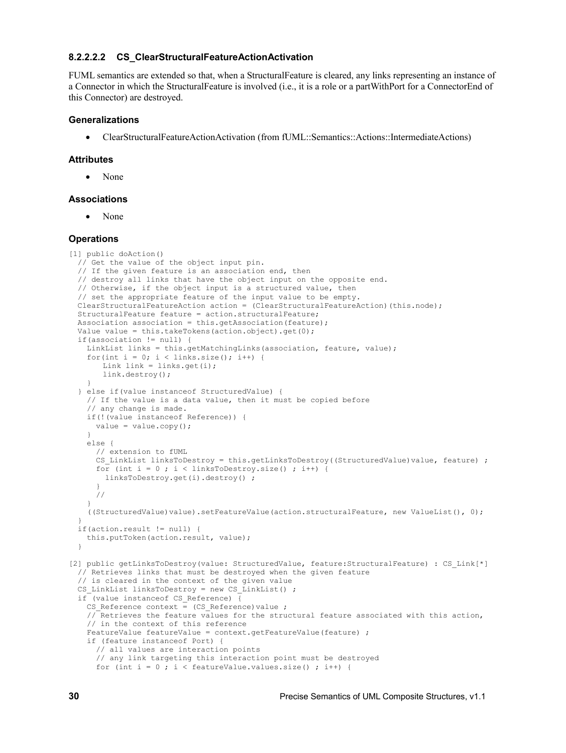#### 8.2.2.2.2 CS_ClearStructuralFeatureActionActivation

FUML semantics are extended so that, when a StructuralFeature is cleared, any links representing an instance of a Connector in which the StructuralFeature is involved (i.e., it is a role or a partWithPort for a ConnectorEnd of this Connector) are destroyed.

**Generalizations**

- ClearStructuralFeatureActionActivation (from fUML::Semantics::Actions::IntermediateActions)

**Attributes**

- None

**Associations**

- None

**Operations**

```
[1] public doAction()
  // Get the value of the object input pin.
  // If the given feature is an association end, then
  // destroy all links that have the object input on the opposite end.
  // Otherwise, if the object input is a structured value, then
  // set the appropriate feature of the input value to be empty.
  ClearStructuralFeatureAction action = (ClearStructuralFeatureAction)(this.node);
  StructuralFeature feature = action.structuralFeature;
  Association association = this.getAssociation(feature);
  Value value = this.takeTokens(action.object).get(0);
  if(association != null) {
    LinkList links = this.getMatchingLinks(association, feature, value);
    for(int i = 0; i < links.size(); i++) {
        Link link = links.get(i);
        link.destroy();
    }
  } else if(value instanceof StructuredValue) {
    // If the value is a data value, then it must be copied before
    // any change is made.
    if(!(value instanceof Reference)) {
      value = value.copy();
    }
    else {
      // extension to fUML
      CS_LinkList linksToDestroy = this.getLinksToDestroy((StructuredValue)value, feature) ;
      for (int i = 0 ; i < linksToDestroy.size() ; i++) {
        linksToDestroy.get(i).destroy() ;
      }
      //
    }
    ((StructuredValue)value).setFeatureValue(action.structuralFeature, new ValueList(), 0);
  }
  if(action.result != null) {
    this.putToken(action.result, value);
  }

[2] public getLinksToDestroy(value: StructuredValue, feature:StructuralFeature) : CS_Link[*]
  // Retrieves links that must be destroyed when the given feature
  // is cleared in the context of the given value
  CS_LinkList linksToDestroy = new CS_LinkList() ;
  if (value instanceof CS_Reference) {
    CS_Reference context = (CS_Reference)value ;
    // Retrieves the feature values for the structural feature associated with this action,
    // in the context of this reference
    FeatureValue featureValue = context.getFeatureValue(feature) ;
    if (feature instanceof Port) {
      // all values are interaction points
      // any link targeting this interaction point must be destroyed
      for (int i = 0 ; i < featureValue.values.size() ; i++) {
```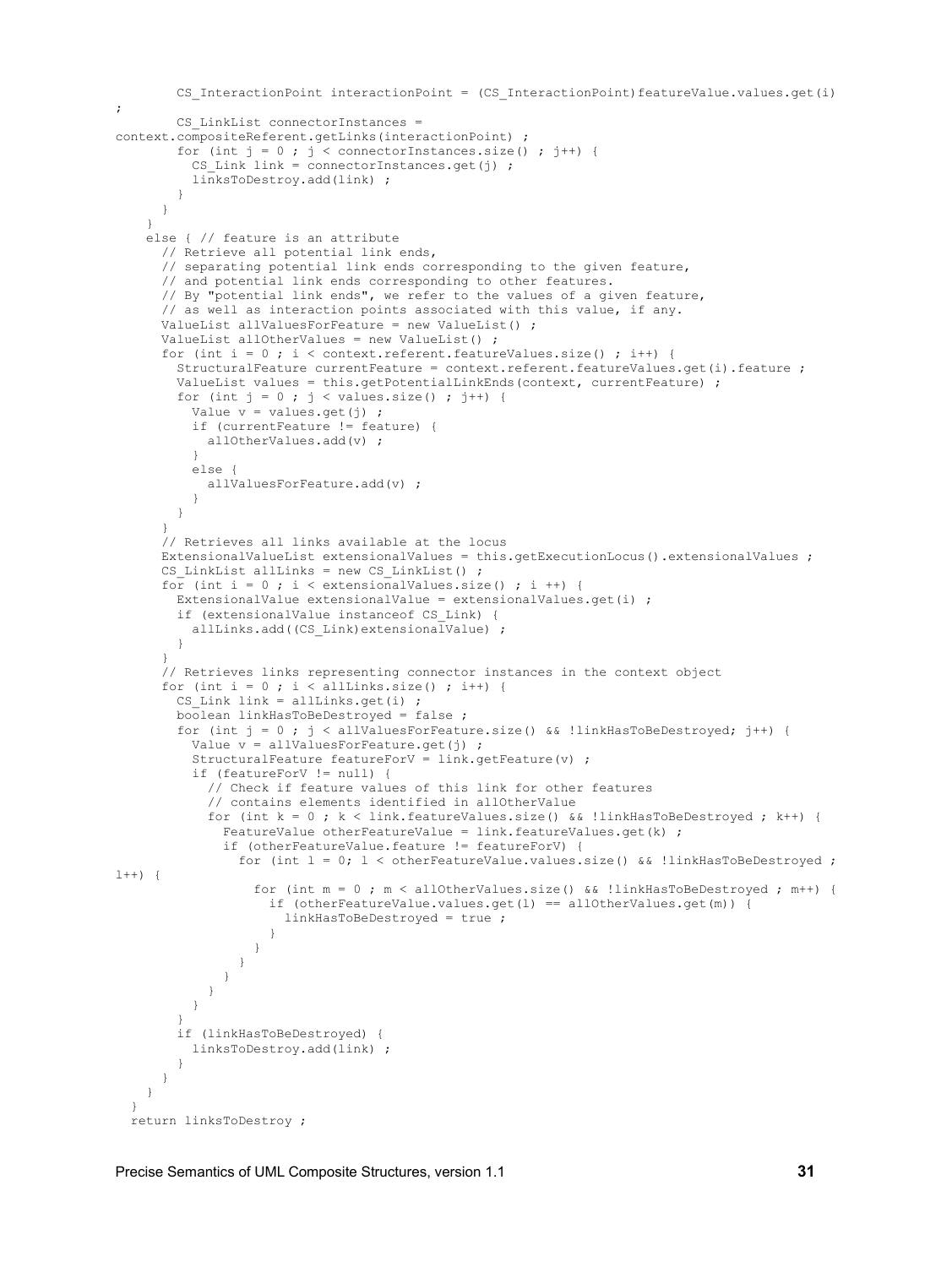```
        CS_InteractionPoint interactionPoint = (CS_InteractionPoint)featureValue.values.get(i)
;
        CS_LinkList connectorInstances =
context.compositeReferent.getLinks(interactionPoint) ;
        for (int j = 0 ; j < connectorInstances.size() ; j++) {
          CS_Link link = connectorInstances.get(j) ;
          linksToDestroy.add(link) ;
        }
      }
    }
    else { // feature is an attribute
      // Retrieve all potential link ends,
      // separating potential link ends corresponding to the given feature,
      // and potential link ends corresponding to other features.
      // By "potential link ends", we refer to the values of a given feature,
      // as well as interaction points associated with this value, if any.
      ValueList allValuesForFeature = new ValueList() ;
      ValueList allOtherValues = new ValueList() ;
      for (int i = 0 ; i < context.referent.featureValues.size() ; i++) {
        StructuralFeature currentFeature = context.referent.featureValues.get(i).feature ;
        ValueList values = this.getPotentialLinkEnds(context, currentFeature) ;
        for (int j = 0 ; j < values.size() ; j++) {
          Value v = values.get(j) ;
          if (currentFeature != feature) {
            allOtherValues.add(v) ;
          }
          else {
            allValuesForFeature.add(v) ;
          }
        }
      }
      // Retrieves all links available at the locus
      ExtensionalValueList extensionalValues = this.getExecutionLocus().extensionalValues ;
      CS_LinkList allLinks = new CS_LinkList() ;
      for (int i = 0 ; i < extensionalValues.size() ; i ++) {
        ExtensionalValue extensionalValue = extensionalValues.get(i) ;
        if (extensionalValue instanceof CS_Link) {
          allLinks.add((CS_Link)extensionalValue) ;
        }
      }
      // Retrieves links representing connector instances in the context object
      for (int i = 0 ; i < allLinks.size() ; i++) {
        CS_Link link = allLinks.get(i) ;
        boolean linkHasToBeDestroyed = false ;
        for (int j = 0 ; j < allValuesForFeature.size() && !linkHasToBeDestroyed; j++) {
          Value v = allValuesForFeature.get(j) ;
          StructuralFeature featureForV = link.getFeature(v) ;
          if (featureForV != null) {
            // Check if feature values of this link for other features
            // contains elements identified in allOtherValue
            for (int k = 0 ; k < link.featureValues.size() && !linkHasToBeDestroyed ; k++) {
              FeatureValue otherFeatureValue = link.featureValues.get(k) ;
              if (otherFeatureValue.feature != featureForV) {
                for (int l = 0; l < otherFeatureValue.values.size() && !linkHasToBeDestroyed ;
l++) {
                  for (int m = 0 ; m < allOtherValues.size() && !linkHasToBeDestroyed ; m++) {
                    if (otherFeatureValue.values.get(l) == allOtherValues.get(m)) {
                      linkHasToBeDestroyed = true ;
                    }
                  }
                }
              }
            }
          }
        }
        if (linkHasToBeDestroyed) {
          linksToDestroy.add(link) ;
        }
      }
    }
  }
  return linksToDestroy ;
```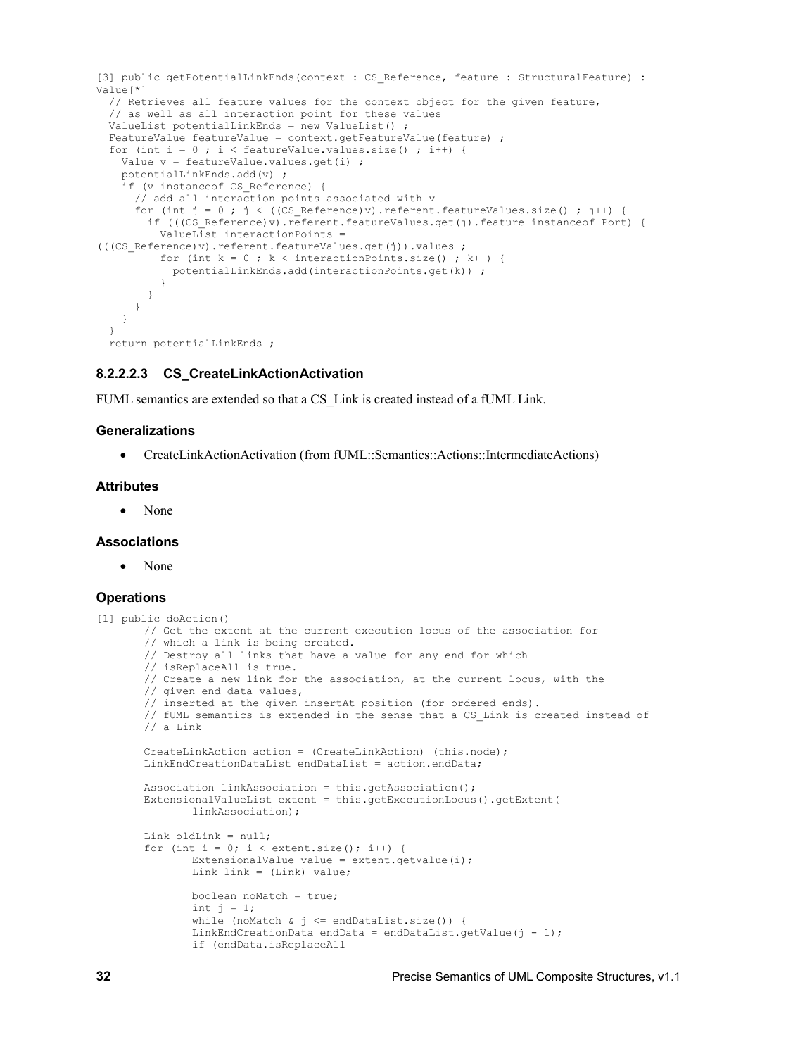```
[3] public getPotentialLinkEnds(context : CS_Reference, feature : StructuralFeature) :
Value[*]
  // Retrieves all feature values for the context object for the given feature,
  // as well as all interaction point for these values
  ValueList potentialLinkEnds = new ValueList() ;
  FeatureValue featureValue = context.getFeatureValue(feature) ;
  for (int i = 0 ; i < featureValue.values.size() ; i++) {
    Value v = featureValue.values.get(i) ;
    potentialLinkEnds.add(v) ;
    if (v instanceof CS_Reference) {
      // add all interaction points associated with v
      for (int j = 0 ; j < ((CS_Reference)v).referent.featureValues.size() ; j++) {
        if (((CS_Reference)v).referent.featureValues.get(j).feature instanceof Port) {
          ValueList interactionPoints =
(((CS_Reference)v).referent.featureValues.get(j)).values ;
          for (int k = 0 ; k < interactionPoints.size() ; k++) {
            potentialLinkEnds.add(interactionPoints.get(k)) ;
          }
        }
      }
    }
  }
  return potentialLinkEnds ;
```

#### 8.2.2.2.3 CS_CreateLinkActionActivation

FUML semantics are extended so that a CS_Link is created instead of a fUML Link.

### Generalizations

- CreateLinkActionActivation (from fUML::Semantics::Actions::IntermediateActions)

### Attributes

- None

### Associations

- None

### Operations

```
[1] public doAction()
        // Get the extent at the current execution locus of the association for
        // which a link is being created.
        // Destroy all links that have a value for any end for which
        // isReplaceAll is true.
        // Create a new link for the association, at the current locus, with the
        // given end data values,
        // inserted at the given insertAt position (for ordered ends).
        // fUML semantics is extended in the sense that a CS_Link is created instead of
        // a Link

        CreateLinkAction action = (CreateLinkAction) (this.node);
        LinkEndCreationDataList endDataList = action.endData;

        Association linkAssociation = this.getAssociation();
        ExtensionalValueList extent = this.getExecutionLocus().getExtent(
                linkAssociation);

        Link oldLink = null;
        for (int i = 0; i < extent.size(); i++) {
                ExtensionalValue value = extent.getValue(i);
                Link link = (Link) value;

                boolean noMatch = true;
                int j = 1;
                while (noMatch & j <= endDataList.size()) {
                LinkEndCreationData endData = endDataList.getValue(j - 1);
                if (endData.isReplaceAll
```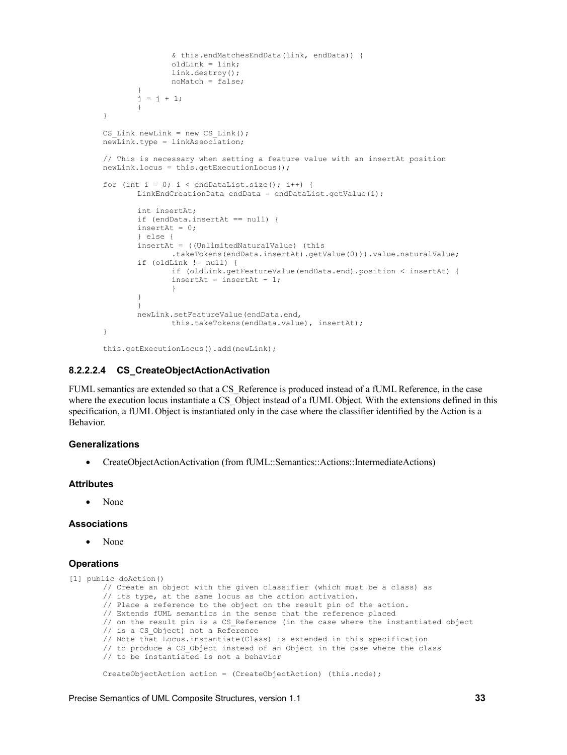```
                & this.endMatchesEndData(link, endData)) {
                oldLink = link;
                link.destroy();
                noMatch = false;
        }
        j = j + 1;
        }
}

CS_Link newLink = new CS_Link();
newLink.type = linkAssociation;

// This is necessary when setting a feature value with an insertAt position
newLink.locus = this.getExecutionLocus();

for (int i = 0; i < endDataList.size(); i++) {
        LinkEndCreationData endData = endDataList.getValue(i);

        int insertAt;
        if (endData.insertAt == null) {
        insertAt = 0;
        } else {
        insertAt = ((UnlimitedNaturalValue) (this
                .takeTokens(endData.insertAt).getValue(0))).value.naturalValue;
        if (oldLink != null) {
                if (oldLink.getFeatureValue(endData.end).position < insertAt) {
                insertAt = insertAt - 1;
                }
        }
        }
        newLink.setFeatureValue(endData.end,
                this.takeTokens(endData.value), insertAt);
}

this.getExecutionLocus().add(newLink);
```

#### 8.2.2.2.4 CS_CreateObjectActionActivation

FUML semantics are extended so that a CS_Reference is produced instead of a fUML Reference, in the case where the execution locus instantiate a CS_Object instead of a fUML Object. With the extensions defined in this specification, a fUML Object is instantiated only in the case where the classifier identified by the Action is a Behavior.

**Generalizations**

- CreateObjectActionActivation (from fUML::Semantics::Actions::IntermediateActions)

**Attributes**

- None

**Associations**

- None

**Operations**

```
[1] public doAction()
        // Create an object with the given classifier (which must be a class) as
        // its type, at the same locus as the action activation.
        // Place a reference to the object on the result pin of the action.
        // Extends fUML semantics in the sense that the reference placed
        // on the result pin is a CS_Reference (in the case where the instantiated object
        // is a CS_Object) not a Reference
        // Note that Locus.instantiate(Class) is extended in this specification
        // to produce a CS_Object instead of an Object in the case where the class
        // to be instantiated is not a behavior

        CreateObjectAction action = (CreateObjectAction) (this.node);
```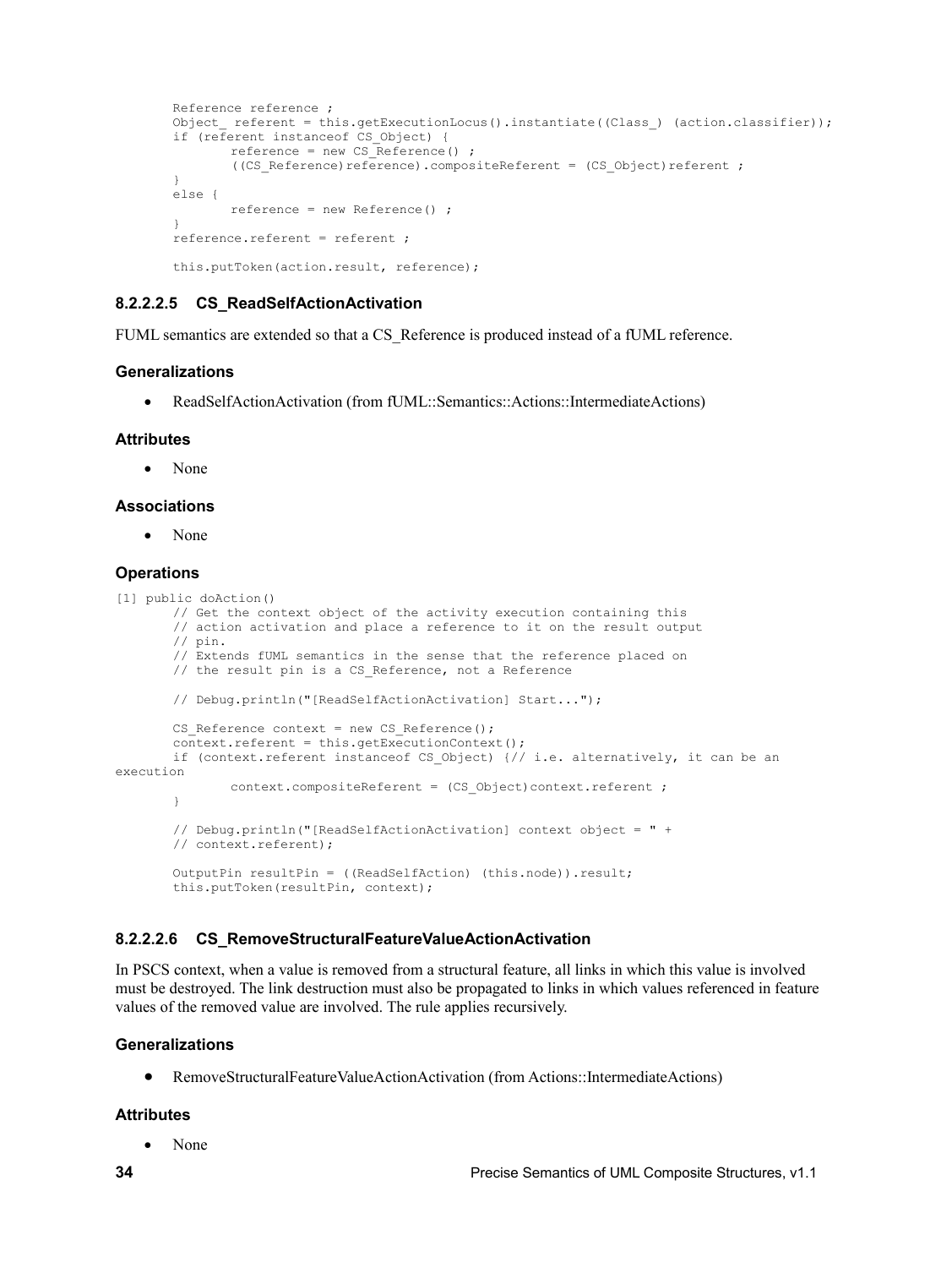```
Reference reference ;
Object_ referent = this.getExecutionLocus().instantiate((Class_) (action.classifier));
if (referent instanceof CS_Object) {
        reference = new CS_Reference() ;
        ((CS_Reference)reference).compositeReferent = (CS_Object)referent ;
}
else {
        reference = new Reference() ;
}
reference.referent = referent ;

this.putToken(action.result, reference);
```

#### 8.2.2.2.5 CS_ReadSelfActionActivation

FUML semantics are extended so that a CS_Reference is produced instead of a fUML reference.

**Generalizations**

- ReadSelfActionActivation (from fUML::Semantics::Actions::IntermediateActions)

**Attributes**

- None

**Associations**

- None

**Operations**

```
[1] public doAction()
        // Get the context object of the activity execution containing this
        // action activation and place a reference to it on the result output
        // pin.
        // Extends fUML semantics in the sense that the reference placed on
        // the result pin is a CS_Reference, not a Reference

        // Debug.println("[ReadSelfActionActivation] Start...");

        CS_Reference context = new CS_Reference();
        context.referent = this.getExecutionContext();
        if (context.referent instanceof CS_Object) {// i.e. alternatively, it can be an
execution
                context.compositeReferent = (CS_Object)context.referent ;
        }

        // Debug.println("[ReadSelfActionActivation] context object = " +
        // context.referent);

        OutputPin resultPin = ((ReadSelfAction) (this.node)).result;
        this.putToken(resultPin, context);
```

#### 8.2.2.2.6 CS_RemoveStructuralFeatureValueActionActivation

In PSCS context, when a value is removed from a structural feature, all links in which this value is involved must be destroyed. The link destruction must also be propagated to links in which values referenced in feature values of the removed value are involved. The rule applies recursively.

**Generalizations**

- RemoveStructuralFeatureValueActionActivation (from Actions::IntermediateActions)

**Attributes**

- None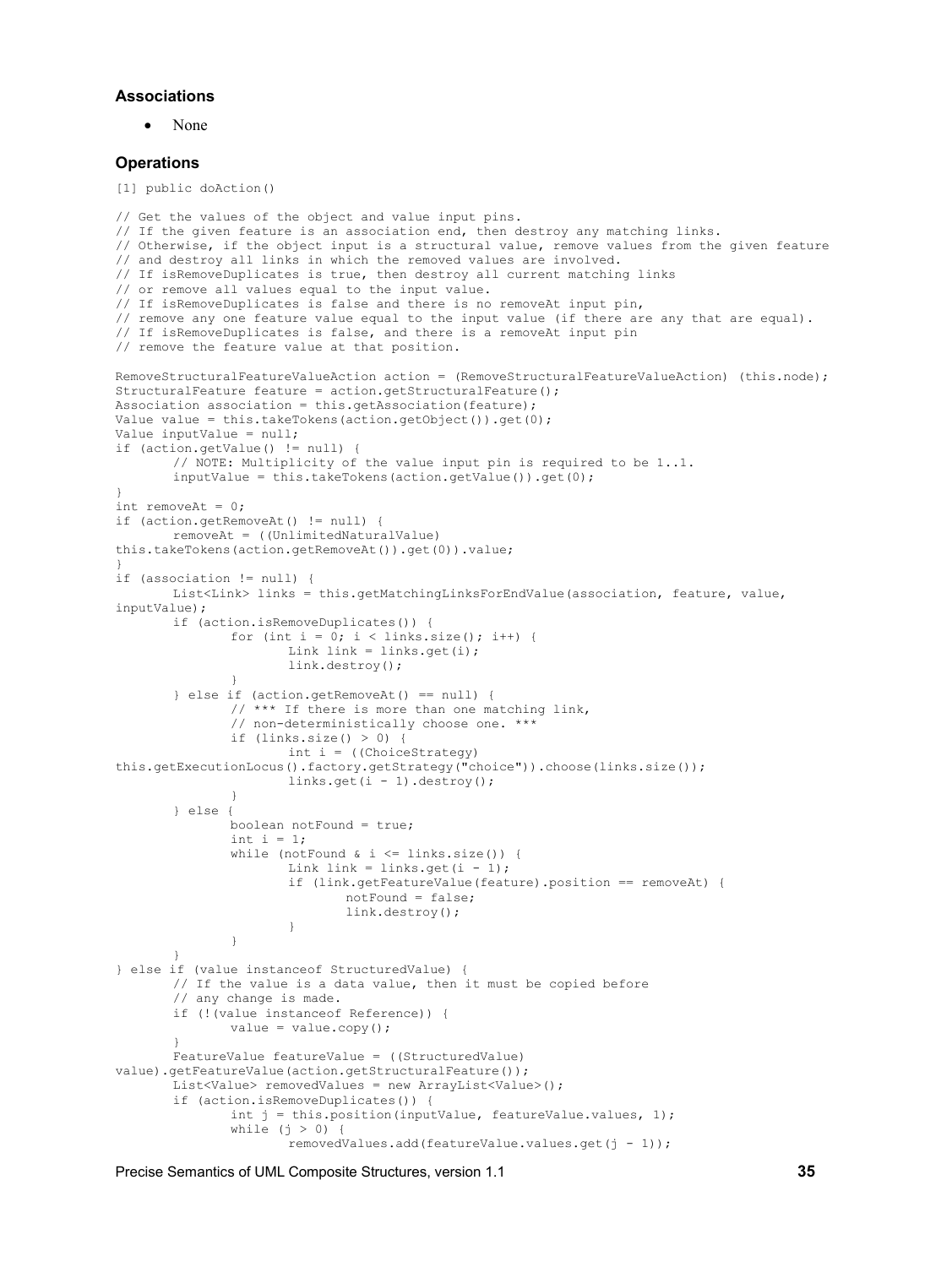### Associations

- None

### Operations

```
[1] public doAction()

// Get the values of the object and value input pins.
// If the given feature is an association end, then destroy any matching links.
// Otherwise, if the object input is a structural value, remove values from the given feature
// and destroy all links in which the removed values are involved.
// If isRemoveDuplicates is true, then destroy all current matching links
// or remove all values equal to the input value.
// If isRemoveDuplicates is false and there is no removeAt input pin,
// remove any one feature value equal to the input value (if there are any that are equal).
// If isRemoveDuplicates is false, and there is a removeAt input pin
// remove the feature value at that position.

RemoveStructuralFeatureValueAction action = (RemoveStructuralFeatureValueAction) (this.node);
StructuralFeature feature = action.getStructuralFeature();
Association association = this.getAssociation(feature);
Value value = this.takeTokens(action.getObject()).get(0);
Value inputValue = null;
if (action.getValue() != null) {
        // NOTE: Multiplicity of the value input pin is required to be 1..1.
        inputValue = this.takeTokens(action.getValue()).get(0);
}
int removeAt = 0;
if (action.getRemoveAt() != null) {
        removeAt = ((UnlimitedNaturalValue)
this.takeTokens(action.getRemoveAt()).get(0)).value;
}
if (association != null) {
        List<Link> links = this.getMatchingLinksForEndValue(association, feature, value,
inputValue);
        if (action.isRemoveDuplicates()) {
                for (int i = 0; i < links.size(); i++) {
                        Link link = links.get(i);
                        link.destroy();
                }
        } else if (action.getRemoveAt() == null) {
                // *** If there is more than one matching link,
                // non-deterministically choose one. ***
                if (links.size() > 0) {
                        int i = ((ChoiceStrategy)
this.getExecutionLocus().factory.getStrategy("choice")).choose(links.size());
                        links.get(i - 1).destroy();
                }
        } else {
                boolean notFound = true;
                int i = 1;
                while (notFound & i <= links.size()) {
                        Link link = links.get(i - 1);
                        if (link.getFeatureValue(feature).position == removeAt) {
                                notFound = false;
                                link.destroy();
                        }
                }
        }
} else if (value instanceof StructuredValue) {
        // If the value is a data value, then it must be copied before
        // any change is made.
        if (!(value instanceof Reference)) {
                value = value.copy();
        }
        FeatureValue featureValue = ((StructuredValue)
value).getFeatureValue(action.getStructuralFeature());
        List<Value> removedValues = new ArrayList<Value>();
        if (action.isRemoveDuplicates()) {
                int j = this.position(inputValue, featureValue.values, 1);
                while (j > 0) {
                        removedValues.add(featureValue.values.get(j - 1));
```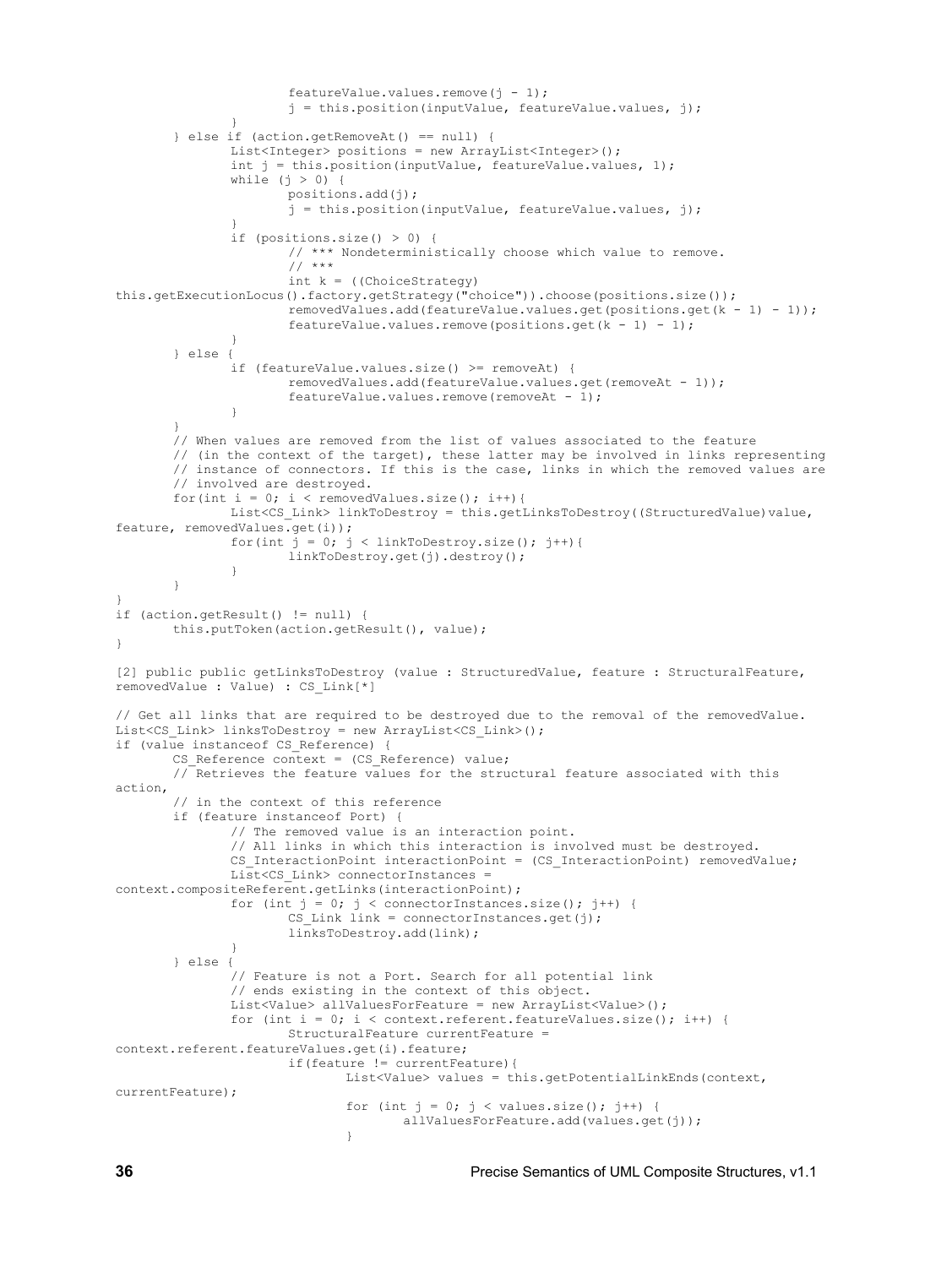```
                        featureValue.values.remove(j - 1);
                        j = this.position(inputValue, featureValue.values, j);
                }
        } else if (action.getRemoveAt() == null) {
                List<Integer> positions = new ArrayList<Integer>();
                int j = this.position(inputValue, featureValue.values, 1);
                while (j > 0) {
                        positions.add(j);
                        j = this.position(inputValue, featureValue.values, j);
                }
                if (positions.size() > 0) {
                        // *** Nondeterministically choose which value to remove.
                        // ***
                        int k = ((ChoiceStrategy)
this.getExecutionLocus().factory.getStrategy("choice")).choose(positions.size());
                        removedValues.add(featureValue.values.get(positions.get(k - 1) - 1));
                        featureValue.values.remove(positions.get(k - 1) - 1);
                }
        } else {
                if (featureValue.values.size() >= removeAt) {
                        removedValues.add(featureValue.values.get(removeAt - 1));
                        featureValue.values.remove(removeAt - 1);
                }
        }
        // When values are removed from the list of values associated to the feature
        // (in the context of the target), these latter may be involved in links representing
        // instance of connectors. If this is the case, links in which the removed values are
        // involved are destroyed.
        for(int i = 0; i < removedValues.size(); i++){
                List<CS_Link> linkToDestroy = this.getLinksToDestroy((StructuredValue)value,
feature, removedValues.get(i));
                for(int j = 0; j < linkToDestroy.size(); j++){
                        linkToDestroy.get(j).destroy();
                }
        }
}
if (action.getResult() != null) {
        this.putToken(action.getResult(), value);
}
```

[2] public public getLinksToDestroy (value : StructuredValue, feature : StructuralFeature, removedValue : Value) : CS_Link[*]

```
// Get all links that are required to be destroyed due to the removal of the removedValue.
List<CS_Link> linksToDestroy = new ArrayList<CS_Link>();
if (value instanceof CS_Reference) {
        CS_Reference context = (CS_Reference) value;
        // Retrieves the feature values for the structural feature associated with this
action,
        // in the context of this reference
        if (feature instanceof Port) {
                // The removed value is an interaction point.
                // All links in which this interaction is involved must be destroyed.
                CS_InteractionPoint interactionPoint = (CS_InteractionPoint) removedValue;
                List<CS_Link> connectorInstances =
context.compositeReferent.getLinks(interactionPoint);
                for (int j = 0; j < connectorInstances.size(); j++) {
                        CS_Link link = connectorInstances.get(j);
                        linksToDestroy.add(link);
                }
        } else {
                // Feature is not a Port. Search for all potential link
                // ends existing in the context of this object.
                List<Value> allValuesForFeature = new ArrayList<Value>();
                for (int i = 0; i < context.referent.featureValues.size(); i++) {
                        StructuralFeature currentFeature =
context.referent.featureValues.get(i).feature;
                        if(feature != currentFeature){
                                List<Value> values = this.getPotentialLinkEnds(context,
currentFeature);
                                for (int j = 0; j < values.size(); j++) {
                                        allValuesForFeature.add(values.get(j));
                                }
```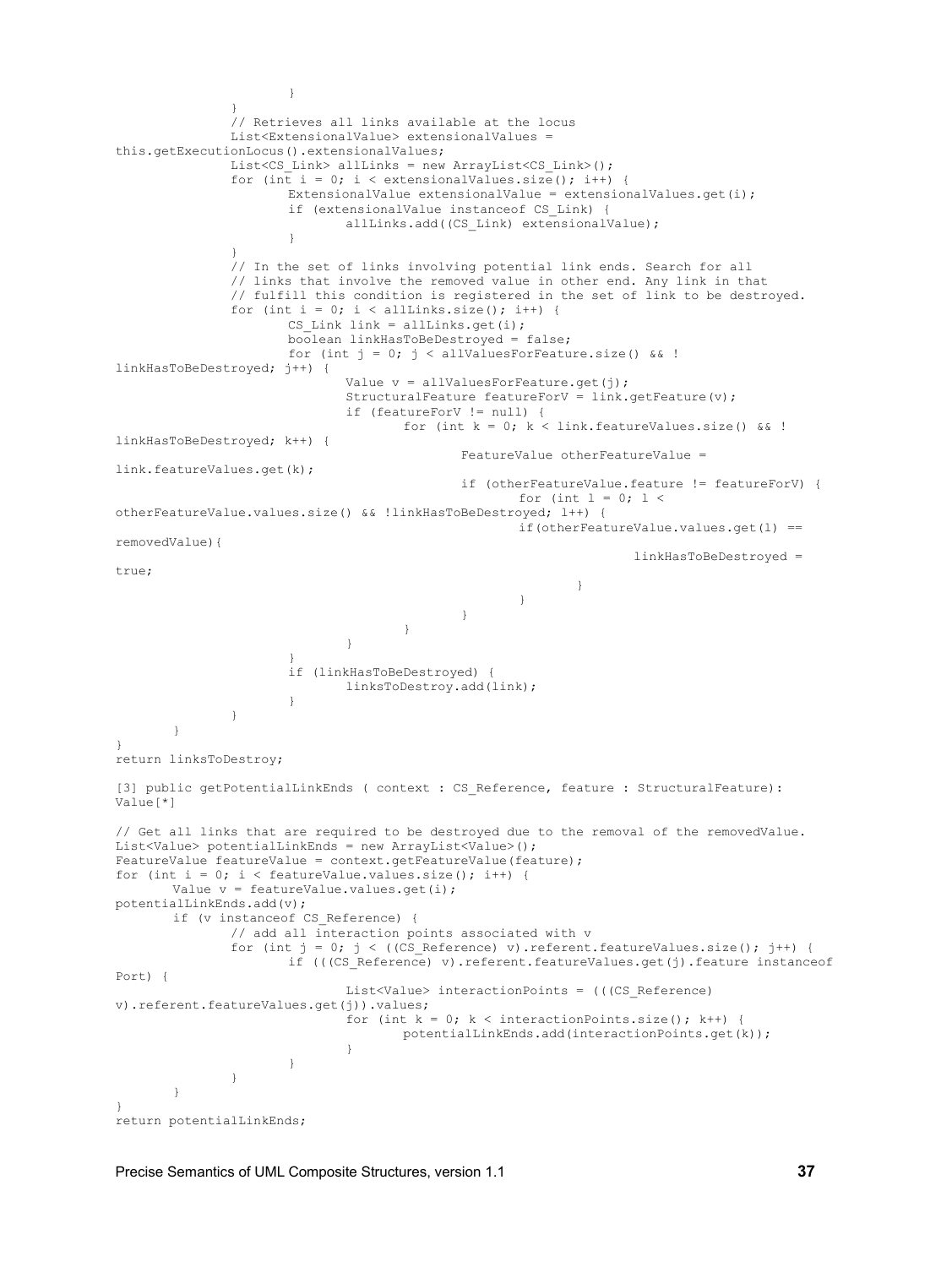```
                        }
                }
                // Retrieves all links available at the locus
                List<ExtensionalValue> extensionalValues =
this.getExecutionLocus().extensionalValues;
                List<CS_Link> allLinks = new ArrayList<CS_Link>();
                for (int i = 0; i < extensionalValues.size(); i++) {
                        ExtensionalValue extensionalValue = extensionalValues.get(i);
                        if (extensionalValue instanceof CS_Link) {
                                allLinks.add((CS_Link) extensionalValue);
                        }
                }
                // In the set of links involving potential link ends. Search for all
                // links that involve the removed value in other end. Any link in that
                // fulfill this condition is registered in the set of link to be destroyed.
                for (int i = 0; i < allLinks.size(); i++) {
                        CS_Link link = allLinks.get(i);
                        boolean linkHasToBeDestroyed = false;
                        for (int j = 0; j < allValuesForFeature.size() && !
linkHasToBeDestroyed; j++) {
                                Value v = allValuesForFeature.get(j);
                                StructuralFeature featureForV = link.getFeature(v);
                                if (featureForV != null) {
                                        for (int k = 0; k < link.featureValues.size() && !
linkHasToBeDestroyed; k++) {
                                                FeatureValue otherFeatureValue =
link.featureValues.get(k);
                                                if (otherFeatureValue.feature != featureForV) {
                                                        for (int l = 0; l <
otherFeatureValue.values.size() && !linkHasToBeDestroyed; l++) {
                                                        if(otherFeatureValue.values.get(l) ==
removedValue){
                                                                        linkHasToBeDestroyed =
true;
                                                                }
                                                        }
                                                }
                                        }
                                }
                        }
                        if (linkHasToBeDestroyed) {
                                linksToDestroy.add(link);
                        }
                }
        }
}
return linksToDestroy;
```

[3] public getPotentialLinkEnds ( context : CS_Reference, feature : StructuralFeature): Value[*]

```
// Get all links that are required to be destroyed due to the removal of the removedValue.
List<Value> potentialLinkEnds = new ArrayList<Value>();
FeatureValue featureValue = context.getFeatureValue(feature);
for (int i = 0; i < featureValue.values.size(); i++) {
        Value v = featureValue.values.get(i);
potentialLinkEnds.add(v);
        if (v instanceof CS_Reference) {
                // add all interaction points associated with v
                for (int j = 0; j < ((CS_Reference) v).referent.featureValues.size(); j++) {
                        if (((CS_Reference) v).referent.featureValues.get(j).feature instanceof
Port) {
                                List<Value> interactionPoints = (((CS_Reference)
v).referent.featureValues.get(j)).values;
                                for (int k = 0; k < interactionPoints.size(); k++) {
                                        potentialLinkEnds.add(interactionPoints.get(k));
                                }
                        }
                }
        }
}
return potentialLinkEnds;
```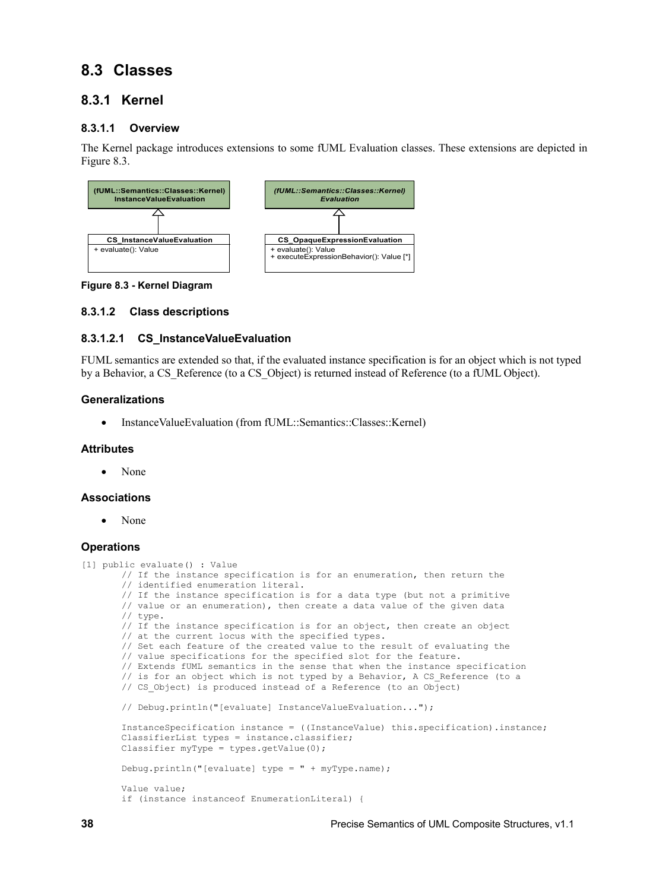## 8.3 Classes

### 8.3.1 Kernel

#### 8.3.1.1 Overview

The Kernel package introduces extensions to some fUML Evaluation classes. These extensions are depicted in Figure 8.3.

(fUML::Semantics::Classes::Kernel)
InstanceValueEvaluation

CS_InstanceValueEvaluation
+ evaluate(): Value

*(fUML::Semantics::Classes::Kernel)*
*Evaluation*

CS_OpaqueExpressionEvaluation
+ evaluate(): Value
+ executeExpressionBehavior(): Value [*]

**Figure 8.3 - Kernel Diagram**

#### 8.3.1.2 Class descriptions

##### 8.3.1.2.1 CS_InstanceValueEvaluation

FUML semantics are extended so that, if the evaluated instance specification is for an object which is not typed by a Behavior, a CS_Reference (to a CS_Object) is returned instead of Reference (to a fUML Object).

**Generalizations**

- InstanceValueEvaluation (from fUML::Semantics::Classes::Kernel)

**Attributes**

- None

**Associations**

- None

**Operations**

```
[1] public evaluate() : Value
      // If the instance specification is for an enumeration, then return the
      // identified enumeration literal.
      // If the instance specification is for a data type (but not a primitive
      // value or an enumeration), then create a data value of the given data
      // type.
      // If the instance specification is for an object, then create an object
      // at the current locus with the specified types.
      // Set each feature of the created value to the result of evaluating the
      // value specifications for the specified slot for the feature.
      // Extends fUML semantics in the sense that when the instance specification
      // is for an object which is not typed by a Behavior, A CS_Reference (to a
      // CS_Object) is produced instead of a Reference (to an Object)

      // Debug.println("[evaluate] InstanceValueEvaluation...");

      InstanceSpecification instance = ((InstanceValue) this.specification).instance;
      ClassifierList types = instance.classifier;
      Classifier myType = types.getValue(0);

      Debug.println("[evaluate] type = " + myType.name);

      Value value;
      if (instance instanceof EnumerationLiteral) {
```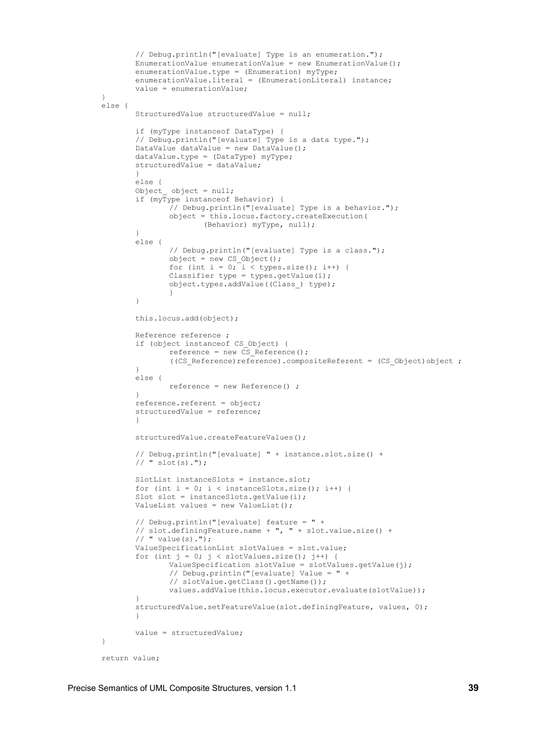```
            // Debug.println("[evaluate] Type is an enumeration.");
            EnumerationValue enumerationValue = new EnumerationValue();
            enumerationValue.type = (Enumeration) myType;
            enumerationValue.literal = (EnumerationLiteral) instance;
            value = enumerationValue;
    }
    else {
            StructuredValue structuredValue = null;

            if (myType instanceof DataType) {
            // Debug.println("[evaluate] Type is a data type.");
            DataValue dataValue = new DataValue();
            dataValue.type = (DataType) myType;
            structuredValue = dataValue;
            }
            else {
            Object_ object = null;
            if (myType instanceof Behavior) {
                    // Debug.println("[evaluate] Type is a behavior.");
                    object = this.locus.factory.createExecution(
                            (Behavior) myType, null);
            }
            else {
                    // Debug.println("[evaluate] Type is a class.");
                    object = new CS_Object();
                    for (int i = 0; i < types.size(); i++) {
                    Classifier type = types.getValue(i);
                    object.types.addValue((Class_) type);
                    }
            }

            this.locus.add(object);

            Reference reference ;
            if (object instanceof CS_Object) {
                    reference = new CS_Reference();
                    ((CS_Reference)reference).compositeReferent = (CS_Object)object ;
            }
            else {
                    reference = new Reference() ;
            }
            reference.referent = object;
            structuredValue = reference;
            }

            structuredValue.createFeatureValues();

            // Debug.println("[evaluate] " + instance.slot.size() +
            // " slot(s).");

            SlotList instanceSlots = instance.slot;
            for (int i = 0; i < instanceSlots.size(); i++) {
            Slot slot = instanceSlots.getValue(i);
            ValueList values = new ValueList();

            // Debug.println("[evaluate] feature = " +
            // slot.definingFeature.name + ", " + slot.value.size() +
            // " value(s).");
            ValueSpecificationList slotValues = slot.value;
            for (int j = 0; j < slotValues.size(); j++) {
                    ValueSpecification slotValue = slotValues.getValue(j);
                    // Debug.println("[evaluate] Value = " +
                    // slotValue.getClass().getName());
                    values.addValue(this.locus.executor.evaluate(slotValue));
            }
            structuredValue.setFeatureValue(slot.definingFeature, values, 0);
            }

            value = structuredValue;
    }

    return value;
```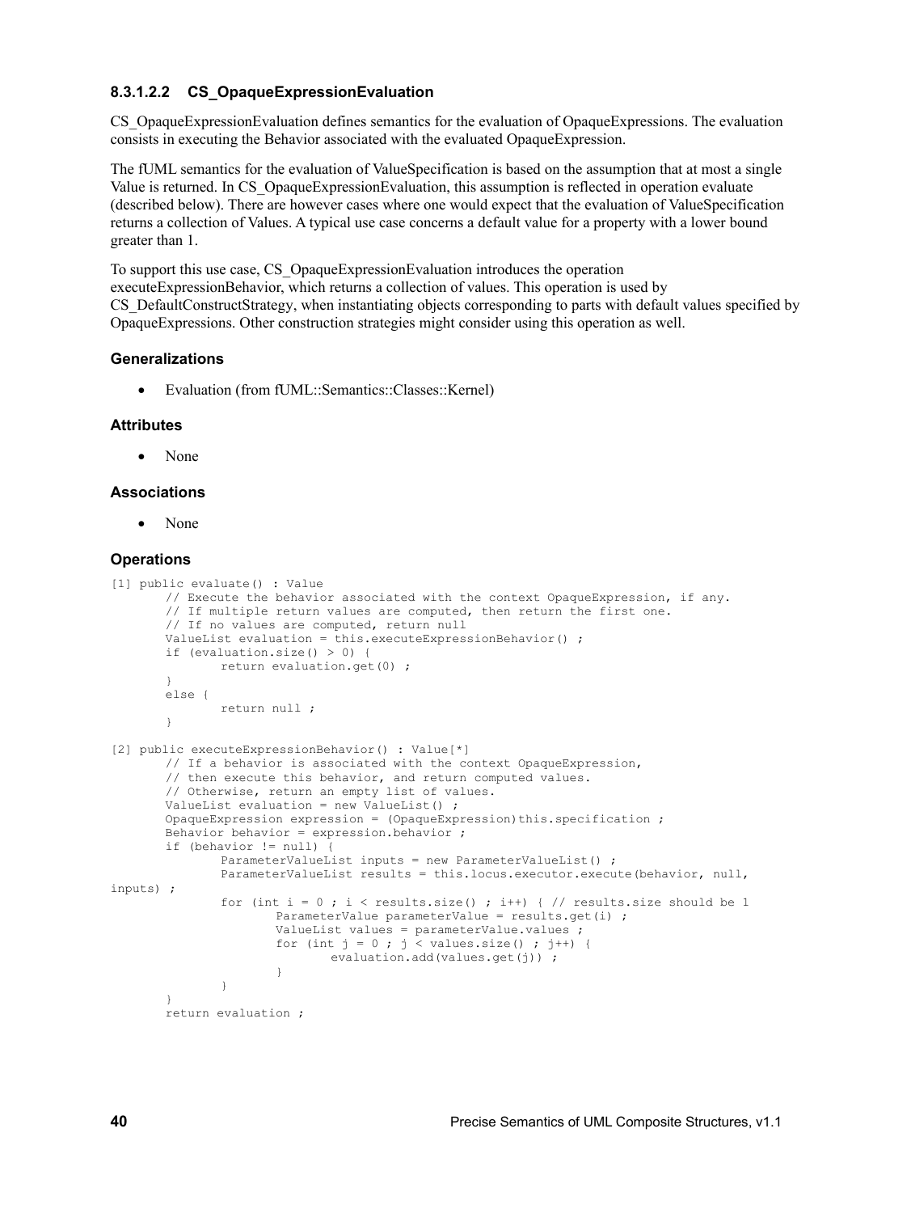#### 8.3.1.2.2 CS_OpaqueExpressionEvaluation

CS_OpaqueExpressionEvaluation defines semantics for the evaluation of OpaqueExpressions. The evaluation consists in executing the Behavior associated with the evaluated OpaqueExpression.

The fUML semantics for the evaluation of ValueSpecification is based on the assumption that at most a single Value is returned. In CS_OpaqueExpressionEvaluation, this assumption is reflected in operation evaluate (described below). There are however cases where one would expect that the evaluation of ValueSpecification returns a collection of Values. A typical use case concerns a default value for a property with a lower bound greater than 1.

To support this use case, CS_OpaqueExpressionEvaluation introduces the operation executeExpressionBehavior, which returns a collection of values. This operation is used by CS_DefaultConstructStrategy, when instantiating objects corresponding to parts with default values specified by OpaqueExpressions. Other construction strategies might consider using this operation as well.

**Generalizations**

- Evaluation (from fUML::Semantics::Classes::Kernel)

**Attributes**

- None

**Associations**

- None

**Operations**

```
[1] public evaluate() : Value
        // Execute the behavior associated with the context OpaqueExpression, if any.
        // If multiple return values are computed, then return the first one.
        // If no values are computed, return null
        ValueList evaluation = this.executeExpressionBehavior() ;
        if (evaluation.size() > 0) {
                return evaluation.get(0) ;
        }
        else {
                return null ;
        }

[2] public executeExpressionBehavior() : Value[*]
        // If a behavior is associated with the context OpaqueExpression,
        // then execute this behavior, and return computed values.
        // Otherwise, return an empty list of values.
        ValueList evaluation = new ValueList() ;
        OpaqueExpression expression = (OpaqueExpression)this.specification ;
        Behavior behavior = expression.behavior ;
        if (behavior != null) {
                ParameterValueList inputs = new ParameterValueList() ;
                ParameterValueList results = this.locus.executor.execute(behavior, null,
inputs) ;
                for (int i = 0 ; i < results.size() ; i++) { // results.size should be 1
                        ParameterValue parameterValue = results.get(i) ;
                        ValueList values = parameterValue.values ;
                        for (int j = 0 ; j < values.size() ; j++) {
                                evaluation.add(values.get(j)) ;
                        }
                }
        }
        return evaluation ;
```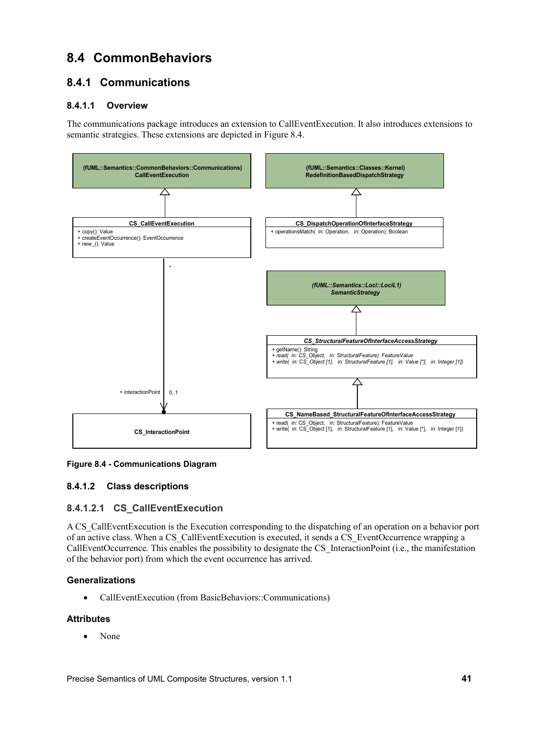# 8.4 CommonBehaviors

## 8.4.1 Communications

### 8.4.1.1 Overview

The communications package introduces an extension to CallEventExecution. It also introduces extensions to semantic strategies. These extensions are depicted in Figure 8.4.

**Figure 8.4 - Communications Diagram**

### 8.4.1.2 Class descriptions

#### 8.4.1.2.1 CS_CallEventExecution

A CS_CallEventExecution is the Execution corresponding to the dispatching of an operation on a behavior port of an active class. When a CS_CallEventExecution is executed, it sends a CS_EventOccurrence wrapping a CallEventOccurrence. This enables the possibility to designate the CS_InteractionPoint (i.e., the manifestation of the behavior port) from which the event occurrence has arrived.

**Generalizations**

- CallEventExecution (from BasicBehaviors::Communications)

**Attributes**

- None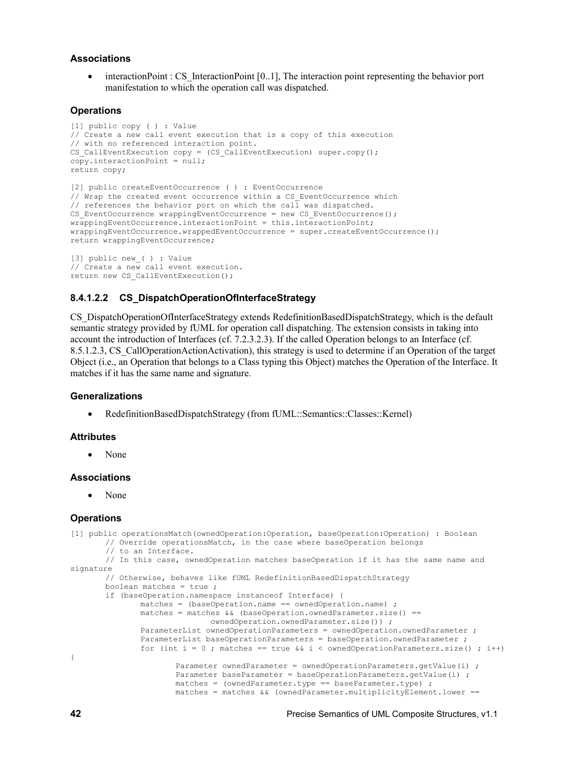### Associations

- interactionPoint : CS_InteractionPoint [0..1], The interaction point representing the behavior port manifestation to which the operation call was dispatched.

### Operations

```
[1] public copy ( ) : Value
// Create a new call event execution that is a copy of this execution
// with no referenced interaction point.
CS_CallEventExecution copy = (CS_CallEventExecution) super.copy();
copy.interactionPoint = null;
return copy;

[2] public createEventOccurrence ( ) : EventOccurrence
// Wrap the created event occurrence within a CS_EventOccurrence which
// references the behavior port on which the call was dispatched.
CS_EventOccurrence wrappingEventOccurrence = new CS_EventOccurrence();
wrappingEventOccurrence.interactionPoint = this.interactionPoint;
wrappingEventOccurrence.wrappedEventOccurrence = super.createEventOccurrence();
return wrappingEventOccurrence;

[3] public new_( ) : Value
// Create a new call event execution.
return new CS_CallEventExecution();
```

## 8.4.1.2.2 CS_DispatchOperationOfInterfaceStrategy

CS_DispatchOperationOfInterfaceStrategy extends RedefinitionBasedDispatchStrategy, which is the default semantic strategy provided by fUML for operation call dispatching. The extension consists in taking into account the introduction of Interfaces (cf. 7.2.3.2.3). If the called Operation belongs to an Interface (cf. 8.5.1.2.3, CS_CallOperationActionActivation), this strategy is used to determine if an Operation of the target Object (i.e., an Operation that belongs to a Class typing this Object) matches the Operation of the Interface. It matches if it has the same name and signature.

### Generalizations

- RedefinitionBasedDispatchStrategy (from fUML::Semantics::Classes::Kernel)

### Attributes

- None

### Associations

- None

### Operations

```
[1] public operationsMatch(ownedOperation:Operation, baseOperation:Operation) : Boolean
       // Override operationsMatch, in the case where baseOperation belongs
       // to an Interface.
       // In this case, ownedOperation matches baseOperation if it has the same name and
signature
       // Otherwise, behaves like fUML RedefinitionBasedDispatchStrategy
       boolean matches = true ;
       if (baseOperation.namespace instanceof Interface) {
              matches = (baseOperation.name == ownedOperation.name) ;
              matches = matches && (baseOperation.ownedParameter.size() ==
                            ownedOperation.ownedParameter.size()) ;
              ParameterList ownedOperationParameters = ownedOperation.ownedParameter ;
              ParameterList baseOperationParameters = baseOperation.ownedParameter ;
              for (int i = 0 ; matches == true && i < ownedOperationParameters.size() ; i++)
{
                     Parameter ownedParameter = ownedOperationParameters.getValue(i) ;
                     Parameter baseParameter = baseOperationParameters.getValue(i) ;
                     matches = (ownedParameter.type == baseParameter.type) ;
                     matches = matches && (ownedParameter.multiplicityElement.lower ==
```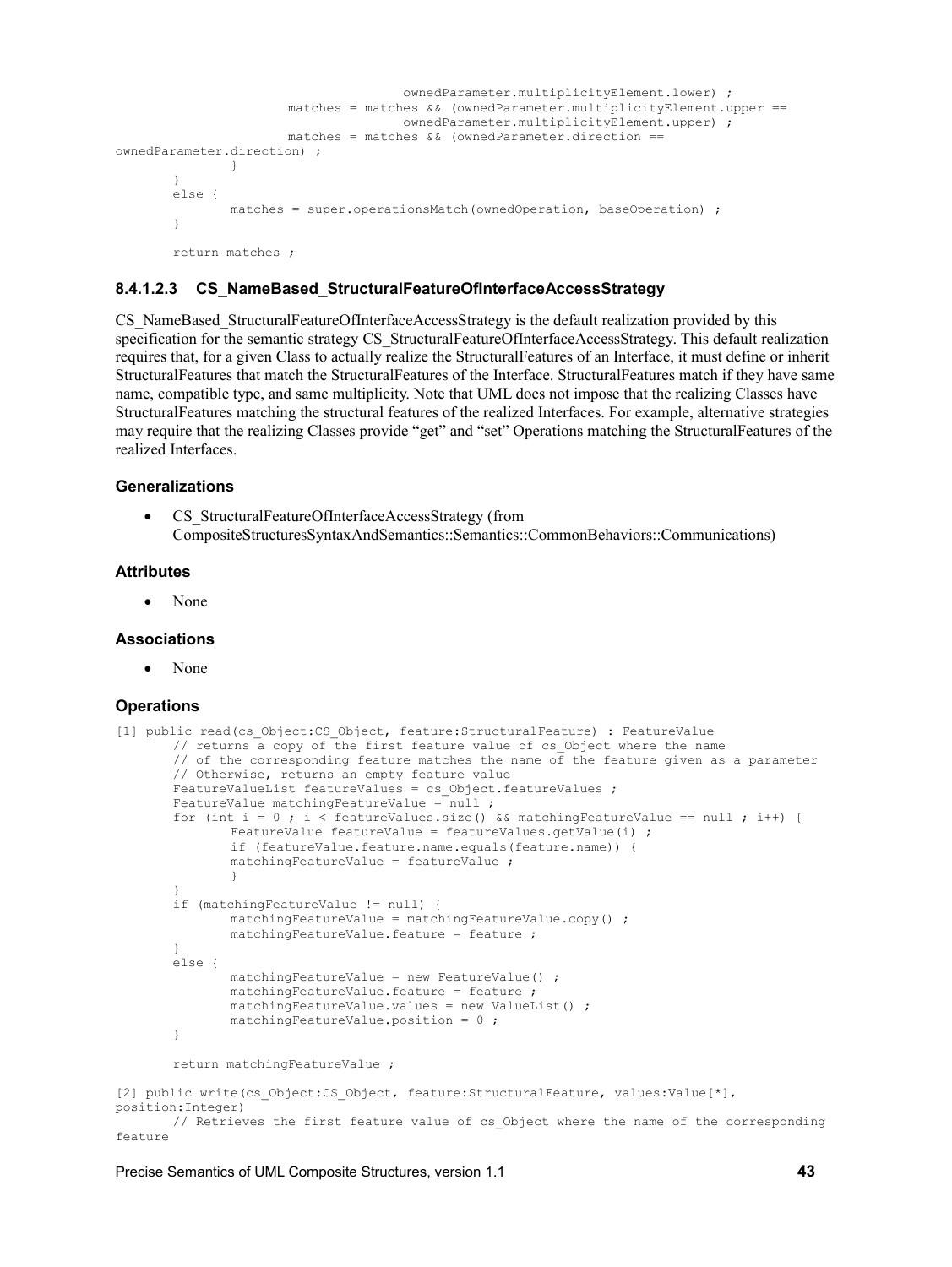```
                                        ownedParameter.multiplicityElement.lower) ;
                        matches = matches && (ownedParameter.multiplicityElement.upper ==
                                        ownedParameter.multiplicityElement.upper) ;
                        matches = matches && (ownedParameter.direction ==
ownedParameter.direction) ;
                }
        }
        else {
                matches = super.operationsMatch(ownedOperation, baseOperation) ;
        }

        return matches ;
```

#### 8.4.1.2.3 CS_NameBased_StructuralFeatureOfInterfaceAccessStrategy

CS_NameBased_StructuralFeatureOfInterfaceAccessStrategy is the default realization provided by this specification for the semantic strategy CS_StructuralFeatureOfInterfaceAccessStrategy. This default realization requires that, for a given Class to actually realize the StructuralFeatures of an Interface, it must define or inherit StructuralFeatures that match the StructuralFeatures of the Interface. StructuralFeatures match if they have same name, compatible type, and same multiplicity. Note that UML does not impose that the realizing Classes have StructuralFeatures matching the structural features of the realized Interfaces. For example, alternative strategies may require that the realizing Classes provide "get" and "set" Operations matching the StructuralFeatures of the realized Interfaces.

**Generalizations**

- CS_StructuralFeatureOfInterfaceAccessStrategy (from CompositeStructuresSyntaxAndSemantics::Semantics::CommonBehaviors::Communications)

**Attributes**

- None

**Associations**

- None

**Operations**

```
[1] public read(cs_Object:CS_Object, feature:StructuralFeature) : FeatureValue
        // returns a copy of the first feature value of cs_Object where the name
        // of the corresponding feature matches the name of the feature given as a parameter
        // Otherwise, returns an empty feature value
        FeatureValueList featureValues = cs_Object.featureValues ;
        FeatureValue matchingFeatureValue = null ;
        for (int i = 0 ; i < featureValues.size() && matchingFeatureValue == null ; i++) {
                FeatureValue featureValue = featureValues.getValue(i) ;
                if (featureValue.feature.name.equals(feature.name)) {
                matchingFeatureValue = featureValue ;
                }
        }
        if (matchingFeatureValue != null) {
                matchingFeatureValue = matchingFeatureValue.copy() ;
                matchingFeatureValue.feature = feature ;
        }
        else {
                matchingFeatureValue = new FeatureValue() ;
                matchingFeatureValue.feature = feature ;
                matchingFeatureValue.values = new ValueList() ;
                matchingFeatureValue.position = 0 ;
        }

        return matchingFeatureValue ;

[2] public write(cs_Object:CS_Object, feature:StructuralFeature, values:Value[*],
position:Integer)
        // Retrieves the first feature value of cs_Object where the name of the corresponding
feature
```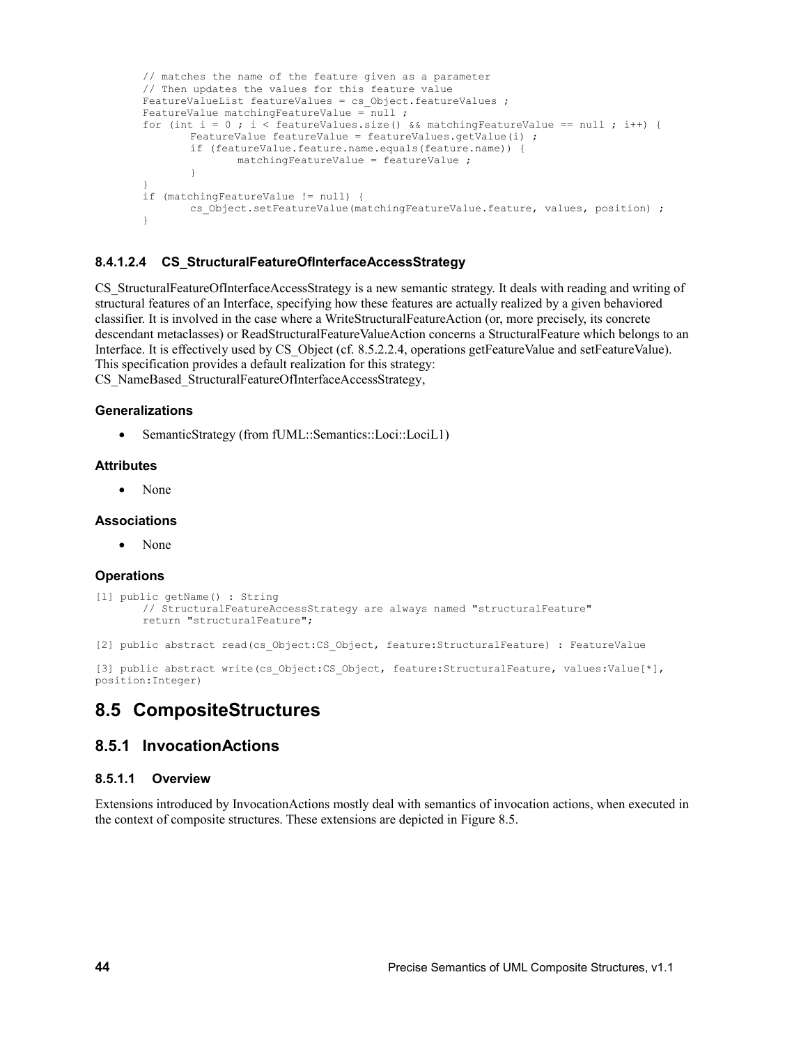```
// matches the name of the feature given as a parameter
// Then updates the values for this feature value
FeatureValueList featureValues = cs_Object.featureValues ;
FeatureValue matchingFeatureValue = null ;
for (int i = 0 ; i < featureValues.size() && matchingFeatureValue == null ; i++) {
        FeatureValue featureValue = featureValues.getValue(i) ;
        if (featureValue.feature.name.equals(feature.name)) {
                matchingFeatureValue = featureValue ;
        }
}
if (matchingFeatureValue != null) {
        cs_Object.setFeatureValue(matchingFeatureValue.feature, values, position) ;
}
```

#### 8.4.1.2.4 CS_StructuralFeatureOfInterfaceAccessStrategy

CS_StructuralFeatureOfInterfaceAccessStrategy is a new semantic strategy. It deals with reading and writing of structural features of an Interface, specifying how these features are actually realized by a given behaviored classifier. It is involved in the case where a WriteStructuralFeatureAction (or, more precisely, its concrete descendant metaclasses) or ReadStructuralFeatureValueAction concerns a StructuralFeature which belongs to an Interface. It is effectively used by CS_Object (cf. 8.5.2.2.4, operations getFeatureValue and setFeatureValue). This specification provides a default realization for this strategy: CS_NameBased_StructuralFeatureOfInterfaceAccessStrategy,

**Generalizations**

- SemanticStrategy (from fUML::Semantics::Loci::LociL1)

**Attributes**

- None

**Associations**

- None

**Operations**

```
[1] public getName() : String
        // StructuralFeatureAccessStrategy are always named "structuralFeature"
        return "structuralFeature";
```

```
[2] public abstract read(cs_Object:CS_Object, feature:StructuralFeature) : FeatureValue
```

```
[3] public abstract write(cs_Object:CS_Object, feature:StructuralFeature, values:Value[*],
position:Integer)
```

## 8.5 CompositeStructures

### 8.5.1 InvocationActions

#### 8.5.1.1 Overview

Extensions introduced by InvocationActions mostly deal with semantics of invocation actions, when executed in the context of composite structures. These extensions are depicted in Figure 8.5.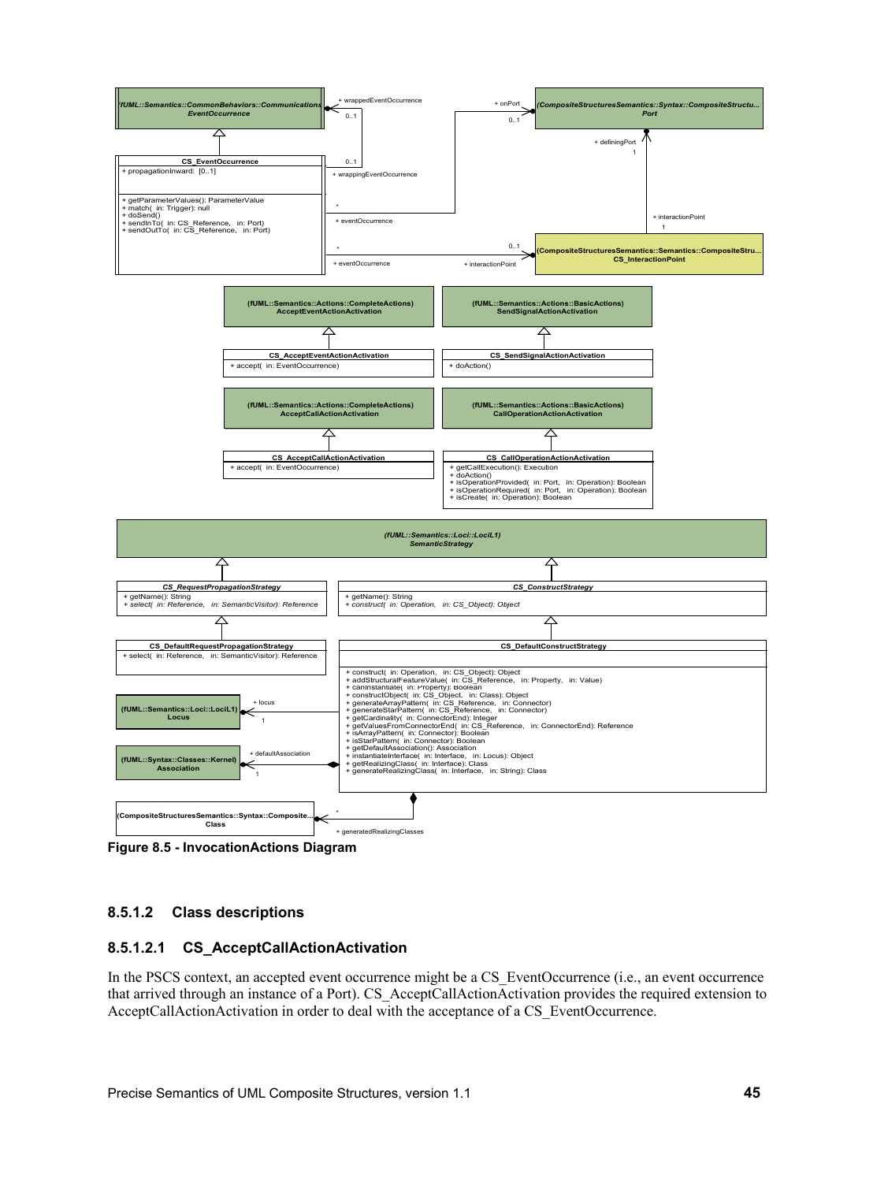Figure 8.5 - InvocationActions Diagram

### 8.5.1.2 Class descriptions

#### 8.5.1.2.1 CS_AcceptCallActionActivation

In the PSCS context, an accepted event occurrence might be a CS_EventOccurrence (i.e., an event occurrence that arrived through an instance of a Port). CS_AcceptCallActionActivation provides the required extension to AcceptCallActionActivation in order to deal with the acceptance of a CS_EventOccurrence.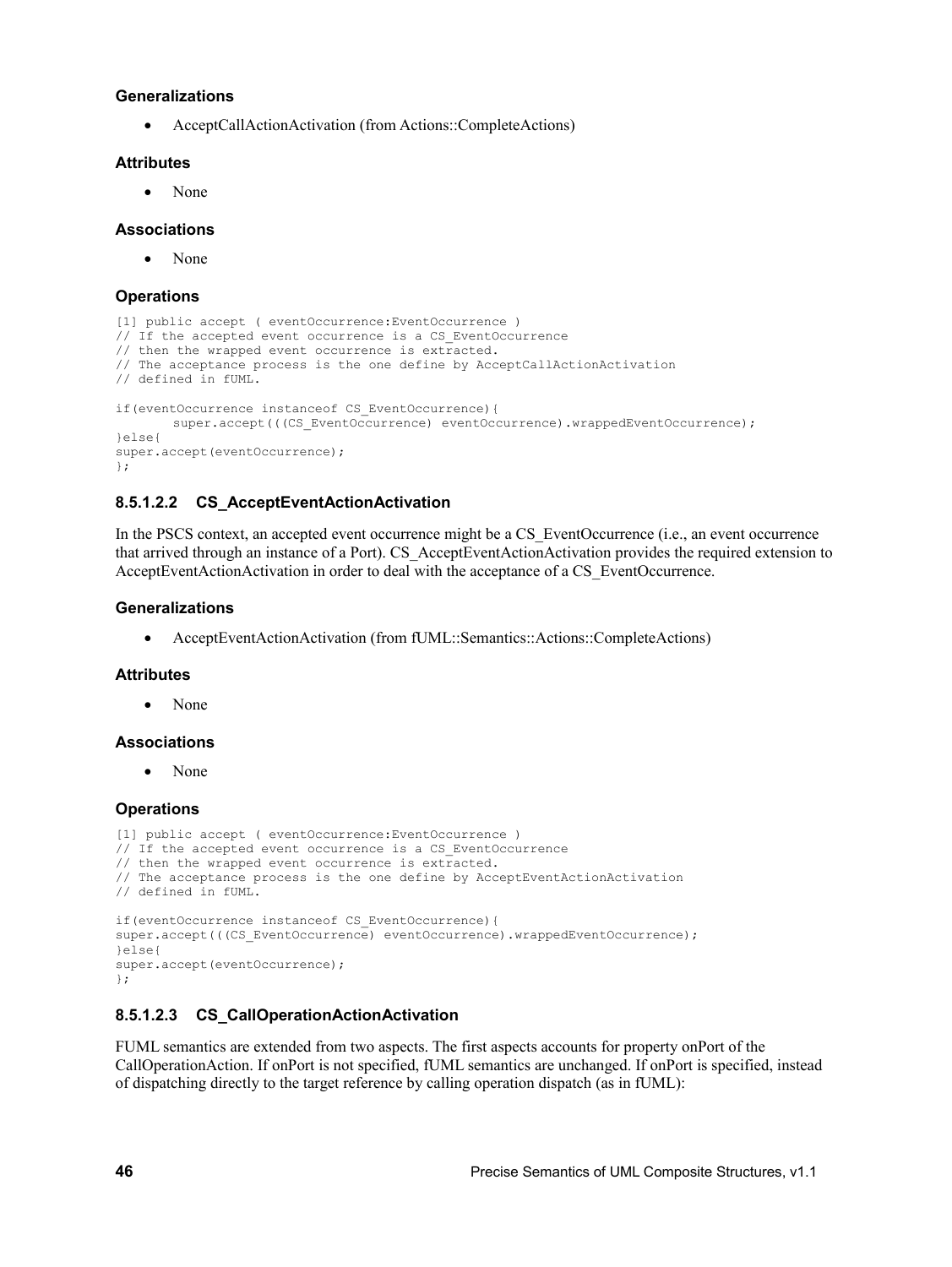#### Generalizations

- AcceptCallActionActivation (from Actions::CompleteActions)

#### Attributes

- None

#### Associations

- None

#### Operations

```
[1] public accept ( eventOccurrence:EventOccurrence )
// If the accepted event occurrence is a CS_EventOccurrence
// then the wrapped event occurrence is extracted.
// The acceptance process is the one define by AcceptCallActionActivation
// defined in fUML.

if(eventOccurrence instanceof CS_EventOccurrence){
       super.accept(((CS_EventOccurrence) eventOccurrence).wrappedEventOccurrence);
}else{
super.accept(eventOccurrence);
};
```

### 8.5.1.2.2 CS_AcceptEventActionActivation

In the PSCS context, an accepted event occurrence might be a CS_EventOccurrence (i.e., an event occurrence that arrived through an instance of a Port). CS_AcceptEventActionActivation provides the required extension to AcceptEventActionActivation in order to deal with the acceptance of a CS_EventOccurrence.

#### Generalizations

- AcceptEventActionActivation (from fUML::Semantics::Actions::CompleteActions)

#### Attributes

- None

#### Associations

- None

#### Operations

```
[1] public accept ( eventOccurrence:EventOccurrence )
// If the accepted event occurrence is a CS_EventOccurrence
// then the wrapped event occurrence is extracted.
// The acceptance process is the one define by AcceptEventActionActivation
// defined in fUML.

if(eventOccurrence instanceof CS_EventOccurrence){
super.accept(((CS_EventOccurrence) eventOccurrence).wrappedEventOccurrence);
}else{
super.accept(eventOccurrence);
};
```

### 8.5.1.2.3 CS_CallOperationActionActivation

FUML semantics are extended from two aspects. The first aspects accounts for property onPort of the CallOperationAction. If onPort is not specified, fUML semantics are unchanged. If onPort is specified, instead of dispatching directly to the target reference by calling operation dispatch (as in fUML):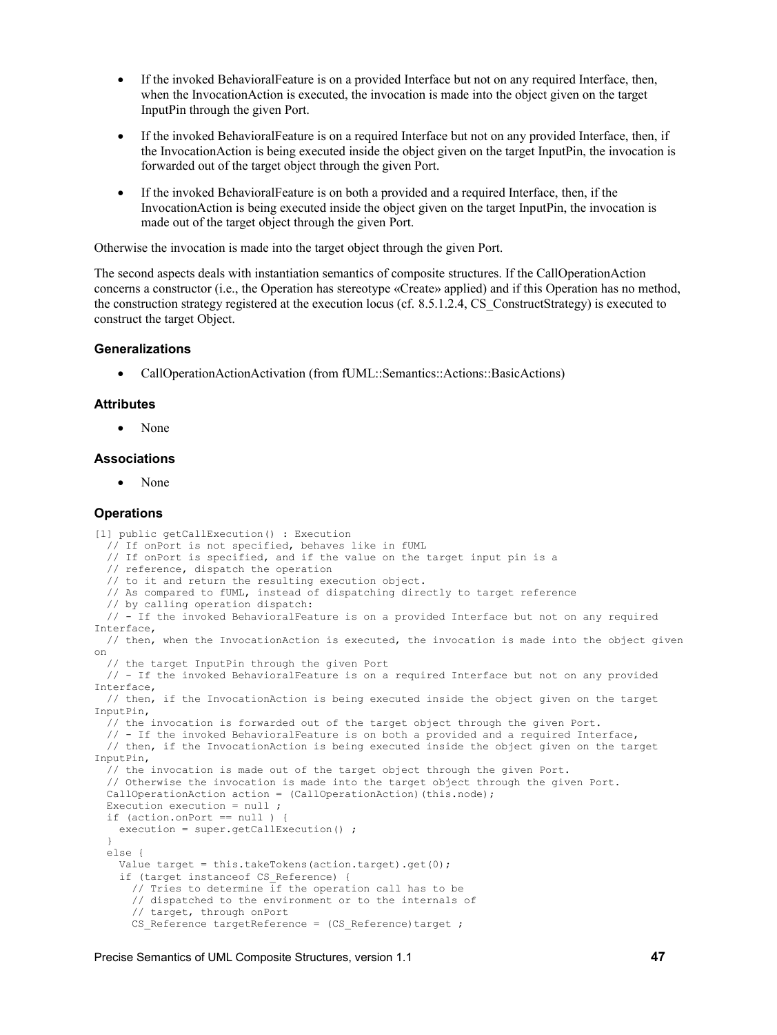- If the invoked BehavioralFeature is on a provided Interface but not on any required Interface, then, when the InvocationAction is executed, the invocation is made into the object given on the target InputPin through the given Port.
- If the invoked BehavioralFeature is on a required Interface but not on any provided Interface, then, if the InvocationAction is being executed inside the object given on the target InputPin, the invocation is forwarded out of the target object through the given Port.
- If the invoked BehavioralFeature is on both a provided and a required Interface, then, if the InvocationAction is being executed inside the object given on the target InputPin, the invocation is made out of the target object through the given Port.

Otherwise the invocation is made into the target object through the given Port.

The second aspects deals with instantiation semantics of composite structures. If the CallOperationAction concerns a constructor (i.e., the Operation has stereotype «Create» applied) and if this Operation has no method, the construction strategy registered at the execution locus (cf. 8.5.1.2.4, CS_ConstructStrategy) is executed to construct the target Object.

### Generalizations

- CallOperationActionActivation (from fUML::Semantics::Actions::BasicActions)

### Attributes

- None

### Associations

- None

### Operations

```
[1] public getCallExecution() : Execution
  // If onPort is not specified, behaves like in fUML
  // If onPort is specified, and if the value on the target input pin is a
  // reference, dispatch the operation
  // to it and return the resulting execution object.
  // As compared to fUML, instead of dispatching directly to target reference
  // by calling operation dispatch:
  // - If the invoked BehavioralFeature is on a provided Interface but not on any required
Interface,
  // then, when the InvocationAction is executed, the invocation is made into the object given
on
  // the target InputPin through the given Port
  // - If the invoked BehavioralFeature is on a required Interface but not on any provided
Interface,
  // then, if the InvocationAction is being executed inside the object given on the target
InputPin,
  // the invocation is forwarded out of the target object through the given Port.
  // - If the invoked BehavioralFeature is on both a provided and a required Interface,
  // then, if the InvocationAction is being executed inside the object given on the target
InputPin,
  // the invocation is made out of the target object through the given Port.
  // Otherwise the invocation is made into the target object through the given Port.
  CallOperationAction action = (CallOperationAction)(this.node);
  Execution execution = null ;
  if (action.onPort == null ) {
    execution = super.getCallExecution() ;
  }
  else {
    Value target = this.takeTokens(action.target).get(0);
    if (target instanceof CS_Reference) {
      // Tries to determine if the operation call has to be
      // dispatched to the environment or to the internals of
      // target, through onPort
      CS_Reference targetReference = (CS_Reference)target ;
```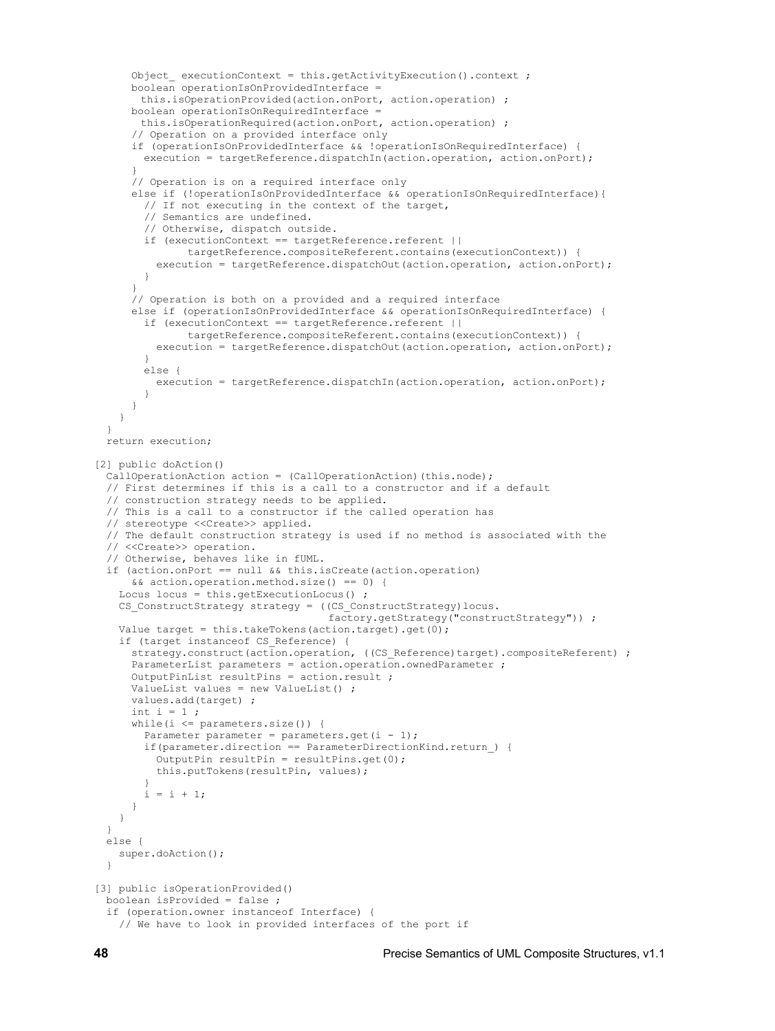```
      Object_ executionContext = this.getActivityExecution().context ;
      boolean operationIsOnProvidedInterface =
        this.isOperationProvided(action.onPort, action.operation) ;
      boolean operationIsOnRequiredInterface =
        this.isOperationRequired(action.onPort, action.operation) ;
      // Operation on a provided interface only
      if (operationIsOnProvidedInterface && !operationIsOnRequiredInterface) {
        execution = targetReference.dispatchIn(action.operation, action.onPort);
      }
      // Operation is on a required interface only
      else if (!operationIsOnProvidedInterface && operationIsOnRequiredInterface){
        // If not executing in the context of the target,
        // Semantics are undefined.
        // Otherwise, dispatch outside.
        if (executionContext == targetReference.referent ||
               targetReference.compositeReferent.contains(executionContext)) {
          execution = targetReference.dispatchOut(action.operation, action.onPort);
        }
      }
      // Operation is both on a provided and a required interface
      else if (operationIsOnProvidedInterface && operationIsOnRequiredInterface) {
        if (executionContext == targetReference.referent ||
               targetReference.compositeReferent.contains(executionContext)) {
          execution = targetReference.dispatchOut(action.operation, action.onPort);
        }
        else {
          execution = targetReference.dispatchIn(action.operation, action.onPort);
        }
      }
    }
  }
  return execution;

[2] public doAction()
  CallOperationAction action = (CallOperationAction)(this.node);
  // First determines if this is a call to a constructor and if a default
  // construction strategy needs to be applied.
  // This is a call to a constructor if the called operation has
  // stereotype <<Create>> applied.
  // The default construction strategy is used if no method is associated with the
  // <<Create>> operation.
  // Otherwise, behaves like in fUML.
  if (action.onPort == null && this.isCreate(action.operation)
      && action.operation.method.size() == 0) {
    Locus locus = this.getExecutionLocus() ;
    CS_ConstructStrategy strategy = ((CS_ConstructStrategy)locus.
                                     factory.getStrategy("constructStrategy")) ;
    Value target = this.takeTokens(action.target).get(0);
    if (target instanceof CS_Reference) {
      strategy.construct(action.operation, ((CS_Reference)target).compositeReferent) ;
      ParameterList parameters = action.operation.ownedParameter ;
      OutputPinList resultPins = action.result ;
      ValueList values = new ValueList() ;
      values.add(target) ;
      int i = 1 ;
      while(i <= parameters.size()) {
        Parameter parameter = parameters.get(i - 1);
        if(parameter.direction == ParameterDirectionKind.return_) {
          OutputPin resultPin = resultPins.get(0);
          this.putTokens(resultPin, values);
        }
        i = i + 1;
      }
    }
  }
  else {
    super.doAction();
  }

[3] public isOperationProvided()
  boolean isProvided = false ;
  if (operation.owner instanceof Interface) {
    // We have to look in provided interfaces of the port if
```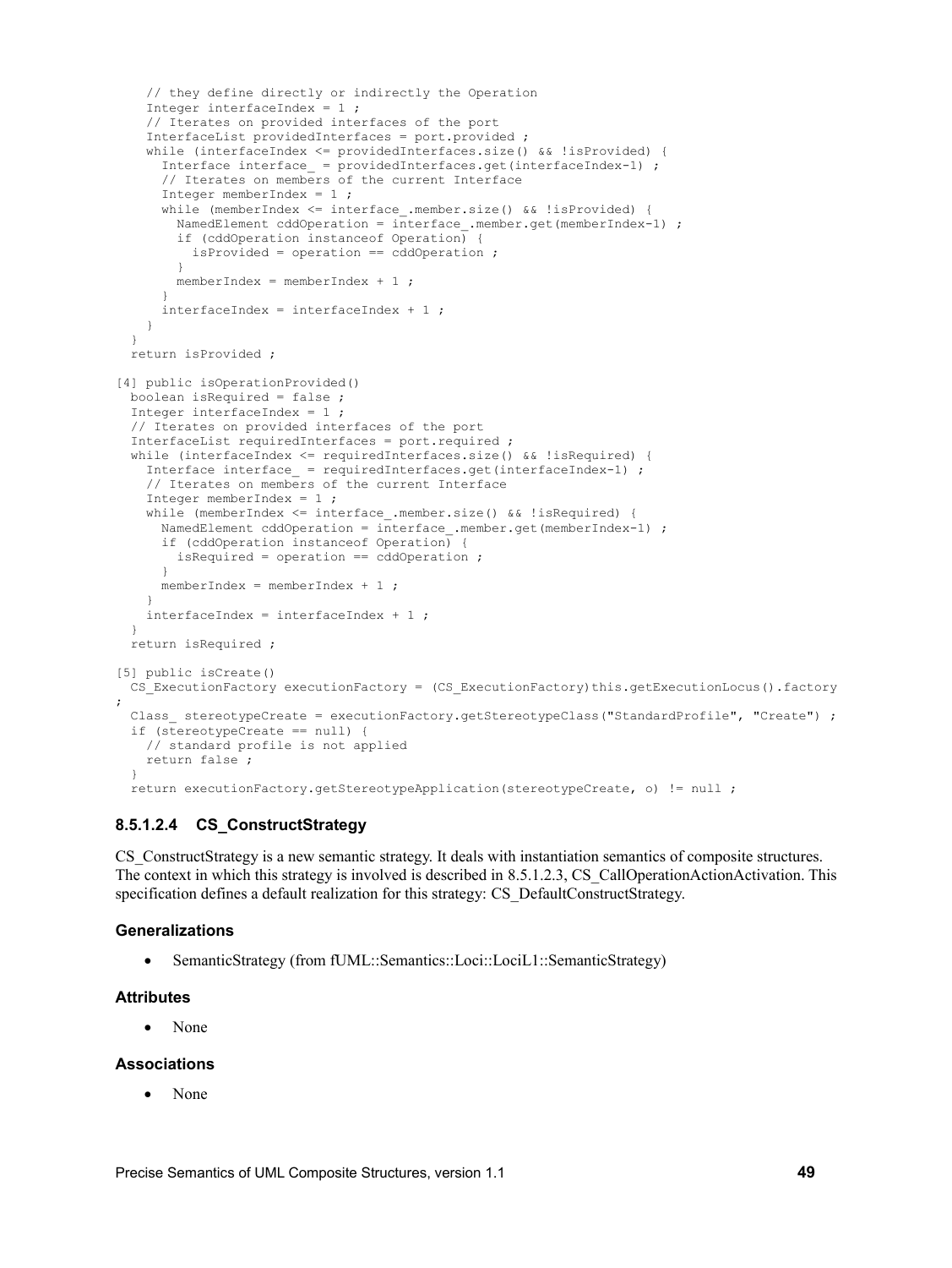```
    // they define directly or indirectly the Operation
    Integer interfaceIndex = 1 ;
    // Iterates on provided interfaces of the port
    InterfaceList providedInterfaces = port.provided ;
    while (interfaceIndex <= providedInterfaces.size() && !isProvided) {
      Interface interface_ = providedInterfaces.get(interfaceIndex-1) ;
      // Iterates on members of the current Interface
      Integer memberIndex = 1 ;
      while (memberIndex <= interface_.member.size() && !isProvided) {
        NamedElement cddOperation = interface_.member.get(memberIndex-1) ;
        if (cddOperation instanceof Operation) {
          isProvided = operation == cddOperation ;
        }
        memberIndex = memberIndex + 1 ;
      }
      interfaceIndex = interfaceIndex + 1 ;
    }
  }
  return isProvided ;

[4] public isOperationProvided()
  boolean isRequired = false ;
  Integer interfaceIndex = 1 ;
  // Iterates on provided interfaces of the port
  InterfaceList requiredInterfaces = port.required ;
  while (interfaceIndex <= requiredInterfaces.size() && !isRequired) {
    Interface interface_ = requiredInterfaces.get(interfaceIndex-1) ;
    // Iterates on members of the current Interface
    Integer memberIndex = 1 ;
    while (memberIndex <= interface_.member.size() && !isRequired) {
      NamedElement cddOperation = interface_.member.get(memberIndex-1) ;
      if (cddOperation instanceof Operation) {
        isRequired = operation == cddOperation ;
      }
      memberIndex = memberIndex + 1 ;
    }
    interfaceIndex = interfaceIndex + 1 ;
  }
  return isRequired ;

[5] public isCreate()
  CS_ExecutionFactory executionFactory = (CS_ExecutionFactory)this.getExecutionLocus().factory
;
  Class_ stereotypeCreate = executionFactory.getStereotypeClass("StandardProfile", "Create") ;
  if (stereotypeCreate == null) {
    // standard profile is not applied
    return false ;
  }
  return executionFactory.getStereotypeApplication(stereotypeCreate, o) != null ;
```

### 8.5.1.2.4 CS_ConstructStrategy

CS_ConstructStrategy is a new semantic strategy. It deals with instantiation semantics of composite structures. The context in which this strategy is involved is described in 8.5.1.2.3, CS_CallOperationActionActivation. This specification defines a default realization for this strategy: CS_DefaultConstructStrategy.

#### Generalizations

- SemanticStrategy (from fUML::Semantics::Loci::LociL1::SemanticStrategy)

#### Attributes

- None

#### Associations

- None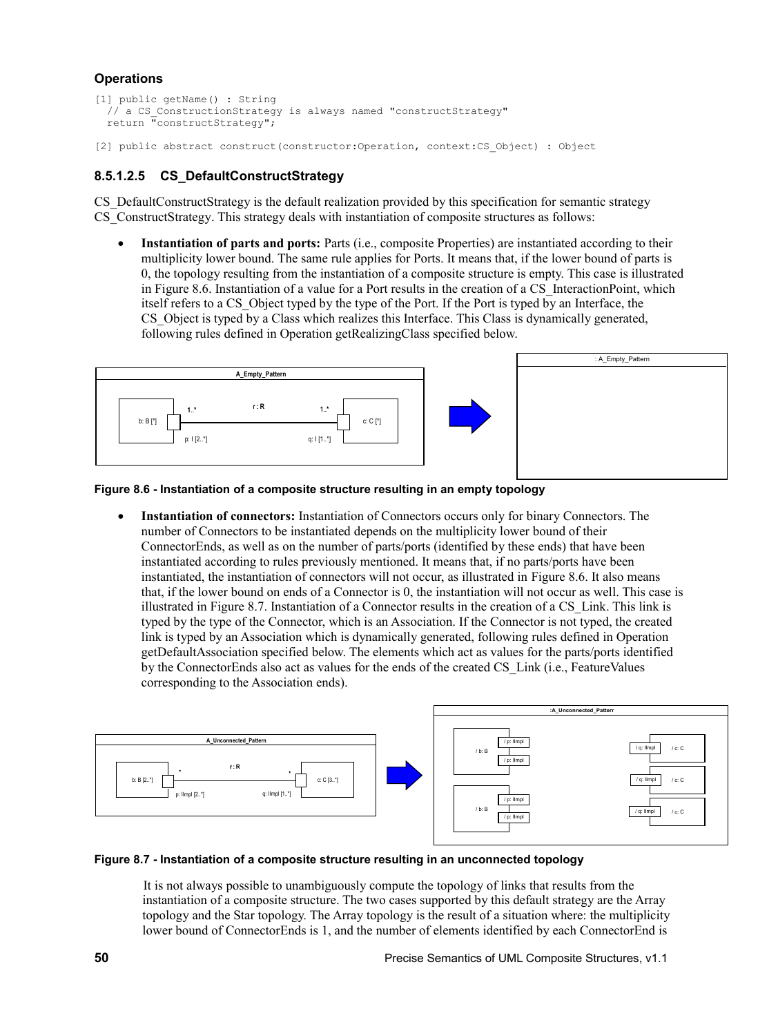### Operations

```
[1] public getName() : String
  // a CS_ConstructionStrategy is always named "constructStrategy"
  return "constructStrategy";

[2] public abstract construct(constructor:Operation, context:CS_Object) : Object
```

### 8.5.1.2.5 CS_DefaultConstructStrategy

CS_DefaultConstructStrategy is the default realization provided by this specification for semantic strategy CS_ConstructStrategy. This strategy deals with instantiation of composite structures as follows:

- **Instantiation of parts and ports:** Parts (i.e., composite Properties) are instantiated according to their multiplicity lower bound. The same rule applies for Ports. It means that, if the lower bound of parts is 0, the topology resulting from the instantiation of a composite structure is empty. This case is illustrated in Figure 8.6. Instantiation of a value for a Port results in the creation of a CS_InteractionPoint, which itself refers to a CS_Object typed by the type of the Port. If the Port is typed by an Interface, the CS_Object is typed by a Class which realizes this Interface. This Class is dynamically generated, following rules defined in Operation getRealizingClass specified below.

A_Empty_Pattern
b: B [*]
1..*
r : R
1..*
c: C [*]
p: I [2..*]
q: I [1..*]
: A_Empty_Pattern

**Figure 8.6 - Instantiation of a composite structure resulting in an empty topology**

- **Instantiation of connectors:** Instantiation of Connectors occurs only for binary Connectors. The number of Connectors to be instantiated depends on the multiplicity lower bound of their ConnectorEnds, as well as on the number of parts/ports (identified by these ends) that have been instantiated according to rules previously mentioned. It means that, if no parts/ports have been instantiated, the instantiation of connectors will not occur, as illustrated in Figure 8.6. It also means that, if the lower bound on ends of a Connector is 0, the instantiation will not occur as well. This case is illustrated in Figure 8.7. Instantiation of a Connector results in the creation of a CS_Link. This link is typed by the type of the Connector, which is an Association. If the Connector is not typed, the created link is typed by an Association which is dynamically generated, following rules defined in Operation getDefaultAssociation specified below. The elements which act as values for the parts/ports identified by the ConnectorEnds also act as values for the ends of the created CS_Link (i.e., FeatureValues corresponding to the Association ends).

A_Unconnected_Pattern
b: B [2..*]
*
r : R
*
c: C [3..*]
p: IImpl [2..*]
q: IImpl [1..*]
:A_Unconnected_Pattern
/ b: B
/ p: IImpl
/ p: IImpl
/ b: B
/ p: IImpl
/ p: IImpl
/ q: IImpl
/ c: C
/ q: IImpl
/ c: C
/ q: IImpl
/ c: C

**Figure 8.7 - Instantiation of a composite structure resulting in an unconnected topology**

It is not always possible to unambiguously compute the topology of links that results from the instantiation of a composite structure. The two cases supported by this default strategy are the Array topology and the Star topology. The Array topology is the result of a situation where: the multiplicity lower bound of ConnectorEnds is 1, and the number of elements identified by each ConnectorEnd is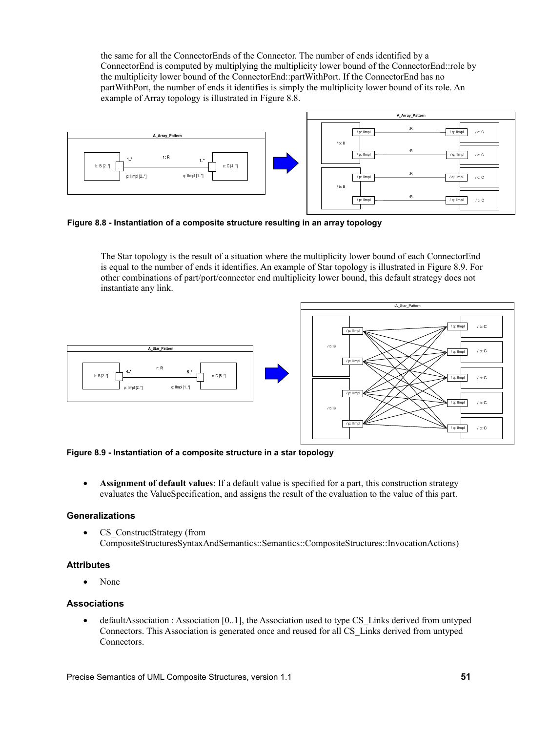the same for all the ConnectorEnds of the Connector. The number of ends identified by a ConnectorEnd is computed by multiplying the multiplicity lower bound of the ConnectorEnd::role by the multiplicity lower bound of the ConnectorEnd::partWithPort. If the ConnectorEnd has no partWithPort, the number of ends it identifies is simply the multiplicity lower bound of its role. An example of Array topology is illustrated in Figure 8.8.

A_Array_Pattern

b: B [2..*]

1..*

r : R

1..*

c: C [4..*]

p: IImpl [2..*]

q: IImpl [1..*]

:A_Array_Pattern

/ b: B

/ p: IImpl

:R

/ q: IImpl

/ c: C

**Figure 8.8 - Instantiation of a composite structure resulting in an array topology**

The Star topology is the result of a situation where the multiplicity lower bound of each ConnectorEnd is equal to the number of ends it identifies. An example of Star topology is illustrated in Figure 8.9. For other combinations of part/port/connector end multiplicity lower bound, this default strategy does not instantiate any link.

A_Star_Pattern

b: B [2..*]

4..*

r : R

5..*

c: C [5..*]

p: IImpl [2..*]

q: IImpl [1..*]

:A_Star_Pattern

/ b: B

/ p: IImpl

/ q: IImpl

/ c: C

**Figure 8.9 - Instantiation of a composite structure in a star topology**

- **Assignment of default values**: If a default value is specified for a part, this construction strategy evaluates the ValueSpecification, and assigns the result of the evaluation to the value of this part.

### Generalizations

- CS_ConstructStrategy (from CompositeStructuresSyntaxAndSemantics::Semantics::CompositeStructures::InvocationActions)

### Attributes

- None

### Associations

- defaultAssociation : Association [0..1], the Association used to type CS_Links derived from untyped Connectors. This Association is generated once and reused for all CS_Links derived from untyped Connectors.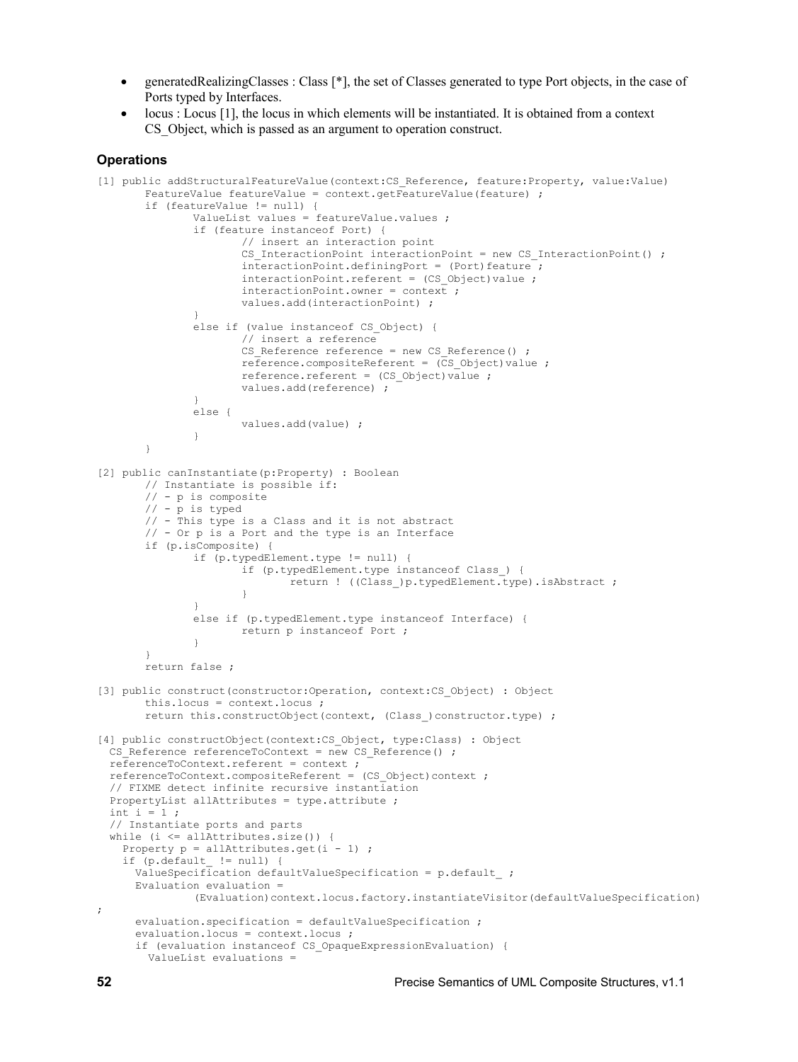- generatedRealizingClasses : Class [*], the set of Classes generated to type Port objects, in the case of Ports typed by Interfaces.
- locus : Locus [1], the locus in which elements will be instantiated. It is obtained from a context CS_Object, which is passed as an argument to operation construct.

### Operations

```
[1] public addStructuralFeatureValue(context:CS_Reference, feature:Property, value:Value)
       FeatureValue featureValue = context.getFeatureValue(feature) ;
       if (featureValue != null) {
              ValueList values = featureValue.values ;
              if (feature instanceof Port) {
                     // insert an interaction point
                     CS_InteractionPoint interactionPoint = new CS_InteractionPoint() ;
                     interactionPoint.definingPort = (Port)feature ;
                     interactionPoint.referent = (CS_Object)value ;
                     interactionPoint.owner = context ;
                     values.add(interactionPoint) ;
              }
              else if (value instanceof CS_Object) {
                     // insert a reference
                     CS_Reference reference = new CS_Reference() ;
                     reference.compositeReferent = (CS_Object)value ;
                     reference.referent = (CS_Object)value ;
                     values.add(reference) ;
              }
              else {
                     values.add(value) ;
              }
       }

[2] public canInstantiate(p:Property) : Boolean
       // Instantiate is possible if:
       // - p is composite
       // - p is typed
       // - This type is a Class and it is not abstract
       // - Or p is a Port and the type is an Interface
       if (p.isComposite) {
              if (p.typedElement.type != null) {
                     if (p.typedElement.type instanceof Class_) {
                            return ! ((Class_)p.typedElement.type).isAbstract ;
                     }
              }
              else if (p.typedElement.type instanceof Interface) {
                     return p instanceof Port ;
              }
       }
       return false ;

[3] public construct(constructor:Operation, context:CS_Object) : Object
       this.locus = context.locus ;
       return this.constructObject(context, (Class_)constructor.type) ;

[4] public constructObject(context:CS_Object, type:Class) : Object
  CS_Reference referenceToContext = new CS_Reference() ;
  referenceToContext.referent = context ;
  referenceToContext.compositeReferent = (CS_Object)context ;
  // FIXME detect infinite recursive instantiation
  PropertyList allAttributes = type.attribute ;
  int i = 1 ;
  // Instantiate ports and parts
  while (i <= allAttributes.size()) {
    Property p = allAttributes.get(i - 1) ;
    if (p.default_ != null) {
      ValueSpecification defaultValueSpecification = p.default_ ;
      Evaluation evaluation =
            (Evaluation)context.locus.factory.instantiateVisitor(defaultValueSpecification)
;
      evaluation.specification = defaultValueSpecification ;
      evaluation.locus = context.locus ;
      if (evaluation instanceof CS_OpaqueExpressionEvaluation) {
        ValueList evaluations =
```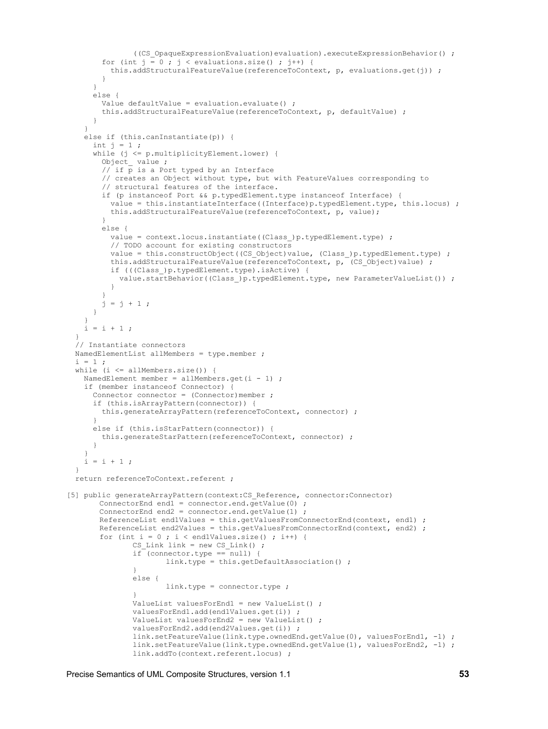```
            ((CS_OpaqueExpressionEvaluation)evaluation).executeExpressionBehavior() ;
        for (int j = 0 ; j < evaluations.size() ; j++) {
          this.addStructuralFeatureValue(referenceToContext, p, evaluations.get(j)) ;
        }
      }
      else {
        Value defaultValue = evaluation.evaluate() ;
        this.addStructuralFeatureValue(referenceToContext, p, defaultValue) ;
      }
    }
    else if (this.canInstantiate(p)) {
      int j = 1 ;
      while (j <= p.multiplicityElement.lower) {
        Object_ value ;
        // if p is a Port typed by an Interface
        // creates an Object without type, but with FeatureValues corresponding to
        // structural features of the interface.
        if (p instanceof Port && p.typedElement.type instanceof Interface) {
          value = this.instantiateInterface((Interface)p.typedElement.type, this.locus) ;
          this.addStructuralFeatureValue(referenceToContext, p, value);
        }
        else {
          value = context.locus.instantiate((Class_)p.typedElement.type) ;
          // TODO account for existing constructors
          value = this.constructObject((CS_Object)value, (Class_)p.typedElement.type) ;
          this.addStructuralFeatureValue(referenceToContext, p, (CS_Object)value) ;
          if (((Class_)p.typedElement.type).isActive) {
            value.startBehavior((Class_)p.typedElement.type, new ParameterValueList()) ;
          }
        }
        j = j + 1 ;
      }
    }
    i = i + 1 ;
  }
  // Instantiate connectors
  NamedElementList allMembers = type.member ;
  i = 1 ;
  while (i <= allMembers.size()) {
    NamedElement member = allMembers.get(i - 1) ;
    if (member instanceof Connector) {
      Connector connector = (Connector)member ;
      if (this.isArrayPattern(connector)) {
        this.generateArrayPattern(referenceToContext, connector) ;
      }
      else if (this.isStarPattern(connector)) {
        this.generateStarPattern(referenceToContext, connector) ;
      }
    }
    i = i + 1 ;
  }
  return referenceToContext.referent ;

[5] public generateArrayPattern(context:CS_Reference, connector:Connector)
       ConnectorEnd end1 = connector.end.getValue(0) ;
       ConnectorEnd end2 = connector.end.getValue(1) ;
       ReferenceList end1Values = this.getValuesFromConnectorEnd(context, end1) ;
       ReferenceList end2Values = this.getValuesFromConnectorEnd(context, end2) ;
       for (int i = 0 ; i < end1Values.size() ; i++) {
              CS_Link link = new CS_Link() ;
              if (connector.type == null) {
                     link.type = this.getDefaultAssociation() ;
              }
              else {
                     link.type = connector.type ;
              }
              ValueList valuesForEnd1 = new ValueList() ;
              valuesForEnd1.add(end1Values.get(i)) ;
              ValueList valuesForEnd2 = new ValueList() ;
              valuesForEnd2.add(end2Values.get(i)) ;
              link.setFeatureValue(link.type.ownedEnd.getValue(0), valuesForEnd1, -1) ;
              link.setFeatureValue(link.type.ownedEnd.getValue(1), valuesForEnd2, -1) ;
              link.addTo(context.referent.locus) ;
```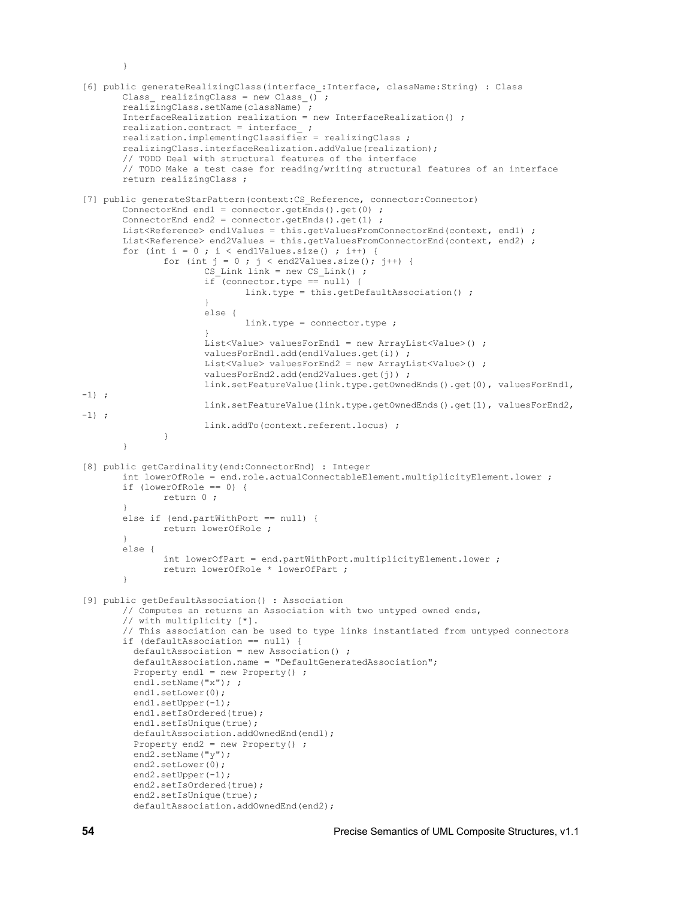```
        }

[6] public generateRealizingClass(interface_:Interface, className:String) : Class
        Class_ realizingClass = new Class_() ;
        realizingClass.setName(className) ;
        InterfaceRealization realization = new InterfaceRealization() ;
        realization.contract = interface_ ;
        realization.implementingClassifier = realizingClass ;
        realizingClass.interfaceRealization.addValue(realization);
        // TODO Deal with structural features of the interface
        // TODO Make a test case for reading/writing structural features of an interface
        return realizingClass ;

[7] public generateStarPattern(context:CS_Reference, connector:Connector)
        ConnectorEnd end1 = connector.getEnds().get(0) ;
        ConnectorEnd end2 = connector.getEnds().get(1) ;
        List<Reference> end1Values = this.getValuesFromConnectorEnd(context, end1) ;
        List<Reference> end2Values = this.getValuesFromConnectorEnd(context, end2) ;
        for (int i = 0 ; i < end1Values.size() ; i++) {
                for (int j = 0 ; j < end2Values.size(); j++) {
                        CS_Link link = new CS_Link() ;
                        if (connector.type == null) {
                                link.type = this.getDefaultAssociation() ;
                        }
                        else {
                                link.type = connector.type ;
                        }
                        List<Value> valuesForEnd1 = new ArrayList<Value>() ;
                        valuesForEnd1.add(end1Values.get(i)) ;
                        List<Value> valuesForEnd2 = new ArrayList<Value>() ;
                        valuesForEnd2.add(end2Values.get(j)) ;
                        link.setFeatureValue(link.type.getOwnedEnds().get(0), valuesForEnd1,
-1) ;
                        link.setFeatureValue(link.type.getOwnedEnds().get(1), valuesForEnd2,
-1) ;
                        link.addTo(context.referent.locus) ;
                }
        }

[8] public getCardinality(end:ConnectorEnd) : Integer
        int lowerOfRole = end.role.actualConnectableElement.multiplicityElement.lower ;
        if (lowerOfRole == 0) {
                return 0 ;
        }
        else if (end.partWithPort == null) {
                return lowerOfRole ;
        }
        else {
                int lowerOfPart = end.partWithPort.multiplicityElement.lower ;
                return lowerOfRole * lowerOfPart ;
        }

[9] public getDefaultAssociation() : Association
        // Computes an returns an Association with two untyped owned ends,
        // with multiplicity [*].
        // This association can be used to type links instantiated from untyped connectors
        if (defaultAssociation == null) {
          defaultAssociation = new Association() ;
          defaultAssociation.name = "DefaultGeneratedAssociation";
          Property end1 = new Property() ;
          end1.setName("x"); ;
          end1.setLower(0);
          end1.setUpper(-1);
          end1.setIsOrdered(true);
          end1.setIsUnique(true);
          defaultAssociation.addOwnedEnd(end1);
          Property end2 = new Property() ;
          end2.setName("y");
          end2.setLower(0);
          end2.setUpper(-1);
          end2.setIsOrdered(true);
          end2.setIsUnique(true);
          defaultAssociation.addOwnedEnd(end2);
```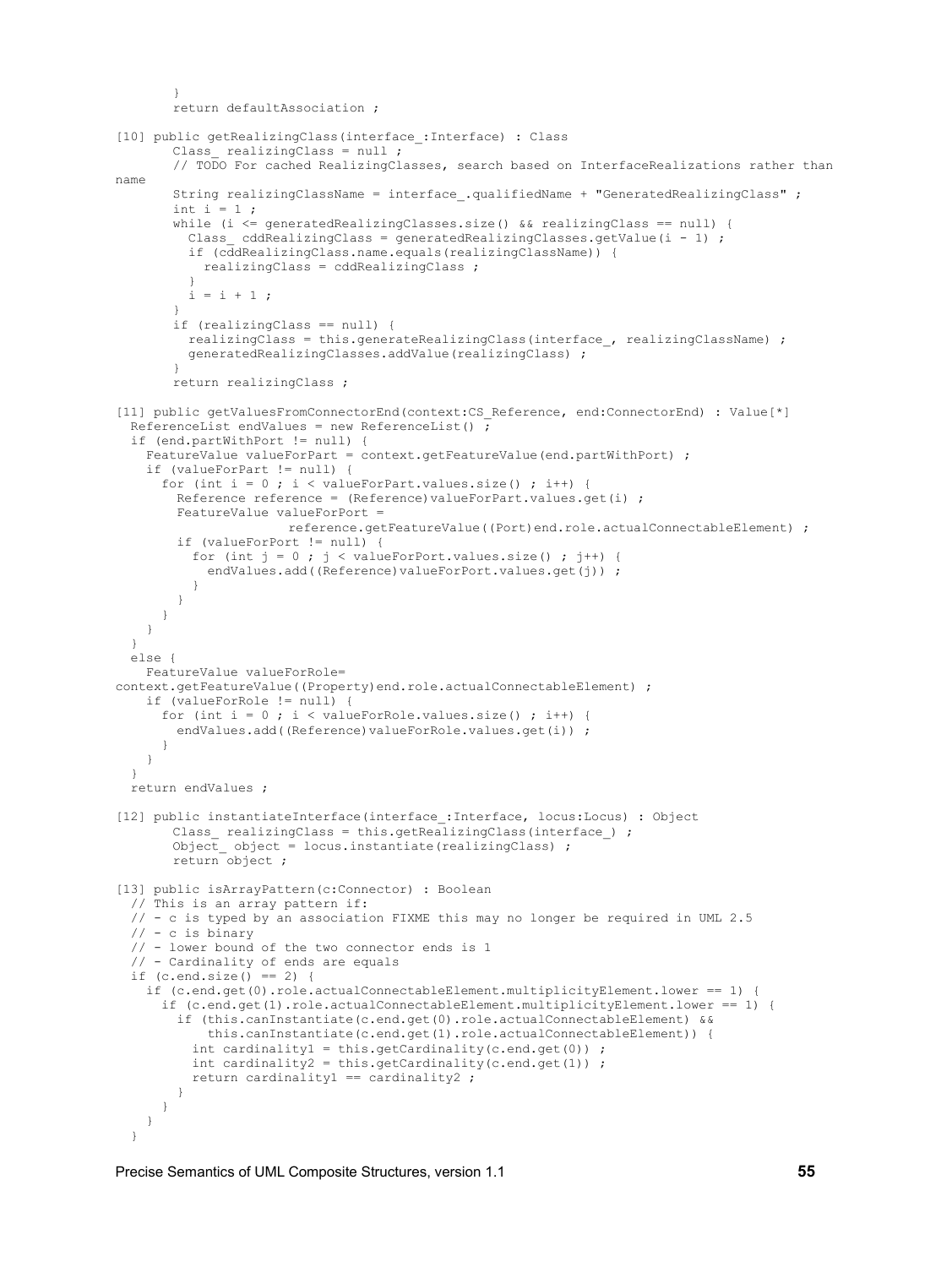```
       }
       return defaultAssociation ;

[10] public getRealizingClass(interface_:Interface) : Class
       Class_ realizingClass = null ;
       // TODO For cached RealizingClasses, search based on InterfaceRealizations rather than
name
       String realizingClassName = interface_.qualifiedName + "GeneratedRealizingClass" ;
       int i = 1 ;
       while (i <= generatedRealizingClasses.size() && realizingClass == null) {
         Class_ cddRealizingClass = generatedRealizingClasses.getValue(i - 1) ;
         if (cddRealizingClass.name.equals(realizingClassName)) {
           realizingClass = cddRealizingClass ;
         }
         i = i + 1 ;
       }
       if (realizingClass == null) {
         realizingClass = this.generateRealizingClass(interface_, realizingClassName) ;
         generatedRealizingClasses.addValue(realizingClass) ;
       }
       return realizingClass ;

[11] public getValuesFromConnectorEnd(context:CS_Reference, end:ConnectorEnd) : Value[*]
  ReferenceList endValues = new ReferenceList() ;
  if (end.partWithPort != null) {
    FeatureValue valueForPart = context.getFeatureValue(end.partWithPort) ;
    if (valueForPart != null) {
      for (int i = 0 ; i < valueForPart.values.size() ; i++) {
        Reference reference = (Reference)valueForPart.values.get(i) ;
        FeatureValue valueForPort =
                     reference.getFeatureValue((Port)end.role.actualConnectableElement) ;
        if (valueForPort != null) {
          for (int j = 0 ; j < valueForPort.values.size() ; j++) {
            endValues.add((Reference)valueForPort.values.get(j)) ;
          }
        }
      }
    }
  }
  else {
    FeatureValue valueForRole=
context.getFeatureValue((Property)end.role.actualConnectableElement) ;
    if (valueForRole != null) {
      for (int i = 0 ; i < valueForRole.values.size() ; i++) {
        endValues.add((Reference)valueForRole.values.get(i)) ;
      }
    }
  }
  return endValues ;

[12] public instantiateInterface(interface_:Interface, locus:Locus) : Object
       Class_ realizingClass = this.getRealizingClass(interface_) ;
       Object_ object = locus.instantiate(realizingClass) ;
       return object ;

[13] public isArrayPattern(c:Connector) : Boolean
  // This is an array pattern if:
  // - c is typed by an association FIXME this may no longer be required in UML 2.5
  // - c is binary
  // - lower bound of the two connector ends is 1
  // - Cardinality of ends are equals
  if (c.end.size() == 2) {
    if (c.end.get(0).role.actualConnectableElement.multiplicityElement.lower == 1) {
      if (c.end.get(1).role.actualConnectableElement.multiplicityElement.lower == 1) {
        if (this.canInstantiate(c.end.get(0).role.actualConnectableElement) &&
            this.canInstantiate(c.end.get(1).role.actualConnectableElement)) {
          int cardinality1 = this.getCardinality(c.end.get(0)) ;
          int cardinality2 = this.getCardinality(c.end.get(1)) ;
          return cardinality1 == cardinality2 ;
        }
      }
    }
  }
```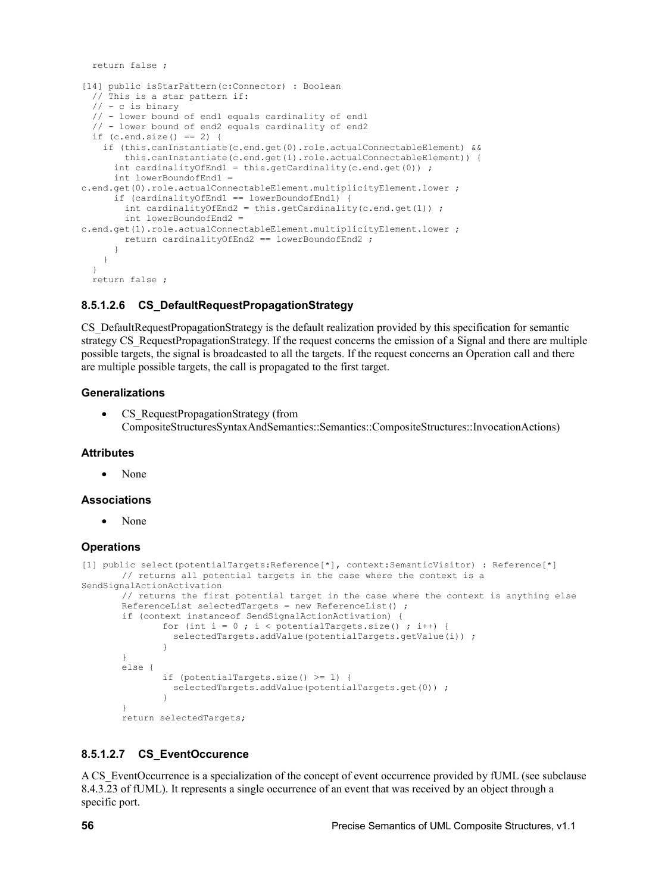```
  return false ;

[14] public isStarPattern(c:Connector) : Boolean
  // This is a star pattern if:
  // - c is binary
  // - lower bound of end1 equals cardinality of end1
  // - lower bound of end2 equals cardinality of end2
  if (c.end.size() == 2) {
    if (this.canInstantiate(c.end.get(0).role.actualConnectableElement) &&
        this.canInstantiate(c.end.get(1).role.actualConnectableElement)) {
      int cardinalityOfEnd1 = this.getCardinality(c.end.get(0)) ;
      int lowerBoundofEnd1 =
c.end.get(0).role.actualConnectableElement.multiplicityElement.lower ;
      if (cardinalityOfEnd1 == lowerBoundofEnd1) {
        int cardinalityOfEnd2 = this.getCardinality(c.end.get(1)) ;
        int lowerBoundofEnd2 =
c.end.get(1).role.actualConnectableElement.multiplicityElement.lower ;
        return cardinalityOfEnd2 == lowerBoundofEnd2 ;
      }
    }
  }
  return false ;
```

#### 8.5.1.2.6 CS_DefaultRequestPropagationStrategy

CS_DefaultRequestPropagationStrategy is the default realization provided by this specification for semantic strategy CS_RequestPropagationStrategy. If the request concerns the emission of a Signal and there are multiple possible targets, the signal is broadcasted to all the targets. If the request concerns an Operation call and there are multiple possible targets, the call is propagated to the first target.

**Generalizations**

- CS_RequestPropagationStrategy (from CompositeStructuresSyntaxAndSemantics::Semantics::CompositeStructures::InvocationActions)

**Attributes**

- None

**Associations**

- None

**Operations**

```
[1] public select(potentialTargets:Reference[*], context:SemanticVisitor) : Reference[*]
       // returns all potential targets in the case where the context is a
SendSignalActionActivation
       // returns the first potential target in the case where the context is anything else
       ReferenceList selectedTargets = new ReferenceList() ;
       if (context instanceof SendSignalActionActivation) {
              for (int i = 0 ; i < potentialTargets.size() ; i++) {
                selectedTargets.addValue(potentialTargets.getValue(i)) ;
              }
       }
       else {
              if (potentialTargets.size() >= 1) {
                selectedTargets.addValue(potentialTargets.get(0)) ;
              }
       }
       return selectedTargets;
```

#### 8.5.1.2.7 CS_EventOccurence

A CS_EventOccurrence is a specialization of the concept of event occurrence provided by fUML (see subclause 8.4.3.23 of fUML). It represents a single occurrence of an event that was received by an object through a specific port.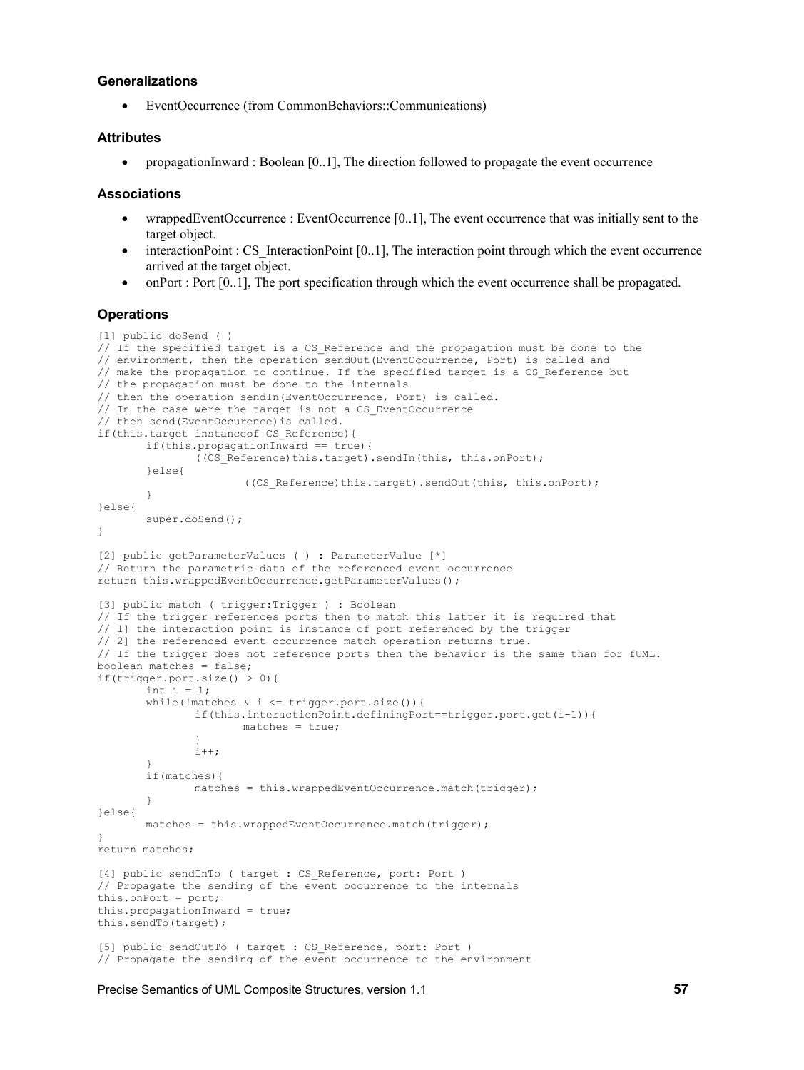### Generalizations

- EventOccurrence (from CommonBehaviors::Communications)

### Attributes

- propagationInward : Boolean [0..1], The direction followed to propagate the event occurrence

### Associations

- wrappedEventOccurrence : EventOccurrence [0..1], The event occurrence that was initially sent to the target object.
- interactionPoint : CS_InteractionPoint [0..1], The interaction point through which the event occurrence arrived at the target object.
- onPort : Port [0..1], The port specification through which the event occurrence shall be propagated.

### Operations

```
[1] public doSend ( )
// If the specified target is a CS_Reference and the propagation must be done to the
// environment, then the operation sendOut(EventOccurrence, Port) is called and
// make the propagation to continue. If the specified target is a CS_Reference but
// the propagation must be done to the internals
// then the operation sendIn(EventOccurrence, Port) is called.
// In the case were the target is not a CS_EventOccurrence
// then send(EventOccurence)is called.
if(this.target instanceof CS_Reference){
        if(this.propagationInward == true){
                ((CS_Reference)this.target).sendIn(this, this.onPort);
        }else{
                        ((CS_Reference)this.target).sendOut(this, this.onPort);
        }
}else{
        super.doSend();
}

[2] public getParameterValues ( ) : ParameterValue [*]
// Return the parametric data of the referenced event occurrence
return this.wrappedEventOccurrence.getParameterValues();

[3] public match ( trigger:Trigger ) : Boolean
// If the trigger references ports then to match this latter it is required that
// 1] the interaction point is instance of port referenced by the trigger
// 2] the referenced event occurrence match operation returns true.
// If the trigger does not reference ports then the behavior is the same than for fUML.
boolean matches = false;
if(trigger.port.size() > 0){
        int i = 1;
        while(!matches & i <= trigger.port.size()){
                if(this.interactionPoint.definingPort==trigger.port.get(i-1)){
                        matches = true;
                }
                i++;
        }
        if(matches){
                matches = this.wrappedEventOccurrence.match(trigger);
        }
}else{
        matches = this.wrappedEventOccurrence.match(trigger);
}
return matches;

[4] public sendInTo ( target : CS_Reference, port: Port )
// Propagate the sending of the event occurrence to the internals
this.onPort = port;
this.propagationInward = true;
this.sendTo(target);

[5] public sendOutTo ( target : CS_Reference, port: Port )
// Propagate the sending of the event occurrence to the environment
```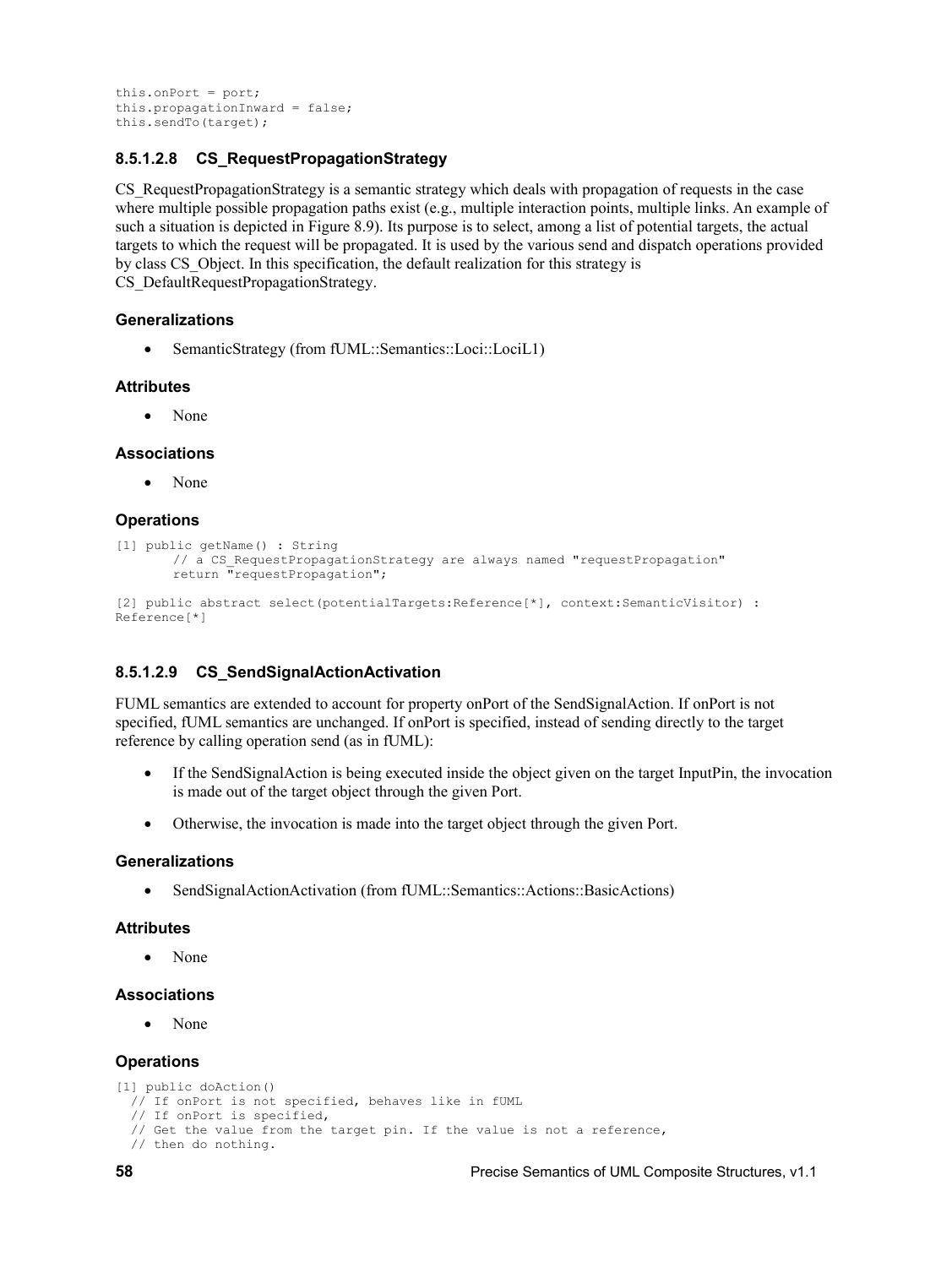```
this.onPort = port;
this.propagationInward = false;
this.sendTo(target);
```

#### 8.5.1.2.8 CS_RequestPropagationStrategy

CS_RequestPropagationStrategy is a semantic strategy which deals with propagation of requests in the case where multiple possible propagation paths exist (e.g., multiple interaction points, multiple links. An example of such a situation is depicted in Figure 8.9). Its purpose is to select, among a list of potential targets, the actual targets to which the request will be propagated. It is used by the various send and dispatch operations provided by class CS_Object. In this specification, the default realization for this strategy is CS_DefaultRequestPropagationStrategy.

**Generalizations**

- SemanticStrategy (from fUML::Semantics::Loci::LociL1)

**Attributes**

- None

**Associations**

- None

**Operations**

```
[1] public getName() : String
       // a CS_RequestPropagationStrategy are always named "requestPropagation"
       return "requestPropagation";

[2] public abstract select(potentialTargets:Reference[*], context:SemanticVisitor) :
Reference[*]
```

#### 8.5.1.2.9 CS_SendSignalActionActivation

FUML semantics are extended to account for property onPort of the SendSignalAction. If onPort is not specified, fUML semantics are unchanged. If onPort is specified, instead of sending directly to the target reference by calling operation send (as in fUML):

- If the SendSignalAction is being executed inside the object given on the target InputPin, the invocation is made out of the target object through the given Port.
- Otherwise, the invocation is made into the target object through the given Port.

**Generalizations**

- SendSignalActionActivation (from fUML::Semantics::Actions::BasicActions)

**Attributes**

- None

**Associations**

- None

**Operations**

```
[1] public doAction()
  // If onPort is not specified, behaves like in fUML
  // If onPort is specified,
  // Get the value from the target pin. If the value is not a reference,
  // then do nothing.
```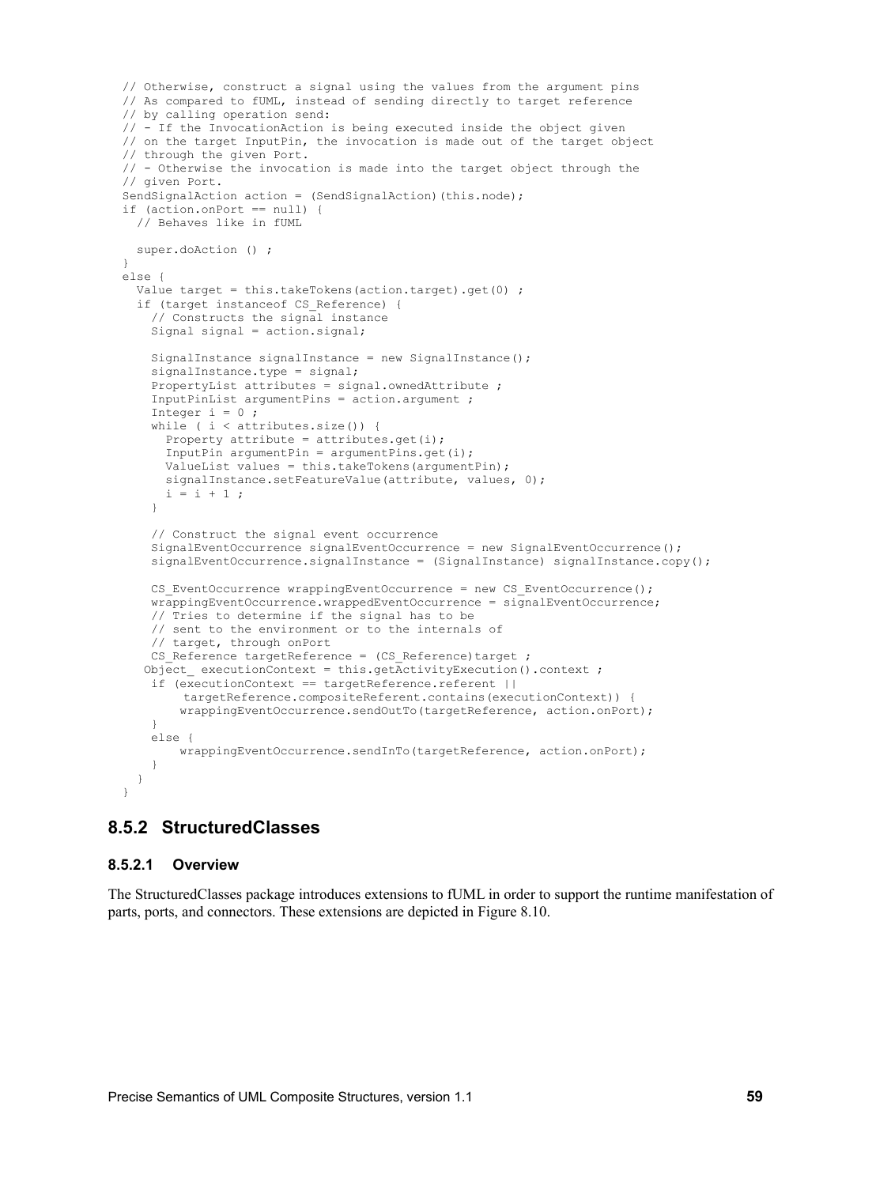```
// Otherwise, construct a signal using the values from the argument pins
// As compared to fUML, instead of sending directly to target reference
// by calling operation send:
// - If the InvocationAction is being executed inside the object given
// on the target InputPin, the invocation is made out of the target object
// through the given Port.
// - Otherwise the invocation is made into the target object through the
// given Port.
SendSignalAction action = (SendSignalAction)(this.node);
if (action.onPort == null) {
  // Behaves like in fUML

  super.doAction () ;
}
else {
  Value target = this.takeTokens(action.target).get(0) ;
  if (target instanceof CS_Reference) {
    // Constructs the signal instance
    Signal signal = action.signal;

    SignalInstance signalInstance = new SignalInstance();
    signalInstance.type = signal;
    PropertyList attributes = signal.ownedAttribute ;
    InputPinList argumentPins = action.argument ;
    Integer i = 0 ;
    while ( i < attributes.size()) {
      Property attribute = attributes.get(i);
      InputPin argumentPin = argumentPins.get(i);
      ValueList values = this.takeTokens(argumentPin);
      signalInstance.setFeatureValue(attribute, values, 0);
      i = i + 1 ;
    }

    // Construct the signal event occurrence
    SignalEventOccurrence signalEventOccurrence = new SignalEventOccurrence();
    signalEventOccurrence.signalInstance = (SignalInstance) signalInstance.copy();

    CS_EventOccurrence wrappingEventOccurrence = new CS_EventOccurrence();
    wrappingEventOccurrence.wrappedEventOccurrence = signalEventOccurrence;
    // Tries to determine if the signal has to be
    // sent to the environment or to the internals of
    // target, through onPort
    CS_Reference targetReference = (CS_Reference)target ;
   Object_ executionContext = this.getActivityExecution().context ;
    if (executionContext == targetReference.referent ||
         targetReference.compositeReferent.contains(executionContext)) {
        wrappingEventOccurrence.sendOutTo(targetReference, action.onPort);
    }
    else {
        wrappingEventOccurrence.sendInTo(targetReference, action.onPort);
    }
  }
}
```

## 8.5.2 StructuredClasses

### 8.5.2.1 Overview

The StructuredClasses package introduces extensions to fUML in order to support the runtime manifestation of parts, ports, and connectors. These extensions are depicted in Figure 8.10.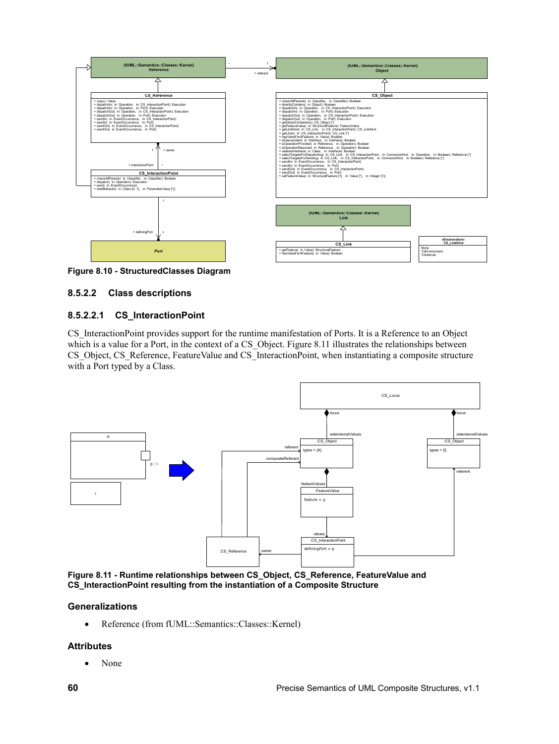Figure 8.10 - StructuredClasses Diagram

### 8.5.2.2 Class descriptions

#### 8.5.2.2.1 CS_InteractionPoint

CS_InteractionPoint provides support for the runtime manifestation of Ports. It is a Reference to an Object which is a value for a Port, in the context of a CS_Object. Figure 8.11 illustrates the relationships between CS_Object, CS_Reference, FeatureValue and CS_InteractionPoint, when instantiating a composite structure with a Port typed by a Class.

Figure 8.11 - Runtime relationships between CS_Object, CS_Reference, FeatureValue and CS_InteractionPoint resulting from the instantiation of a Composite Structure

**Generalizations**

- Reference (from fUML::Semantics::Classes::Kernel)

**Attributes**

- None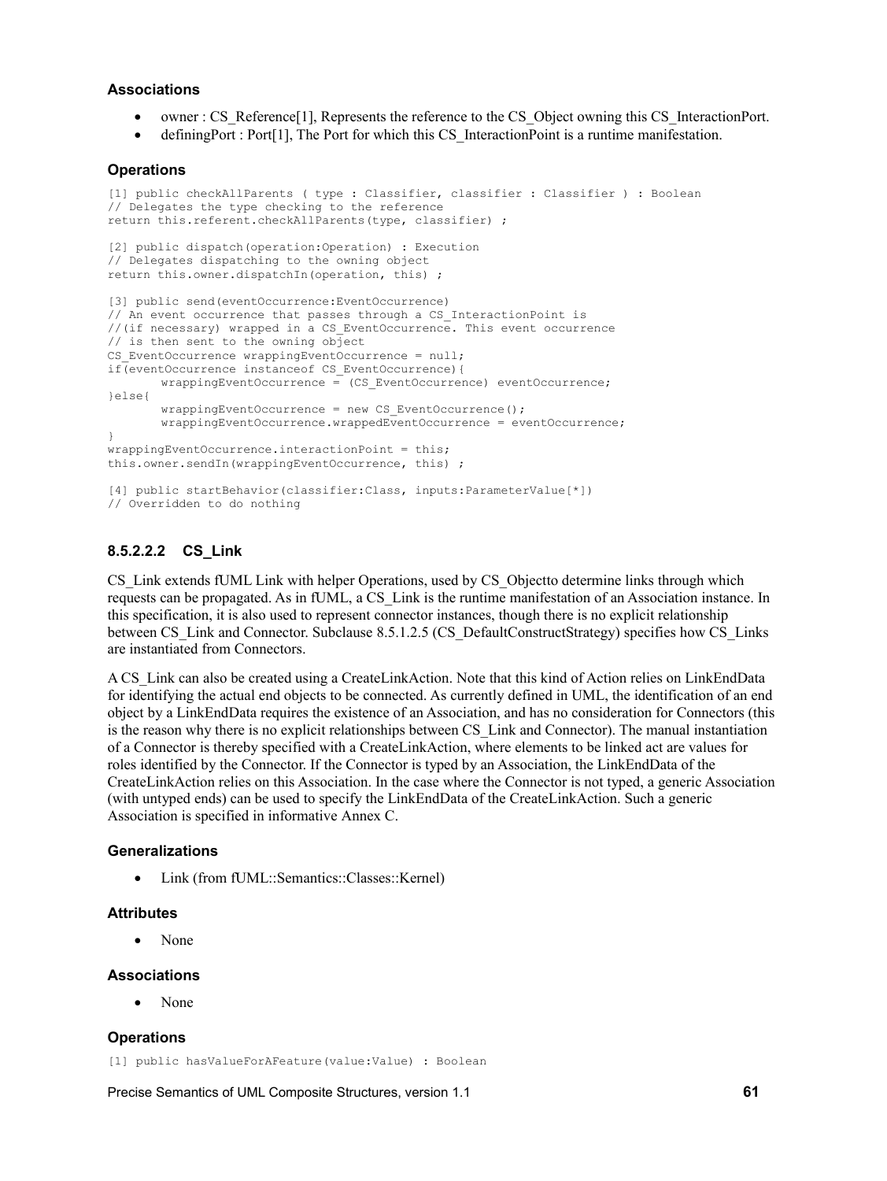### Associations

- owner : CS_Reference[1], Represents the reference to the CS_Object owning this CS_InteractionPort.
- definingPort : Port[1], The Port for which this CS_InteractionPoint is a runtime manifestation.

### Operations

```
[1] public checkAllParents ( type : Classifier, classifier : Classifier ) : Boolean
// Delegates the type checking to the reference
return this.referent.checkAllParents(type, classifier) ;

[2] public dispatch(operation:Operation) : Execution
// Delegates dispatching to the owning object
return this.owner.dispatchIn(operation, this) ;

[3] public send(eventOccurrence:EventOccurrence)
// An event occurrence that passes through a CS_InteractionPoint is
//(if necessary) wrapped in a CS_EventOccurrence. This event occurrence
// is then sent to the owning object
CS_EventOccurrence wrappingEventOccurrence = null;
if(eventOccurrence instanceof CS_EventOccurrence){
       wrappingEventOccurrence = (CS_EventOccurrence) eventOccurrence;
}else{
       wrappingEventOccurrence = new CS_EventOccurrence();
       wrappingEventOccurrence.wrappedEventOccurrence = eventOccurrence;
}
wrappingEventOccurrence.interactionPoint = this;
this.owner.sendIn(wrappingEventOccurrence, this) ;

[4] public startBehavior(classifier:Class, inputs:ParameterValue[*])
// Overridden to do nothing
```

### 8.5.2.2.2 CS_Link

CS_Link extends fUML Link with helper Operations, used by CS_Objectto determine links through which requests can be propagated. As in fUML, a CS_Link is the runtime manifestation of an Association instance. In this specification, it is also used to represent connector instances, though there is no explicit relationship between CS_Link and Connector. Subclause 8.5.1.2.5 (CS_DefaultConstructStrategy) specifies how CS_Links are instantiated from Connectors.

A CS_Link can also be created using a CreateLinkAction. Note that this kind of Action relies on LinkEndData for identifying the actual end objects to be connected. As currently defined in UML, the identification of an end object by a LinkEndData requires the existence of an Association, and has no consideration for Connectors (this is the reason why there is no explicit relationships between CS_Link and Connector). The manual instantiation of a Connector is thereby specified with a CreateLinkAction, where elements to be linked act are values for roles identified by the Connector. If the Connector is typed by an Association, the LinkEndData of the CreateLinkAction relies on this Association. In the case where the Connector is not typed, a generic Association (with untyped ends) can be used to specify the LinkEndData of the CreateLinkAction. Such a generic Association is specified in informative Annex C.

### Generalizations

- Link (from fUML::Semantics::Classes::Kernel)

### Attributes

- None

### Associations

- None

### Operations

```
[1] public hasValueForAFeature(value:Value) : Boolean
```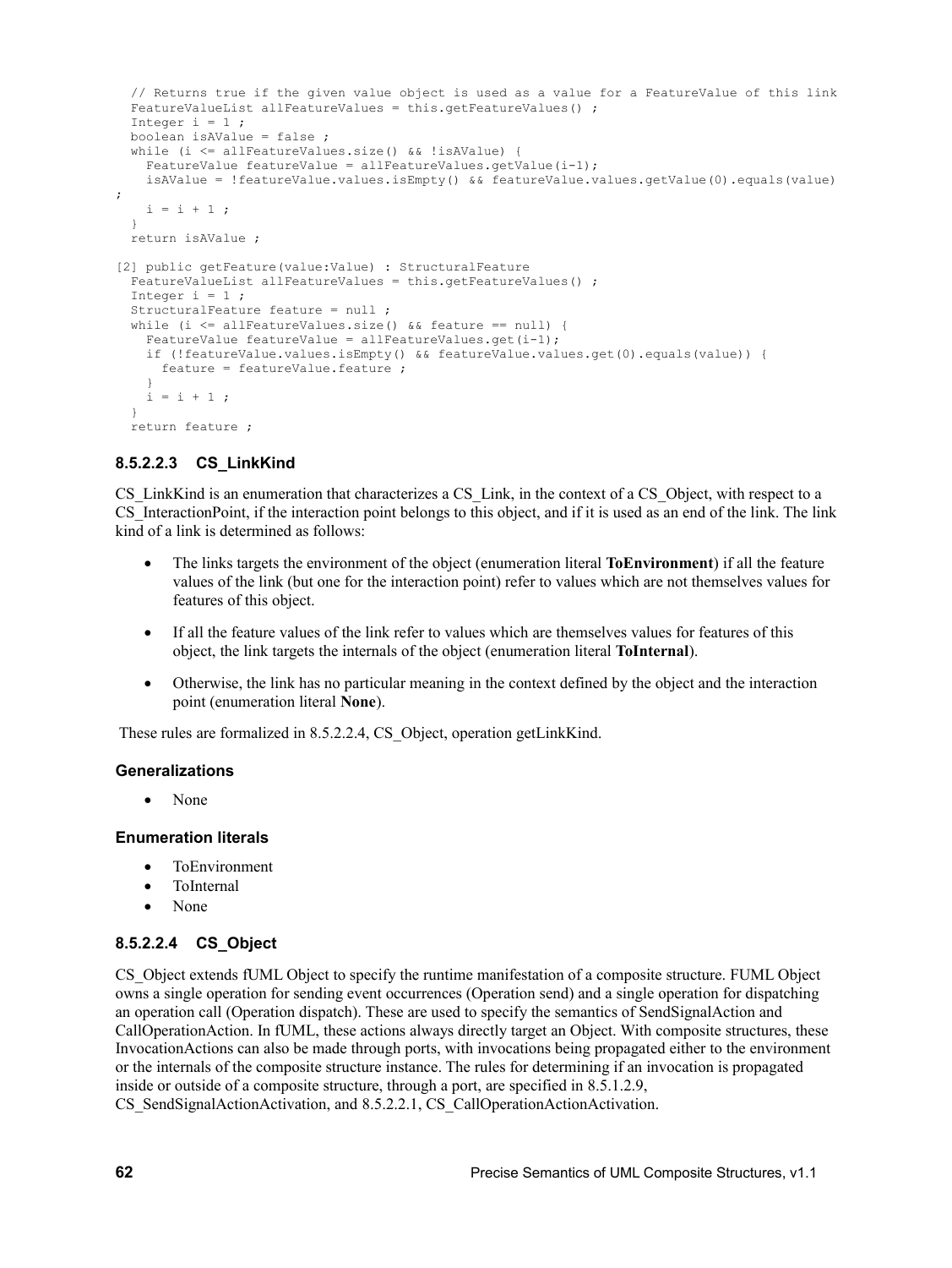```
  // Returns true if the given value object is used as a value for a FeatureValue of this link
  FeatureValueList allFeatureValues = this.getFeatureValues() ;
  Integer i = 1 ;
  boolean isAValue = false ;
  while (i <= allFeatureValues.size() && !isAValue) {
    FeatureValue featureValue = allFeatureValues.getValue(i-1);
    isAValue = !featureValue.values.isEmpty() && featureValue.values.getValue(0).equals(value)
;
    i = i + 1 ;
  }
  return isAValue ;

[2] public getFeature(value:Value) : StructuralFeature
  FeatureValueList allFeatureValues = this.getFeatureValues() ;
  Integer i = 1 ;
  StructuralFeature feature = null ;
  while (i <= allFeatureValues.size() && feature == null) {
    FeatureValue featureValue = allFeatureValues.get(i-1);
    if (!featureValue.values.isEmpty() && featureValue.values.get(0).equals(value)) {
      feature = featureValue.feature ;
    }
    i = i + 1 ;
  }
  return feature ;
```

### 8.5.2.2.3 CS_LinkKind

CS_LinkKind is an enumeration that characterizes a CS_Link, in the context of a CS_Object, with respect to a CS_InteractionPoint, if the interaction point belongs to this object, and if it is used as an end of the link. The link kind of a link is determined as follows:

- The links targets the environment of the object (enumeration literal **ToEnvironment**) if all the feature values of the link (but one for the interaction point) refer to values which are not themselves values for features of this object.
- If all the feature values of the link refer to values which are themselves values for features of this object, the link targets the internals of the object (enumeration literal **ToInternal**).
- Otherwise, the link has no particular meaning in the context defined by the object and the interaction point (enumeration literal **None**).

These rules are formalized in 8.5.2.2.4, CS_Object, operation getLinkKind.

#### Generalizations

- None

#### Enumeration literals

- ToEnvironment
- ToInternal
- None

### 8.5.2.2.4 CS_Object

CS_Object extends fUML Object to specify the runtime manifestation of a composite structure. FUML Object owns a single operation for sending event occurrences (Operation send) and a single operation for dispatching an operation call (Operation dispatch). These are used to specify the semantics of SendSignalAction and CallOperationAction. In fUML, these actions always directly target an Object. With composite structures, these InvocationActions can also be made through ports, with invocations being propagated either to the environment or the internals of the composite structure instance. The rules for determining if an invocation is propagated inside or outside of a composite structure, through a port, are specified in 8.5.1.2.9, CS_SendSignalActionActivation, and 8.5.2.2.1, CS_CallOperationActionActivation.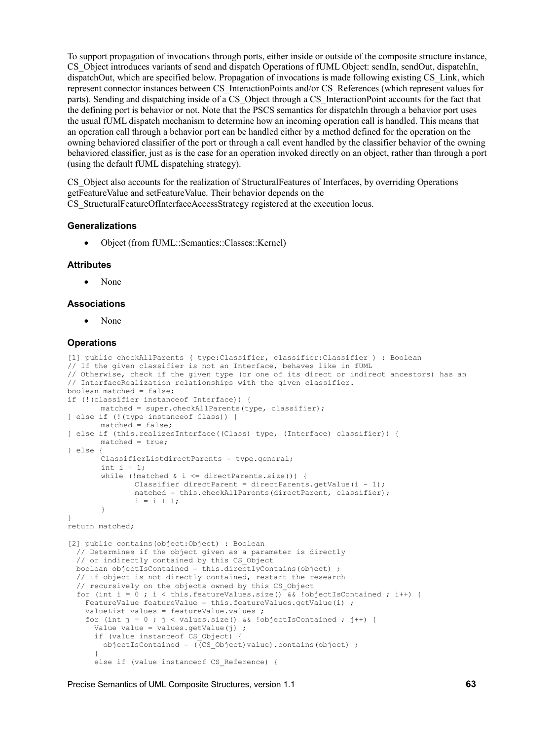To support propagation of invocations through ports, either inside or outside of the composite structure instance, CS_Object introduces variants of send and dispatch Operations of fUML Object: sendIn, sendOut, dispatchIn, dispatchOut, which are specified below. Propagation of invocations is made following existing CS_Link, which represent connector instances between CS_InteractionPoints and/or CS_References (which represent values for parts). Sending and dispatching inside of a CS_Object through a CS_InteractionPoint accounts for the fact that the defining port is behavior or not. Note that the PSCS semantics for dispatchIn through a behavior port uses the usual fUML dispatch mechanism to determine how an incoming operation call is handled. This means that an operation call through a behavior port can be handled either by a method defined for the operation on the owning behaviored classifier of the port or through a call event handled by the classifier behavior of the owning behaviored classifier, just as is the case for an operation invoked directly on an object, rather than through a port (using the default fUML dispatching strategy).

CS_Object also accounts for the realization of StructuralFeatures of Interfaces, by overriding Operations getFeatureValue and setFeatureValue. Their behavior depends on the CS_StructuralFeatureOfInterfaceAccessStrategy registered at the execution locus.

### Generalizations

- Object (from fUML::Semantics::Classes::Kernel)

### Attributes

- None

### Associations

- None

### Operations

```
[1] public checkAllParents ( type:Classifier, classifier:Classifier ) : Boolean
// If the given classifier is not an Interface, behaves like in fUML
// Otherwise, check if the given type (or one of its direct or indirect ancestors) has an
// InterfaceRealization relationships with the given classifier.
boolean matched = false;
if (!(classifier instanceof Interface)) {
       matched = super.checkAllParents(type, classifier);
} else if (!(type instanceof Class)) {
       matched = false;
} else if (this.realizesInterface((Class) type, (Interface) classifier)) {
       matched = true;
} else {
       ClassifierListdirectParents = type.general;
       int i = 1;
       while (!matched & i <= directParents.size()) {
              Classifier directParent = directParents.getValue(i - 1);
              matched = this.checkAllParents(directParent, classifier);
              i = i + 1;
       }
}
return matched;

[2] public contains(object:Object) : Boolean
  // Determines if the object given as a parameter is directly
  // or indirectly contained by this CS_Object
  boolean objectIsContained = this.directlyContains(object) ;
  // if object is not directly contained, restart the research
  // recursively on the objects owned by this CS_Object
  for (int i = 0 ; i < this.featureValues.size() && !objectIsContained ; i++) {
    FeatureValue featureValue = this.featureValues.getValue(i) ;
    ValueList values = featureValue.values ;
    for (int j = 0 ; j < values.size() && !objectIsContained ; j++) {
      Value value = values.getValue(j) ;
      if (value instanceof CS_Object) {
        objectIsContained = ((CS_Object)value).contains(object) ;
      }
      else if (value instanceof CS_Reference) {
```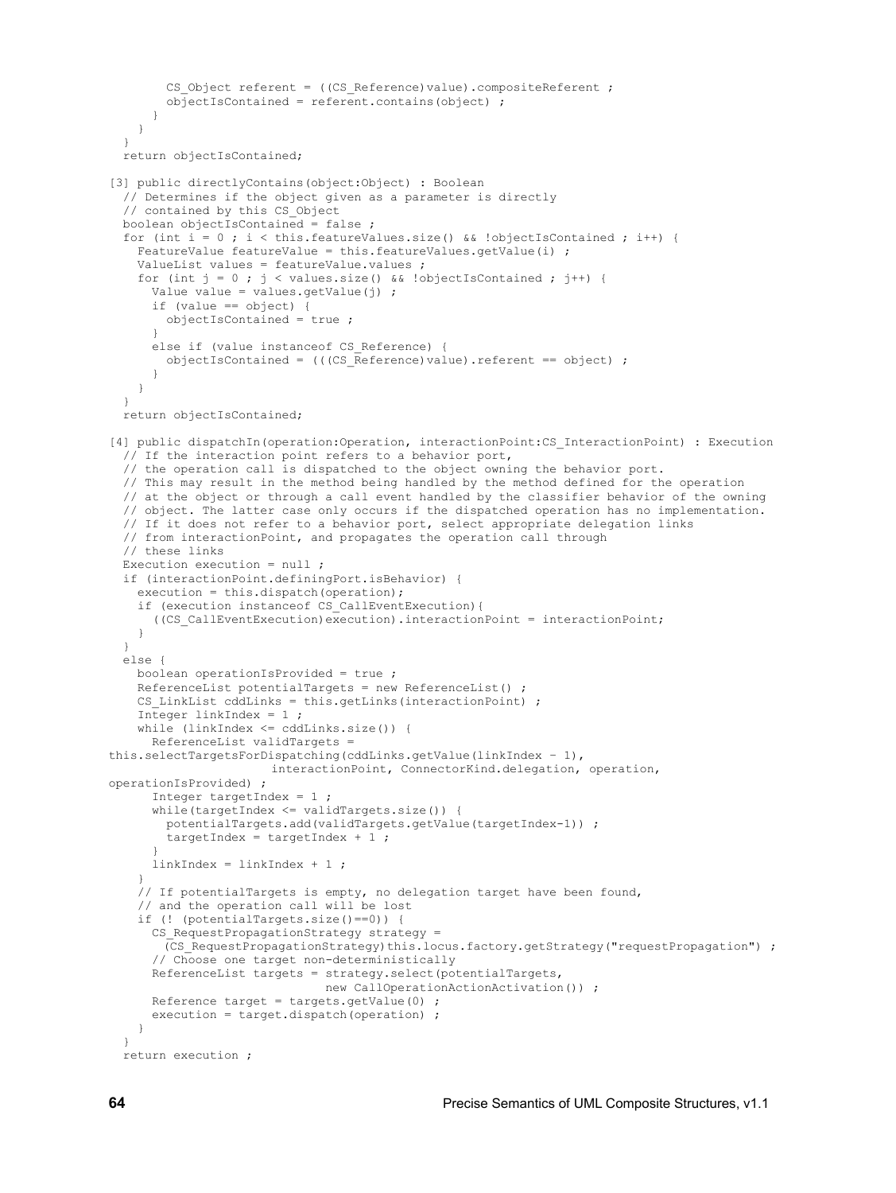```
        CS_Object referent = ((CS_Reference)value).compositeReferent ;
        objectIsContained = referent.contains(object) ;
      }
    }
  }
  return objectIsContained;

[3] public directlyContains(object:Object) : Boolean
  // Determines if the object given as a parameter is directly
  // contained by this CS_Object
  boolean objectIsContained = false ;
  for (int i = 0 ; i < this.featureValues.size() && !objectIsContained ; i++) {
    FeatureValue featureValue = this.featureValues.getValue(i) ;
    ValueList values = featureValue.values ;
    for (int j = 0 ; j < values.size() && !objectIsContained ; j++) {
      Value value = values.getValue(j) ;
      if (value == object) {
        objectIsContained = true ;
      }
      else if (value instanceof CS_Reference) {
        objectIsContained = (((CS_Reference)value).referent == object) ;
      }
    }
  }
  return objectIsContained;

[4] public dispatchIn(operation:Operation, interactionPoint:CS_InteractionPoint) : Execution
  // If the interaction point refers to a behavior port,
  // the operation call is dispatched to the object owning the behavior port.
  // This may result in the method being handled by the method defined for the operation
  // at the object or through a call event handled by the classifier behavior of the owning
  // object. The latter case only occurs if the dispatched operation has no implementation.
  // If it does not refer to a behavior port, select appropriate delegation links
  // from interactionPoint, and propagates the operation call through
  // these links
  Execution execution = null ;
  if (interactionPoint.definingPort.isBehavior) {
    execution = this.dispatch(operation);
    if (execution instanceof CS_CallEventExecution){
      ((CS_CallEventExecution)execution).interactionPoint = interactionPoint;
    }
  }
  else {
    boolean operationIsProvided = true ;
    ReferenceList potentialTargets = new ReferenceList() ;
    CS_LinkList cddLinks = this.getLinks(interactionPoint) ;
    Integer linkIndex = 1 ;
    while (linkIndex <= cddLinks.size()) {
      ReferenceList validTargets =
this.selectTargetsForDispatching(cddLinks.getValue(linkIndex - 1),
                      interactionPoint, ConnectorKind.delegation, operation,
operationIsProvided) ;
      Integer targetIndex = 1 ;
      while(targetIndex <= validTargets.size()) {
        potentialTargets.add(validTargets.getValue(targetIndex-1)) ;
        targetIndex = targetIndex + 1 ;
      }
      linkIndex = linkIndex + 1 ;
    }
    // If potentialTargets is empty, no delegation target have been found,
    // and the operation call will be lost
    if (! (potentialTargets.size()==0)) {
      CS_RequestPropagationStrategy strategy =
        (CS_RequestPropagationStrategy)this.locus.factory.getStrategy("requestPropagation") ;
      // Choose one target non-deterministically
      ReferenceList targets = strategy.select(potentialTargets,
                            new CallOperationActionActivation()) ;
      Reference target = targets.getValue(0) ;
      execution = target.dispatch(operation) ;
    }
  }
  return execution ;
```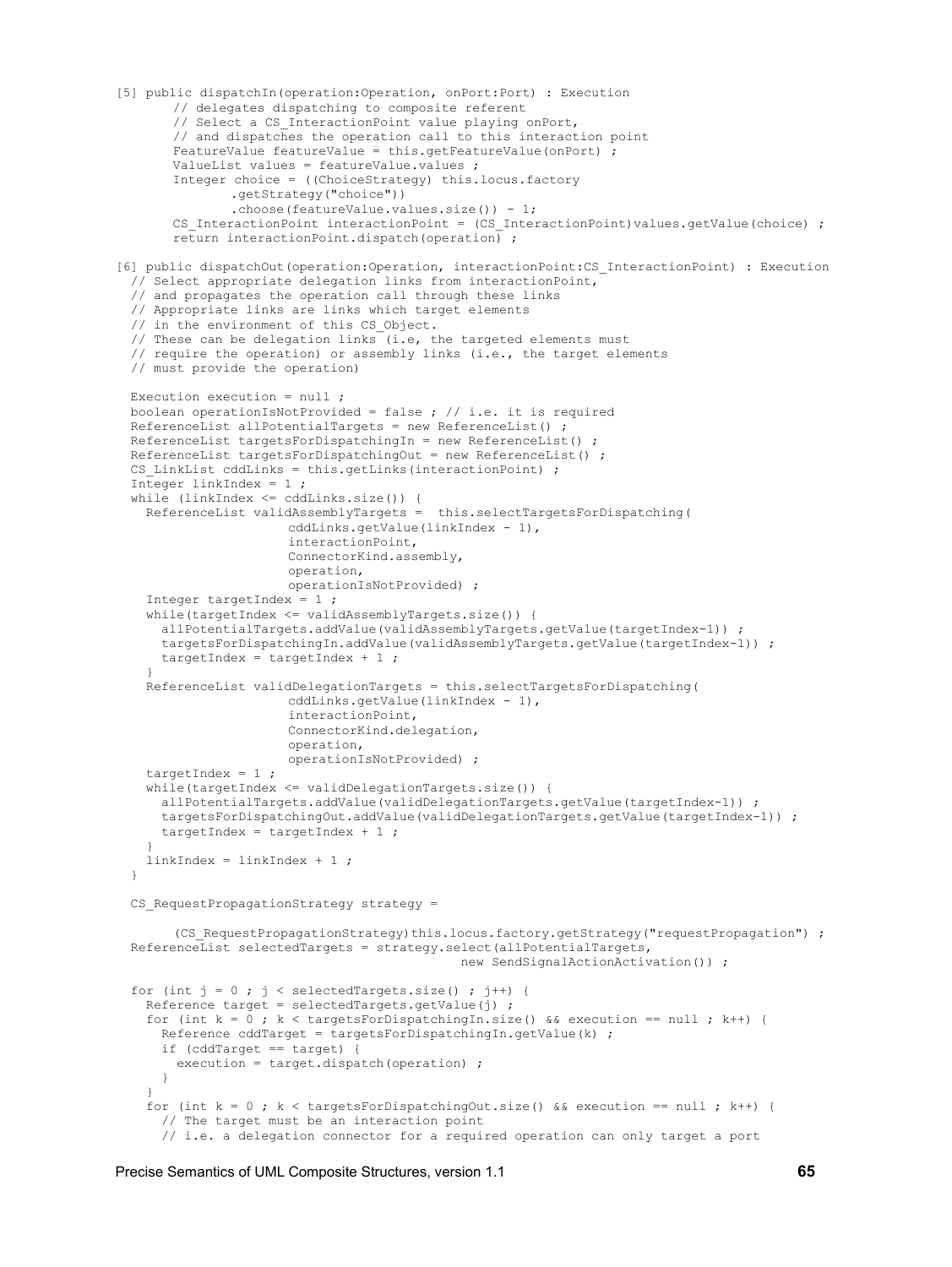```
[5] public dispatchIn(operation:Operation, onPort:Port) : Execution
       // delegates dispatching to composite referent
       // Select a CS_InteractionPoint value playing onPort,
       // and dispatches the operation call to this interaction point
       FeatureValue featureValue = this.getFeatureValue(onPort) ;
       ValueList values = featureValue.values ;
       Integer choice = ((ChoiceStrategy) this.locus.factory
              .getStrategy("choice"))
              .choose(featureValue.values.size()) - 1;
       CS_InteractionPoint interactionPoint = (CS_InteractionPoint)values.getValue(choice) ;
       return interactionPoint.dispatch(operation) ;

[6] public dispatchOut(operation:Operation, interactionPoint:CS_InteractionPoint) : Execution
  // Select appropriate delegation links from interactionPoint,
  // and propagates the operation call through these links
  // Appropriate links are links which target elements
  // in the environment of this CS_Object.
  // These can be delegation links (i.e, the targeted elements must
  // require the operation) or assembly links (i.e., the target elements
  // must provide the operation)

  Execution execution = null ;
  boolean operationIsNotProvided = false ; // i.e. it is required
  ReferenceList allPotentialTargets = new ReferenceList() ;
  ReferenceList targetsForDispatchingIn = new ReferenceList() ;
  ReferenceList targetsForDispatchingOut = new ReferenceList() ;
  CS_LinkList cddLinks = this.getLinks(interactionPoint) ;
  Integer linkIndex = 1 ;
  while (linkIndex <= cddLinks.size()) {
    ReferenceList validAssemblyTargets =  this.selectTargetsForDispatching(
                    cddLinks.getValue(linkIndex - 1),
                    interactionPoint,
                    ConnectorKind.assembly,
                    operation,
                    operationIsNotProvided) ;
    Integer targetIndex = 1 ;
    while(targetIndex <= validAssemblyTargets.size()) {
      allPotentialTargets.addValue(validAssemblyTargets.getValue(targetIndex-1)) ;
      targetsForDispatchingIn.addValue(validAssemblyTargets.getValue(targetIndex-1)) ;
      targetIndex = targetIndex + 1 ;
    }
    ReferenceList validDelegationTargets = this.selectTargetsForDispatching(
                    cddLinks.getValue(linkIndex - 1),
                    interactionPoint,
                    ConnectorKind.delegation,
                    operation,
                    operationIsNotProvided) ;
    targetIndex = 1 ;
    while(targetIndex <= validDelegationTargets.size()) {
      allPotentialTargets.addValue(validDelegationTargets.getValue(targetIndex-1)) ;
      targetsForDispatchingOut.addValue(validDelegationTargets.getValue(targetIndex-1)) ;
      targetIndex = targetIndex + 1 ;
    }
    linkIndex = linkIndex + 1 ;
  }

  CS_RequestPropagationStrategy strategy =

       (CS_RequestPropagationStrategy)this.locus.factory.getStrategy("requestPropagation") ;
  ReferenceList selectedTargets = strategy.select(allPotentialTargets,
                                        new SendSignalActionActivation()) ;

  for (int j = 0 ; j < selectedTargets.size() ; j++) {
    Reference target = selectedTargets.getValue(j) ;
    for (int k = 0 ; k < targetsForDispatchingIn.size() && execution == null ; k++) {
      Reference cddTarget = targetsForDispatchingIn.getValue(k) ;
      if (cddTarget == target) {
        execution = target.dispatch(operation) ;
      }
    }
    for (int k = 0 ; k < targetsForDispatchingOut.size() && execution == null ; k++) {
      // The target must be an interaction point
      // i.e. a delegation connector for a required operation can only target a port
```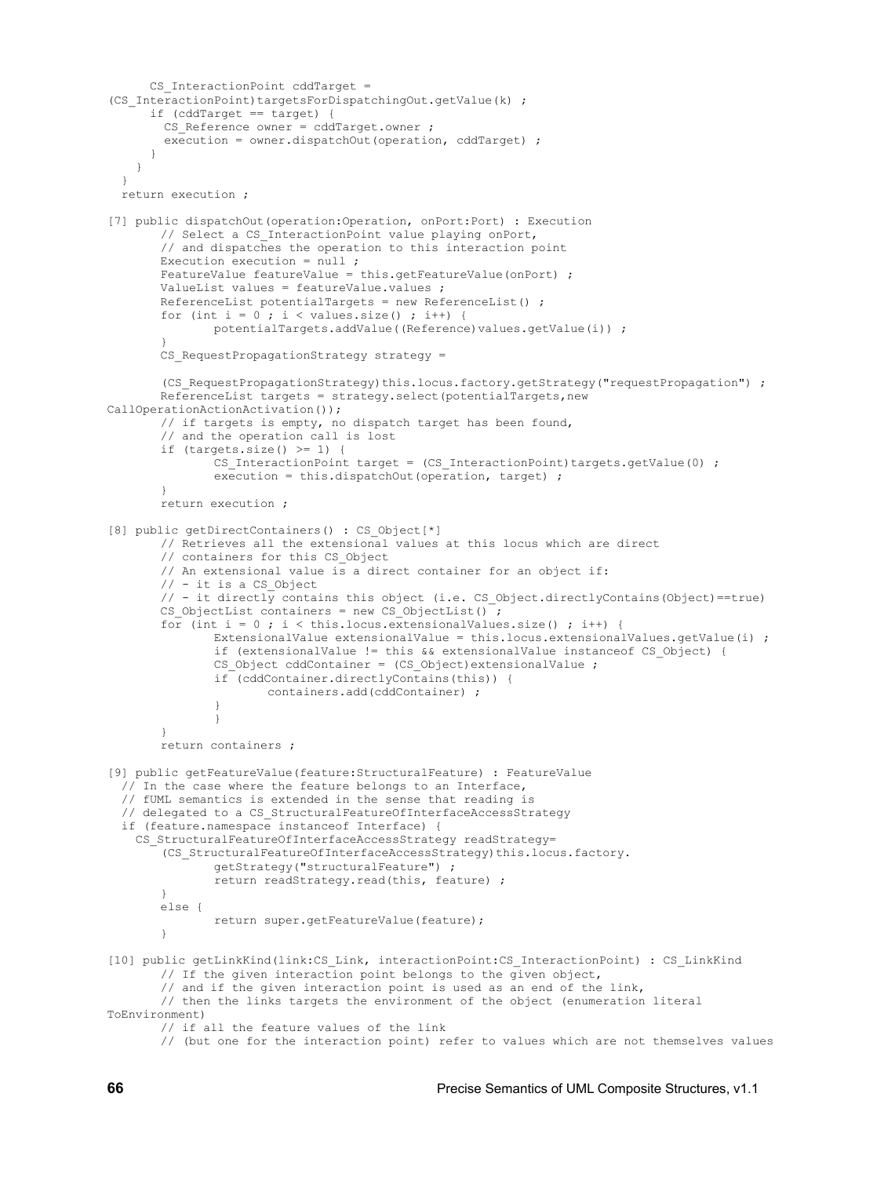```
      CS_InteractionPoint cddTarget =
(CS_InteractionPoint)targetsForDispatchingOut.getValue(k) ;
      if (cddTarget == target) {
        CS_Reference owner = cddTarget.owner ;
        execution = owner.dispatchOut(operation, cddTarget) ;
      }
    }
  }
  return execution ;
```

```
[7] public dispatchOut(operation:Operation, onPort:Port) : Execution
       // Select a CS_InteractionPoint value playing onPort,
       // and dispatches the operation to this interaction point
       Execution execution = null ;
       FeatureValue featureValue = this.getFeatureValue(onPort) ;
       ValueList values = featureValue.values ;
       ReferenceList potentialTargets = new ReferenceList() ;
       for (int i = 0 ; i < values.size() ; i++) {
              potentialTargets.addValue((Reference)values.getValue(i)) ;
       }
       CS_RequestPropagationStrategy strategy =

       (CS_RequestPropagationStrategy)this.locus.factory.getStrategy("requestPropagation") ;
       ReferenceList targets = strategy.select(potentialTargets,new
CallOperationActionActivation());
       // if targets is empty, no dispatch target has been found,
       // and the operation call is lost
       if (targets.size() >= 1) {
              CS_InteractionPoint target = (CS_InteractionPoint)targets.getValue(0) ;
              execution = this.dispatchOut(operation, target) ;
       }
       return execution ;
```

```
[8] public getDirectContainers() : CS_Object[*]
       // Retrieves all the extensional values at this locus which are direct
       // containers for this CS_Object
       // An extensional value is a direct container for an object if:
       // - it is a CS_Object
       // - it directly contains this object (i.e. CS_Object.directlyContains(Object)==true)
       CS_ObjectList containers = new CS_ObjectList() ;
       for (int i = 0 ; i < this.locus.extensionalValues.size() ; i++) {
              ExtensionalValue extensionalValue = this.locus.extensionalValues.getValue(i) ;
              if (extensionalValue != this && extensionalValue instanceof CS_Object) {
              CS_Object cddContainer = (CS_Object)extensionalValue ;
              if (cddContainer.directlyContains(this)) {
                     containers.add(cddContainer) ;
              }
              }
       }
       return containers ;
```

```
[9] public getFeatureValue(feature:StructuralFeature) : FeatureValue
  // In the case where the feature belongs to an Interface,
  // fUML semantics is extended in the sense that reading is
  // delegated to a CS_StructuralFeatureOfInterfaceAccessStrategy
  if (feature.namespace instanceof Interface) {
    CS_StructuralFeatureOfInterfaceAccessStrategy readStrategy=
       (CS_StructuralFeatureOfInterfaceAccessStrategy)this.locus.factory.
              getStrategy("structuralFeature") ;
              return readStrategy.read(this, feature) ;
       }
       else {
              return super.getFeatureValue(feature);
       }
```

```
[10] public getLinkKind(link:CS_Link, interactionPoint:CS_InteractionPoint) : CS_LinkKind
       // If the given interaction point belongs to the given object,
       // and if the given interaction point is used as an end of the link,
       // then the links targets the environment of the object (enumeration literal
ToEnvironment)
       // if all the feature values of the link
       // (but one for the interaction point) refer to values which are not themselves values
```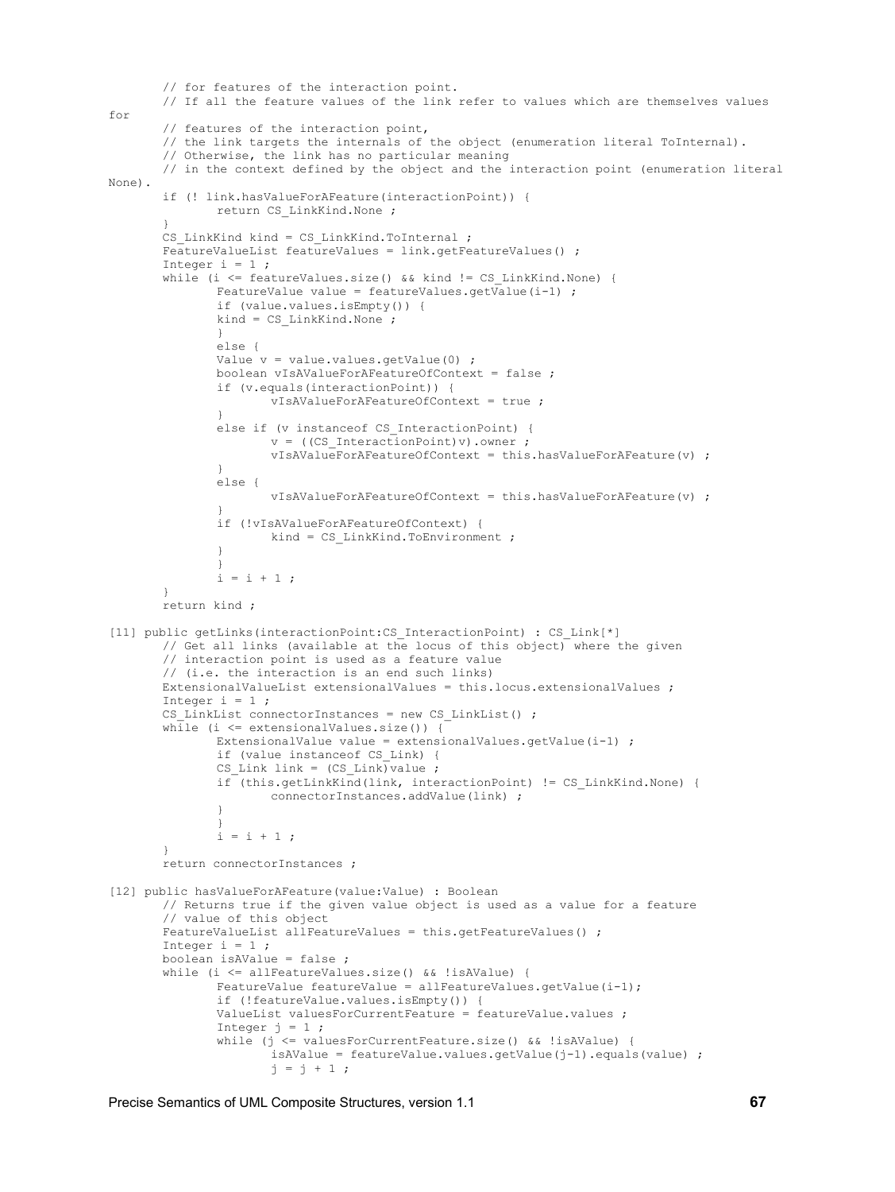```
        // for features of the interaction point.
        // If all the feature values of the link refer to values which are themselves values
for
        // features of the interaction point,
        // the link targets the internals of the object (enumeration literal ToInternal).
        // Otherwise, the link has no particular meaning
        // in the context defined by the object and the interaction point (enumeration literal
None).
        if (! link.hasValueForAFeature(interactionPoint)) {
                return CS_LinkKind.None ;
        }
        CS_LinkKind kind = CS_LinkKind.ToInternal ;
        FeatureValueList featureValues = link.getFeatureValues() ;
        Integer i = 1 ;
        while (i <= featureValues.size() && kind != CS_LinkKind.None) {
                FeatureValue value = featureValues.getValue(i-1) ;
                if (value.values.isEmpty()) {
                kind = CS_LinkKind.None ;
                }
                else {
                Value v = value.values.getValue(0) ;
                boolean vIsAValueForAFeatureOfContext = false ;
                if (v.equals(interactionPoint)) {
                        vIsAValueForAFeatureOfContext = true ;
                }
                else if (v instanceof CS_InteractionPoint) {
                        v = ((CS_InteractionPoint)v).owner ;
                        vIsAValueForAFeatureOfContext = this.hasValueForAFeature(v) ;
                }
                else {
                        vIsAValueForAFeatureOfContext = this.hasValueForAFeature(v) ;
                }
                if (!vIsAValueForAFeatureOfContext) {
                        kind = CS_LinkKind.ToEnvironment ;
                }
                }
                i = i + 1 ;
        }
        return kind ;

[11] public getLinks(interactionPoint:CS_InteractionPoint) : CS_Link[*]
        // Get all links (available at the locus of this object) where the given
        // interaction point is used as a feature value
        // (i.e. the interaction is an end such links)
        ExtensionalValueList extensionalValues = this.locus.extensionalValues ;
        Integer i = 1 ;
        CS_LinkList connectorInstances = new CS_LinkList() ;
        while (i <= extensionalValues.size()) {
                ExtensionalValue value = extensionalValues.getValue(i-1) ;
                if (value instanceof CS_Link) {
                CS_Link link = (CS_Link)value ;
                if (this.getLinkKind(link, interactionPoint) != CS_LinkKind.None) {
                        connectorInstances.addValue(link) ;
                }
                }
                i = i + 1 ;
        }
        return connectorInstances ;

[12] public hasValueForAFeature(value:Value) : Boolean
        // Returns true if the given value object is used as a value for a feature
        // value of this object
        FeatureValueList allFeatureValues = this.getFeatureValues() ;
        Integer i = 1 ;
        boolean isAValue = false ;
        while (i <= allFeatureValues.size() && !isAValue) {
                FeatureValue featureValue = allFeatureValues.getValue(i-1);
                if (!featureValue.values.isEmpty()) {
                ValueList valuesForCurrentFeature = featureValue.values ;
                Integer j = 1 ;
                while (j <= valuesForCurrentFeature.size() && !isAValue) {
                        isAValue = featureValue.values.getValue(j-1).equals(value) ;
                        j = j + 1 ;
```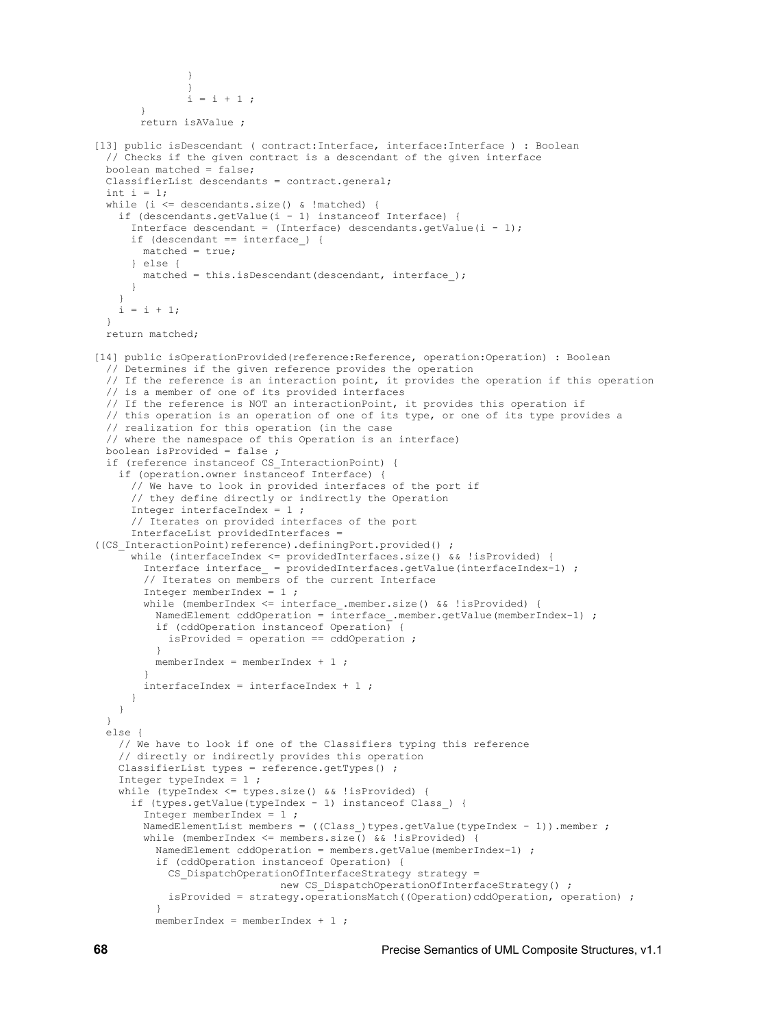```
            }
            }
            i = i + 1 ;
        }
        return isAValue ;
```

```
[13] public isDescendant ( contract:Interface, interface:Interface ) : Boolean
  // Checks if the given contract is a descendant of the given interface
  boolean matched = false;
  ClassifierList descendants = contract.general;
  int i = 1;
  while (i <= descendants.size() & !matched) {
    if (descendants.getValue(i - 1) instanceof Interface) {
      Interface descendant = (Interface) descendants.getValue(i - 1);
      if (descendant == interface_) {
        matched = true;
      } else {
        matched = this.isDescendant(descendant, interface_);
      }
    }
    i = i + 1;
  }
  return matched;
```

```
[14] public isOperationProvided(reference:Reference, operation:Operation) : Boolean
  // Determines if the given reference provides the operation
  // If the reference is an interaction point, it provides the operation if this operation
  // is a member of one of its provided interfaces
  // If the reference is NOT an interactionPoint, it provides this operation if
  // this operation is an operation of one of its type, or one of its type provides a
  // realization for this operation (in the case
  // where the namespace of this Operation is an interface)
  boolean isProvided = false ;
  if (reference instanceof CS_InteractionPoint) {
    if (operation.owner instanceof Interface) {
      // We have to look in provided interfaces of the port if
      // they define directly or indirectly the Operation
      Integer interfaceIndex = 1 ;
      // Iterates on provided interfaces of the port
      InterfaceList providedInterfaces =
((CS_InteractionPoint)reference).definingPort.provided() ;
      while (interfaceIndex <= providedInterfaces.size() && !isProvided) {
        Interface interface_ = providedInterfaces.getValue(interfaceIndex-1) ;
        // Iterates on members of the current Interface
        Integer memberIndex = 1 ;
        while (memberIndex <= interface_.member.size() && !isProvided) {
          NamedElement cddOperation = interface_.member.getValue(memberIndex-1) ;
          if (cddOperation instanceof Operation) {
            isProvided = operation == cddOperation ;
          }
          memberIndex = memberIndex + 1 ;
        }
        interfaceIndex = interfaceIndex + 1 ;
      }
    }
  }
  else {
    // We have to look if one of the Classifiers typing this reference
    // directly or indirectly provides this operation
    ClassifierList types = reference.getTypes() ;
    Integer typeIndex = 1 ;
    while (typeIndex <= types.size() && !isProvided) {
      if (types.getValue(typeIndex - 1) instanceof Class_) {
        Integer memberIndex = 1 ;
        NamedElementList members = ((Class_)types.getValue(typeIndex - 1)).member ;
        while (memberIndex <= members.size() && !isProvided) {
          NamedElement cddOperation = members.getValue(memberIndex-1) ;
          if (cddOperation instanceof Operation) {
            CS_DispatchOperationOfInterfaceStrategy strategy =
                          new CS_DispatchOperationOfInterfaceStrategy() ;
            isProvided = strategy.operationsMatch((Operation)cddOperation, operation) ;
          }
          memberIndex = memberIndex + 1 ;
```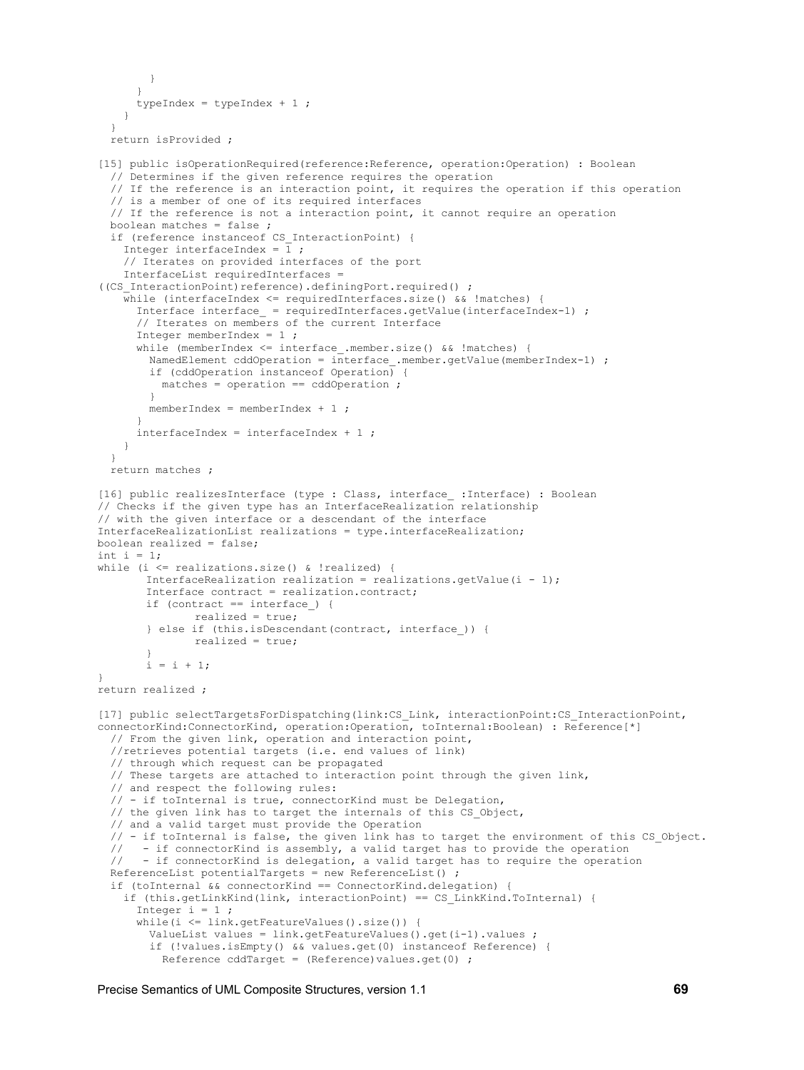```
        }
      }
      typeIndex = typeIndex + 1 ;
    }
  }
  return isProvided ;
```

```
[15] public isOperationRequired(reference:Reference, operation:Operation) : Boolean
  // Determines if the given reference requires the operation
  // If the reference is an interaction point, it requires the operation if this operation
  // is a member of one of its required interfaces
  // If the reference is not a interaction point, it cannot require an operation
  boolean matches = false ;
  if (reference instanceof CS_InteractionPoint) {
    Integer interfaceIndex = 1 ;
    // Iterates on provided interfaces of the port
    InterfaceList requiredInterfaces =
((CS_InteractionPoint)reference).definingPort.required() ;
    while (interfaceIndex <= requiredInterfaces.size() && !matches) {
      Interface interface_ = requiredInterfaces.getValue(interfaceIndex-1) ;
      // Iterates on members of the current Interface
      Integer memberIndex = 1 ;
      while (memberIndex <= interface_.member.size() && !matches) {
        NamedElement cddOperation = interface_.member.getValue(memberIndex-1) ;
        if (cddOperation instanceof Operation) {
          matches = operation == cddOperation ;
        }
        memberIndex = memberIndex + 1 ;
      }
      interfaceIndex = interfaceIndex + 1 ;
    }
  }
  return matches ;
```

```
[16] public realizesInterface (type : Class, interface_ :Interface) : Boolean
// Checks if the given type has an InterfaceRealization relationship
// with the given interface or a descendant of the interface
InterfaceRealizationList realizations = type.interfaceRealization;
boolean realized = false;
int i = 1;
while (i <= realizations.size() & !realized) {
       InterfaceRealization realization = realizations.getValue(i - 1);
       Interface contract = realization.contract;
       if (contract == interface_) {
              realized = true;
       } else if (this.isDescendant(contract, interface_)) {
              realized = true;
       }
       i = i + 1;
}
return realized ;
```

```
[17] public selectTargetsForDispatching(link:CS_Link, interactionPoint:CS_InteractionPoint,
connectorKind:ConnectorKind, operation:Operation, toInternal:Boolean) : Reference[*]
  // From the given link, operation and interaction point,
  //retrieves potential targets (i.e. end values of link)
  // through which request can be propagated
  // These targets are attached to interaction point through the given link,
  // and respect the following rules:
  // - if toInternal is true, connectorKind must be Delegation,
  // the given link has to target the internals of this CS_Object,
  // and a valid target must provide the Operation
  // - if toInternal is false, the given link has to target the environment of this CS_Object.
  //   - if connectorKind is assembly, a valid target has to provide the operation
  //   - if connectorKind is delegation, a valid target has to require the operation
  ReferenceList potentialTargets = new ReferenceList() ;
  if (toInternal && connectorKind == ConnectorKind.delegation) {
    if (this.getLinkKind(link, interactionPoint) == CS_LinkKind.ToInternal) {
      Integer i = 1 ;
      while(i <= link.getFeatureValues().size()) {
        ValueList values = link.getFeatureValues().get(i-1).values ;
        if (!values.isEmpty() && values.get(0) instanceof Reference) {
          Reference cddTarget = (Reference)values.get(0) ;
```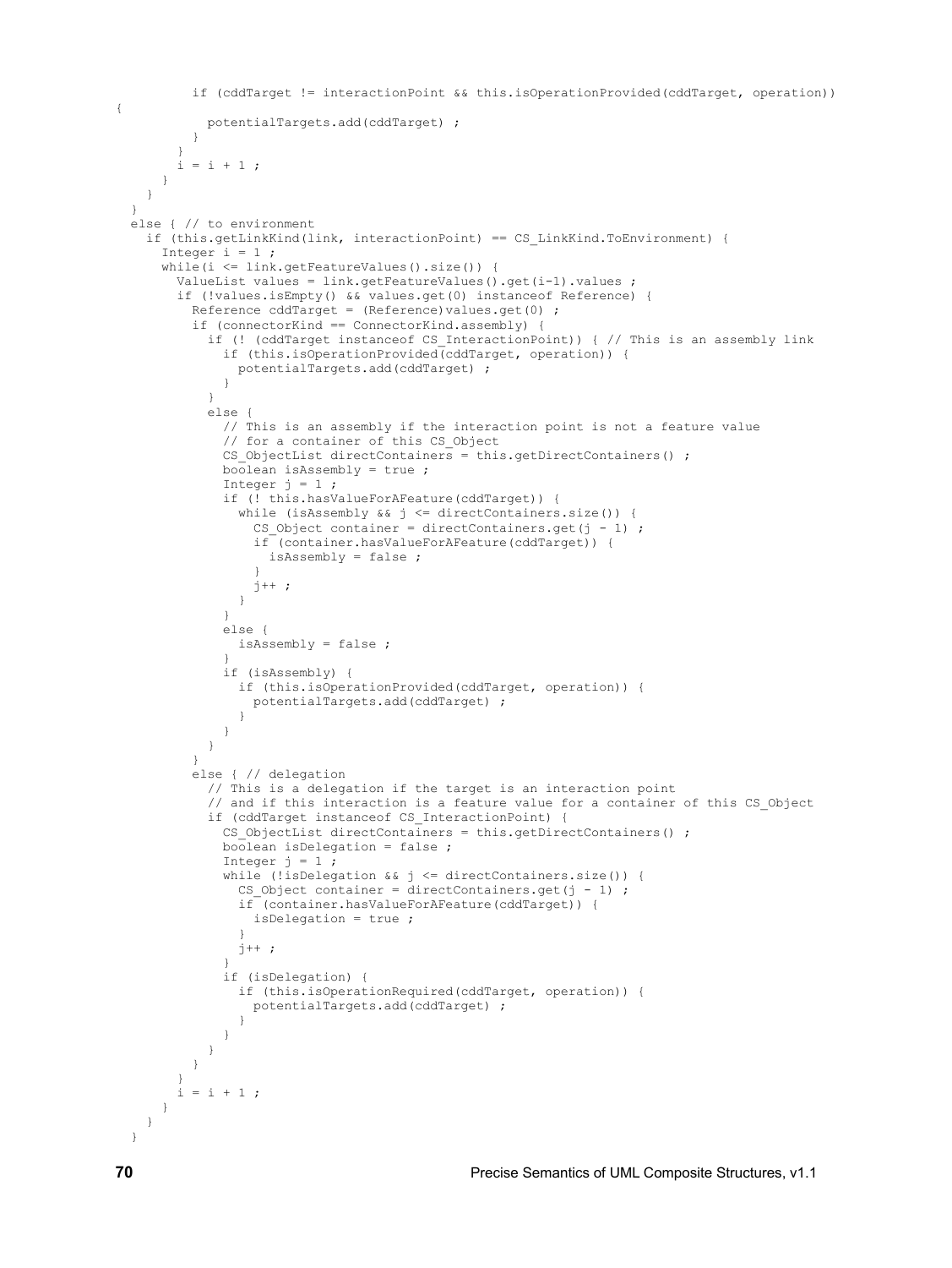```
          if (cddTarget != interactionPoint && this.isOperationProvided(cddTarget, operation))
{
            potentialTargets.add(cddTarget) ;
          }
        }
        i = i + 1 ;
      }
    }
  }
  else { // to environment
    if (this.getLinkKind(link, interactionPoint) == CS_LinkKind.ToEnvironment) {
      Integer i = 1 ;
      while(i <= link.getFeatureValues().size()) {
        ValueList values = link.getFeatureValues().get(i-1).values ;
        if (!values.isEmpty() && values.get(0) instanceof Reference) {
          Reference cddTarget = (Reference)values.get(0) ;
          if (connectorKind == ConnectorKind.assembly) {
            if (! (cddTarget instanceof CS_InteractionPoint)) { // This is an assembly link
              if (this.isOperationProvided(cddTarget, operation)) {
                potentialTargets.add(cddTarget) ;
              }
            }
            else {
              // This is an assembly if the interaction point is not a feature value
              // for a container of this CS_Object
              CS_ObjectList directContainers = this.getDirectContainers() ;
              boolean isAssembly = true ;
              Integer j = 1 ;
              if (! this.hasValueForAFeature(cddTarget)) {
                while (isAssembly && j <= directContainers.size()) {
                  CS_Object container = directContainers.get(j - 1) ;
                  if (container.hasValueForAFeature(cddTarget)) {
                    isAssembly = false ;
                  }
                  j++ ;
                }
              }
              else {
                isAssembly = false ;
              }
              if (isAssembly) {
                if (this.isOperationProvided(cddTarget, operation)) {
                  potentialTargets.add(cddTarget) ;
                }
              }
            }
          }
          else { // delegation
            // This is a delegation if the target is an interaction point
            // and if this interaction is a feature value for a container of this CS_Object
            if (cddTarget instanceof CS_InteractionPoint) {
              CS_ObjectList directContainers = this.getDirectContainers() ;
              boolean isDelegation = false ;
              Integer j = 1 ;
              while (!isDelegation && j <= directContainers.size()) {
                CS_Object container = directContainers.get(j - 1) ;
                if (container.hasValueForAFeature(cddTarget)) {
                  isDelegation = true ;
                }
                j++ ;
              }
              if (isDelegation) {
                if (this.isOperationRequired(cddTarget, operation)) {
                  potentialTargets.add(cddTarget) ;
                }
              }
            }
          }
        }
        i = i + 1 ;
      }
    }
  }
```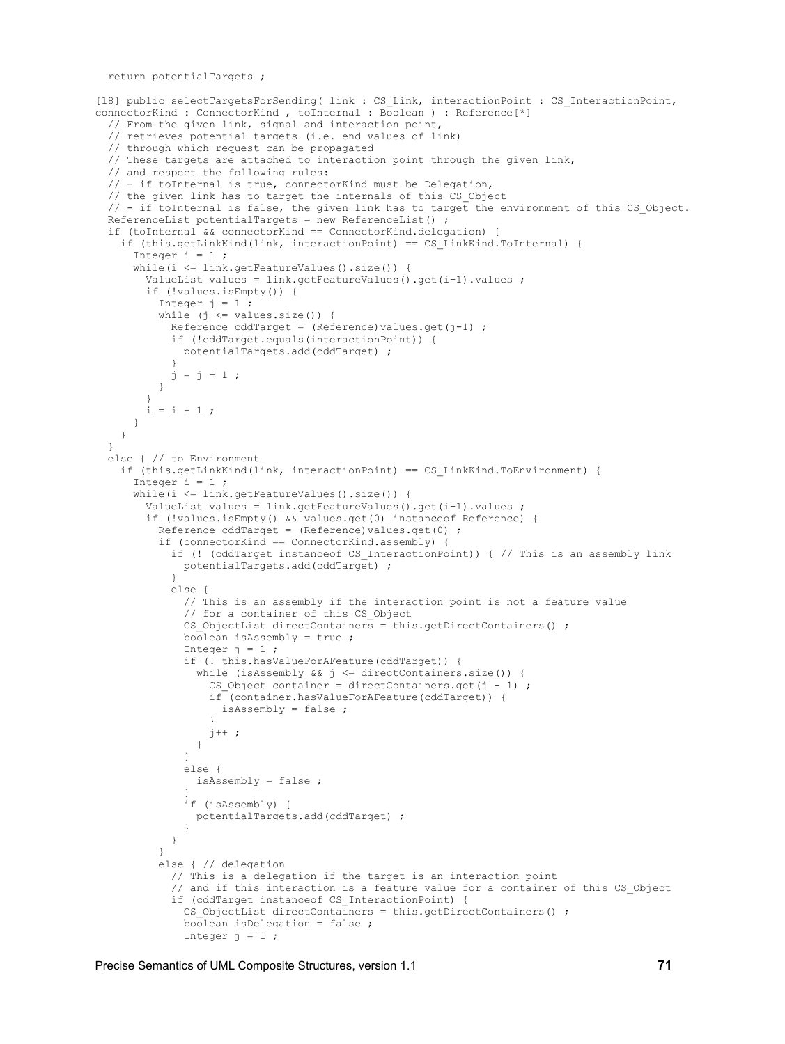```
  return potentialTargets ;

[18] public selectTargetsForSending( link : CS_Link, interactionPoint : CS_InteractionPoint,
connectorKind : ConnectorKind , toInternal : Boolean ) : Reference[*]
  // From the given link, signal and interaction point,
  // retrieves potential targets (i.e. end values of link)
  // through which request can be propagated
  // These targets are attached to interaction point through the given link,
  // and respect the following rules:
  // - if toInternal is true, connectorKind must be Delegation,
  // the given link has to target the internals of this CS_Object
  // - if toInternal is false, the given link has to target the environment of this CS_Object.
  ReferenceList potentialTargets = new ReferenceList() ;
  if (toInternal && connectorKind == ConnectorKind.delegation) {
    if (this.getLinkKind(link, interactionPoint) == CS_LinkKind.ToInternal) {
      Integer i = 1 ;
      while(i <= link.getFeatureValues().size()) {
        ValueList values = link.getFeatureValues().get(i-1).values ;
        if (!values.isEmpty()) {
          Integer j = 1 ;
          while (j <= values.size()) {
            Reference cddTarget = (Reference)values.get(j-1) ;
            if (!cddTarget.equals(interactionPoint)) {
              potentialTargets.add(cddTarget) ;
            }
            j = j + 1 ;
          }
        }
        i = i + 1 ;
      }
    }
  }
  else { // to Environment
    if (this.getLinkKind(link, interactionPoint) == CS_LinkKind.ToEnvironment) {
      Integer i = 1 ;
      while(i <= link.getFeatureValues().size()) {
        ValueList values = link.getFeatureValues().get(i-1).values ;
        if (!values.isEmpty() && values.get(0) instanceof Reference) {
          Reference cddTarget = (Reference)values.get(0) ;
          if (connectorKind == ConnectorKind.assembly) {
            if (! (cddTarget instanceof CS_InteractionPoint)) { // This is an assembly link
              potentialTargets.add(cddTarget) ;
            }
            else {
              // This is an assembly if the interaction point is not a feature value
              // for a container of this CS_Object
              CS_ObjectList directContainers = this.getDirectContainers() ;
              boolean isAssembly = true ;
              Integer j = 1 ;
              if (! this.hasValueForAFeature(cddTarget)) {
                while (isAssembly && j <= directContainers.size()) {
                  CS_Object container = directContainers.get(j - 1) ;
                  if (container.hasValueForAFeature(cddTarget)) {
                    isAssembly = false ;
                  }
                  j++ ;
                }
              }
              else {
                isAssembly = false ;
              }
              if (isAssembly) {
                potentialTargets.add(cddTarget) ;
              }
            }
          }
          else { // delegation
            // This is a delegation if the target is an interaction point
            // and if this interaction is a feature value for a container of this CS_Object
            if (cddTarget instanceof CS_InteractionPoint) {
              CS_ObjectList directContainers = this.getDirectContainers() ;
              boolean isDelegation = false ;
              Integer j = 1 ;
```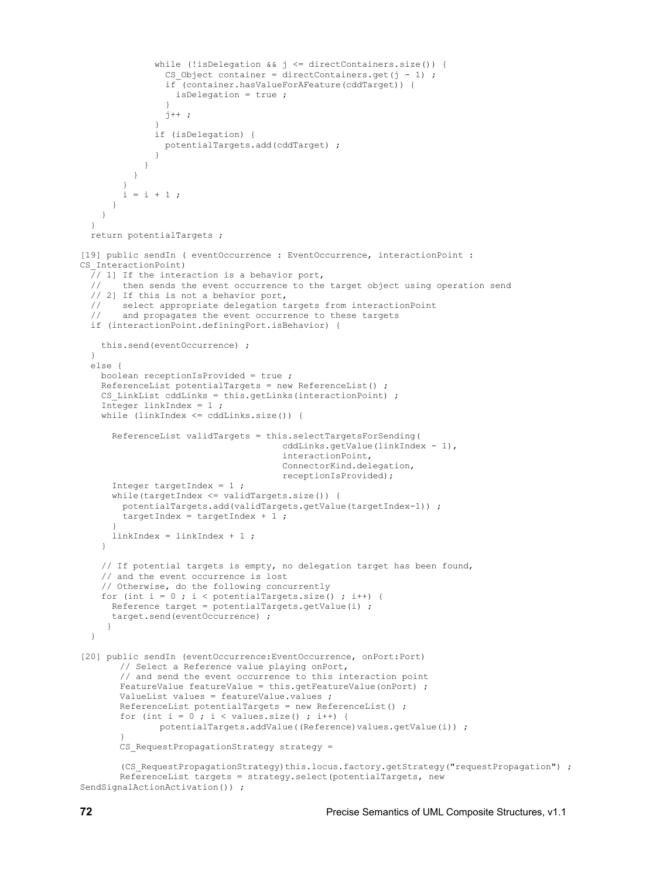```
            while (!isDelegation && j <= directContainers.size()) {
              CS_Object container = directContainers.get(j - 1) ;
              if (container.hasValueForAFeature(cddTarget)) {
                isDelegation = true ;
              }
              j++ ;
            }
            if (isDelegation) {
              potentialTargets.add(cddTarget) ;
            }
          }
        }
      }
      i = i + 1 ;
    }
  }
}
return potentialTargets ;
```

```
[19] public sendIn ( eventOccurrence : EventOccurrence, interactionPoint :
CS_InteractionPoint)
  // 1] If the interaction is a behavior port,
  //    then sends the event occurrence to the target object using operation send
  // 2] If this is not a behavior port,
  //    select appropriate delegation targets from interactionPoint
  //    and propagates the event occurrence to these targets
  if (interactionPoint.definingPort.isBehavior) {

    this.send(eventOccurrence) ;
  }
  else {
    boolean receptionIsProvided = true ;
    ReferenceList potentialTargets = new ReferenceList() ;
    CS_LinkList cddLinks = this.getLinks(interactionPoint) ;
    Integer linkIndex = 1 ;
    while (linkIndex <= cddLinks.size()) {

      ReferenceList validTargets = this.selectTargetsForSending(
                                      cddLinks.getValue(linkIndex - 1),
                                      interactionPoint,
                                      ConnectorKind.delegation,
                                      receptionIsProvided);
      Integer targetIndex = 1 ;
      while(targetIndex <= validTargets.size()) {
        potentialTargets.add(validTargets.getValue(targetIndex-1)) ;
        targetIndex = targetIndex + 1 ;
      }
      linkIndex = linkIndex + 1 ;
    }

    // If potential targets is empty, no delegation target has been found,
    // and the event occurrence is lost
    // Otherwise, do the following concurrently
    for (int i = 0 ; i < potentialTargets.size() ; i++) {
      Reference target = potentialTargets.getValue(i) ;
      target.send(eventOccurrence) ;
     }
  }
```

```
[20] public sendIn (eventOccurrence:EventOccurrence, onPort:Port)
       // Select a Reference value playing onPort,
       // and send the event occurrence to this interaction point
       FeatureValue featureValue = this.getFeatureValue(onPort) ;
       ValueList values = featureValue.values ;
       ReferenceList potentialTargets = new ReferenceList() ;
       for (int i = 0 ; i < values.size() ; i++) {
              potentialTargets.addValue((Reference)values.getValue(i)) ;
       }
       CS_RequestPropagationStrategy strategy =

       (CS_RequestPropagationStrategy)this.locus.factory.getStrategy("requestPropagation") ;
       ReferenceList targets = strategy.select(potentialTargets, new
SendSignalActionActivation()) ;
```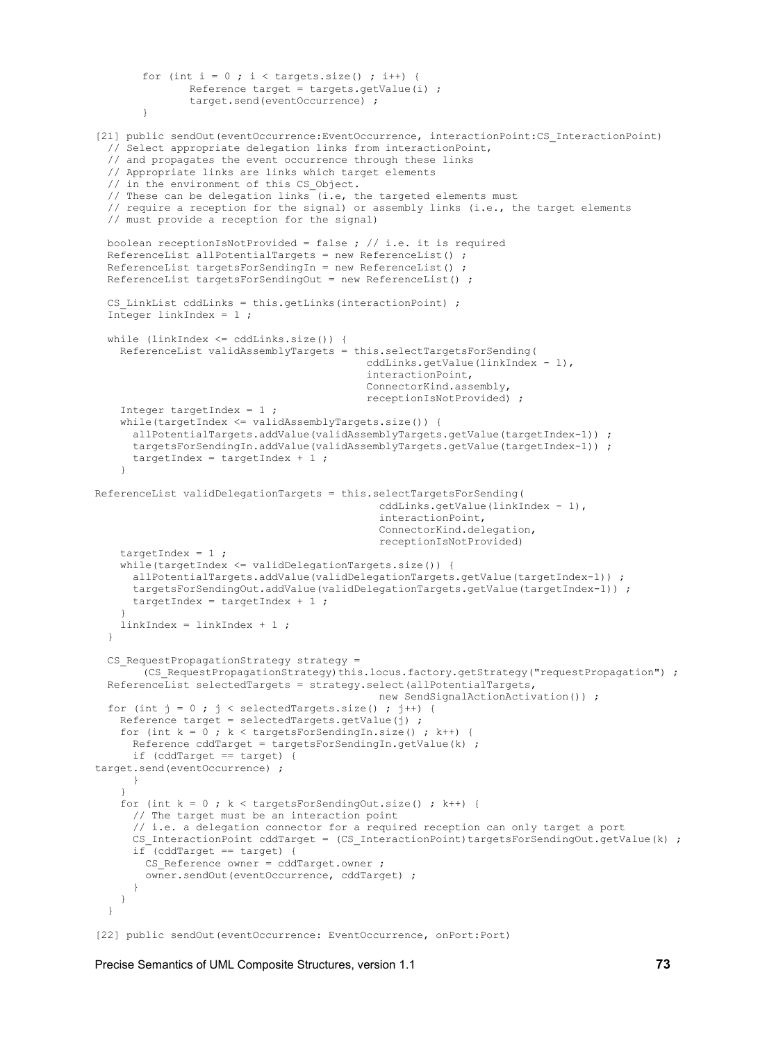```
        for (int i = 0 ; i < targets.size() ; i++) {
                Reference target = targets.getValue(i) ;
                target.send(eventOccurrence) ;
        }
```

```
[21] public sendOut(eventOccurrence:EventOccurrence, interactionPoint:CS_InteractionPoint)
  // Select appropriate delegation links from interactionPoint,
  // and propagates the event occurrence through these links
  // Appropriate links are links which target elements
  // in the environment of this CS_Object.
  // These can be delegation links (i.e, the targeted elements must
  // require a reception for the signal) or assembly links (i.e., the target elements
  // must provide a reception for the signal)

  boolean receptionIsNotProvided = false ; // i.e. it is required
  ReferenceList allPotentialTargets = new ReferenceList() ;
  ReferenceList targetsForSendingIn = new ReferenceList() ;
  ReferenceList targetsForSendingOut = new ReferenceList() ;

  CS_LinkList cddLinks = this.getLinks(interactionPoint) ;
  Integer linkIndex = 1 ;

  while (linkIndex <= cddLinks.size()) {
    ReferenceList validAssemblyTargets = this.selectTargetsForSending(
                                          cddLinks.getValue(linkIndex - 1),
                                          interactionPoint,
                                          ConnectorKind.assembly,
                                          receptionIsNotProvided) ;
    Integer targetIndex = 1 ;
    while(targetIndex <= validAssemblyTargets.size()) {
      allPotentialTargets.addValue(validAssemblyTargets.getValue(targetIndex-1)) ;
      targetsForSendingIn.addValue(validAssemblyTargets.getValue(targetIndex-1)) ;
      targetIndex = targetIndex + 1 ;
    }

ReferenceList validDelegationTargets = this.selectTargetsForSending(
                                            cddLinks.getValue(linkIndex - 1),
                                            interactionPoint,
                                            ConnectorKind.delegation,
                                            receptionIsNotProvided)
    targetIndex = 1 ;
    while(targetIndex <= validDelegationTargets.size()) {
      allPotentialTargets.addValue(validDelegationTargets.getValue(targetIndex-1)) ;
      targetsForSendingOut.addValue(validDelegationTargets.getValue(targetIndex-1)) ;
      targetIndex = targetIndex + 1 ;
    }
    linkIndex = linkIndex + 1 ;
  }

  CS_RequestPropagationStrategy strategy =
        (CS_RequestPropagationStrategy)this.locus.factory.getStrategy("requestPropagation") ;
  ReferenceList selectedTargets = strategy.select(allPotentialTargets,
                                            new SendSignalActionActivation()) ;
  for (int j = 0 ; j < selectedTargets.size() ; j++) {
    Reference target = selectedTargets.getValue(j) ;
    for (int k = 0 ; k < targetsForSendingIn.size() ; k++) {
      Reference cddTarget = targetsForSendingIn.getValue(k) ;
      if (cddTarget == target) {
target.send(eventOccurrence) ;
      }
    }
    for (int k = 0 ; k < targetsForSendingOut.size() ; k++) {
      // The target must be an interaction point
      // i.e. a delegation connector for a required reception can only target a port
      CS_InteractionPoint cddTarget = (CS_InteractionPoint)targetsForSendingOut.getValue(k) ;
      if (cddTarget == target) {
        CS_Reference owner = cddTarget.owner ;
        owner.sendOut(eventOccurrence, cddTarget) ;
      }
    }
  }

[22] public sendOut(eventOccurrence: EventOccurrence, onPort:Port)
```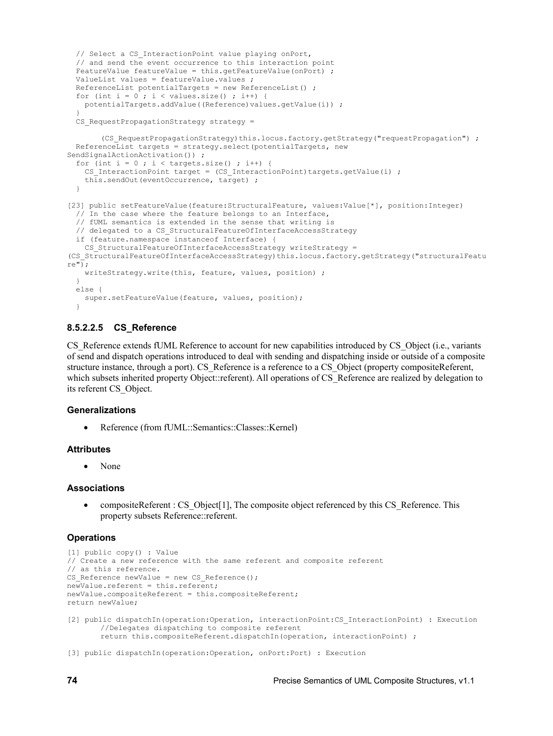```
  // Select a CS_InteractionPoint value playing onPort,
  // and send the event occurrence to this interaction point
  FeatureValue featureValue = this.getFeatureValue(onPort) ;
  ValueList values = featureValue.values ;
  ReferenceList potentialTargets = new ReferenceList() ;
  for (int i = 0 ; i < values.size() ; i++) {
    potentialTargets.addValue((Reference)values.getValue(i)) ;
  }
  CS_RequestPropagationStrategy strategy =

        (CS_RequestPropagationStrategy)this.locus.factory.getStrategy("requestPropagation") ;
  ReferenceList targets = strategy.select(potentialTargets, new
SendSignalActionActivation()) ;
  for (int i = 0 ; i < targets.size() ; i++) {
    CS_InteractionPoint target = (CS_InteractionPoint)targets.getValue(i) ;
    this.sendOut(eventOccurrence, target) ;
  }

[23] public setFeatureValue(feature:StructuralFeature, values:Value[*], position:Integer)
  // In the case where the feature belongs to an Interface,
  // fUML semantics is extended in the sense that writing is
  // delegated to a CS_StructuralFeatureOfInterfaceAccessStrategy
  if (feature.namespace instanceof Interface) {
    CS_StructuralFeatureOfInterfaceAccessStrategy writeStrategy =
(CS_StructuralFeatureOfInterfaceAccessStrategy)this.locus.factory.getStrategy("structuralFeatu
re");
    writeStrategy.write(this, feature, values, position) ;
  }
  else {
    super.setFeatureValue(feature, values, position);
  }
```

#### 8.5.2.2.5 CS_Reference

CS_Reference extends fUML Reference to account for new capabilities introduced by CS_Object (i.e., variants of send and dispatch operations introduced to deal with sending and dispatching inside or outside of a composite structure instance, through a port). CS_Reference is a reference to a CS_Object (property compositeReferent, which subsets inherited property Object::referent). All operations of CS_Reference are realized by delegation to its referent CS_Object.

**Generalizations**

- Reference (from fUML::Semantics::Classes::Kernel)

**Attributes**

- None

**Associations**

- compositeReferent : CS_Object[1], The composite object referenced by this CS_Reference. This property subsets Reference::referent.

**Operations**

```
[1] public copy() : Value
// Create a new reference with the same referent and composite referent
// as this reference.
CS_Reference newValue = new CS_Reference();
newValue.referent = this.referent;
newValue.compositeReferent = this.compositeReferent;
return newValue;

[2] public dispatchIn(operation:Operation, interactionPoint:CS_InteractionPoint) : Execution
       //Delegates dispatching to composite referent
       return this.compositeReferent.dispatchIn(operation, interactionPoint) ;

[3] public dispatchIn(operation:Operation, onPort:Port) : Execution
```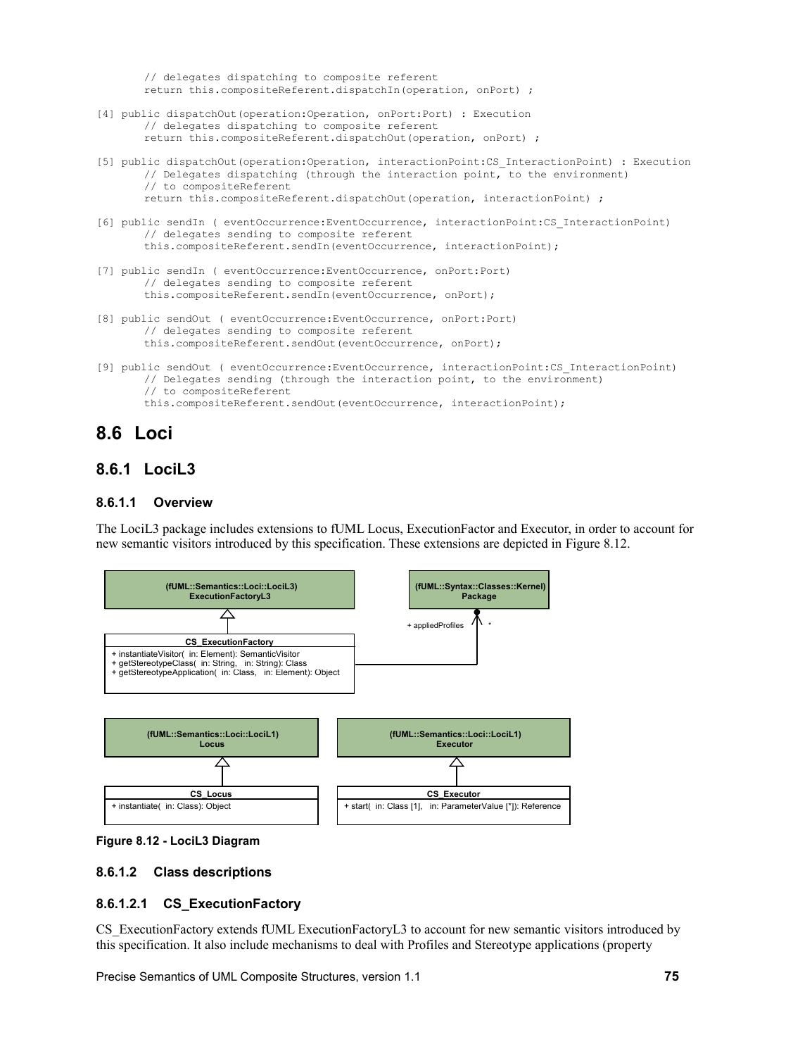```
        // delegates dispatching to composite referent
        return this.compositeReferent.dispatchIn(operation, onPort) ;

[4] public dispatchOut(operation:Operation, onPort:Port) : Execution
        // delegates dispatching to composite referent
        return this.compositeReferent.dispatchOut(operation, onPort) ;

[5] public dispatchOut(operation:Operation, interactionPoint:CS_InteractionPoint) : Execution
        // Delegates dispatching (through the interaction point, to the environment)
        // to compositeReferent
        return this.compositeReferent.dispatchOut(operation, interactionPoint) ;

[6] public sendIn ( eventOccurrence:EventOccurrence, interactionPoint:CS_InteractionPoint)
        // delegates sending to composite referent
        this.compositeReferent.sendIn(eventOccurrence, interactionPoint);

[7] public sendIn ( eventOccurrence:EventOccurrence, onPort:Port)
        // delegates sending to composite referent
        this.compositeReferent.sendIn(eventOccurrence, onPort);

[8] public sendOut ( eventOccurrence:EventOccurrence, onPort:Port)
        // delegates sending to composite referent
        this.compositeReferent.sendOut(eventOccurrence, onPort);

[9] public sendOut ( eventOccurrence:EventOccurrence, interactionPoint:CS_InteractionPoint)
        // Delegates sending (through the interaction point, to the environment)
        // to compositeReferent
        this.compositeReferent.sendOut(eventOccurrence, interactionPoint);
```

# 8.6 Loci

## 8.6.1 LociL3

### 8.6.1.1 Overview

The LociL3 package includes extensions to fUML Locus, ExecutionFactor and Executor, in order to account for new semantic visitors introduced by this specification. These extensions are depicted in Figure 8.12.

(fUML::Semantics::Loci::LociL3)
ExecutionFactoryL3

(fUML::Syntax::Classes::Kernel)
Package

+ appliedProfiles
*

CS_ExecutionFactory
+ instantiateVisitor( in: Element): SemanticVisitor
+ getStereotypeClass( in: String, in: String): Class
+ getStereotypeApplication( in: Class, in: Element): Object

(fUML::Semantics::Loci::LociL1)
Locus

(fUML::Semantics::Loci::LociL1)
Executor

CS_Locus
+ instantiate( in: Class): Object

CS_Executor
+ start( in: Class [1], in: ParameterValue [*]): Reference

**Figure 8.12 - LociL3 Diagram**

### 8.6.1.2 Class descriptions

#### 8.6.1.2.1 CS_ExecutionFactory

CS_ExecutionFactory extends fUML ExecutionFactoryL3 to account for new semantic visitors introduced by this specification. It also include mechanisms to deal with Profiles and Stereotype applications (property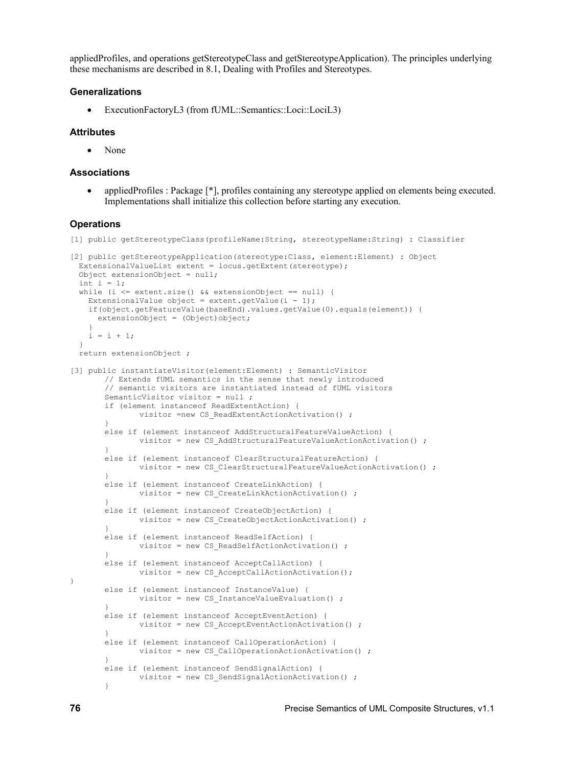appliedProfiles, and operations getStereotypeClass and getStereotypeApplication). The principles underlying these mechanisms are described in 8.1, Dealing with Profiles and Stereotypes.

### Generalizations

- ExecutionFactoryL3 (from fUML::Semantics::Loci::LociL3)

### Attributes

- None

### Associations

- appliedProfiles : Package [*], profiles containing any stereotype applied on elements being executed. Implementations shall initialize this collection before starting any execution.

### Operations

```
[1] public getStereotypeClass(profileName:String, stereotypeName:String) : Classifier

[2] public getStereotypeApplication(stereotype:Class, element:Element) : Object
  ExtensionalValueList extent = locus.getExtent(stereotype);
  Object extensionObject = null;
  int i = 1;
  while (i <= extent.size() && extensionObject == null) {
    ExtensionalValue object = extent.getValue(i - 1);
    if(object.getFeatureValue(baseEnd).values.getValue(0).equals(element)) {
      extensionObject = (Object)object;
    }
    i = i + 1;
  }
  return extensionObject ;

[3] public instantiateVisitor(element:Element) : SemanticVisitor
        // Extends fUML semantics in the sense that newly introduced
        // semantic visitors are instantiated instead of fUML visitors
        SemanticVisitor visitor = null ;
        if (element instanceof ReadExtentAction) {
                visitor =new CS_ReadExtentActionActivation() ;
        }
        else if (element instanceof AddStructuralFeatureValueAction) {
                visitor = new CS_AddStructuralFeatureValueActionActivation() ;
        }
        else if (element instanceof ClearStructuralFeatureAction) {
                visitor = new CS_ClearStructuralFeatureValueActionActivation() ;
        }
        else if (element instanceof CreateLinkAction) {
                visitor = new CS_CreateLinkActionActivation() ;
        }
        else if (element instanceof CreateObjectAction) {
                visitor = new CS_CreateObjectActionActivation() ;
        }
        else if (element instanceof ReadSelfAction) {
                visitor = new CS_ReadSelfActionActivation() ;
        }
        else if (element instanceof AcceptCallAction) {
                visitor = new CS_AcceptCallActionActivation();
}
        else if (element instanceof InstanceValue) {
                visitor = new CS_InstanceValueEvaluation() ;
        }
        else if (element instanceof AcceptEventAction) {
                visitor = new CS_AcceptEventActionActivation() ;
        }
        else if (element instanceof CallOperationAction) {
                visitor = new CS_CallOperationActionActivation() ;
        }
        else if (element instanceof SendSignalAction) {
                visitor = new CS_SendSignalActionActivation() ;
        }
```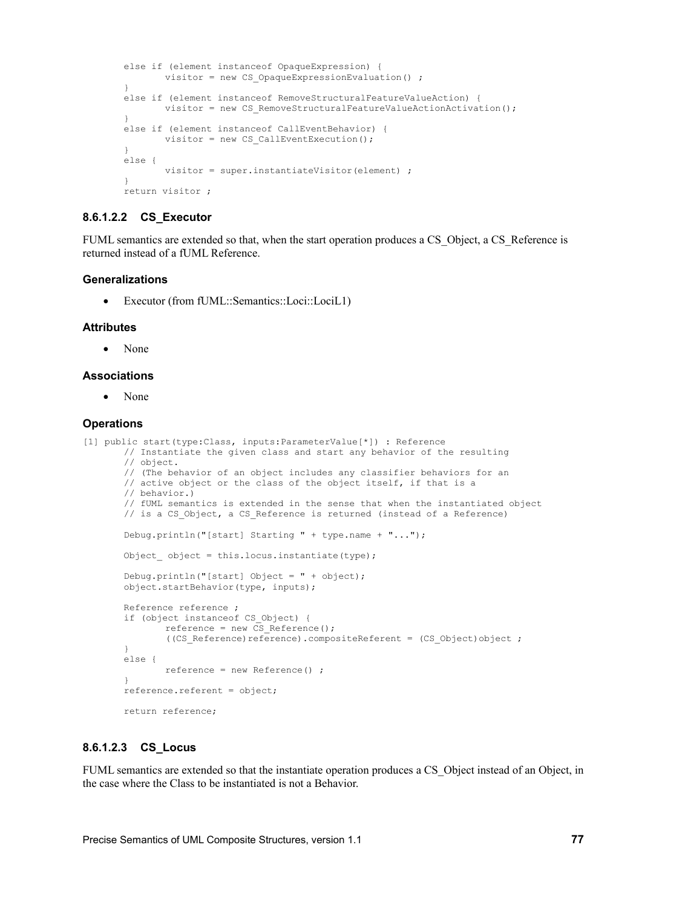```
else if (element instanceof OpaqueExpression) {
        visitor = new CS_OpaqueExpressionEvaluation() ;
}
else if (element instanceof RemoveStructuralFeatureValueAction) {
        visitor = new CS_RemoveStructuralFeatureValueActionActivation();
}
else if (element instanceof CallEventBehavior) {
        visitor = new CS_CallEventExecution();
}
else {
        visitor = super.instantiateVisitor(element) ;
}
return visitor ;
```

#### 8.6.1.2.2 CS_Executor

FUML semantics are extended so that, when the start operation produces a CS_Object, a CS_Reference is returned instead of a fUML Reference.

**Generalizations**

- Executor (from fUML::Semantics::Loci::LociL1)

**Attributes**

- None

**Associations**

- None

**Operations**

```
[1] public start(type:Class, inputs:ParameterValue[*]) : Reference
       // Instantiate the given class and start any behavior of the resulting
       // object.
       // (The behavior of an object includes any classifier behaviors for an
       // active object or the class of the object itself, if that is a
       // behavior.)
       // fUML semantics is extended in the sense that when the instantiated object
       // is a CS_Object, a CS_Reference is returned (instead of a Reference)

       Debug.println("[start] Starting " + type.name + "...");

       Object_ object = this.locus.instantiate(type);

       Debug.println("[start] Object = " + object);
       object.startBehavior(type, inputs);

       Reference reference ;
       if (object instanceof CS_Object) {
              reference = new CS_Reference();
              ((CS_Reference)reference).compositeReferent = (CS_Object)object ;
       }
       else {
              reference = new Reference() ;
       }
       reference.referent = object;

       return reference;
```

#### 8.6.1.2.3 CS_Locus

FUML semantics are extended so that the instantiate operation produces a CS_Object instead of an Object, in the case where the Class to be instantiated is not a Behavior.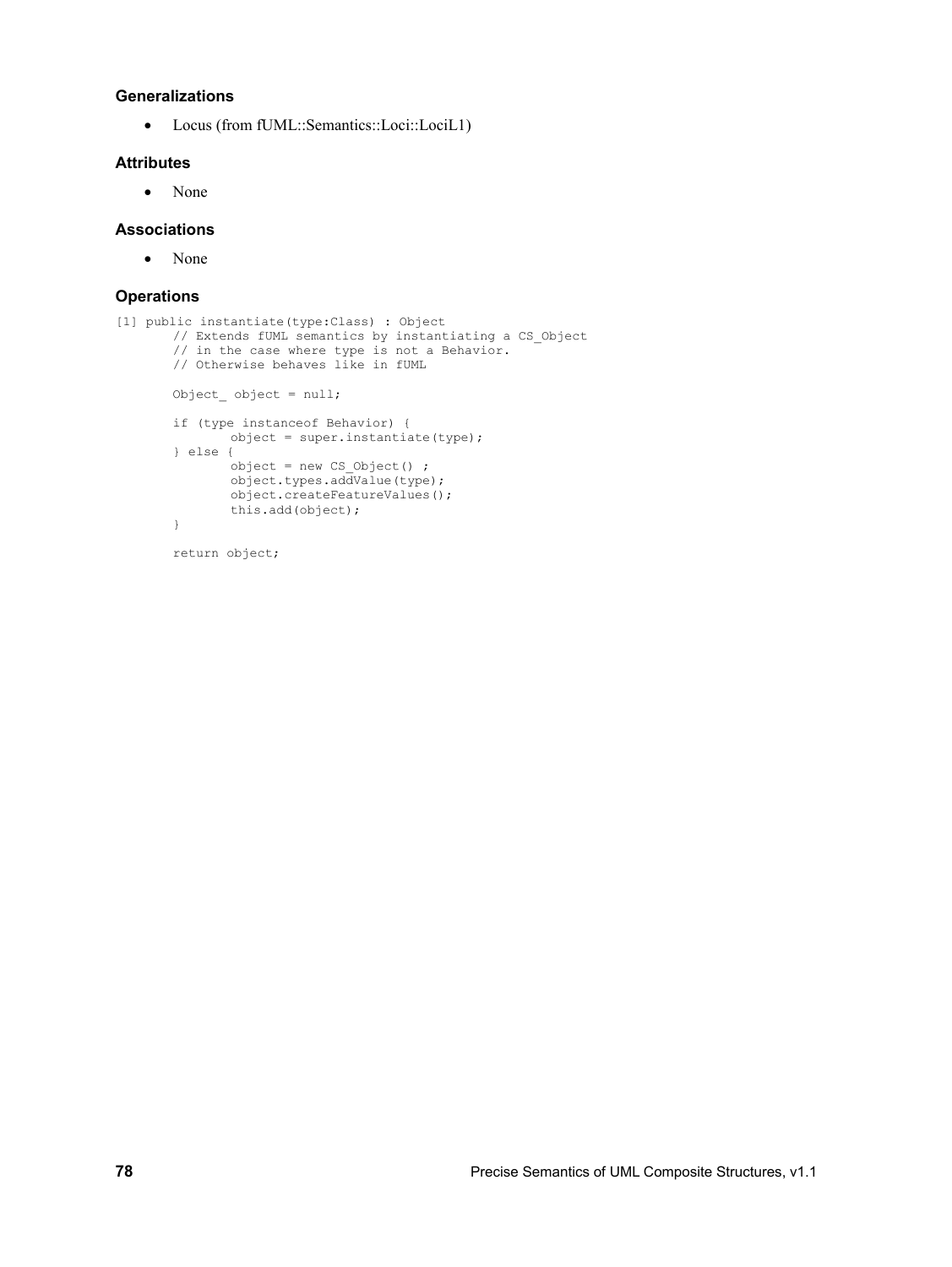### Generalizations

- Locus (from fUML::Semantics::Loci::LociL1)

### Attributes

- None

### Associations

- None

### Operations

```
[1] public instantiate(type:Class) : Object
       // Extends fUML semantics by instantiating a CS_Object
       // in the case where type is not a Behavior.
       // Otherwise behaves like in fUML

       Object_ object = null;

       if (type instanceof Behavior) {
              object = super.instantiate(type);
       } else {
              object = new CS_Object() ;
              object.types.addValue(type);
              object.createFeatureValues();
              this.add(object);
       }

       return object;
```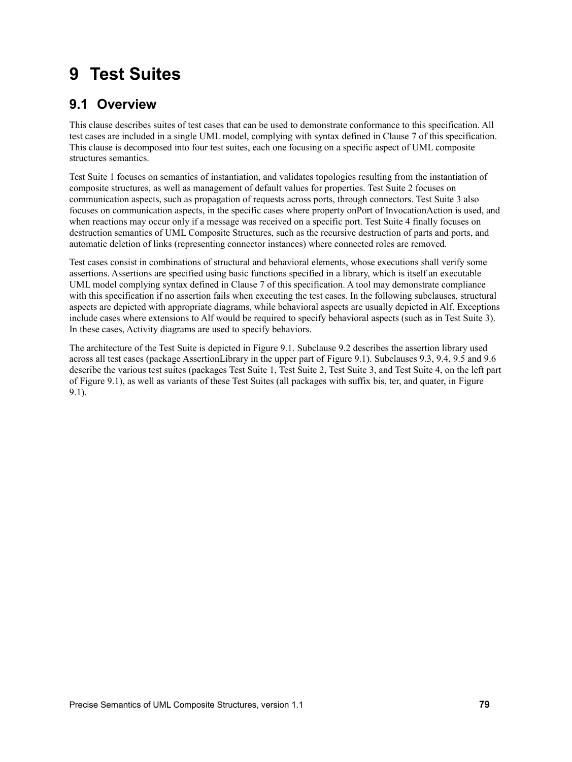# 9 Test Suites

## 9.1 Overview

This clause describes suites of test cases that can be used to demonstrate conformance to this specification. All test cases are included in a single UML model, complying with syntax defined in Clause 7 of this specification. This clause is decomposed into four test suites, each one focusing on a specific aspect of UML composite structures semantics.

Test Suite 1 focuses on semantics of instantiation, and validates topologies resulting from the instantiation of composite structures, as well as management of default values for properties. Test Suite 2 focuses on communication aspects, such as propagation of requests across ports, through connectors. Test Suite 3 also focuses on communication aspects, in the specific cases where property onPort of InvocationAction is used, and when reactions may occur only if a message was received on a specific port. Test Suite 4 finally focuses on destruction semantics of UML Composite Structures, such as the recursive destruction of parts and ports, and automatic deletion of links (representing connector instances) where connected roles are removed.

Test cases consist in combinations of structural and behavioral elements, whose executions shall verify some assertions. Assertions are specified using basic functions specified in a library, which is itself an executable UML model complying syntax defined in Clause 7 of this specification. A tool may demonstrate compliance with this specification if no assertion fails when executing the test cases. In the following subclauses, structural aspects are depicted with appropriate diagrams, while behavioral aspects are usually depicted in Alf. Exceptions include cases where extensions to Alf would be required to specify behavioral aspects (such as in Test Suite 3). In these cases, Activity diagrams are used to specify behaviors.

The architecture of the Test Suite is depicted in Figure 9.1. Subclause 9.2 describes the assertion library used across all test cases (package AssertionLibrary in the upper part of Figure 9.1). Subclauses 9.3, 9.4, 9.5 and 9.6 describe the various test suites (packages Test Suite 1, Test Suite 2, Test Suite 3, and Test Suite 4, on the left part of Figure 9.1), as well as variants of these Test Suites (all packages with suffix bis, ter, and quater, in Figure 9.1).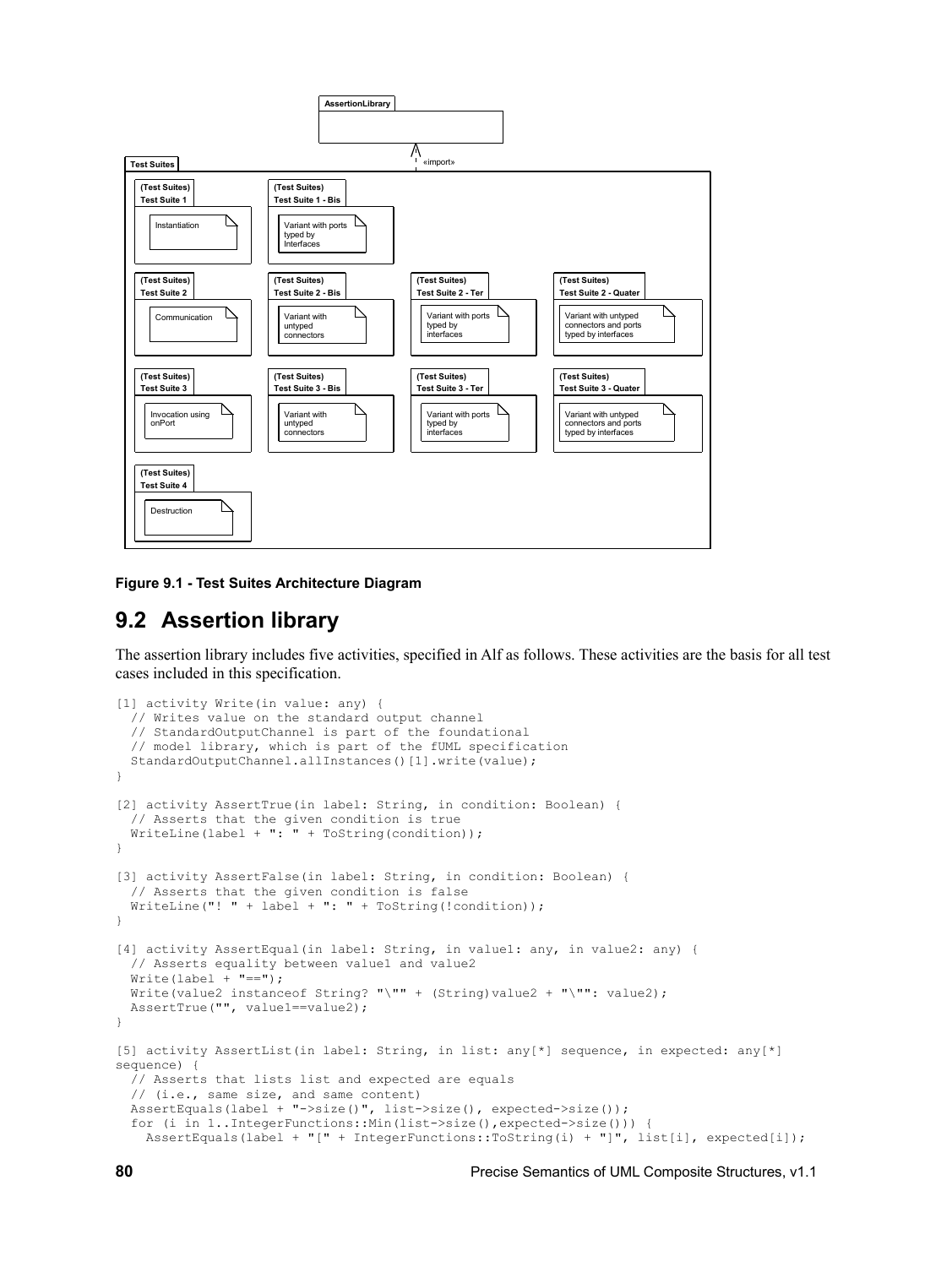AssertionLibrary

«import»

Test Suites

(Test Suites)
Test Suite 1

Instantiation

(Test Suites)
Test Suite 1 - Bis

Variant with ports typed by Interfaces

(Test Suites)
Test Suite 2

Communication

(Test Suites)
Test Suite 2 - Bis

Variant with untyped connectors

(Test Suites)
Test Suite 2 - Ter

Variant with ports typed by interfaces

(Test Suites)
Test Suite 2 - Quater

Variant with untyped connectors and ports typed by interfaces

(Test Suites)
Test Suite 3

Invocation using onPort

(Test Suites)
Test Suite 3 - Bis

Variant with untyped connectors

(Test Suites)
Test Suite 3 - Ter

Variant with ports typed by interfaces

(Test Suites)
Test Suite 3 - Quater

Variant with untyped connectors and ports typed by interfaces

(Test Suites)
Test Suite 4

Destruction

**Figure 9.1 - Test Suites Architecture Diagram**

## 9.2 Assertion library

The assertion library includes five activities, specified in Alf as follows. These activities are the basis for all test cases included in this specification.

```
[1] activity Write(in value: any) {
  // Writes value on the standard output channel
  // StandardOutputChannel is part of the foundational
  // model library, which is part of the fUML specification
  StandardOutputChannel.allInstances()[1].write(value);
}

[2] activity AssertTrue(in label: String, in condition: Boolean) {
  // Asserts that the given condition is true
  WriteLine(label + ": " + ToString(condition));
}

[3] activity AssertFalse(in label: String, in condition: Boolean) {
  // Asserts that the given condition is false
  WriteLine("! " + label + ": " + ToString(!condition));
}

[4] activity AssertEqual(in label: String, in value1: any, in value2: any) {
  // Asserts equality between value1 and value2
  Write(label + "==");
  Write(value2 instanceof String? "\"" + (String)value2 + "\"": value2);
  AssertTrue("", value1==value2);
}

[5] activity AssertList(in label: String, in list: any[*] sequence, in expected: any[*]
sequence) {
  // Asserts that lists list and expected are equals
  // (i.e., same size, and same content)
  AssertEquals(label + "->size()", list->size(), expected->size());
  for (i in 1..IntegerFunctions::Min(list->size(),expected->size())) {
    AssertEquals(label + "[" + IntegerFunctions::ToString(i) + "]", list[i], expected[i]);
```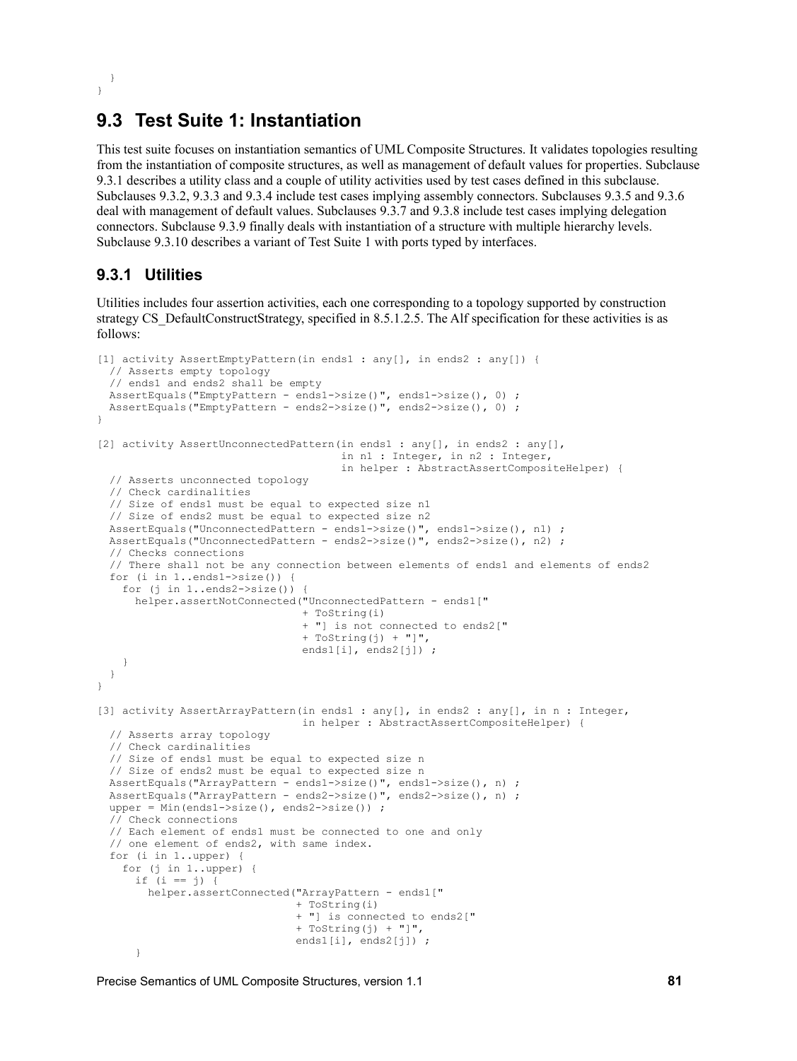```
  }
}
```

## 9.3 Test Suite 1: Instantiation

This test suite focuses on instantiation semantics of UML Composite Structures. It validates topologies resulting from the instantiation of composite structures, as well as management of default values for properties. Subclause 9.3.1 describes a utility class and a couple of utility activities used by test cases defined in this subclause. Subclauses 9.3.2, 9.3.3 and 9.3.4 include test cases implying assembly connectors. Subclauses 9.3.5 and 9.3.6 deal with management of default values. Subclauses 9.3.7 and 9.3.8 include test cases implying delegation connectors. Subclause 9.3.9 finally deals with instantiation of a structure with multiple hierarchy levels. Subclause 9.3.10 describes a variant of Test Suite 1 with ports typed by interfaces.

### 9.3.1 Utilities

Utilities includes four assertion activities, each one corresponding to a topology supported by construction strategy CS_DefaultConstructStrategy, specified in 8.5.1.2.5. The Alf specification for these activities is as follows:

```
[1] activity AssertEmptyPattern(in ends1 : any[], in ends2 : any[]) {
  // Asserts empty topology
  // ends1 and ends2 shall be empty
  AssertEquals("EmptyPattern - ends1->size()", ends1->size(), 0) ;
  AssertEquals("EmptyPattern - ends2->size()", ends2->size(), 0) ;
}

[2] activity AssertUnconnectedPattern(in ends1 : any[], in ends2 : any[],
                                      in n1 : Integer, in n2 : Integer,
                                      in helper : AbstractAssertCompositeHelper) {
  // Asserts unconnected topology
  // Check cardinalities
  // Size of ends1 must be equal to expected size n1
  // Size of ends2 must be equal to expected size n2
  AssertEquals("UnconnectedPattern - ends1->size()", ends1->size(), n1) ;
  AssertEquals("UnconnectedPattern - ends2->size()", ends2->size(), n2) ;
  // Checks connections
  // There shall not be any connection between elements of ends1 and elements of ends2
  for (i in 1..ends1->size()) {
    for (j in 1..ends2->size()) {
      helper.assertNotConnected("UnconnectedPattern - ends1["
                               + ToString(i)
                               + "] is not connected to ends2["
                               + ToString(j) + "]",
                               ends1[i], ends2[j]) ;
    }
  }
}

[3] activity AssertArrayPattern(in ends1 : any[], in ends2 : any[], in n : Integer,
                                in helper : AbstractAssertCompositeHelper) {
  // Asserts array topology
  // Check cardinalities
  // Size of ends1 must be equal to expected size n
  // Size of ends2 must be equal to expected size n
  AssertEquals("ArrayPattern - ends1->size()", ends1->size(), n) ;
  AssertEquals("ArrayPattern - ends2->size()", ends2->size(), n) ;
  upper = Min(ends1->size(), ends2->size()) ;
  // Check connections
  // Each element of ends1 must be connected to one and only
  // one element of ends2, with same index.
  for (i in 1..upper) {
    for (j in 1..upper) {
      if (i == j) {
        helper.assertConnected("ArrayPattern - ends1["
                              + ToString(i)
                              + "] is connected to ends2["
                              + ToString(j) + "]",
                              ends1[i], ends2[j]) ;
      }
```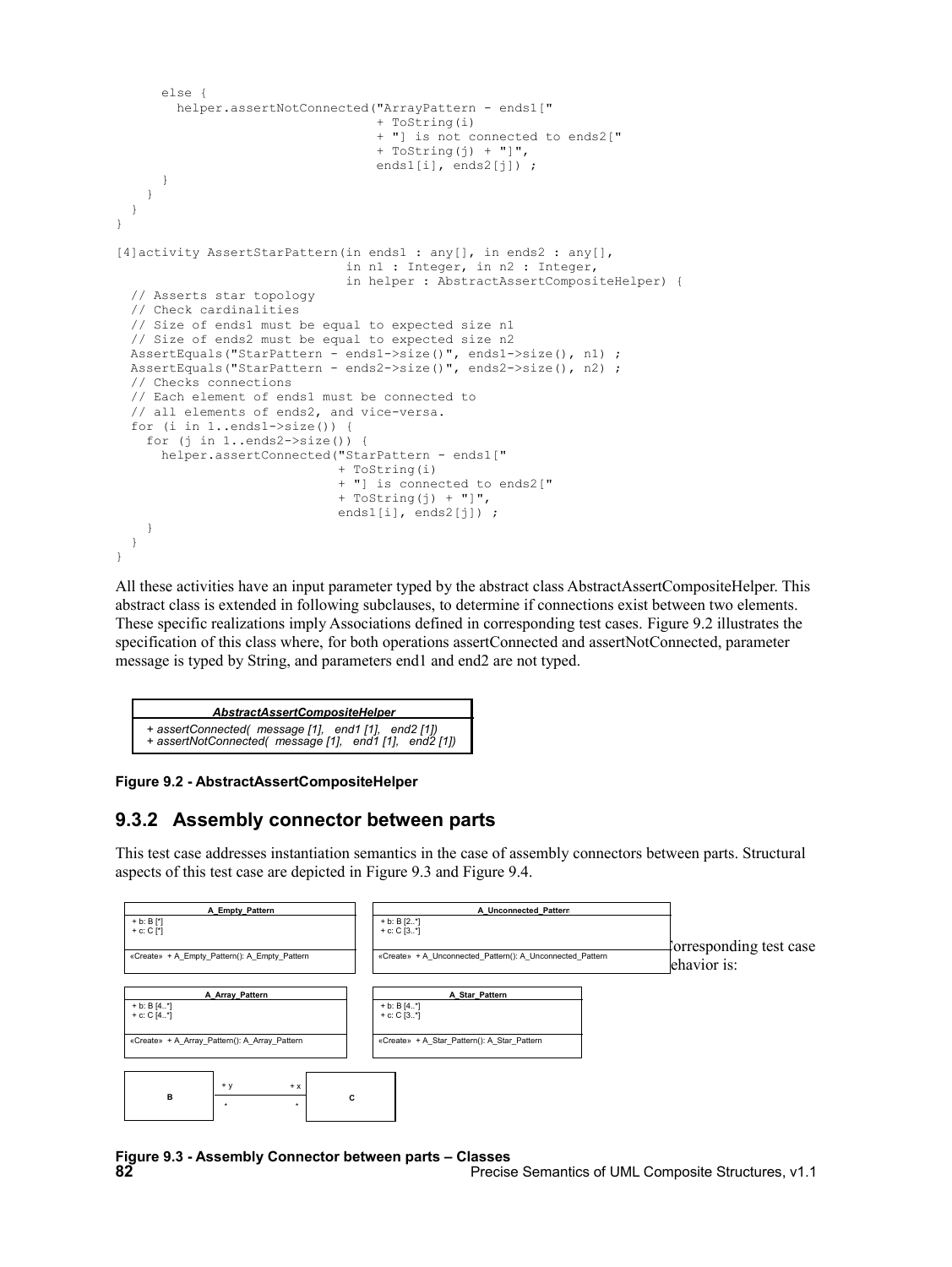```
      else {
        helper.assertNotConnected("ArrayPattern - ends1["
                                  + ToString(i)
                                  + "] is not connected to ends2["
                                  + ToString(j) + "]",
                                  ends1[i], ends2[j]) ;
      }
    }
  }
}

[4]activity AssertStarPattern(in ends1 : any[], in ends2 : any[],
                              in n1 : Integer, in n2 : Integer,
                              in helper : AbstractAssertCompositeHelper) {
  // Asserts star topology
  // Check cardinalities
  // Size of ends1 must be equal to expected size n1
  // Size of ends2 must be equal to expected size n2
  AssertEquals("StarPattern - ends1->size()", ends1->size(), n1) ;
  AssertEquals("StarPattern - ends2->size()", ends2->size(), n2) ;
  // Checks connections
  // Each element of ends1 must be connected to
  // all elements of ends2, and vice-versa.
  for (i in 1..ends1->size()) {
    for (j in 1..ends2->size()) {
      helper.assertConnected("StarPattern - ends1["
                             + ToString(i)
                             + "] is connected to ends2["
                             + ToString(j) + "]",
                             ends1[i], ends2[j]) ;
    }
  }
}
```

All these activities have an input parameter typed by the abstract class AbstractAssertCompositeHelper. This abstract class is extended in following subclauses, to determine if connections exist between two elements. These specific realizations imply Associations defined in corresponding test cases. Figure 9.2 illustrates the specification of this class where, for both operations assertConnected and assertNotConnected, parameter message is typed by String, and parameters end1 and end2 are not typed.

*AbstractAssertCompositeHelper*

*+ assertConnected( message [1], end1 [1], end2 [1])*
*+ assertNotConnected( message [1], end1 [1], end2 [1])*

**Figure 9.2 - AbstractAssertCompositeHelper**

## 9.3.2 Assembly connector between parts

This test case addresses instantiation semantics in the case of assembly connectors between parts. Structural aspects of this test case are depicted in Figure 9.3 and Figure 9.4.

A_Empty_Pattern
+ b: B [*]
+ c: C [*]
«Create» + A_Empty_Pattern(): A_Empty_Pattern

A_Unconnected_Pattern
+ b: B [2..*]
+ c: C [3..*]
«Create» + A_Unconnected_Pattern(): A_Unconnected_Pattern

A_Array_Pattern
+ b: B [4..*]
+ c: C [4..*]
«Create» + A_Array_Pattern(): A_Array_Pattern

A_Star_Pattern
+ b: B [4..*]
+ c: C [3..*]
«Create» + A_Star_Pattern(): A_Star_Pattern

B
+ y
*
+ x
*
C

orresponding test case
ehavior is:

**Figure 9.3 - Assembly Connector between parts – Classes**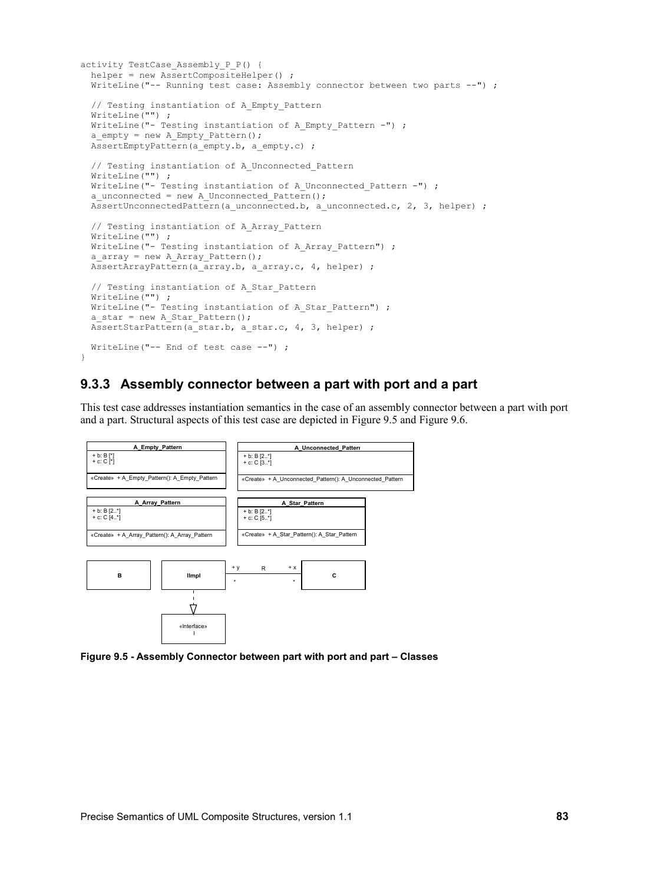```
activity TestCase_Assembly_P_P() {
  helper = new AssertCompositeHelper() ;
  WriteLine("-- Running test case: Assembly connector between two parts --") ;

  // Testing instantiation of A_Empty_Pattern
  WriteLine("") ;
  WriteLine("- Testing instantiation of A_Empty_Pattern -") ;
  a_empty = new A_Empty_Pattern();
  AssertEmptyPattern(a_empty.b, a_empty.c) ;

  // Testing instantiation of A_Unconnected_Pattern
  WriteLine("") ;
  WriteLine("- Testing instantiation of A_Unconnected_Pattern -") ;
  a_unconnected = new A_Unconnected_Pattern();
  AssertUnconnectedPattern(a_unconnected.b, a_unconnected.c, 2, 3, helper) ;

  // Testing instantiation of A_Array_Pattern
  WriteLine("") ;
  WriteLine("- Testing instantiation of A_Array_Pattern") ;
  a_array = new A_Array_Pattern();
  AssertArrayPattern(a_array.b, a_array.c, 4, helper) ;

  // Testing instantiation of A_Star_Pattern
  WriteLine("") ;
  WriteLine("- Testing instantiation of A_Star_Pattern") ;
  a_star = new A_Star_Pattern();
  AssertStarPattern(a_star.b, a_star.c, 4, 3, helper) ;

  WriteLine("-- End of test case --") ;
}
```

### 9.3.3 Assembly connector between a part with port and a part

This test case addresses instantiation semantics in the case of an assembly connector between a part with port and a part. Structural aspects of this test case are depicted in Figure 9.5 and Figure 9.6.

A_Empty_Pattern
+ b: B [*]
+ c: C [*]
«Create» + A_Empty_Pattern(): A_Empty_Pattern

A_Unconnected_Pattern
+ b: B [2..*]
+ c: C [3..*]
«Create» + A_Unconnected_Pattern(): A_Unconnected_Pattern

A_Array_Pattern
+ b: B [2..*]
+ c: C [4..*]
«Create» + A_Array_Pattern(): A_Array_Pattern

A_Star_Pattern
+ b: B [2..*]
+ c: C [5..*]
«Create» + A_Star_Pattern(): A_Star_Pattern

B

IImpl

+ y
R
+ x
*
*

C

«Interface»
I

**Figure 9.5 - Assembly Connector between part with port and part – Classes**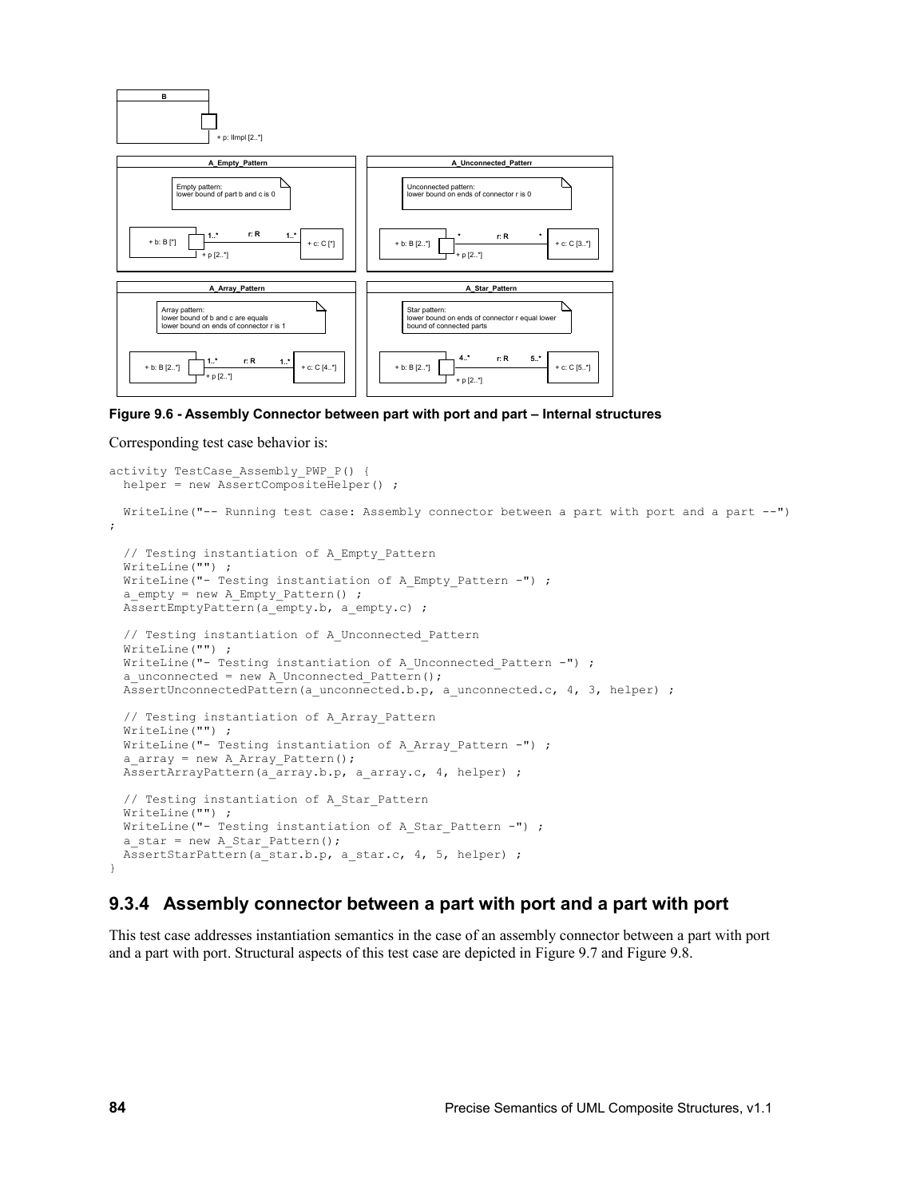B

+ p: IImpl [2..*]

A_Empty_Pattern

Empty pattern:
lower bound of part b and c is 0

+ b: B [*]

1..*

r: R

1..*

+ c: C [*]

+ p [2..*]

A_Unconnected_Pattern

Unconnected pattern:
lower bound on ends of connector r is 0

+ b: B [2..*]

*

r: R

*

+ c: C [3..*]

+ p [2..*]

A_Array_Pattern

Array pattern:
lower bound of b and c are equals
lower bound on ends of connector r is 1

+ b: B [2..*]

1..*

r: R

1..*

+ c: C [4..*]

+ p [2..*]

A_Star_Pattern

Star pattern:
lower bound on ends of connector r equal lower bound of connected parts

+ b: B [2..*]

4..*

r: R

5..*

+ c: C [5..*]

+ p [2..*]

**Figure 9.6 - Assembly Connector between part with port and part – Internal structures**

Corresponding test case behavior is:

```
activity TestCase_Assembly_PWP_P() {
  helper = new AssertCompositeHelper() ;

  WriteLine("-- Running test case: Assembly connector between a part with port and a part --")
;

  // Testing instantiation of A_Empty_Pattern
  WriteLine("") ;
  WriteLine("- Testing instantiation of A_Empty_Pattern -") ;
  a_empty = new A_Empty_Pattern() ;
  AssertEmptyPattern(a_empty.b, a_empty.c) ;

  // Testing instantiation of A_Unconnected_Pattern
  WriteLine("") ;
  WriteLine("- Testing instantiation of A_Unconnected_Pattern -") ;
  a_unconnected = new A_Unconnected_Pattern();
  AssertUnconnectedPattern(a_unconnected.b.p, a_unconnected.c, 4, 3, helper) ;

  // Testing instantiation of A_Array_Pattern
  WriteLine("") ;
  WriteLine("- Testing instantiation of A_Array_Pattern -") ;
  a_array = new A_Array_Pattern();
  AssertArrayPattern(a_array.b.p, a_array.c, 4, helper) ;

  // Testing instantiation of A_Star_Pattern
  WriteLine("") ;
  WriteLine("- Testing instantiation of A_Star_Pattern -") ;
  a_star = new A_Star_Pattern();
  AssertStarPattern(a_star.b.p, a_star.c, 4, 5, helper) ;
}
```

### 9.3.4 Assembly connector between a part with port and a part with port

This test case addresses instantiation semantics in the case of an assembly connector between a part with port and a part with port. Structural aspects of this test case are depicted in Figure 9.7 and Figure 9.8.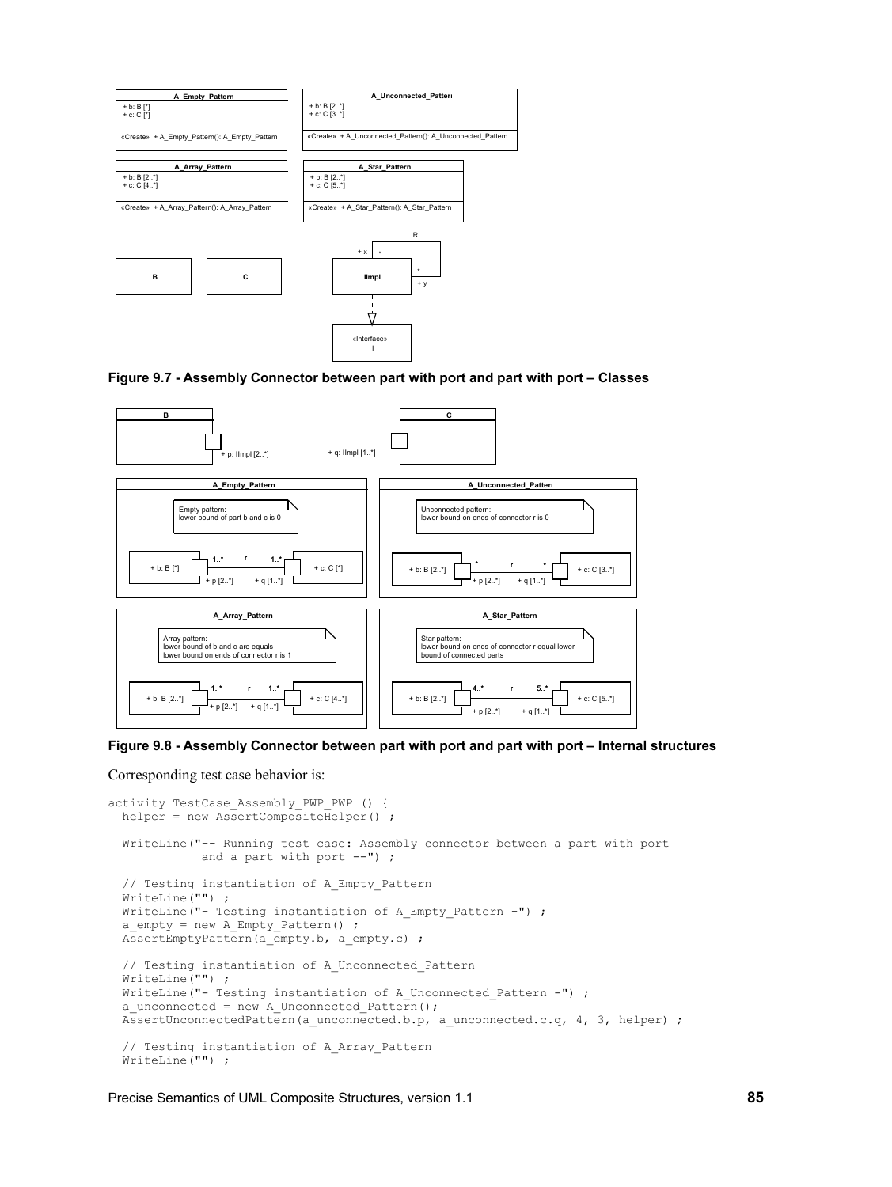Figure 9.7 - Assembly Connector between part with port and part with port – Classes

Figure 9.8 - Assembly Connector between part with port and part with port – Internal structures

Corresponding test case behavior is:

```
activity TestCase_Assembly_PWP_PWP () {
  helper = new AssertCompositeHelper() ;

  WriteLine("-- Running test case: Assembly connector between a part with port
             and a part with port --") ;

  // Testing instantiation of A_Empty_Pattern
  WriteLine("") ;
  WriteLine("- Testing instantiation of A_Empty_Pattern -") ;
  a_empty = new A_Empty_Pattern() ;
  AssertEmptyPattern(a_empty.b, a_empty.c) ;

  // Testing instantiation of A_Unconnected_Pattern
  WriteLine("") ;
  WriteLine("- Testing instantiation of A_Unconnected_Pattern -") ;
  a_unconnected = new A_Unconnected_Pattern();
  AssertUnconnectedPattern(a_unconnected.b.p, a_unconnected.c.q, 4, 3, helper) ;

  // Testing instantiation of A_Array_Pattern
  WriteLine("") ;
```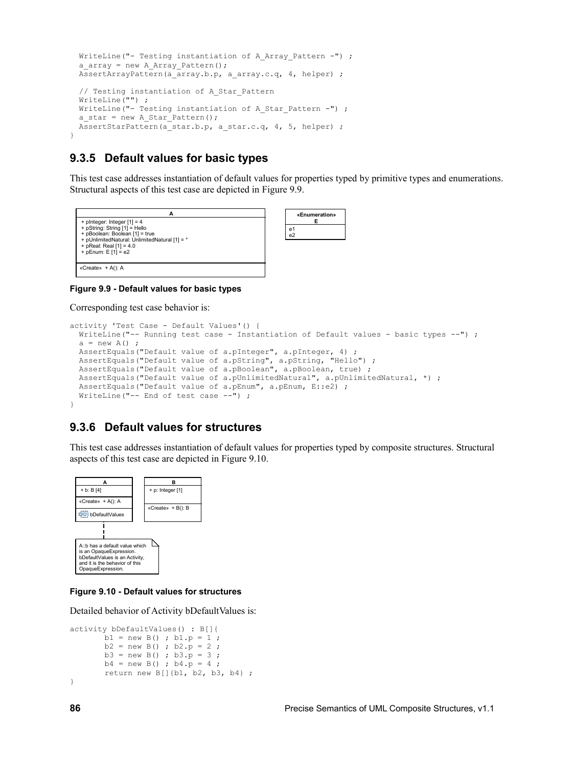```
  WriteLine("- Testing instantiation of A_Array_Pattern -") ;
  a_array = new A_Array_Pattern();
  AssertArrayPattern(a_array.b.p, a_array.c.q, 4, helper) ;

  // Testing instantiation of A_Star_Pattern
  WriteLine("") ;
  WriteLine("- Testing instantiation of A_Star_Pattern -") ;
  a_star = new A_Star_Pattern();
  AssertStarPattern(a_star.b.p, a_star.c.q, 4, 5, helper) ;
}
```

### 9.3.5 Default values for basic types

This test case addresses instantiation of default values for properties typed by primitive types and enumerations. Structural aspects of this test case are depicted in Figure 9.9.

A
+ pInteger: Integer [1] = 4
+ pString: String [1] = Hello
+ pBoolean: Boolean [1] = true
+ pUnlimitedNatural: UnlimitedNatural [1] = *
+ pReal: Real [1] = 4.0
+ pEnum: E [1] = e2
«Create» + A(): A

«Enumeration»
E
e1
e2

**Figure 9.9 - Default values for basic types**

Corresponding test case behavior is:

```
activity 'Test Case - Default Values'() {
  WriteLine("-- Running test case - Instantiation of Default values - basic types --") ;
  a = new A() ;
  AssertEquals("Default value of a.pInteger", a.pInteger, 4) ;
  AssertEquals("Default value of a.pString", a.pString, "Hello") ;
  AssertEquals("Default value of a.pBoolean", a.pBoolean, true) ;
  AssertEquals("Default value of a.pUnlimitedNatural", a.pUnlimitedNatural, *) ;
  AssertEquals("Default value of a.pEnum", a.pEnum, E::e2) ;
  WriteLine("-- End of test case --") ;
}
```

### 9.3.6 Default values for structures

This test case addresses instantiation of default values for properties typed by composite structures. Structural aspects of this test case are depicted in Figure 9.10.

A
+ b: B [4]
«Create» + A(): A
bDefaultValues

B
+ p: Integer [1]
«Create» + B(): B

A::b has a default value which is an OpaqueExpression. bDefaultValues is an Activity, and it is the behavior of this OpaqueExpression.

**Figure 9.10 - Default values for structures**

Detailed behavior of Activity bDefaultValues is:

```
activity bDefaultValues() : B[]{
        b1 = new B() ; b1.p = 1 ;
        b2 = new B() ; b2.p = 2 ;
        b3 = new B() ; b3.p = 3 ;
        b4 = new B() ; b4.p = 4 ;
        return new B[]{b1, b2, b3, b4} ;
}
```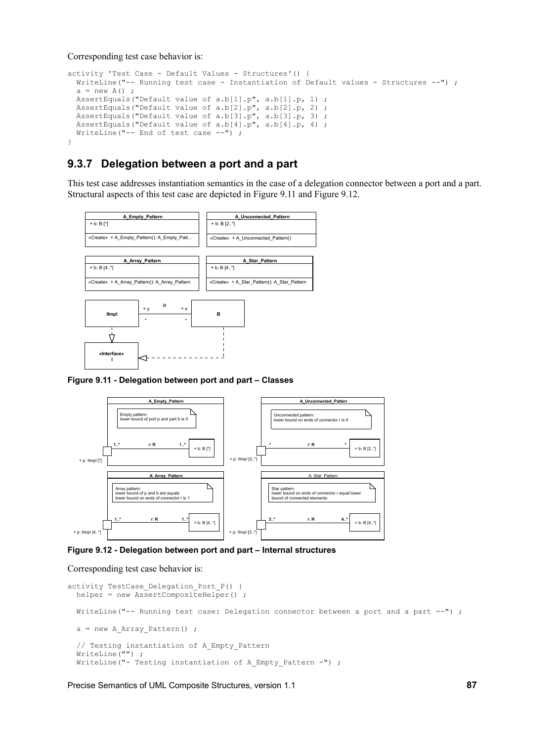Corresponding test case behavior is:

```
activity 'Test Case - Default Values - Structures'() {
  WriteLine("-- Running test case - Instantiation of Default values - Structures --") ;
  a = new A() ;
  AssertEquals("Default value of a.b[1].p", a.b[1].p, 1) ;
  AssertEquals("Default value of a.b[2].p", a.b[2].p, 2) ;
  AssertEquals("Default value of a.b[3].p", a.b[3].p, 3) ;
  AssertEquals("Default value of a.b[4].p", a.b[4].p, 4) ;
  WriteLine("-- End of test case --") ;
}
```

### 9.3.7 Delegation between a port and a part

This test case addresses instantiation semantics in the case of a delegation connector between a port and a part. Structural aspects of this test case are depicted in Figure 9.11 and Figure 9.12.

Figure 9.11 - Delegation between port and part – Classes

Figure 9.12 - Delegation between port and part – Internal structures

Corresponding test case behavior is:

```
activity TestCase_Delegation_Port_P() {
  helper = new AssertCompositeHelper() ;

  WriteLine("-- Running test case: Delegation connector between a port and a part --") ;

  a = new A_Array_Pattern() ;

  // Testing instantiation of A_Empty_Pattern
  WriteLine("") ;
  WriteLine("- Testing instantiation of A_Empty_Pattern -") ;
```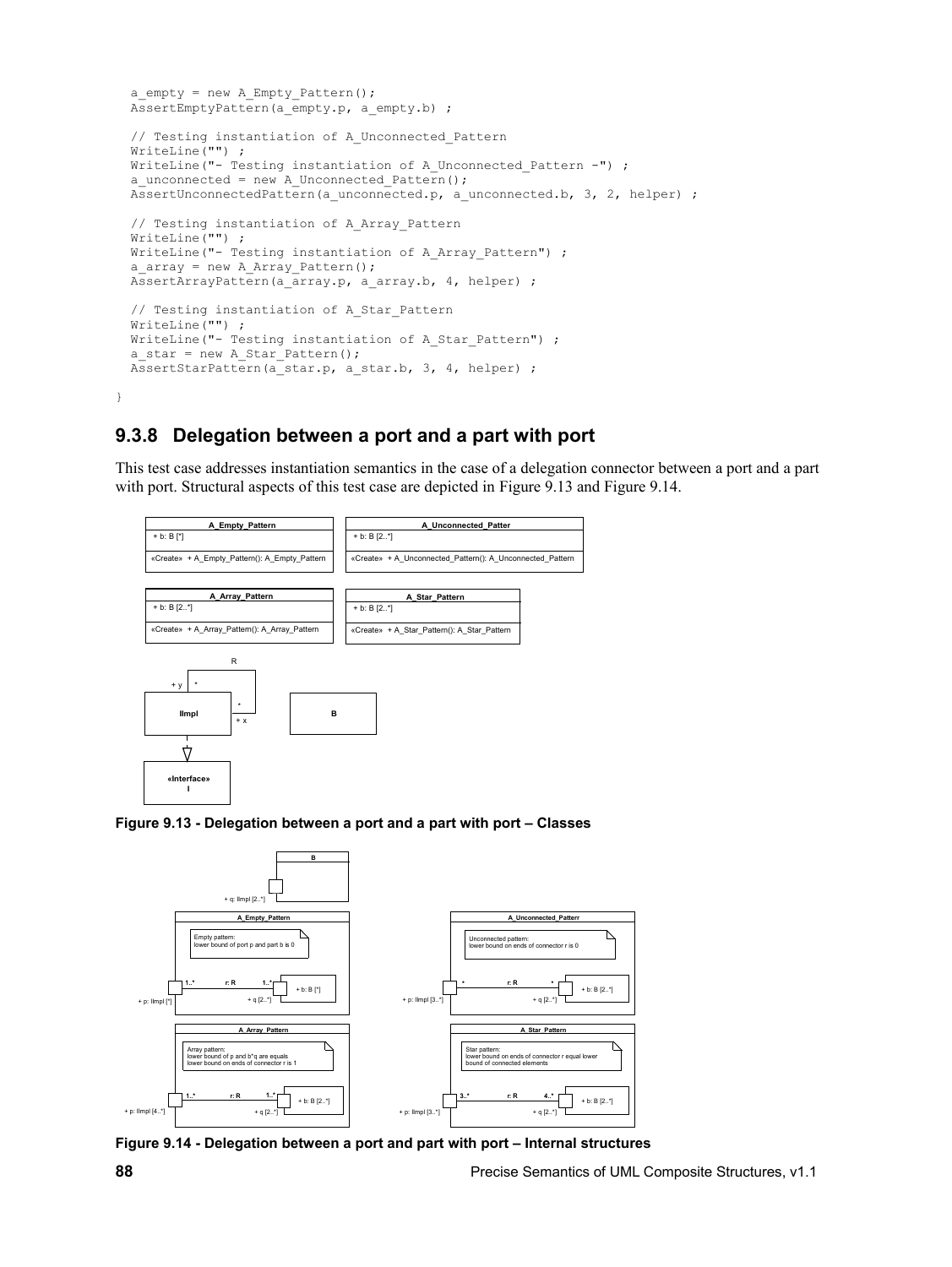```
    a_empty = new A_Empty_Pattern();
    AssertEmptyPattern(a_empty.p, a_empty.b) ;

    // Testing instantiation of A_Unconnected_Pattern
    WriteLine("") ;
    WriteLine("- Testing instantiation of A_Unconnected_Pattern -") ;
    a_unconnected = new A_Unconnected_Pattern();
    AssertUnconnectedPattern(a_unconnected.p, a_unconnected.b, 3, 2, helper) ;

    // Testing instantiation of A_Array_Pattern
    WriteLine("") ;
    WriteLine("- Testing instantiation of A_Array_Pattern") ;
    a_array = new A_Array_Pattern();
    AssertArrayPattern(a_array.p, a_array.b, 4, helper) ;

    // Testing instantiation of A_Star_Pattern
    WriteLine("") ;
    WriteLine("- Testing instantiation of A_Star_Pattern") ;
    a_star = new A_Star_Pattern();
    AssertStarPattern(a_star.p, a_star.b, 3, 4, helper) ;

}
```

### 9.3.8 Delegation between a port and a part with port

This test case addresses instantiation semantics in the case of a delegation connector between a port and a part with port. Structural aspects of this test case are depicted in Figure 9.13 and Figure 9.14.

A_Empty_Pattern
+ b: B [*]
«Create» + A_Empty_Pattern(): A_Empty_Pattern

A_Unconnected_Patter
+ b: B [2..*]
«Create» + A_Unconnected_Pattern(): A_Unconnected_Pattern

A_Array_Pattern
+ b: B [2..*]
«Create» + A_Array_Pattern(): A_Array_Pattern

A_Star_Pattern
+ b: B [2..*]
«Create» + A_Star_Pattern(): A_Star_Pattern

R
+ y *
IImpl
* + x
B
«Interface» I

**Figure 9.13 - Delegation between a port and a part with port – Classes**

B
+ q: IImpl [2..*]

A_Empty_Pattern
Empty pattern: lower bound of port p and part b is 0
1..* r: R 1..*
+ b: B [*]
+ p: IImpl [*]
+ q [2..*]

A_Unconnected_Patterr
Unconnected pattern: lower bound on ends of connector r is 0
* r: R *
+ b: B [2..*]
+ p: IImpl [3..*]
+ q [2..*]

A_Array_Pattern
Array pattern: lower bound of p and b*q are equals lower bound on ends of connector r is 1
1..* r: R 1..*
+ b: B [2..*]
+ p: IImpl [4..*]
+ q [2..*]

A_Star_Pattern
Star pattern: lower bound on ends of connector r equal lower bound of connected elements
3..* r: R 4..*
+ b: B [2..*]
+ p: IImpl [3..*]
+ q [2..*]

**Figure 9.14 - Delegation between a port and part with port – Internal structures**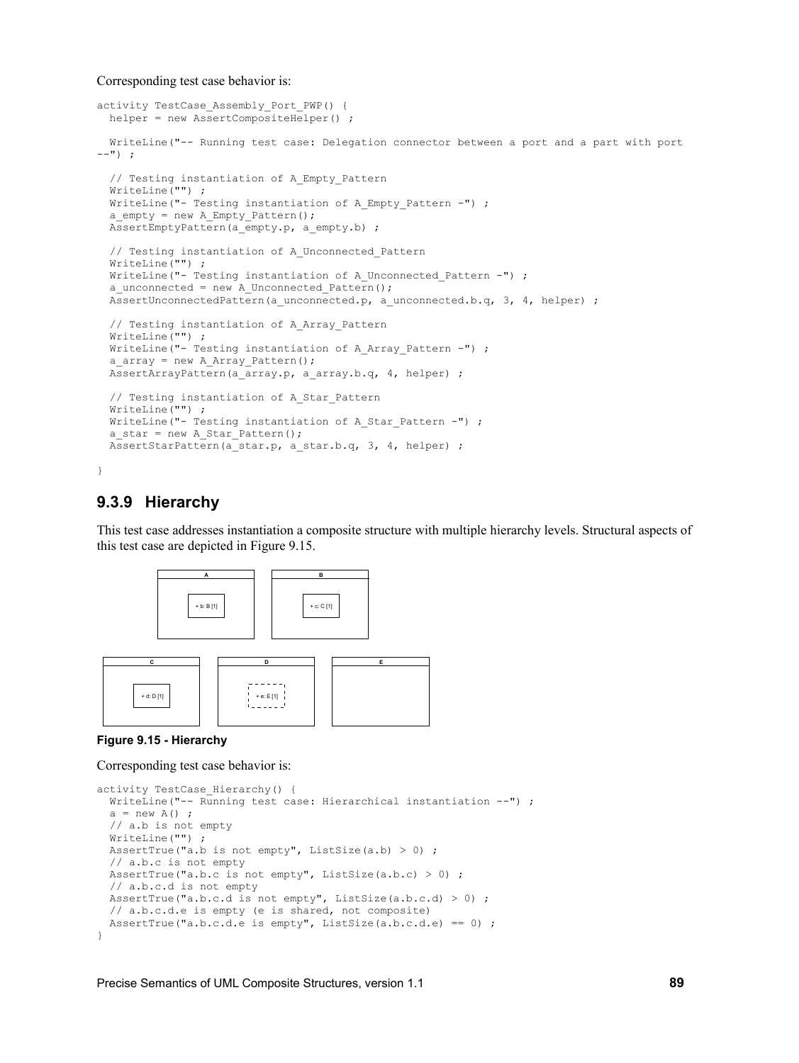Corresponding test case behavior is:

```
activity TestCase_Assembly_Port_PWP() {
  helper = new AssertCompositeHelper() ;

  WriteLine("-- Running test case: Delegation connector between a port and a part with port
--") ;

  // Testing instantiation of A_Empty_Pattern
  WriteLine("") ;
  WriteLine("- Testing instantiation of A_Empty_Pattern -") ;
  a_empty = new A_Empty_Pattern();
  AssertEmptyPattern(a_empty.p, a_empty.b) ;

  // Testing instantiation of A_Unconnected_Pattern
  WriteLine("") ;
  WriteLine("- Testing instantiation of A_Unconnected_Pattern -") ;
  a_unconnected = new A_Unconnected_Pattern();
  AssertUnconnectedPattern(a_unconnected.p, a_unconnected.b.q, 3, 4, helper) ;

  // Testing instantiation of A_Array_Pattern
  WriteLine("") ;
  WriteLine("- Testing instantiation of A_Array_Pattern -") ;
  a_array = new A_Array_Pattern();
  AssertArrayPattern(a_array.p, a_array.b.q, 4, helper) ;

  // Testing instantiation of A_Star_Pattern
  WriteLine("") ;
  WriteLine("- Testing instantiation of A_Star_Pattern -") ;
  a_star = new A_Star_Pattern();
  AssertStarPattern(a_star.p, a_star.b.q, 3, 4, helper) ;

}
```

### 9.3.9 Hierarchy

This test case addresses instantiation a composite structure with multiple hierarchy levels. Structural aspects of this test case are depicted in Figure 9.15.

A
+ b: B [1]

B
+ c: C [1]

C
+ d: D [1]

D
+ e: E [1]

E

**Figure 9.15 - Hierarchy**

Corresponding test case behavior is:

```
activity TestCase_Hierarchy() {
  WriteLine("-- Running test case: Hierarchical instantiation --") ;
  a = new A() ;
  // a.b is not empty
  WriteLine("") ;
  AssertTrue("a.b is not empty", ListSize(a.b) > 0) ;
  // a.b.c is not empty
  AssertTrue("a.b.c is not empty", ListSize(a.b.c) > 0) ;
  // a.b.c.d is not empty
  AssertTrue("a.b.c.d is not empty", ListSize(a.b.c.d) > 0) ;
  // a.b.c.d.e is empty (e is shared, not composite)
  AssertTrue("a.b.c.d.e is empty", ListSize(a.b.c.d.e) == 0) ;
}
```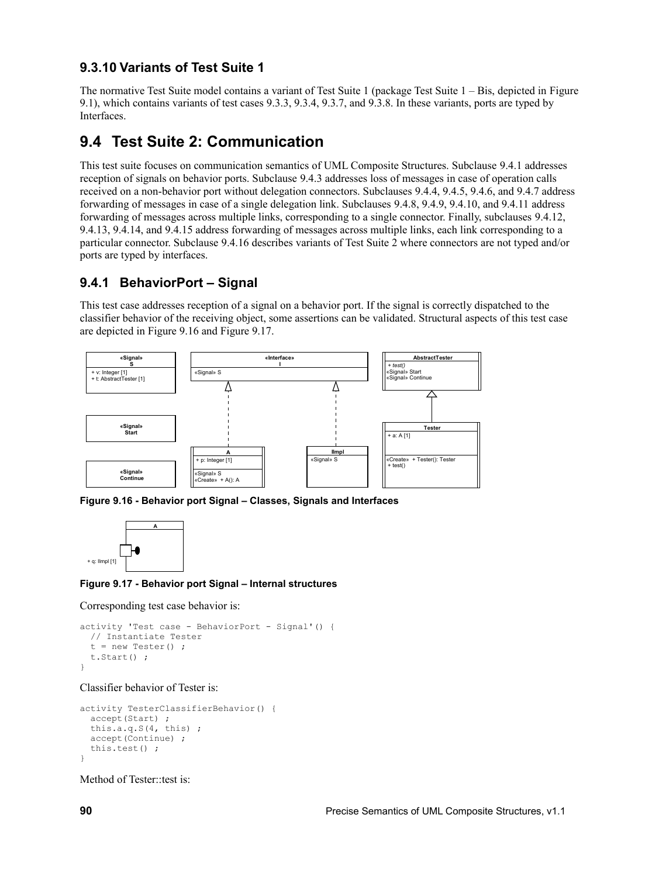### 9.3.10 Variants of Test Suite 1

The normative Test Suite model contains a variant of Test Suite 1 (package Test Suite 1 – Bis, depicted in Figure 9.1), which contains variants of test cases 9.3.3, 9.3.4, 9.3.7, and 9.3.8. In these variants, ports are typed by Interfaces.

## 9.4 Test Suite 2: Communication

This test suite focuses on communication semantics of UML Composite Structures. Subclause 9.4.1 addresses reception of signals on behavior ports. Subclause 9.4.3 addresses loss of messages in case of operation calls received on a non-behavior port without delegation connectors. Subclauses 9.4.4, 9.4.5, 9.4.6, and 9.4.7 address forwarding of messages in case of a single delegation link. Subclauses 9.4.8, 9.4.9, 9.4.10, and 9.4.11 address forwarding of messages across multiple links, corresponding to a single connector. Finally, subclauses 9.4.12, 9.4.13, 9.4.14, and 9.4.15 address forwarding of messages across multiple links, each link corresponding to a particular connector. Subclause 9.4.16 describes variants of Test Suite 2 where connectors are not typed and/or ports are typed by interfaces.

### 9.4.1 BehaviorPort – Signal

This test case addresses reception of a signal on a behavior port. If the signal is correctly dispatched to the classifier behavior of the receiving object, some assertions can be validated. Structural aspects of this test case are depicted in Figure 9.16 and Figure 9.17.

«Signal»
S
+ v: Integer [1]
+ t: AbstractTester [1]

«Interface»
I
«Signal» S

AbstractTester
+ test()
«Signal» Start
«Signal» Continue

«Signal»
Start

«Signal»
Continue

A
+ p: Integer [1]
«Signal» S
«Create» + A(): A

IImpl
«Signal» S

Tester
+ a: A [1]
«Create» + Tester(): Tester
+ test()

**Figure 9.16 - Behavior port Signal – Classes, Signals and Interfaces**

A
+ q: IImpl [1]

**Figure 9.17 - Behavior port Signal – Internal structures**

Corresponding test case behavior is:

```
activity 'Test case - BehaviorPort - Signal'() {
  // Instantiate Tester
  t = new Tester() ;
  t.Start() ;
}
```

Classifier behavior of Tester is:

```
activity TesterClassifierBehavior() {
  accept(Start) ;
  this.a.q.S(4, this) ;
  accept(Continue) ;
  this.test() ;
}
```

Method of Tester::test is: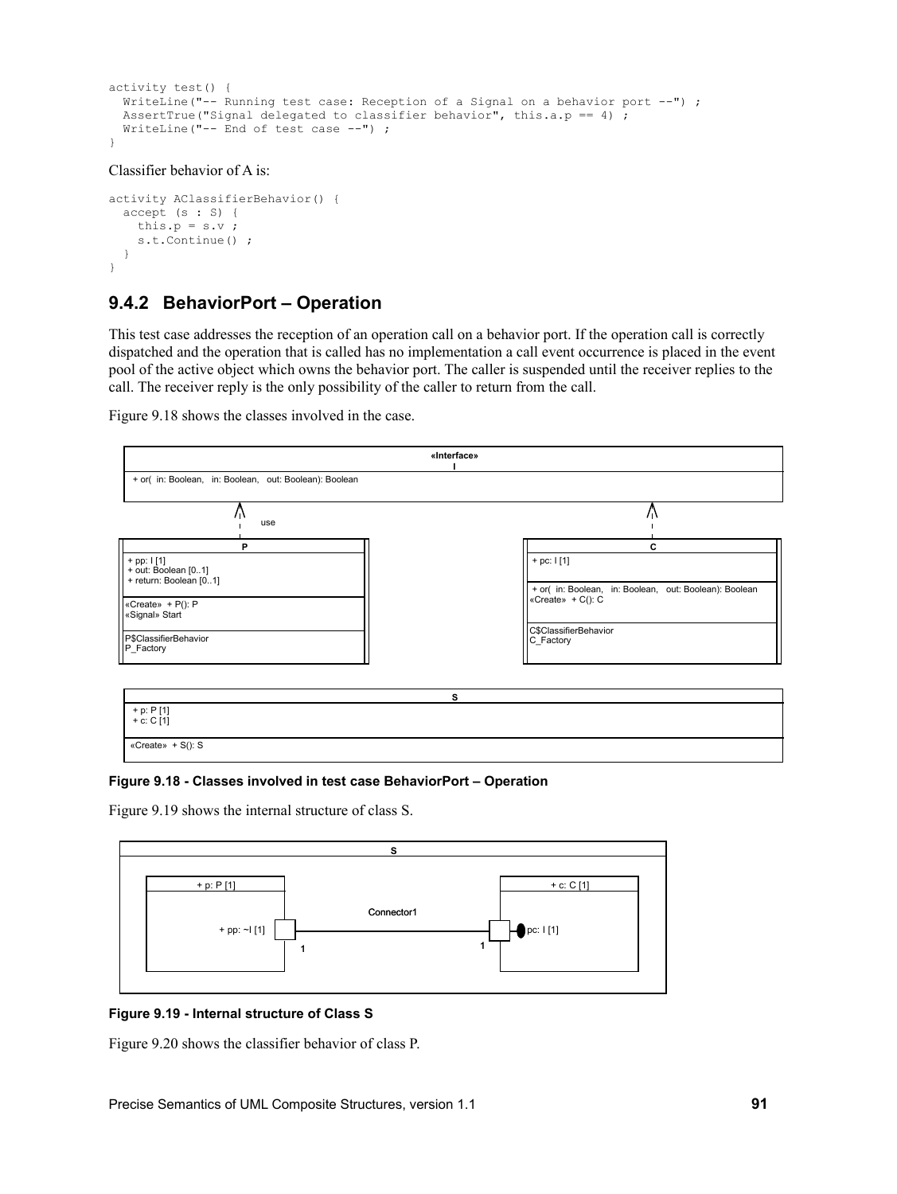```
activity test() {
  WriteLine("-- Running test case: Reception of a Signal on a behavior port --") ;
  AssertTrue("Signal delegated to classifier behavior", this.a.p == 4) ;
  WriteLine("-- End of test case --") ;
}
```

Classifier behavior of A is:

```
activity AClassifierBehavior() {
  accept (s : S) {
    this.p = s.v ;
    s.t.Continue() ;
  }
}
```

## 9.4.2 BehaviorPort – Operation

This test case addresses the reception of an operation call on a behavior port. If the operation call is correctly dispatched and the operation that is called has no implementation a call event occurrence is placed in the event pool of the active object which owns the behavior port. The caller is suspended until the receiver replies to the call. The receiver reply is the only possibility of the caller to return from the call.

Figure 9.18 shows the classes involved in the case.

«Interface»
I
+ or( in: Boolean, in: Boolean, out: Boolean): Boolean

use

P
+ pp: I [1]
+ out: Boolean [0..1]
+ return: Boolean [0..1]
«Create» + P(): P
«Signal» Start
P$ClassifierBehavior
P_Factory

C
+ pc: I [1]
+ or( in: Boolean, in: Boolean, out: Boolean): Boolean
«Create» + C(): C
C$ClassifierBehavior
C_Factory

S
+ p: P [1]
+ c: C [1]
«Create» + S(): S

**Figure 9.18 - Classes involved in test case BehaviorPort – Operation**

Figure 9.19 shows the internal structure of class S.

S
+ p: P [1]
+ c: C [1]
Connector1
+ pp: ~I [1]
pc: I [1]
1
1

**Figure 9.19 - Internal structure of Class S**

Figure 9.20 shows the classifier behavior of class P.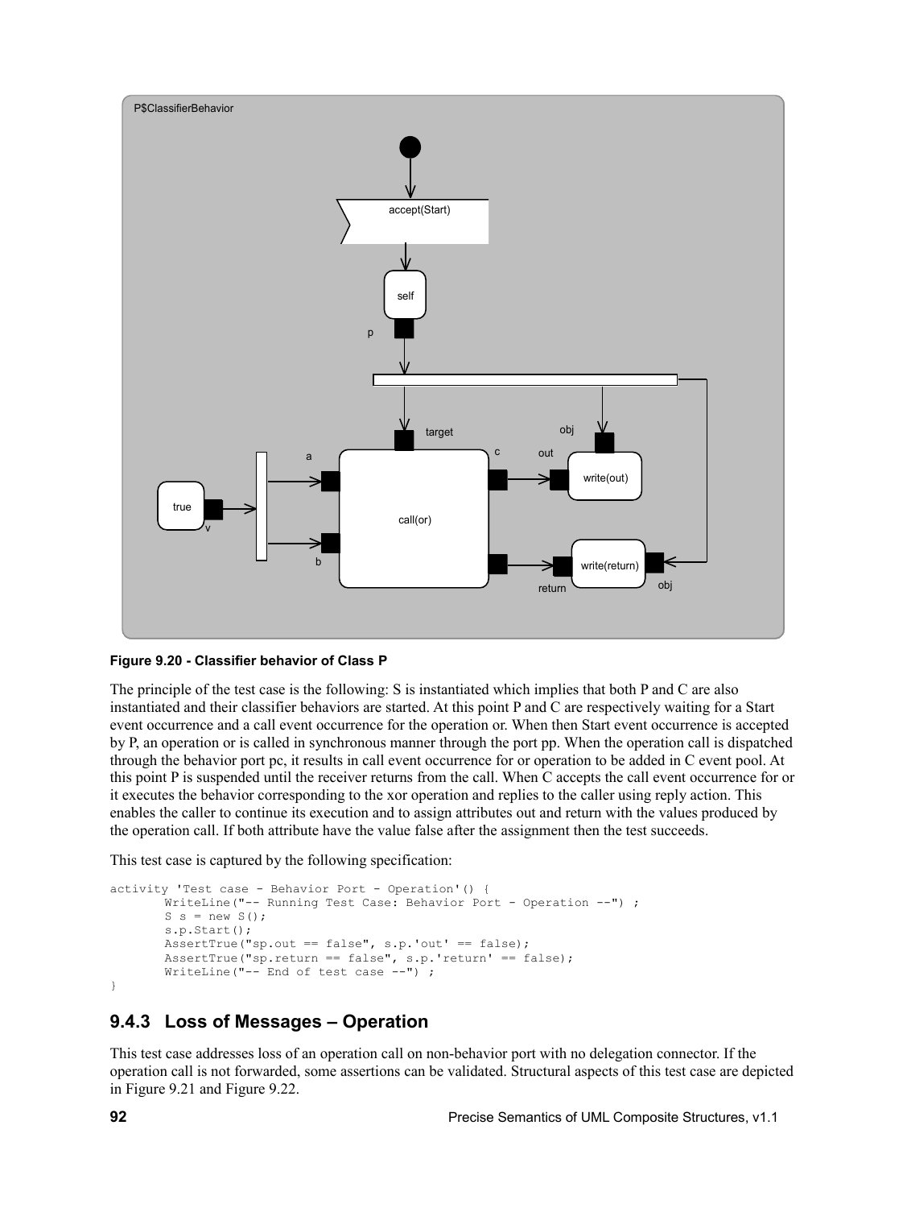P$ClassifierBehavior

accept(Start)

self

p

target

obj

a

c

out

write(out)

true

v

call(or)

b

write(return)

return

obj

**Figure 9.20 - Classifier behavior of Class P**

The principle of the test case is the following: S is instantiated which implies that both P and C are also instantiated and their classifier behaviors are started. At this point P and C are respectively waiting for a Start event occurrence and a call event occurrence for the operation or. When then Start event occurrence is accepted by P, an operation or is called in synchronous manner through the port pp. When the operation call is dispatched through the behavior port pc, it results in call event occurrence for or operation to be added in C event pool. At this point P is suspended until the receiver returns from the call. When C accepts the call event occurrence for or it executes the behavior corresponding to the xor operation and replies to the caller using reply action. This enables the caller to continue its execution and to assign attributes out and return with the values produced by the operation call. If both attribute have the value false after the assignment then the test succeeds.

This test case is captured by the following specification:

```
activity 'Test case - Behavior Port - Operation'() {
        WriteLine("-- Running Test Case: Behavior Port - Operation --") ;
        S s = new S();
        s.p.Start();
        AssertTrue("sp.out == false", s.p.'out' == false);
        AssertTrue("sp.return == false", s.p.'return' == false);
        WriteLine("-- End of test case --") ;
}
```

## 9.4.3 Loss of Messages – Operation

This test case addresses loss of an operation call on non-behavior port with no delegation connector. If the operation call is not forwarded, some assertions can be validated. Structural aspects of this test case are depicted in Figure 9.21 and Figure 9.22.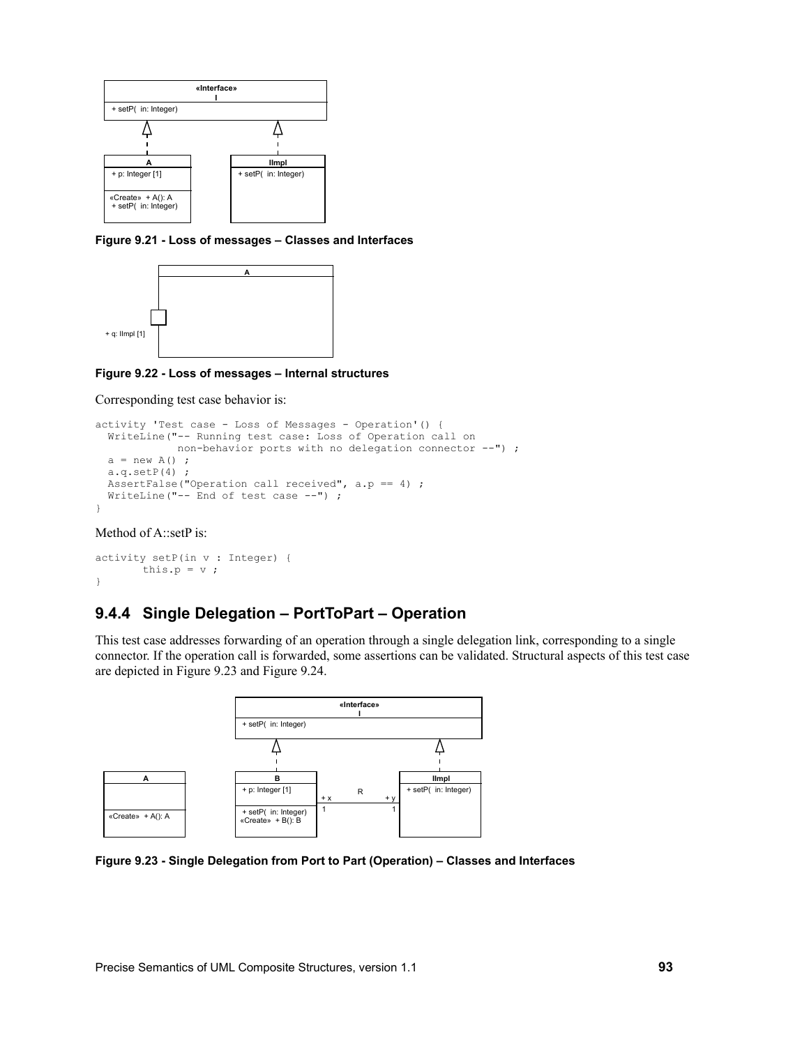«Interface»
I
+ setP( in: Integer)

A
+ p: Integer [1]
«Create» + A(): A
+ setP( in: Integer)

IImpl
+ setP( in: Integer)

**Figure 9.21 - Loss of messages – Classes and Interfaces**

A
+ q: IImpl [1]

**Figure 9.22 - Loss of messages – Internal structures**

Corresponding test case behavior is:

```
activity 'Test case - Loss of Messages - Operation'() {
  WriteLine("-- Running test case: Loss of Operation call on
            non-behavior ports with no delegation connector --") ;
  a = new A() ;
  a.q.setP(4) ;
  AssertFalse("Operation call received", a.p == 4) ;
  WriteLine("-- End of test case --") ;
}
```

Method of A::setP is:

```
activity setP(in v : Integer) {
       this.p = v ;
}
```

## 9.4.4 Single Delegation – PortToPart – Operation

This test case addresses forwarding of an operation through a single delegation link, corresponding to a single connector. If the operation call is forwarded, some assertions can be validated. Structural aspects of this test case are depicted in Figure 9.23 and Figure 9.24.

«Interface»
I
+ setP( in: Integer)

A
«Create» + A(): A

B
+ p: Integer [1]
+ setP( in: Integer)
«Create» + B(): B

R
+ x 1
+ y 1

IImpl
+ setP( in: Integer)

**Figure 9.23 - Single Delegation from Port to Part (Operation) – Classes and Interfaces**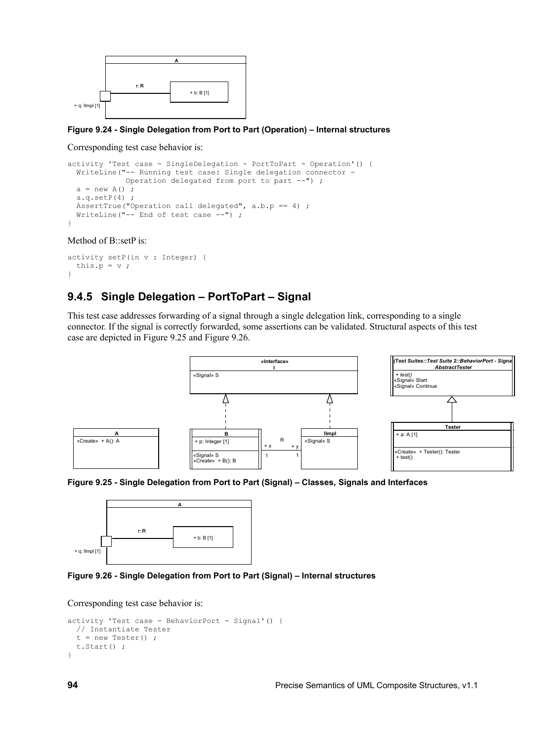A

r: R

+ b: B [1]

+ q: IImpl [1]

**Figure 9.24 - Single Delegation from Port to Part (Operation) – Internal structures**

Corresponding test case behavior is:

```
activity 'Test case - SingleDelegation - PortToPart - Operation'() {
  WriteLine("-- Running test case: Single delegation connector -
            Operation delegated from port to part --") ;
  a = new A() ;
  a.q.setP(4) ;
  AssertTrue("Operation call delegated", a.b.p == 4) ;
  WriteLine("-- End of test case --") ;
}
```

Method of B::setP is:

```
activity setP(in v : Integer) {
  this.p = v ;
}
```

## 9.4.5 Single Delegation – PortToPart – Signal

This test case addresses forwarding of a signal through a single delegation link, corresponding to a single connector. If the signal is correctly forwarded, some assertions can be validated. Structural aspects of this test case are depicted in Figure 9.25 and Figure 9.26.

«Interface»
I
«Signal» S

(Test Suites::Test Suite 2::BehaviorPort - Signa
AbstractTester
+ test()
«Signal» Start
«Signal» Continue

A
«Create» + A(): A

B
+ p: Integer [1]
«Signal» S
«Create» + B(): B

R
+ x 1
+ y 1

IImpl
«Signal» S

Tester
+ a: A [1]
«Create» + Tester(): Tester
+ test()

**Figure 9.25 - Single Delegation from Port to Part (Signal) – Classes, Signals and Interfaces**

A

r: R

+ b: B [1]

+ q: IImpl [1]

**Figure 9.26 - Single Delegation from Port to Part (Signal) – Internal structures**

Corresponding test case behavior is:

```
activity 'Test case - BehaviorPort - Signal'() {
  // Instantiate Tester
  t = new Tester() ;
  t.Start() ;
}
```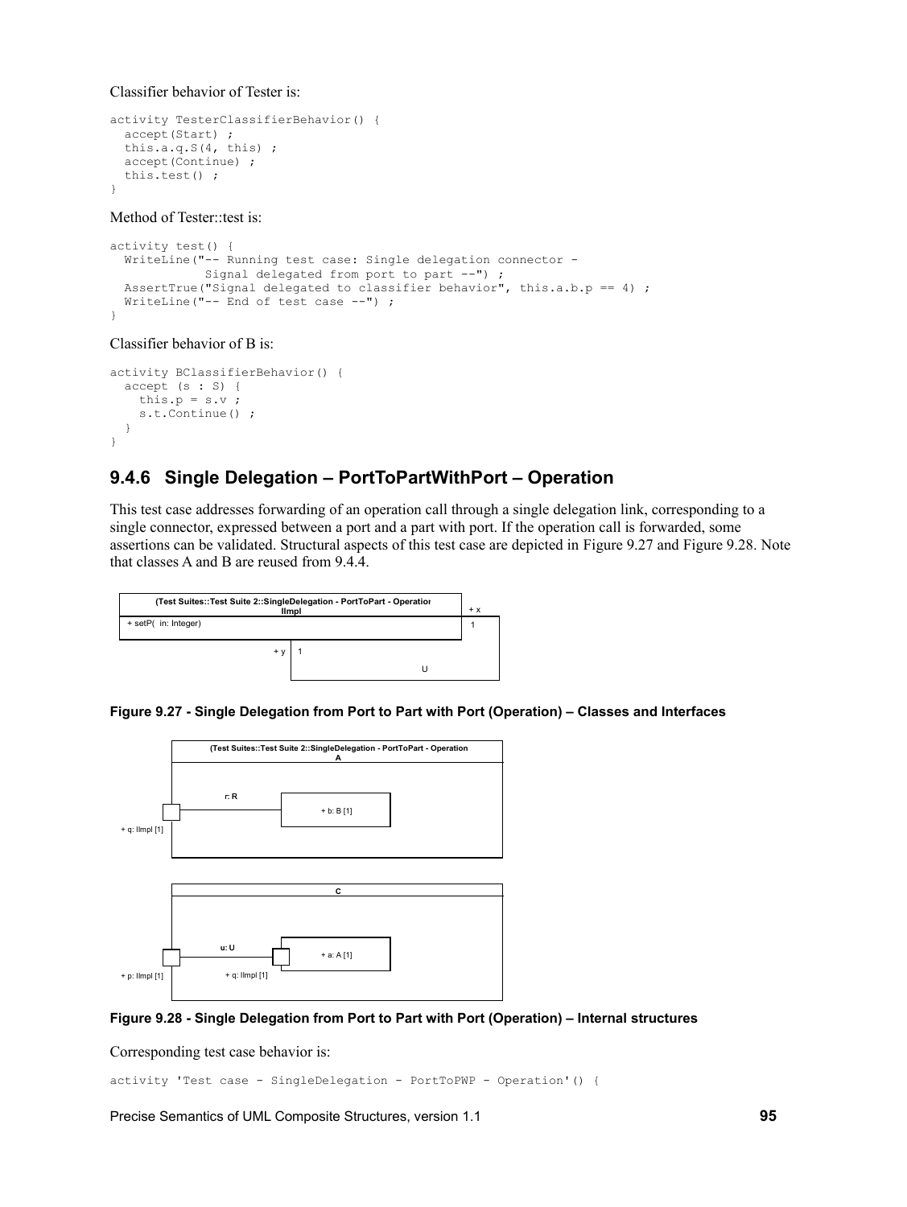Classifier behavior of Tester is:

```
activity TesterClassifierBehavior() {
  accept(Start) ;
  this.a.q.S(4, this) ;
  accept(Continue) ;
  this.test() ;
}
```

Method of Tester::test is:

```
activity test() {
  WriteLine("-- Running test case: Single delegation connector -
            Signal delegated from port to part --") ;
  AssertTrue("Signal delegated to classifier behavior", this.a.b.p == 4) ;
  WriteLine("-- End of test case --") ;
}
```

Classifier behavior of B is:

```
activity BClassifierBehavior() {
  accept (s : S) {
    this.p = s.v ;
    s.t.Continue() ;
  }
}
```

## 9.4.6 Single Delegation – PortToPartWithPort – Operation

This test case addresses forwarding of an operation call through a single delegation link, corresponding to a single connector, expressed between a port and a part with port. If the operation call is forwarded, some assertions can be validated. Structural aspects of this test case are depicted in Figure 9.27 and Figure 9.28. Note that classes A and B are reused from 9.4.4.

(Test Suites::Test Suite 2::SingleDelegation - PortToPart - Operation
IImpl
+ setP( in: Integer)
+ x
1
+ y
1
U

**Figure 9.27 - Single Delegation from Port to Part with Port (Operation) – Classes and Interfaces**

(Test Suites::Test Suite 2::SingleDelegation - PortToPart - Operation
A
r: R
+ b: B [1]
+ q: IImpl [1]

C
u: U
+ a: A [1]
+ p: IImpl [1]
+ q: IImpl [1]

**Figure 9.28 - Single Delegation from Port to Part with Port (Operation) – Internal structures**

Corresponding test case behavior is:

```
activity 'Test case - SingleDelegation - PortToPWP - Operation'() {
```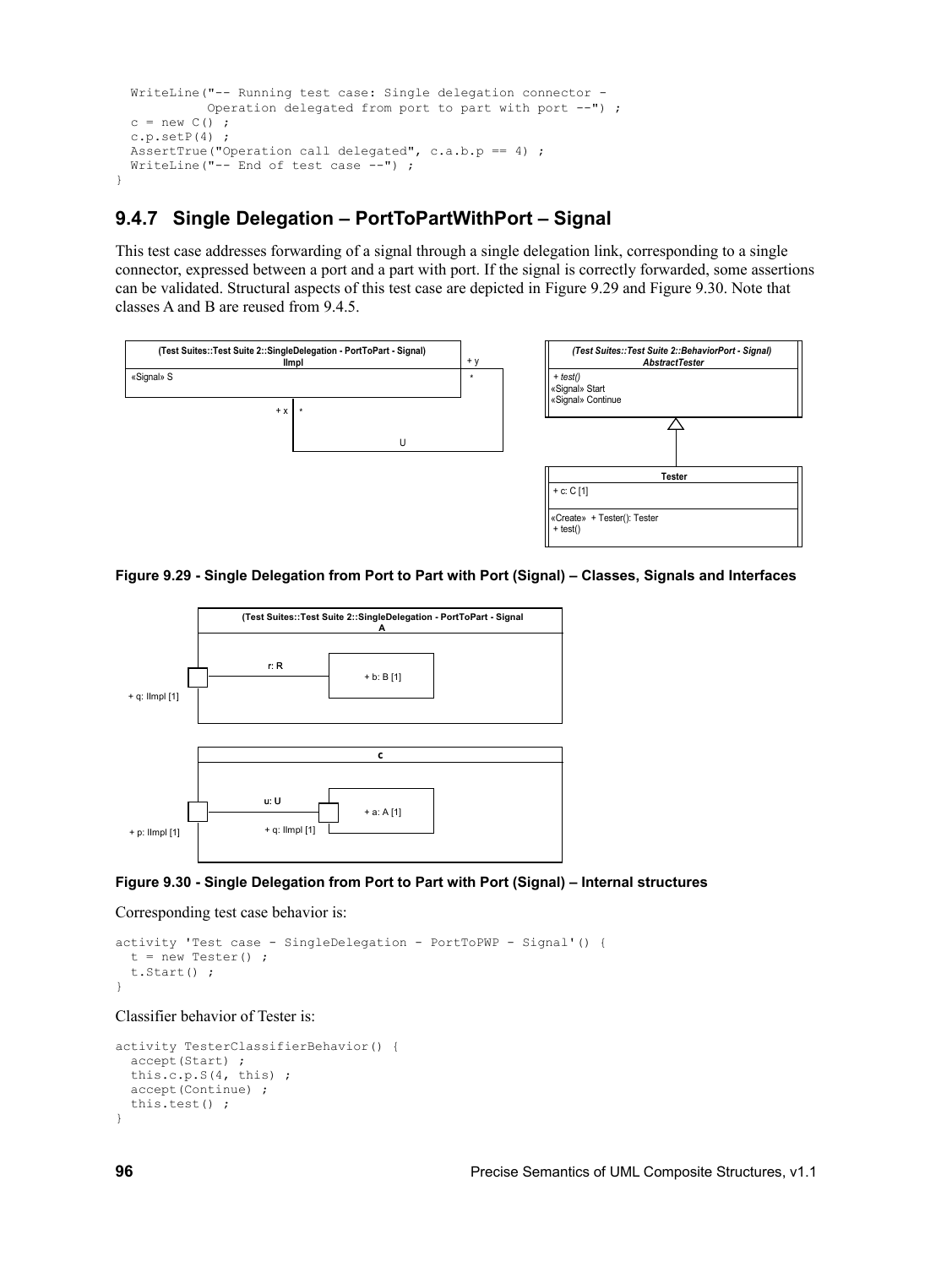```
  WriteLine("-- Running test case: Single delegation connector -
           Operation delegated from port to part with port --") ;
  c = new C() ;
  c.p.setP(4) ;
  AssertTrue("Operation call delegated", c.a.b.p == 4) ;
  WriteLine("-- End of test case --") ;
}
```

### 9.4.7 Single Delegation – PortToPartWithPort – Signal

This test case addresses forwarding of a signal through a single delegation link, corresponding to a single connector, expressed between a port and a part with port. If the signal is correctly forwarded, some assertions can be validated. Structural aspects of this test case are depicted in Figure 9.29 and Figure 9.30. Note that classes A and B are reused from 9.4.5.

(Test Suites::Test Suite 2::SingleDelegation - PortToPart - Signal)
IImpl
«Signal» S
+ y
*
+ x
*
U

(Test Suites::Test Suite 2::BehaviorPort - Signal)
AbstractTester
+ test()
«Signal» Start
«Signal» Continue

Tester
+ c: C [1]
«Create» + Tester(): Tester
+ test()

**Figure 9.29 - Single Delegation from Port to Part with Port (Signal) – Classes, Signals and Interfaces**

(Test Suites::Test Suite 2::SingleDelegation - PortToPart - Signal
A
r: R
+ b: B [1]
+ q: IImpl [1]

C
u: U
+ a: A [1]
+ p: IImpl [1]
+ q: IImpl [1]

**Figure 9.30 - Single Delegation from Port to Part with Port (Signal) – Internal structures**

Corresponding test case behavior is:

```
activity 'Test case - SingleDelegation - PortToPWP - Signal'() {
  t = new Tester() ;
  t.Start() ;
}
```

Classifier behavior of Tester is:

```
activity TesterClassifierBehavior() {
  accept(Start) ;
  this.c.p.S(4, this) ;
  accept(Continue) ;
  this.test() ;
}
```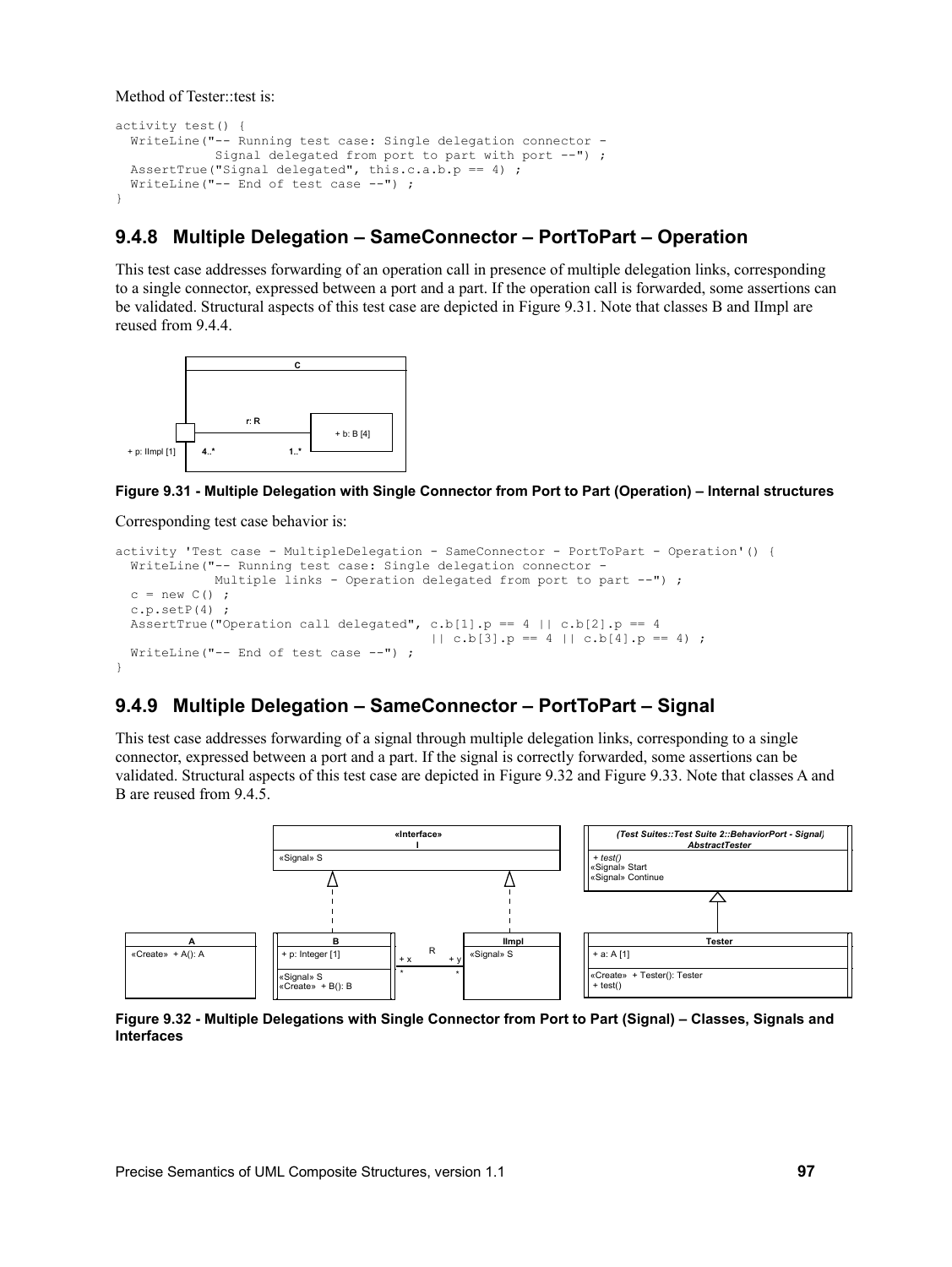Method of Tester::test is:

```
activity test() {
  WriteLine("-- Running test case: Single delegation connector -
           Signal delegated from port to part with port --") ;
  AssertTrue("Signal delegated", this.c.a.b.p == 4) ;
  WriteLine("-- End of test case --") ;
}
```

### 9.4.8 Multiple Delegation – SameConnector – PortToPart – Operation

This test case addresses forwarding of an operation call in presence of multiple delegation links, corresponding to a single connector, expressed between a port and a part. If the operation call is forwarded, some assertions can be validated. Structural aspects of this test case are depicted in Figure 9.31. Note that classes B and IImpl are reused from 9.4.4.

C

r: R

+ b: B [4]

+ p: IImpl [1]

4..*

1..*

**Figure 9.31 - Multiple Delegation with Single Connector from Port to Part (Operation) – Internal structures**

Corresponding test case behavior is:

```
activity 'Test case - MultipleDelegation - SameConnector - PortToPart - Operation'() {
  WriteLine("-- Running test case: Single delegation connector -
           Multiple links - Operation delegated from port to part --") ;
  c = new C() ;
  c.p.setP(4) ;
  AssertTrue("Operation call delegated", c.b[1].p == 4 || c.b[2].p == 4
                                       || c.b[3].p == 4 || c.b[4].p == 4) ;
  WriteLine("-- End of test case --") ;
}
```

### 9.4.9 Multiple Delegation – SameConnector – PortToPart – Signal

This test case addresses forwarding of a signal through multiple delegation links, corresponding to a single connector, expressed between a port and a part. If the signal is correctly forwarded, some assertions can be validated. Structural aspects of this test case are depicted in Figure 9.32 and Figure 9.33. Note that classes A and B are reused from 9.4.5.

«Interface»
I

«Signal» S

(Test Suites::Test Suite 2::BehaviorPort - Signal)
AbstractTester

+ test()
«Signal» Start
«Signal» Continue

A

«Create» + A(): A

B

+ p: Integer [1]

«Signal» S
«Create» + B(): B

R

+ x

+ y

\*

\*

IImpl

«Signal» S

Tester

+ a: A [1]

«Create» + Tester(): Tester
+ test()

**Figure 9.32 - Multiple Delegations with Single Connector from Port to Part (Signal) – Classes, Signals and Interfaces**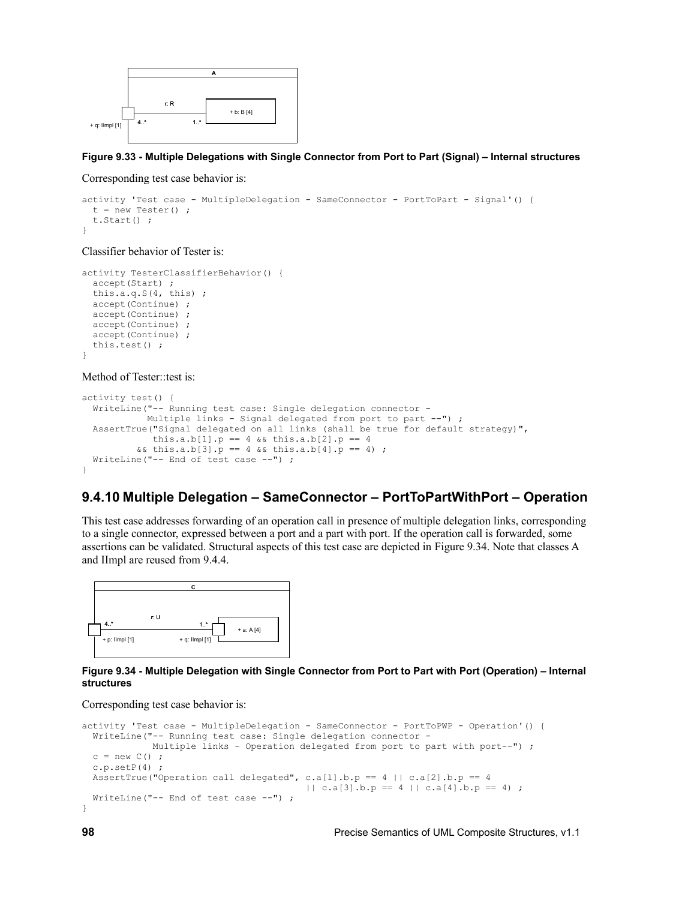A

r: R

+ b: B [4]

+ q: IImpl [1]

4..*

1..*

**Figure 9.33 - Multiple Delegations with Single Connector from Port to Part (Signal) – Internal structures**

Corresponding test case behavior is:

```
activity 'Test case - MultipleDelegation - SameConnector - PortToPart - Signal'() {
  t = new Tester() ;
  t.Start() ;
}
```

Classifier behavior of Tester is:

```
activity TesterClassifierBehavior() {
  accept(Start) ;
  this.a.q.S(4, this) ;
  accept(Continue) ;
  accept(Continue) ;
  accept(Continue) ;
  accept(Continue) ;
  this.test() ;
}
```

Method of Tester::test is:

```
activity test() {
  WriteLine("-- Running test case: Single delegation connector -
            Multiple links - Signal delegated from port to part --") ;
  AssertTrue("Signal delegated on all links (shall be true for default strategy)",
             this.a.b[1].p == 4 && this.a.b[2].p == 4
          && this.a.b[3].p == 4 && this.a.b[4].p == 4) ;
  WriteLine("-- End of test case --") ;
}
```

## 9.4.10 Multiple Delegation – SameConnector – PortToPartWithPort – Operation

This test case addresses forwarding of an operation call in presence of multiple delegation links, corresponding to a single connector, expressed between a port and a part with port. If the operation call is forwarded, some assertions can be validated. Structural aspects of this test case are depicted in Figure 9.34. Note that classes A and IImpl are reused from 9.4.4.

C

r: U

4..*

1..*

+ a: A [4]

+ p: IImpl [1]

+ q: IImpl [1]

**Figure 9.34 - Multiple Delegation with Single Connector from Port to Part with Port (Operation) – Internal structures**

Corresponding test case behavior is:

```
activity 'Test case - MultipleDelegation - SameConnector - PortToPWP - Operation'() {
  WriteLine("-- Running test case: Single delegation connector -
             Multiple links - Operation delegated from port to part with port--") ;
  c = new C() ;
  c.p.setP(4) ;
  AssertTrue("Operation call delegated", c.a[1].b.p == 4 || c.a[2].b.p == 4
                                      || c.a[3].b.p == 4 || c.a[4].b.p == 4) ;
  WriteLine("-- End of test case --") ;
}
```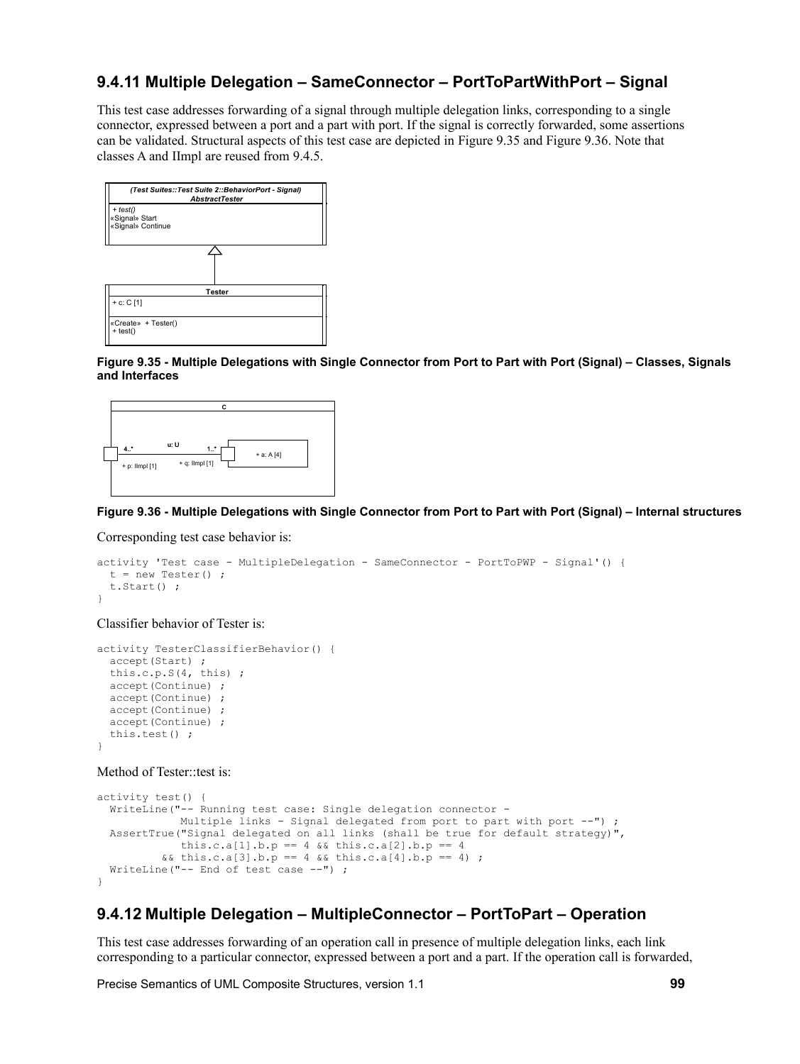## 9.4.11 Multiple Delegation – SameConnector – PortToPartWithPort – Signal

This test case addresses forwarding of a signal through multiple delegation links, corresponding to a single connector, expressed between a port and a part with port. If the signal is correctly forwarded, some assertions can be validated. Structural aspects of this test case are depicted in Figure 9.35 and Figure 9.36. Note that classes A and IImpl are reused from 9.4.5.

(Test Suites::Test Suite 2::BehaviorPort - Signal)
AbstractTester
+ test()
«Signal» Start
«Signal» Continue

Tester
+ c: C [1]
«Create» + Tester()
+ test()

**Figure 9.35 - Multiple Delegations with Single Connector from Port to Part with Port (Signal) – Classes, Signals and Interfaces**

C
4..*
u: U
1..*
+ a: A [4]
+ p: IImpl [1]
+ q: IImpl [1]

**Figure 9.36 - Multiple Delegations with Single Connector from Port to Part with Port (Signal) – Internal structures**

Corresponding test case behavior is:

```
activity 'Test case - MultipleDelegation - SameConnector - PortToPWP - Signal'() {
  t = new Tester() ;
  t.Start() ;
}
```

Classifier behavior of Tester is:

```
activity TesterClassifierBehavior() {
  accept(Start) ;
  this.c.p.S(4, this) ;
  accept(Continue) ;
  accept(Continue) ;
  accept(Continue) ;
  accept(Continue) ;
  this.test() ;
}
```

Method of Tester::test is:

```
activity test() {
  WriteLine("-- Running test case: Single delegation connector -
            Multiple links - Signal delegated from port to part with port --") ;
  AssertTrue("Signal delegated on all links (shall be true for default strategy)",
            this.c.a[1].b.p == 4 && this.c.a[2].b.p == 4
         && this.c.a[3].b.p == 4 && this.c.a[4].b.p == 4) ;
  WriteLine("-- End of test case --") ;
}
```

## 9.4.12 Multiple Delegation – MultipleConnector – PortToPart – Operation

This test case addresses forwarding of an operation call in presence of multiple delegation links, each link corresponding to a particular connector, expressed between a port and a part. If the operation call is forwarded,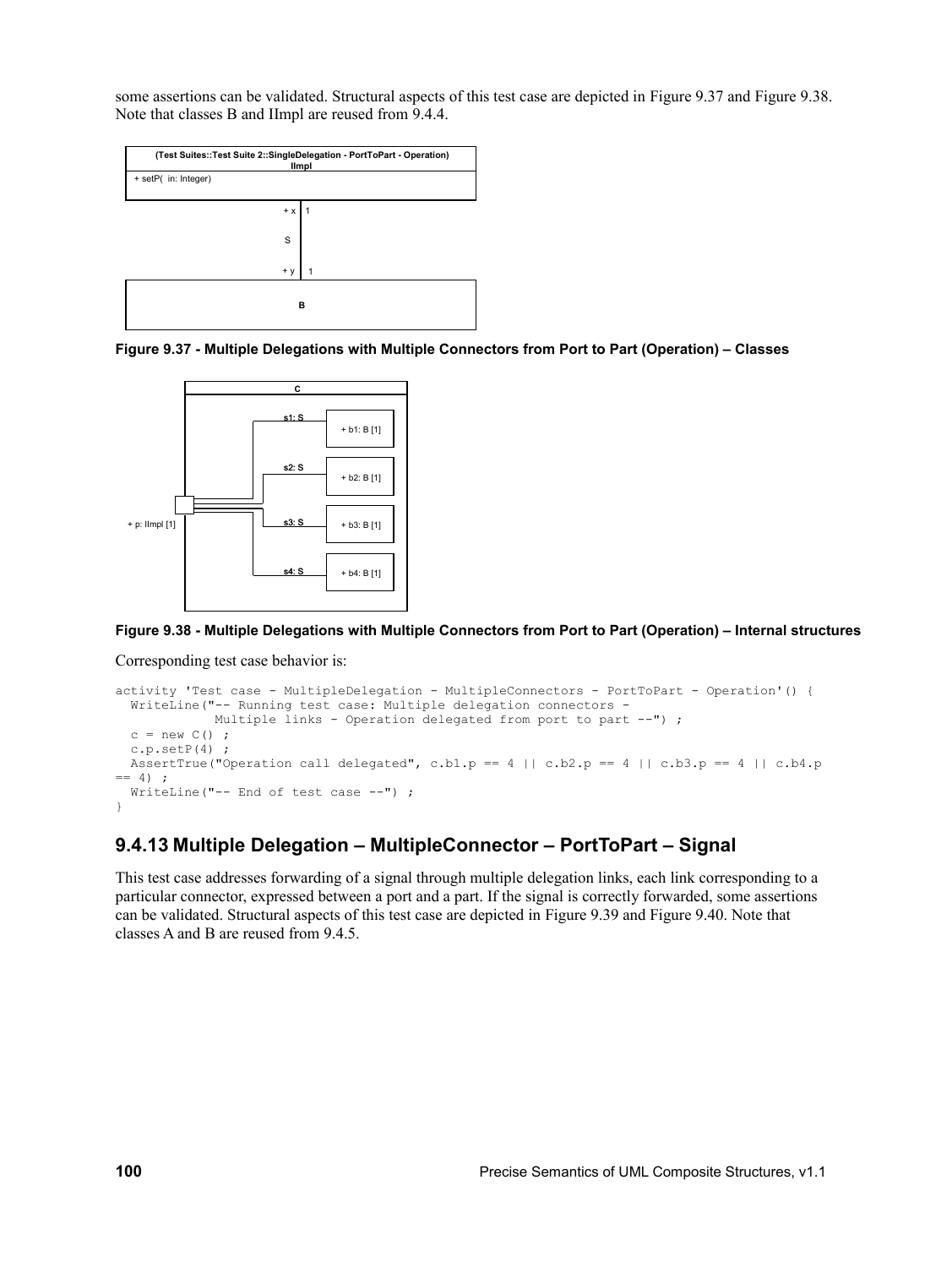some assertions can be validated. Structural aspects of this test case are depicted in Figure 9.37 and Figure 9.38. Note that classes B and IImpl are reused from 9.4.4.

(Test Suites::Test Suite 2::SingleDelegation - PortToPart - Operation)
IImpl
+ setP( in: Integer)
+ x 1
S
+ y 1
B

**Figure 9.37 - Multiple Delegations with Multiple Connectors from Port to Part (Operation) – Classes**

C
+ p: IImpl [1]
s1: S
+ b1: B [1]
s2: S
+ b2: B [1]
s3: S
+ b3: B [1]
s4: S
+ b4: B [1]

**Figure 9.38 - Multiple Delegations with Multiple Connectors from Port to Part (Operation) – Internal structures**

Corresponding test case behavior is:

```
activity 'Test case - MultipleDelegation - MultipleConnectors - PortToPart - Operation'() {
  WriteLine("-- Running test case: Multiple delegation connectors -
            Multiple links - Operation delegated from port to part --") ;
  c = new C() ;
  c.p.setP(4) ;
  AssertTrue("Operation call delegated", c.b1.p == 4 || c.b2.p == 4 || c.b3.p == 4 || c.b4.p
== 4) ;
  WriteLine("-- End of test case --") ;
}
```

## 9.4.13 Multiple Delegation – MultipleConnector – PortToPart – Signal

This test case addresses forwarding of a signal through multiple delegation links, each link corresponding to a particular connector, expressed between a port and a part. If the signal is correctly forwarded, some assertions can be validated. Structural aspects of this test case are depicted in Figure 9.39 and Figure 9.40. Note that classes A and B are reused from 9.4.5.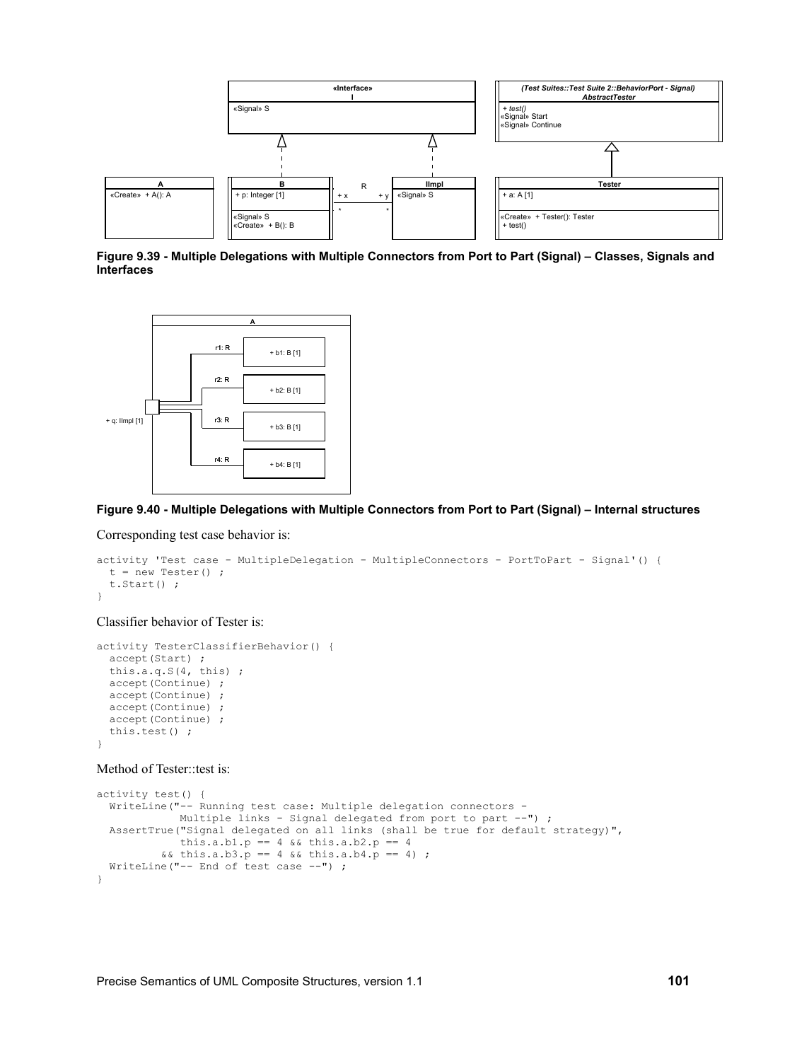**Figure 9.39 - Multiple Delegations with Multiple Connectors from Port to Part (Signal) – Classes, Signals and Interfaces**

**Figure 9.40 - Multiple Delegations with Multiple Connectors from Port to Part (Signal) – Internal structures**

Corresponding test case behavior is:

```
activity 'Test case - MultipleDelegation - MultipleConnectors - PortToPart - Signal'() {
  t = new Tester() ;
  t.Start() ;
}
```

Classifier behavior of Tester is:

```
activity TesterClassifierBehavior() {
  accept(Start) ;
  this.a.q.S(4, this) ;
  accept(Continue) ;
  accept(Continue) ;
  accept(Continue) ;
  accept(Continue) ;
  this.test() ;
}
```

Method of Tester::test is:

```
activity test() {
  WriteLine("-- Running test case: Multiple delegation connectors -
           Multiple links - Signal delegated from port to part --") ;
  AssertTrue("Signal delegated on all links (shall be true for default strategy)",
           this.a.b1.p == 4 && this.a.b2.p == 4
         && this.a.b3.p == 4 && this.a.b4.p == 4) ;
  WriteLine("-- End of test case --") ;
}
```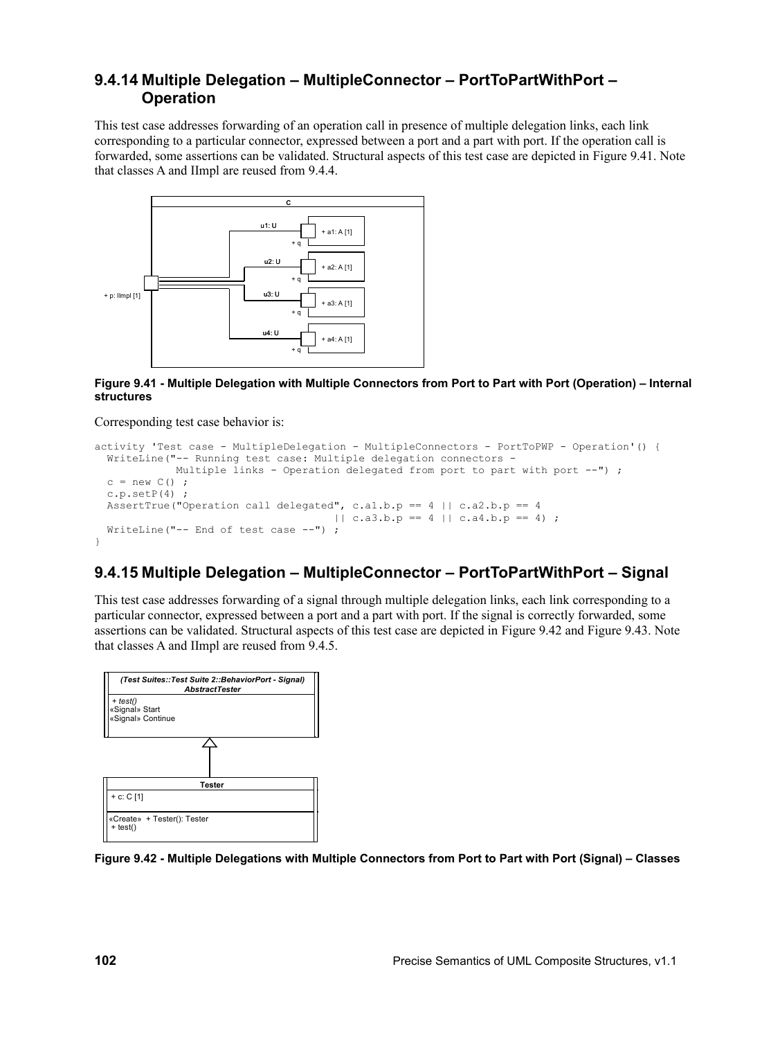## 9.4.14 Multiple Delegation – MultipleConnector – PortToPartWithPort – Operation

This test case addresses forwarding of an operation call in presence of multiple delegation links, each link corresponding to a particular connector, expressed between a port and a part with port. If the operation call is forwarded, some assertions can be validated. Structural aspects of this test case are depicted in Figure 9.41. Note that classes A and IImpl are reused from 9.4.4.

C

u1: U

+ a1: A [1]

+ q

u2: U

+ a2: A [1]

+ q

+ p: IImpl [1]

u3: U

+ a3: A [1]

+ q

u4: U

+ a4: A [1]

+ q

**Figure 9.41 - Multiple Delegation with Multiple Connectors from Port to Part with Port (Operation) – Internal structures**

Corresponding test case behavior is:

```
activity 'Test case - MultipleDelegation - MultipleConnectors - PortToPWP - Operation'() {
  WriteLine("-- Running test case: Multiple delegation connectors -
            Multiple links - Operation delegated from port to part with port --") ;
  c = new C() ;
  c.p.setP(4) ;
  AssertTrue("Operation call delegated", c.a1.b.p == 4 || c.a2.b.p == 4
                                     || c.a3.b.p == 4 || c.a4.b.p == 4) ;
  WriteLine("-- End of test case --") ;
}
```

## 9.4.15 Multiple Delegation – MultipleConnector – PortToPartWithPort – Signal

This test case addresses forwarding of a signal through multiple delegation links, each link corresponding to a particular connector, expressed between a port and a part with port. If the signal is correctly forwarded, some assertions can be validated. Structural aspects of this test case are depicted in Figure 9.42 and Figure 9.43. Note that classes A and IImpl are reused from 9.4.5.

(Test Suites::Test Suite 2::BehaviorPort - Signal)
AbstractTester

+ test()
«Signal» Start
«Signal» Continue

Tester

+ c: C [1]

«Create» + Tester(): Tester
+ test()

**Figure 9.42 - Multiple Delegations with Multiple Connectors from Port to Part with Port (Signal) – Classes**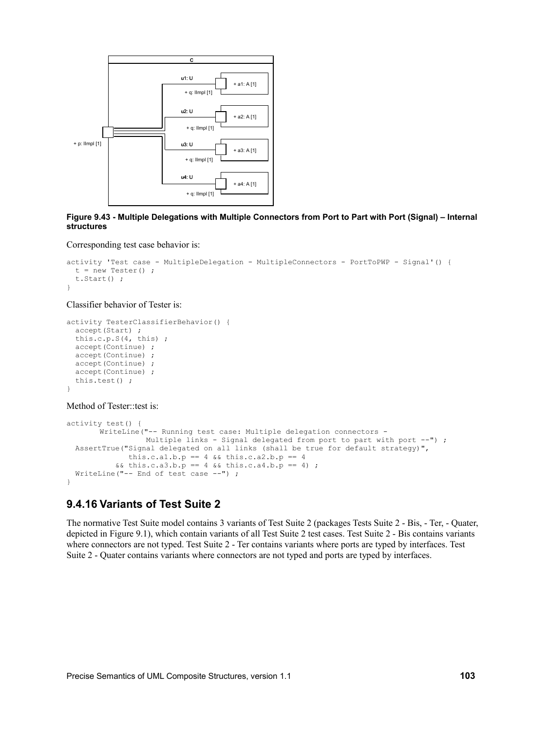C

u1: U

+ a1: A [1]

+ q: IImpl [1]

u2: U

+ a2: A [1]

+ q: IImpl [1]

+ p: IImpl [1]

u3: U

+ a3: A [1]

+ q: IImpl [1]

u4: U

+ a4: A [1]

+ q: IImpl [1]

**Figure 9.43 - Multiple Delegations with Multiple Connectors from Port to Part with Port (Signal) – Internal structures**

Corresponding test case behavior is:

```
activity 'Test case - MultipleDelegation - MultipleConnectors - PortToPWP - Signal'() {
  t = new Tester() ;
  t.Start() ;
}
```

Classifier behavior of Tester is:

```
activity TesterClassifierBehavior() {
  accept(Start) ;
  this.c.p.S(4, this) ;
  accept(Continue) ;
  accept(Continue) ;
  accept(Continue) ;
  accept(Continue) ;
  this.test() ;
}
```

Method of Tester::test is:

```
activity test() {
       WriteLine("-- Running test case: Multiple delegation connectors -
                 Multiple links - Signal delegated from port to part with port --") ;
  AssertTrue("Signal delegated on all links (shall be true for default strategy)",
             this.c.a1.b.p == 4 && this.c.a2.b.p == 4
          && this.c.a3.b.p == 4 && this.c.a4.b.p == 4) ;
  WriteLine("-- End of test case --") ;
}
```

## 9.4.16 Variants of Test Suite 2

The normative Test Suite model contains 3 variants of Test Suite 2 (packages Tests Suite 2 - Bis, - Ter, - Quater, depicted in Figure 9.1), which contain variants of all Test Suite 2 test cases. Test Suite 2 - Bis contains variants where connectors are not typed. Test Suite 2 - Ter contains variants where ports are typed by interfaces. Test Suite 2 - Quater contains variants where connectors are not typed and ports are typed by interfaces.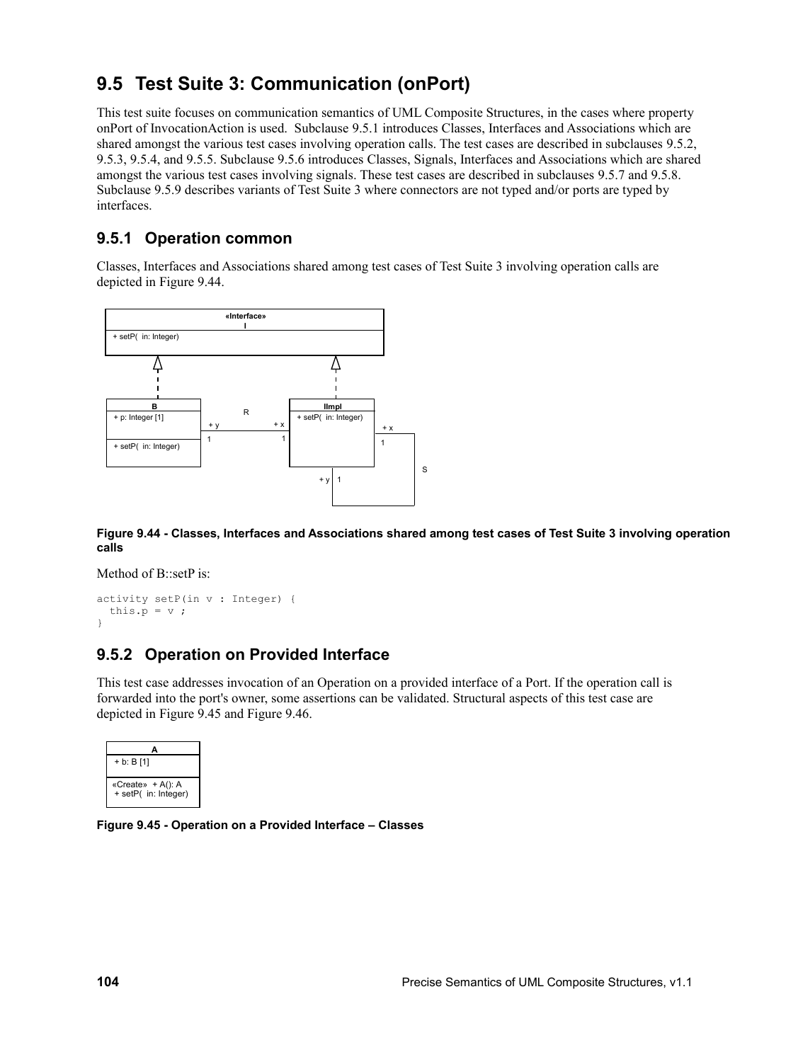## 9.5 Test Suite 3: Communication (onPort)

This test suite focuses on communication semantics of UML Composite Structures, in the cases where property onPort of InvocationAction is used. Subclause 9.5.1 introduces Classes, Interfaces and Associations which are shared amongst the various test cases involving operation calls. The test cases are described in subclauses 9.5.2, 9.5.3, 9.5.4, and 9.5.5. Subclause 9.5.6 introduces Classes, Signals, Interfaces and Associations which are shared amongst the various test cases involving signals. These test cases are described in subclauses 9.5.7 and 9.5.8. Subclause 9.5.9 describes variants of Test Suite 3 where connectors are not typed and/or ports are typed by interfaces.

### 9.5.1 Operation common

Classes, Interfaces and Associations shared among test cases of Test Suite 3 involving operation calls are depicted in Figure 9.44.

«Interface»
I
+ setP( in: Integer)

B
+ p: Integer [1]
+ setP( in: Integer)

R
+ y
1
+ x
1

IImpl
+ setP( in: Integer)

+ x
1
S
+ y 1

**Figure 9.44 - Classes, Interfaces and Associations shared among test cases of Test Suite 3 involving operation calls**

Method of B::setP is:

```
activity setP(in v : Integer) {
  this.p = v ;
}
```

### 9.5.2 Operation on Provided Interface

This test case addresses invocation of an Operation on a provided interface of a Port. If the operation call is forwarded into the port's owner, some assertions can be validated. Structural aspects of this test case are depicted in Figure 9.45 and Figure 9.46.

A
+ b: B [1]
«Create» + A(): A
+ setP( in: Integer)

**Figure 9.45 - Operation on a Provided Interface – Classes**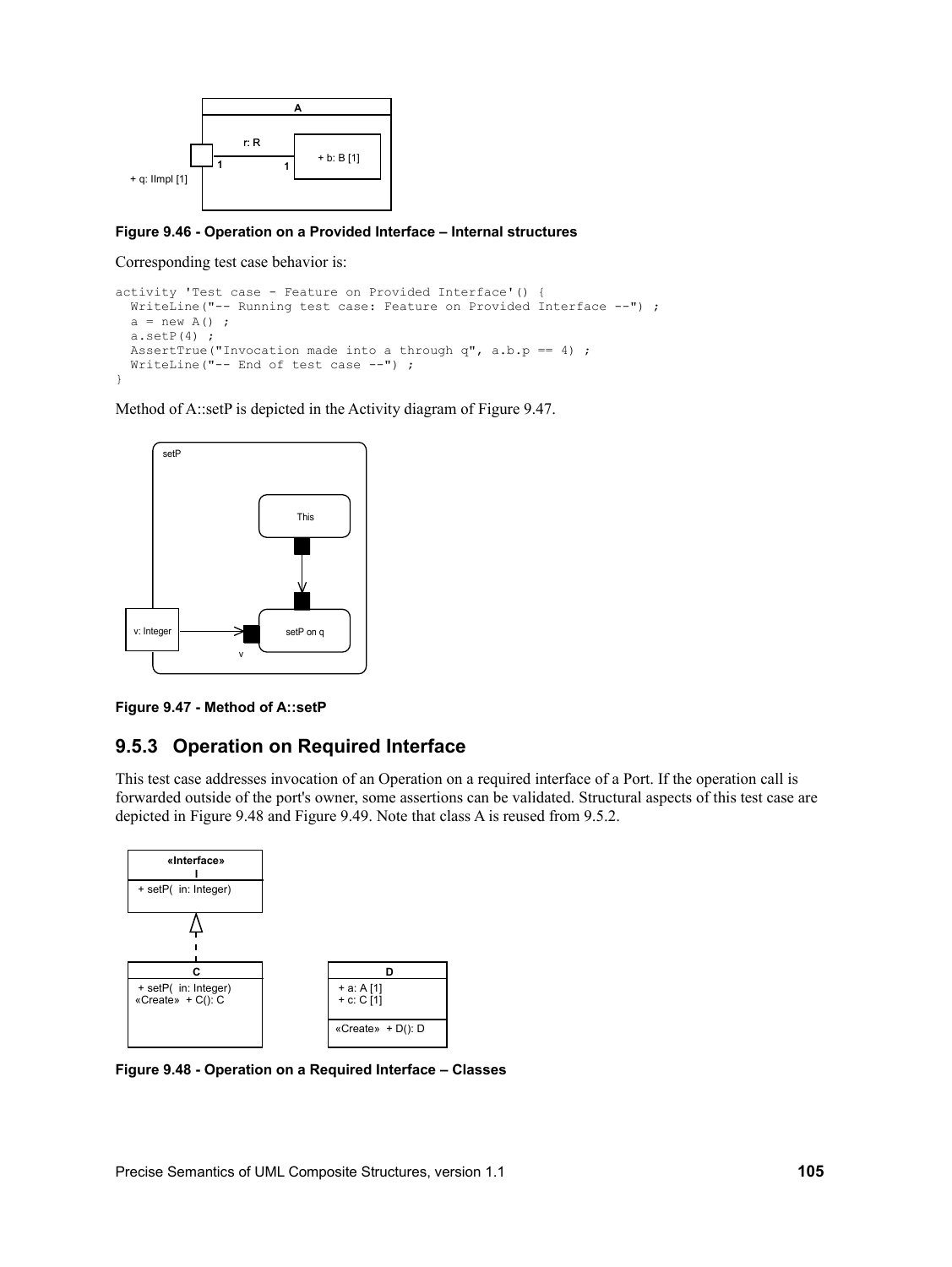A

r: R

1 1

+ b: B [1]

+ q: IImpl [1]

**Figure 9.46 - Operation on a Provided Interface – Internal structures**

Corresponding test case behavior is:

```
activity 'Test case - Feature on Provided Interface'() {
  WriteLine("-- Running test case: Feature on Provided Interface --") ;
  a = new A() ;
  a.setP(4) ;
  AssertTrue("Invocation made into a through q", a.b.p == 4) ;
  WriteLine("-- End of test case --") ;
}
```

Method of A::setP is depicted in the Activity diagram of Figure 9.47.

setP

This

v: Integer

setP on q

v

**Figure 9.47 - Method of A::setP**

## 9.5.3 Operation on Required Interface

This test case addresses invocation of an Operation on a required interface of a Port. If the operation call is forwarded outside of the port's owner, some assertions can be validated. Structural aspects of this test case are depicted in Figure 9.48 and Figure 9.49. Note that class A is reused from 9.5.2.

«Interface»
I
+ setP( in: Integer)

C
+ setP( in: Integer)
«Create» + C(): C

D
+ a: A [1]
+ c: C [1]
«Create» + D(): D

**Figure 9.48 - Operation on a Required Interface – Classes**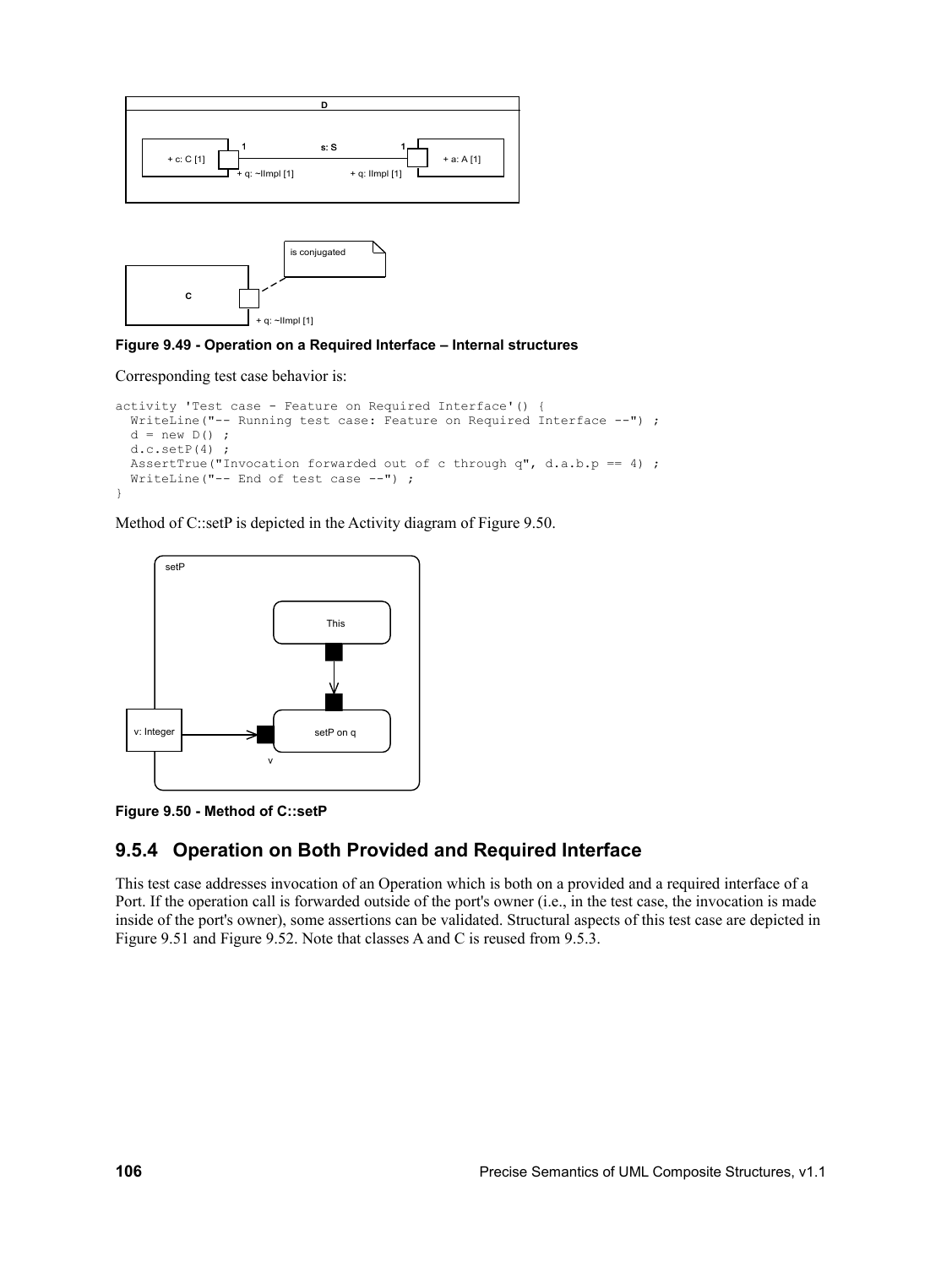D

+ c: C [1]

1

s: S

1

+ a: A [1]

+ q: ~IImpl [1]

+ q: IImpl [1]

is conjugated

C

+ q: ~IImpl [1]

**Figure 9.49 - Operation on a Required Interface – Internal structures**

Corresponding test case behavior is:

```
activity 'Test case - Feature on Required Interface'() {
  WriteLine("-- Running test case: Feature on Required Interface --") ;
  d = new D() ;
  d.c.setP(4) ;
  AssertTrue("Invocation forwarded out of c through q", d.a.b.p == 4) ;
  WriteLine("-- End of test case --") ;
}
```

Method of C::setP is depicted in the Activity diagram of Figure 9.50.

setP

This

v: Integer

setP on q

v

**Figure 9.50 - Method of C::setP**

## 9.5.4 Operation on Both Provided and Required Interface

This test case addresses invocation of an Operation which is both on a provided and a required interface of a Port. If the operation call is forwarded outside of the port's owner (i.e., in the test case, the invocation is made inside of the port's owner), some assertions can be validated. Structural aspects of this test case are depicted in Figure 9.51 and Figure 9.52. Note that classes A and C is reused from 9.5.3.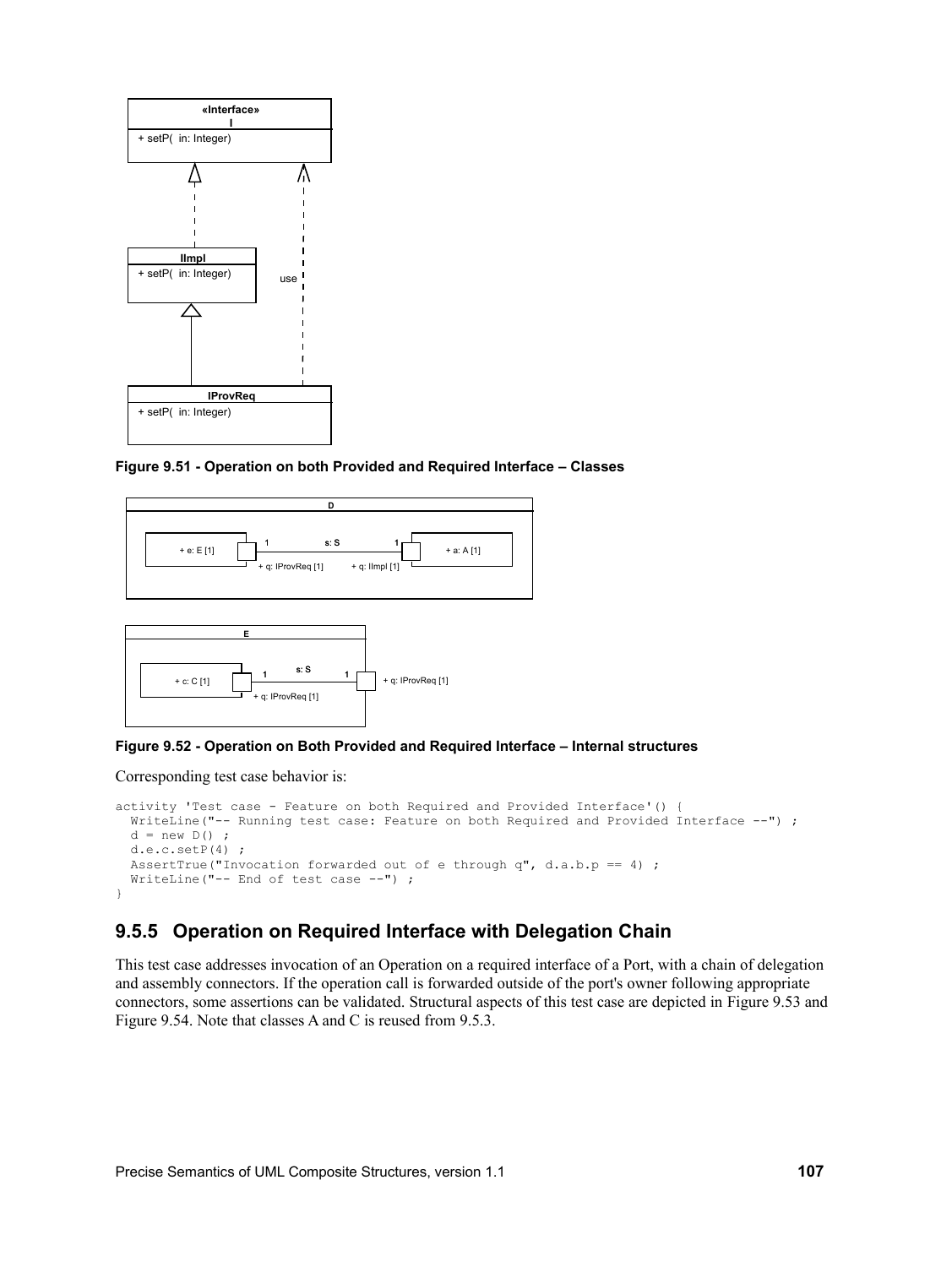«Interface»
I

+ setP( in: Integer)

IImpl

+ setP( in: Integer)

use

IProvReq

+ setP( in: Integer)

**Figure 9.51 - Operation on both Provided and Required Interface – Classes**

D

+ e: E [1]

1

s: S

1

+ a: A [1]

+ q: IProvReq [1]

+ q: IImpl [1]

E

+ c: C [1]

1

s: S

1

+ q: IProvReq [1]

+ q: IProvReq [1]

**Figure 9.52 - Operation on Both Provided and Required Interface – Internal structures**

Corresponding test case behavior is:

```
activity 'Test case - Feature on both Required and Provided Interface'() {
  WriteLine("-- Running test case: Feature on both Required and Provided Interface --") ;
  d = new D() ;
  d.e.c.setP(4) ;
  AssertTrue("Invocation forwarded out of e through q", d.a.b.p == 4) ;
  WriteLine("-- End of test case --") ;
}
```

## 9.5.5 Operation on Required Interface with Delegation Chain

This test case addresses invocation of an Operation on a required interface of a Port, with a chain of delegation and assembly connectors. If the operation call is forwarded outside of the port's owner following appropriate connectors, some assertions can be validated. Structural aspects of this test case are depicted in Figure 9.53 and Figure 9.54. Note that classes A and C is reused from 9.5.3.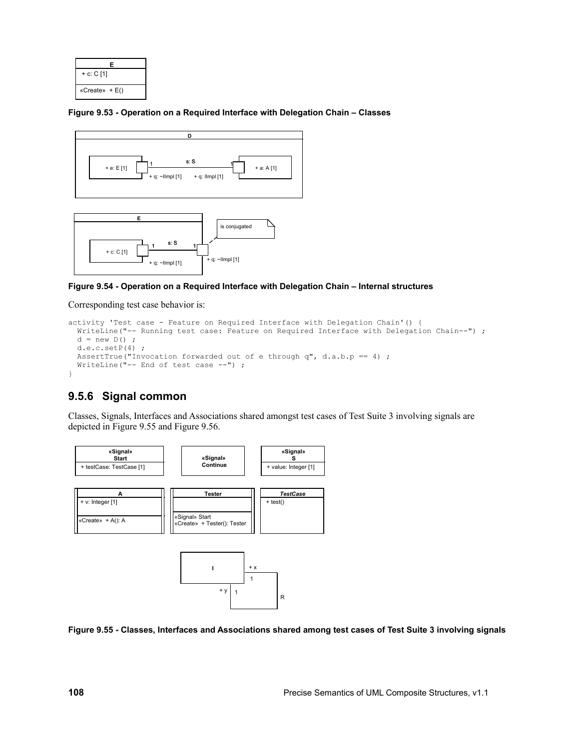| E |
| --- |
| + c: C [1] |
| «Create» + E() |

**Figure 9.53 - Operation on a Required Interface with Delegation Chain – Classes**

D

+ e: E [1]

1

s: S

1

+ a: A [1]

+ q: ~IImpl [1]

+ q: IImpl [1]

E

is conjugated

+ c: C [1]

1

s: S

1

+ q: ~IImpl [1]

+ q: ~IImpl [1]

**Figure 9.54 - Operation on a Required Interface with Delegation Chain – Internal structures**

Corresponding test case behavior is:

```
activity 'Test case - Feature on Required Interface with Delegation Chain'() {
  WriteLine("-- Running test case: Feature on Required Interface with Delegation Chain--") ;
  d = new D() ;
  d.e.c.setP(4) ;
  AssertTrue("Invocation forwarded out of e through q", d.a.b.p == 4) ;
  WriteLine("-- End of test case --") ;
}
```

## 9.5.6 Signal common

Classes, Signals, Interfaces and Associations shared amongst test cases of Test Suite 3 involving signals are depicted in Figure 9.55 and Figure 9.56.

| «Signal» Start |
| --- |
| + testCase: TestCase [1] |

| «Signal» Continue |
| --- |

| «Signal» S |
| --- |
| + value: Integer [1] |

| A |
| --- |
| + v: Integer [1] |
| «Create» + A(): A |

| Tester |
| --- |
| |
| «Signal» Start «Create» + Tester(): Tester |

| *TestCase* |
| --- |
| + test() |

I

+ x

1

+ y

1

R

**Figure 9.55 - Classes, Interfaces and Associations shared among test cases of Test Suite 3 involving signals**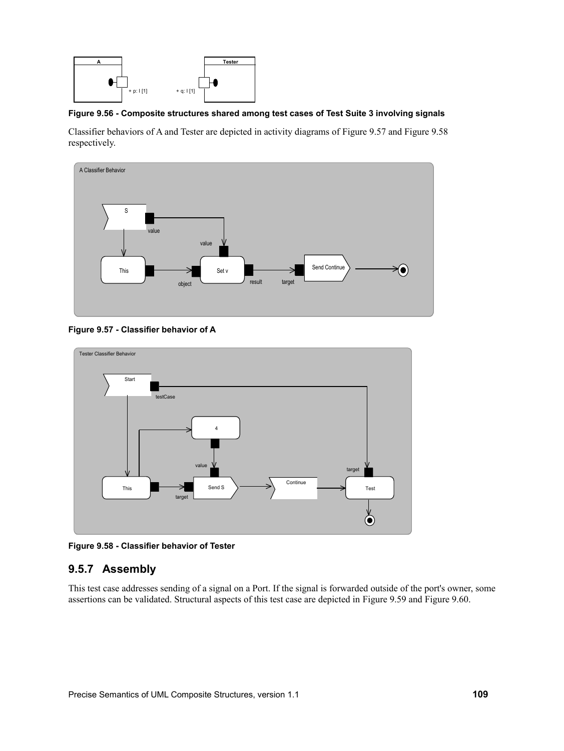A

+ p: I [1]

Tester

+ q: I [1]

**Figure 9.56 - Composite structures shared among test cases of Test Suite 3 involving signals**

Classifier behaviors of A and Tester are depicted in activity diagrams of Figure 9.57 and Figure 9.58 respectively.

A Classifier Behavior

S

value

value

This

object

Set v

result

target

Send Continue

**Figure 9.57 - Classifier behavior of A**

Tester Classifier Behavior

Start

testCase

4

value

target

This

target

Send S

Continue

Test

**Figure 9.58 - Classifier behavior of Tester**

## 9.5.7 Assembly

This test case addresses sending of a signal on a Port. If the signal is forwarded outside of the port's owner, some assertions can be validated. Structural aspects of this test case are depicted in Figure 9.59 and Figure 9.60.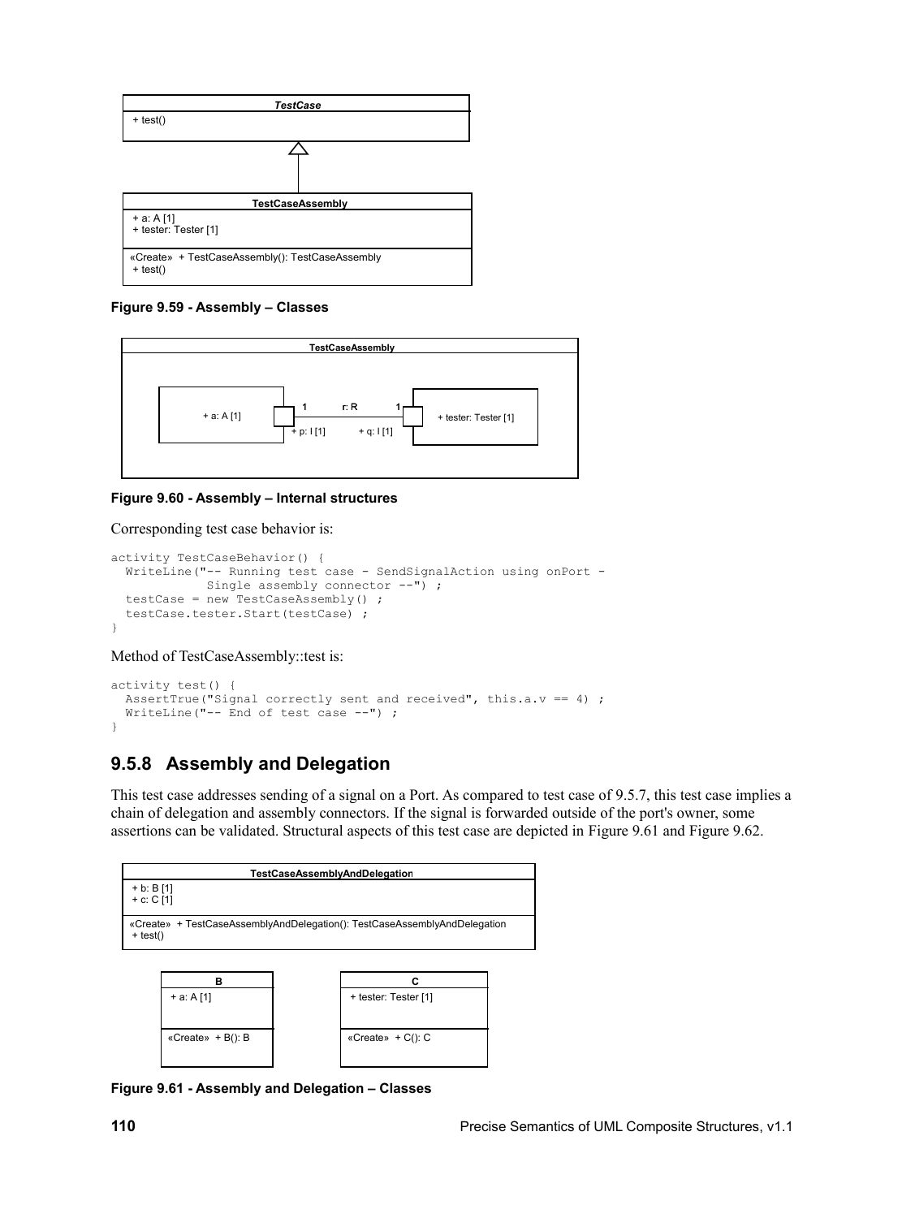TestCase

+ test()

TestCaseAssembly

+ a: A [1]
+ tester: Tester [1]

«Create» + TestCaseAssembly(): TestCaseAssembly
+ test()

**Figure 9.59 - Assembly – Classes**

TestCaseAssembly

+ a: A [1]

1 r: R 1

+ p: I [1] + q: I [1]

+ tester: Tester [1]

**Figure 9.60 - Assembly – Internal structures**

Corresponding test case behavior is:

```
activity TestCaseBehavior() {
  WriteLine("-- Running test case - SendSignalAction using onPort -
            Single assembly connector --") ;
  testCase = new TestCaseAssembly() ;
  testCase.tester.Start(testCase) ;
}
```

Method of TestCaseAssembly::test is:

```
activity test() {
  AssertTrue("Signal correctly sent and received", this.a.v == 4) ;
  WriteLine("-- End of test case --") ;
}
```

## 9.5.8 Assembly and Delegation

This test case addresses sending of a signal on a Port. As compared to test case of 9.5.7, this test case implies a chain of delegation and assembly connectors. If the signal is forwarded outside of the port's owner, some assertions can be validated. Structural aspects of this test case are depicted in Figure 9.61 and Figure 9.62.

TestCaseAssemblyAndDelegation

+ b: B [1]
+ c: C [1]

«Create» + TestCaseAssemblyAndDelegation(): TestCaseAssemblyAndDelegation
+ test()

B

+ a: A [1]

«Create» + B(): B

C

+ tester: Tester [1]

«Create» + C(): C

**Figure 9.61 - Assembly and Delegation – Classes**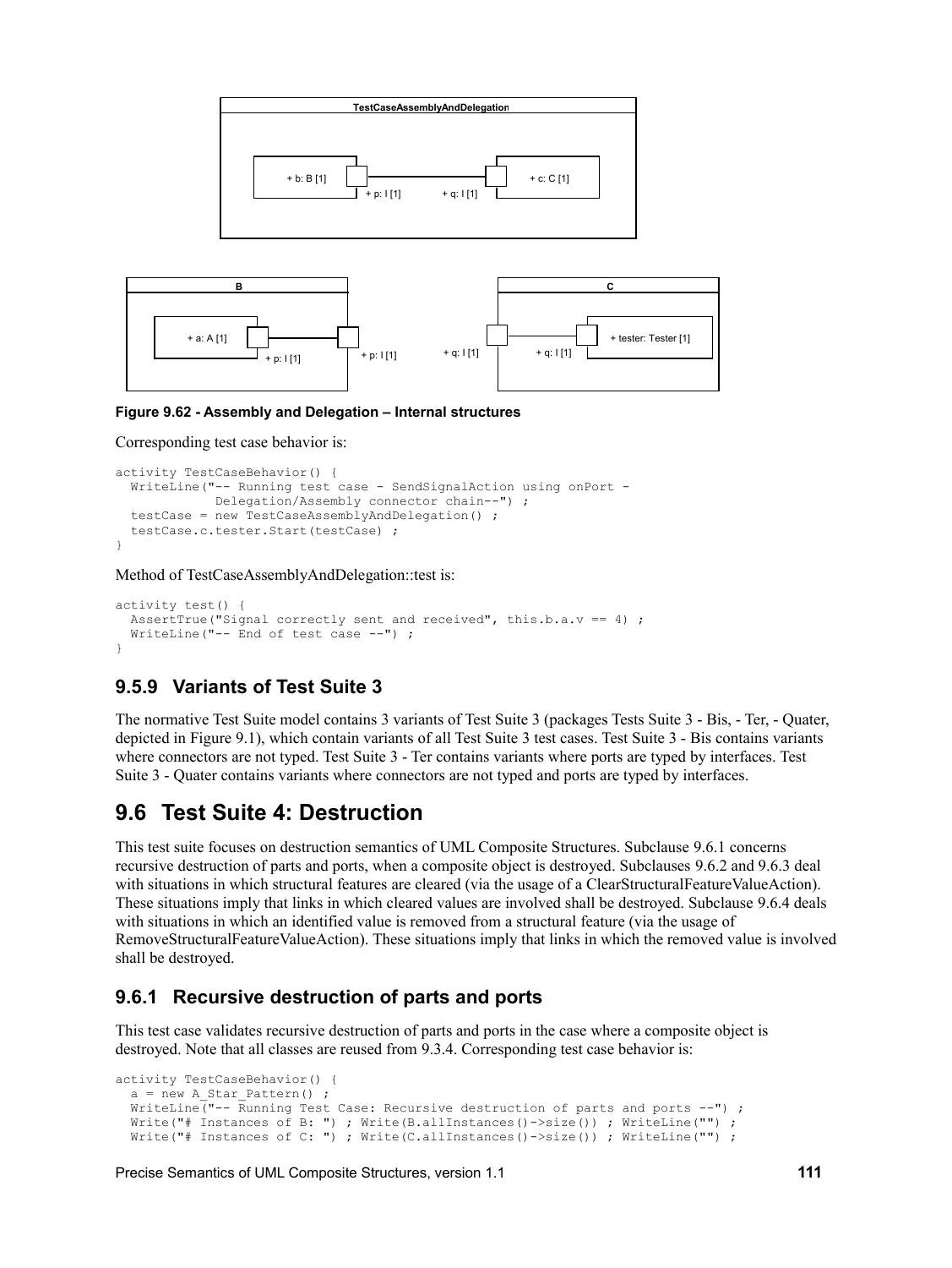TestCaseAssemblyAndDelegation

+ b: B [1]

+ p: I [1]

+ q: I [1]

+ c: C [1]

B

+ a: A [1]

+ p: I [1]

+ p: I [1]

C

+ q: I [1]

+ q: I [1]

+ tester: Tester [1]

**Figure 9.62 - Assembly and Delegation – Internal structures**

Corresponding test case behavior is:

```
activity TestCaseBehavior() {
  WriteLine("-- Running test case - SendSignalAction using onPort -
            Delegation/Assembly connector chain--") ;
  testCase = new TestCaseAssemblyAndDelegation() ;
  testCase.c.tester.Start(testCase) ;
}
```

Method of TestCaseAssemblyAndDelegation::test is:

```
activity test() {
  AssertTrue("Signal correctly sent and received", this.b.a.v == 4) ;
  WriteLine("-- End of test case --") ;
}
```

### 9.5.9 Variants of Test Suite 3

The normative Test Suite model contains 3 variants of Test Suite 3 (packages Tests Suite 3 - Bis, - Ter, - Quater, depicted in Figure 9.1), which contain variants of all Test Suite 3 test cases. Test Suite 3 - Bis contains variants where connectors are not typed. Test Suite 3 - Ter contains variants where ports are typed by interfaces. Test Suite 3 - Quater contains variants where connectors are not typed and ports are typed by interfaces.

## 9.6 Test Suite 4: Destruction

This test suite focuses on destruction semantics of UML Composite Structures. Subclause 9.6.1 concerns recursive destruction of parts and ports, when a composite object is destroyed. Subclauses 9.6.2 and 9.6.3 deal with situations in which structural features are cleared (via the usage of a ClearStructuralFeatureValueAction). These situations imply that links in which cleared values are involved shall be destroyed. Subclause 9.6.4 deals with situations in which an identified value is removed from a structural feature (via the usage of RemoveStructuralFeatureValueAction). These situations imply that links in which the removed value is involved shall be destroyed.

### 9.6.1 Recursive destruction of parts and ports

This test case validates recursive destruction of parts and ports in the case where a composite object is destroyed. Note that all classes are reused from 9.3.4. Corresponding test case behavior is:

```
activity TestCaseBehavior() {
  a = new A_Star_Pattern() ;
  WriteLine("-- Running Test Case: Recursive destruction of parts and ports --") ;
  Write("# Instances of B: ") ; Write(B.allInstances()->size()) ; WriteLine("") ;
  Write("# Instances of C: ") ; Write(C.allInstances()->size()) ; WriteLine("") ;
```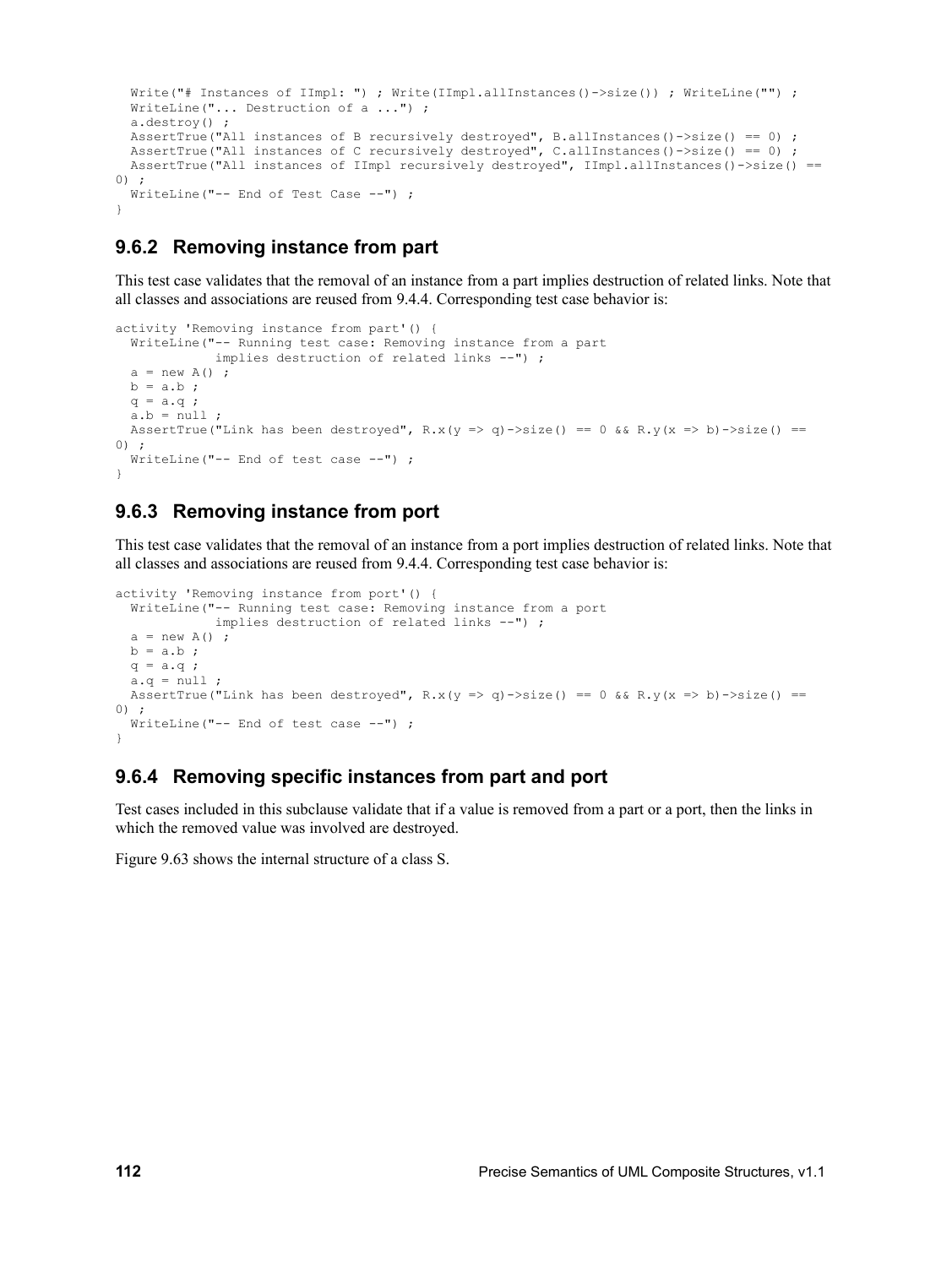```
  Write("# Instances of IImpl: ") ; Write(IImpl.allInstances()->size()) ; WriteLine("") ;
  WriteLine("... Destruction of a ...") ;
  a.destroy() ;
  AssertTrue("All instances of B recursively destroyed", B.allInstances()->size() == 0) ;
  AssertTrue("All instances of C recursively destroyed", C.allInstances()->size() == 0) ;
  AssertTrue("All instances of IImpl recursively destroyed", IImpl.allInstances()->size() ==
0) ;
  WriteLine("-- End of Test Case --") ;
}
```

### 9.6.2 Removing instance from part

This test case validates that the removal of an instance from a part implies destruction of related links. Note that all classes and associations are reused from 9.4.4. Corresponding test case behavior is:

```
activity 'Removing instance from part'() {
  WriteLine("-- Running test case: Removing instance from a part
             implies destruction of related links --") ;
  a = new A() ;
  b = a.b ;
  q = a.q ;
  a.b = null ;
  AssertTrue("Link has been destroyed", R.x(y => q)->size() == 0 && R.y(x => b)->size() ==
0) ;
  WriteLine("-- End of test case --") ;
}
```

### 9.6.3 Removing instance from port

This test case validates that the removal of an instance from a port implies destruction of related links. Note that all classes and associations are reused from 9.4.4. Corresponding test case behavior is:

```
activity 'Removing instance from port'() {
  WriteLine("-- Running test case: Removing instance from a port
             implies destruction of related links --") ;
  a = new A() ;
  b = a.b ;
  q = a.q ;
  a.q = null ;
  AssertTrue("Link has been destroyed", R.x(y => q)->size() == 0 && R.y(x => b)->size() ==
0) ;
  WriteLine("-- End of test case --") ;
}
```

### 9.6.4 Removing specific instances from part and port

Test cases included in this subclause validate that if a value is removed from a part or a port, then the links in which the removed value was involved are destroyed.

Figure 9.63 shows the internal structure of a class S.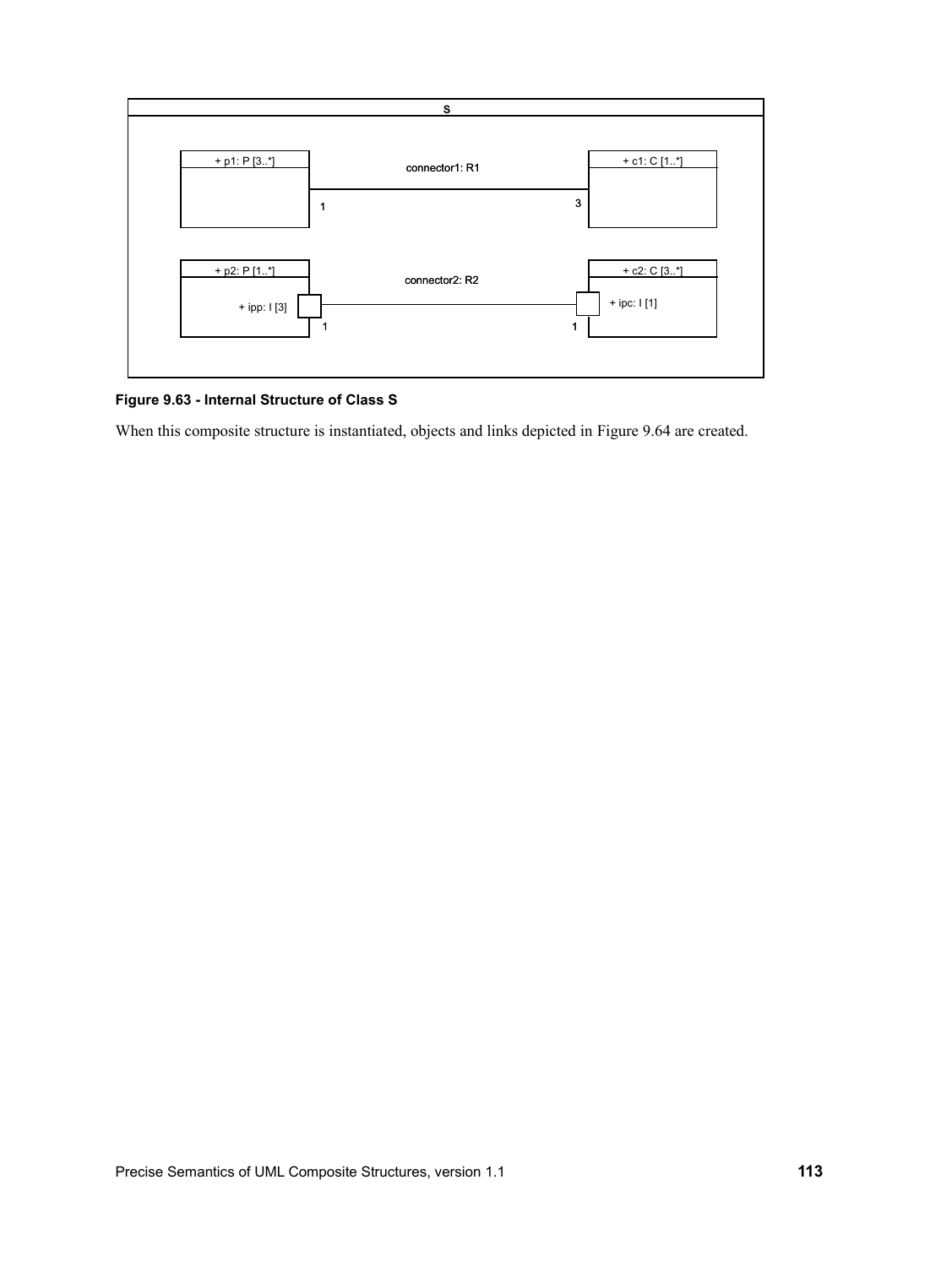S

+ p1: P [3..*]

connector1: R1

+ c1: C [1..*]

1

3

+ p2: P [1..*]

connector2: R2

+ c2: C [3..*]

+ ipp: I [3]

+ ipc: I [1]

1

1

**Figure 9.63 - Internal Structure of Class S**

When this composite structure is instantiated, objects and links depicted in Figure 9.64 are created.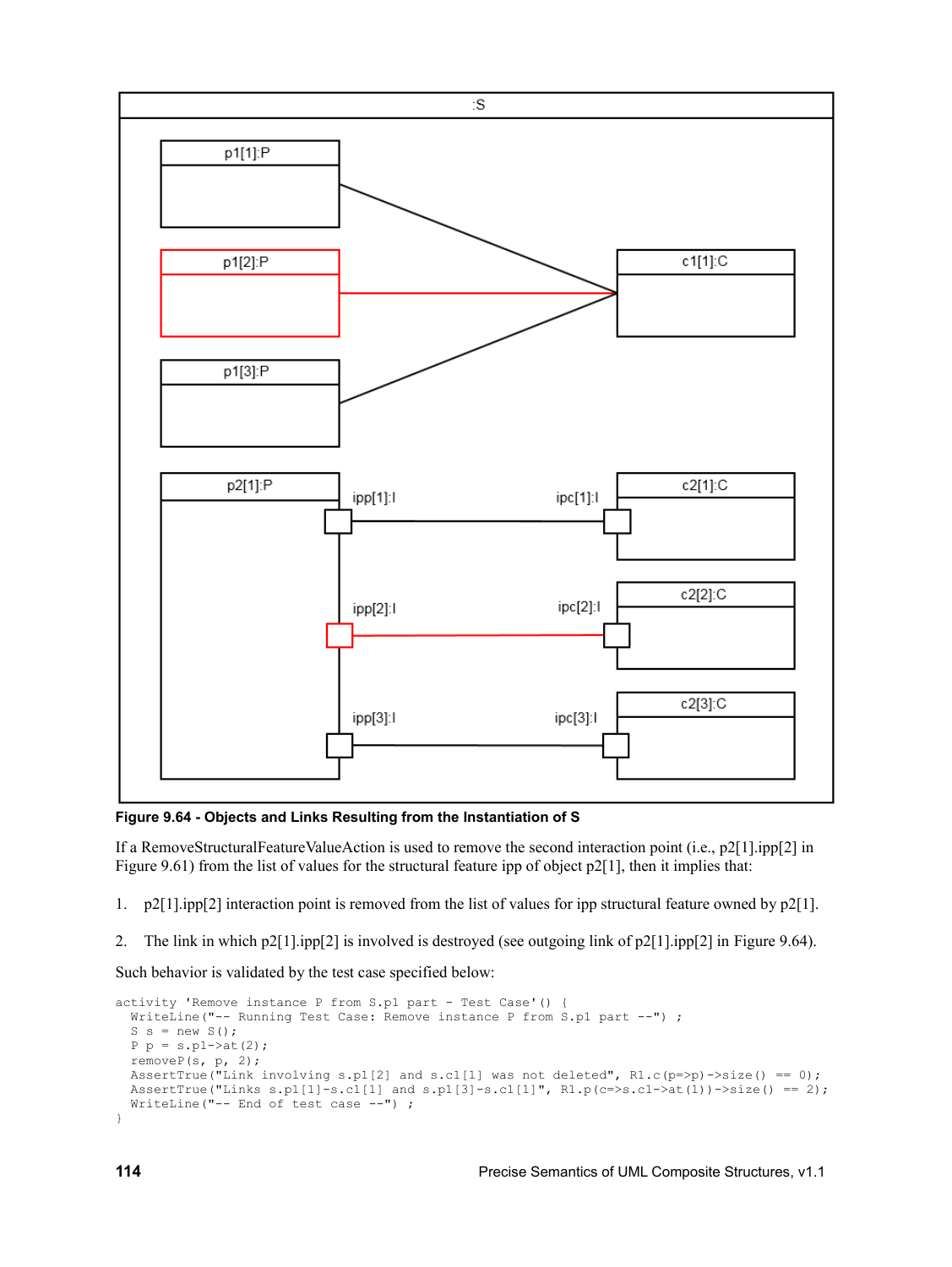:S

p1[1]:P

p1[2]:P

p1[3]:P

c1[1]:C

p2[1]:P

ipp[1]:I

ipc[1]:I

c2[1]:C

ipp[2]:I

ipc[2]:I

c2[2]:C

ipp[3]:I

ipc[3]:I

c2[3]:C

**Figure 9.64 - Objects and Links Resulting from the Instantiation of S**

If a RemoveStructuralFeatureValueAction is used to remove the second interaction point (i.e., p2[1].ipp[2] in Figure 9.61) from the list of values for the structural feature ipp of object p2[1], then it implies that:

1. p2[1].ipp[2] interaction point is removed from the list of values for ipp structural feature owned by p2[1].

2. The link in which p2[1].ipp[2] is involved is destroyed (see outgoing link of p2[1].ipp[2] in Figure 9.64).

Such behavior is validated by the test case specified below:

```
activity 'Remove instance P from S.p1 part - Test Case'() {
  WriteLine("-- Running Test Case: Remove instance P from S.p1 part --") ;
  S s = new S();
  P p = s.p1->at(2);
  removeP(s, p, 2);
  AssertTrue("Link involving s.p1[2] and s.c1[1] was not deleted", R1.c(p=>p)->size() == 0);
  AssertTrue("Links s.p1[1]-s.c1[1] and s.p1[3]-s.c1[1]", R1.p(c=>s.c1->at(1))->size() == 2);
  WriteLine("-- End of test case --") ;
}
```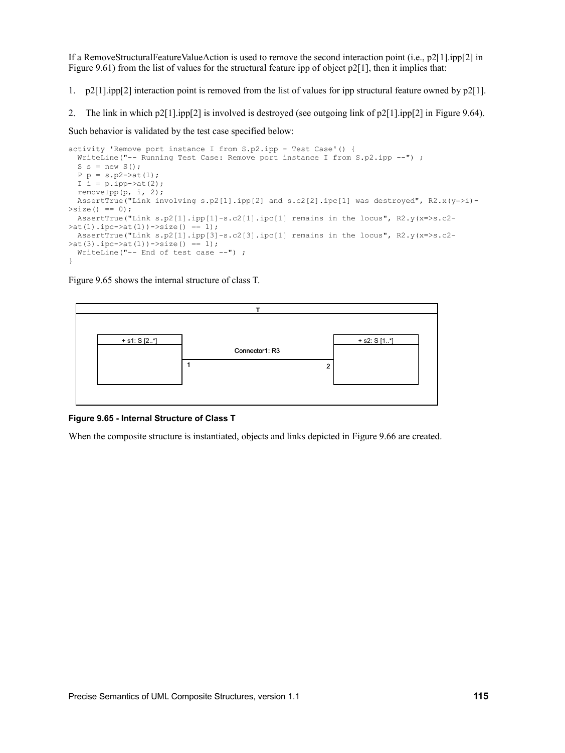If a RemoveStructuralFeatureValueAction is used to remove the second interaction point (i.e., p2[1].ipp[2] in Figure 9.61) from the list of values for the structural feature ipp of object p2[1], then it implies that:

1. p2[1].ipp[2] interaction point is removed from the list of values for ipp structural feature owned by p2[1].
2. The link in which p2[1].ipp[2] is involved is destroyed (see outgoing link of p2[1].ipp[2] in Figure 9.64).

Such behavior is validated by the test case specified below:

```
activity 'Remove port instance I from S.p2.ipp - Test Case'() {
  WriteLine("-- Running Test Case: Remove port instance I from S.p2.ipp --") ;
  S s = new S();
  P p = s.p2->at(1);
  I i = p.ipp->at(2);
  removeIpp(p, i, 2);
  AssertTrue("Link involving s.p2[1].ipp[2] and s.c2[2].ipc[1] was destroyed", R2.x(y=>i)->size() == 0);
  AssertTrue("Link s.p2[1].ipp[1]-s.c2[1].ipc[1] remains in the locus", R2.y(x=>s.c2->at(1).ipc->at(1))->size() == 1);
  AssertTrue("Link s.p2[1].ipp[3]-s.c2[3].ipc[1] remains in the locus", R2.y(x=>s.c2->at(3).ipc->at(1))->size() == 1);
  WriteLine("-- End of test case --") ;
}
```

Figure 9.65 shows the internal structure of class T.

T

+ s1: S [2..*]

Connector1: R3

1

2

+ s2: S [1..*]

**Figure 9.65 - Internal Structure of Class T**

When the composite structure is instantiated, objects and links depicted in Figure 9.66 are created.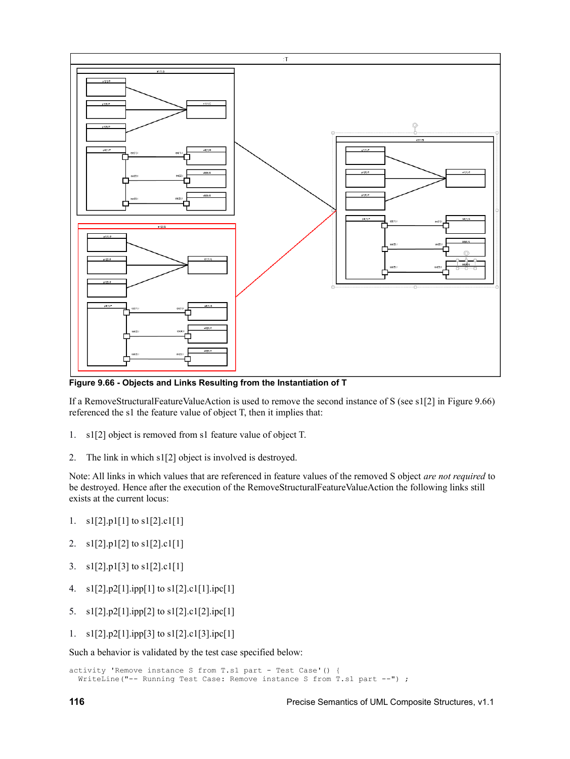:T

Figure 9.66 - Objects and Links Resulting from the Instantiation of T

If a RemoveStructuralFeatureValueAction is used to remove the second instance of S (see s1[2] in Figure 9.66) referenced the s1 the feature value of object T, then it implies that:

1. s1[2] object is removed from s1 feature value of object T.

2. The link in which s1[2] object is involved is destroyed.

Note: All links in which values that are referenced in feature values of the removed S object *are not required* to be destroyed. Hence after the execution of the RemoveStructuralFeatureValueAction the following links still exists at the current locus:

1. s1[2].p1[1] to s1[2].c1[1]

2. s1[2].p1[2] to s1[2].c1[1]

3. s1[2].p1[3] to s1[2].c1[1]

4. s1[2].p2[1].ipp[1] to s1[2].c1[1].ipc[1]

5. s1[2].p2[1].ipp[2] to s1[2].c1[2].ipc[1]

1. s1[2].p2[1].ipp[3] to s1[2].c1[3].ipc[1]

Such a behavior is validated by the test case specified below:

```
activity 'Remove instance S from T.s1 part - Test Case'() {
  WriteLine("-- Running Test Case: Remove instance S from T.s1 part --") ;
```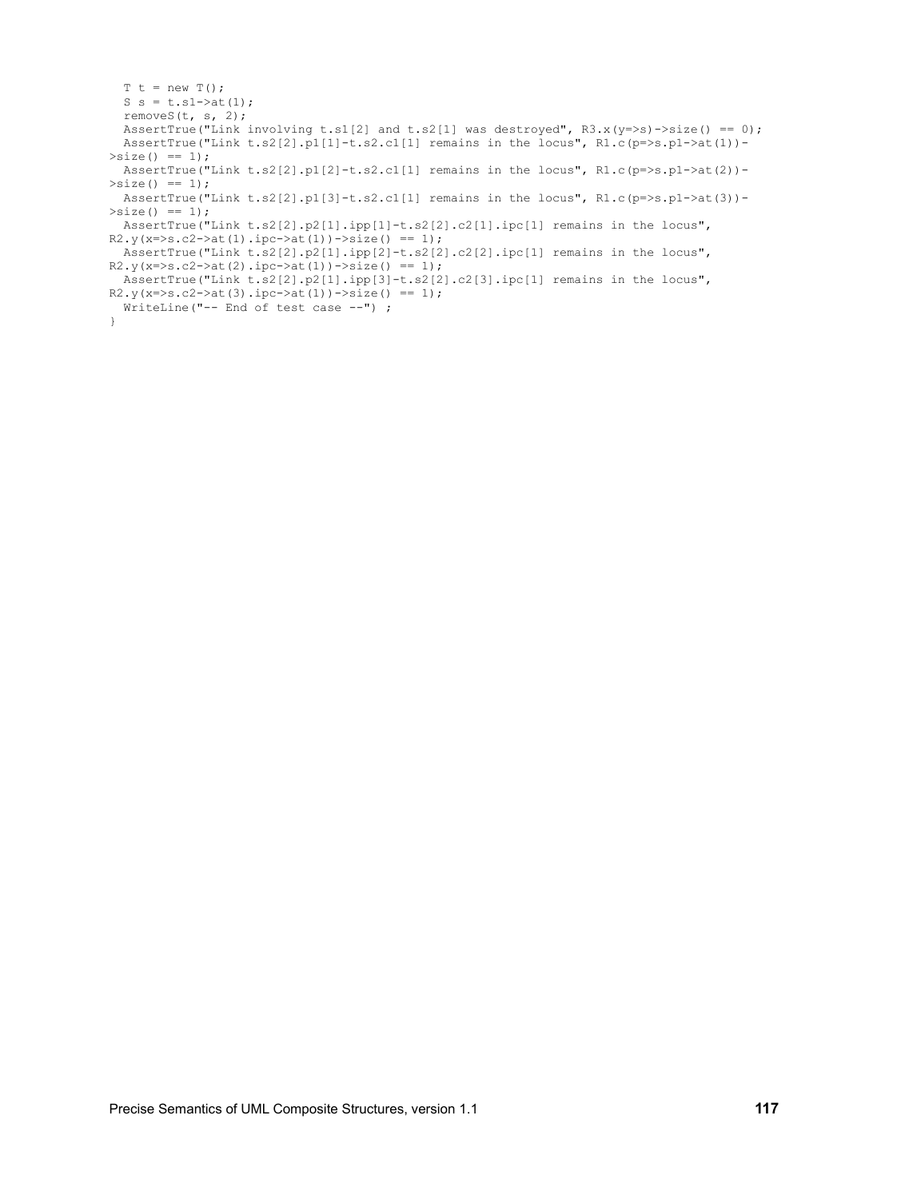```
  T t = new T();
  S s = t.s1->at(1);
  removeS(t, s, 2);
  AssertTrue("Link involving t.s1[2] and t.s2[1] was destroyed", R3.x(y=>s)->size() == 0);
  AssertTrue("Link t.s2[2].p1[1]-t.s2.c1[1] remains in the locus", R1.c(p=>s.p1->at(1))-
>size() == 1);
  AssertTrue("Link t.s2[2].p1[2]-t.s2.c1[1] remains in the locus", R1.c(p=>s.p1->at(2))-
>size() == 1);
  AssertTrue("Link t.s2[2].p1[3]-t.s2.c1[1] remains in the locus", R1.c(p=>s.p1->at(3))-
>size() == 1);
  AssertTrue("Link t.s2[2].p2[1].ipp[1]-t.s2[2].c2[1].ipc[1] remains in the locus",
R2.y(x=>s.c2->at(1).ipc->at(1))->size() == 1);
  AssertTrue("Link t.s2[2].p2[1].ipp[2]-t.s2[2].c2[2].ipc[1] remains in the locus",
R2.y(x=>s.c2->at(2).ipc->at(1))->size() == 1);
  AssertTrue("Link t.s2[2].p2[1].ipp[3]-t.s2[2].c2[3].ipc[1] remains in the locus",
R2.y(x=>s.c2->at(3).ipc->at(1))->size() == 1);
  WriteLine("-- End of test case --") ;
}
```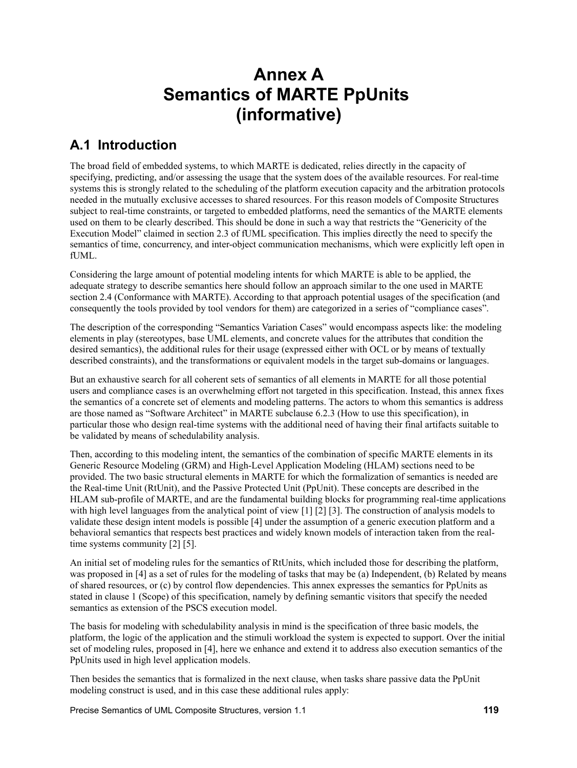# Annex A
# Semantics of MARTE PpUnits
# (informative)

## A.1 Introduction

The broad field of embedded systems, to which MARTE is dedicated, relies directly in the capacity of specifying, predicting, and/or assessing the usage that the system does of the available resources. For real-time systems this is strongly related to the scheduling of the platform execution capacity and the arbitration protocols needed in the mutually exclusive accesses to shared resources. For this reason models of Composite Structures subject to real-time constraints, or targeted to embedded platforms, need the semantics of the MARTE elements used on them to be clearly described. This should be done in such a way that restricts the "Genericity of the Execution Model" claimed in section 2.3 of fUML specification. This implies directly the need to specify the semantics of time, concurrency, and inter-object communication mechanisms, which were explicitly left open in fUML.

Considering the large amount of potential modeling intents for which MARTE is able to be applied, the adequate strategy to describe semantics here should follow an approach similar to the one used in MARTE section 2.4 (Conformance with MARTE). According to that approach potential usages of the specification (and consequently the tools provided by tool vendors for them) are categorized in a series of "compliance cases".

The description of the corresponding "Semantics Variation Cases" would encompass aspects like: the modeling elements in play (stereotypes, base UML elements, and concrete values for the attributes that condition the desired semantics), the additional rules for their usage (expressed either with OCL or by means of textually described constraints), and the transformations or equivalent models in the target sub-domains or languages.

But an exhaustive search for all coherent sets of semantics of all elements in MARTE for all those potential users and compliance cases is an overwhelming effort not targeted in this specification. Instead, this annex fixes the semantics of a concrete set of elements and modeling patterns. The actors to whom this semantics is address are those named as "Software Architect" in MARTE subclause 6.2.3 (How to use this specification), in particular those who design real-time systems with the additional need of having their final artifacts suitable to be validated by means of schedulability analysis.

Then, according to this modeling intent, the semantics of the combination of specific MARTE elements in its Generic Resource Modeling (GRM) and High-Level Application Modeling (HLAM) sections need to be provided. The two basic structural elements in MARTE for which the formalization of semantics is needed are the Real-time Unit (RtUnit), and the Passive Protected Unit (PpUnit). These concepts are described in the HLAM sub-profile of MARTE, and are the fundamental building blocks for programming real-time applications with high level languages from the analytical point of view [1] [2] [3]. The construction of analysis models to validate these design intent models is possible [4] under the assumption of a generic execution platform and a behavioral semantics that respects best practices and widely known models of interaction taken from the real-time systems community [2] [5].

An initial set of modeling rules for the semantics of RtUnits, which included those for describing the platform, was proposed in [4] as a set of rules for the modeling of tasks that may be (a) Independent, (b) Related by means of shared resources, or (c) by control flow dependencies. This annex expresses the semantics for PpUnits as stated in clause 1 (Scope) of this specification, namely by defining semantic visitors that specify the needed semantics as extension of the PSCS execution model.

The basis for modeling with schedulability analysis in mind is the specification of three basic models, the platform, the logic of the application and the stimuli workload the system is expected to support. Over the initial set of modeling rules, proposed in [4], here we enhance and extend it to address also execution semantics of the PpUnits used in high level application models.

Then besides the semantics that is formalized in the next clause, when tasks share passive data the PpUnit modeling construct is used, and in this case these additional rules apply: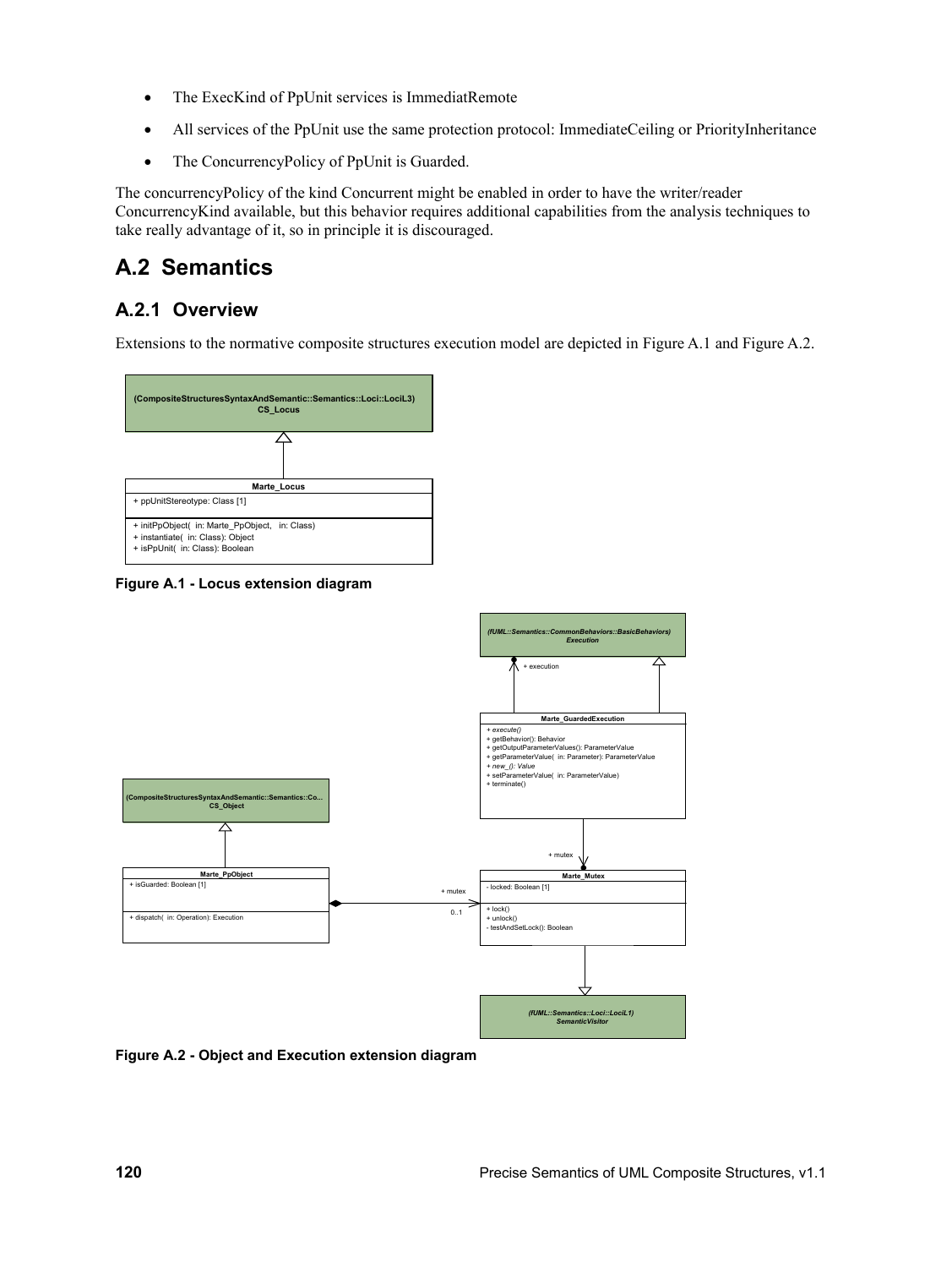- The ExecKind of PpUnit services is ImmediatRemote
- All services of the PpUnit use the same protection protocol: ImmediateCeiling or PriorityInheritance
- The ConcurrencyPolicy of PpUnit is Guarded.

The concurrencyPolicy of the kind Concurrent might be enabled in order to have the writer/reader ConcurrencyKind available, but this behavior requires additional capabilities from the analysis techniques to take really advantage of it, so in principle it is discouraged.

## A.2 Semantics

### A.2.1 Overview

Extensions to the normative composite structures execution model are depicted in Figure A.1 and Figure A.2.

(CompositeStructuresSyntaxAndSemantic::Semantics::Loci::LociL3)
CS_Locus

Marte_Locus
+ ppUnitStereotype: Class [1]
+ initPpObject( in: Marte_PpObject, in: Class)
+ instantiate( in: Class): Object
+ isPpUnit( in: Class): Boolean

**Figure A.1 - Locus extension diagram**

(fUML::Semantics::CommonBehaviors::BasicBehaviors)
Execution

+ execution

Marte_GuardedExecution
+ execute()
+ getBehavior(): Behavior
+ getOutputParameterValues(): ParameterValue
+ getParameterValue( in: Parameter): ParameterValue
+ new_(): Value
+ setParameterValue( in: ParameterValue)
+ terminate()

(CompositeStructuresSyntaxAndSemantic::Semantics::Co...
CS_Object

Marte_PpObject
+ isGuarded: Boolean [1]
+ dispatch( in: Operation): Execution

+ mutex
0..1

+ mutex

Marte_Mutex
- locked: Boolean [1]
+ lock()
+ unlock()
- testAndSetLock(): Boolean

(fUML::Semantics::Loci::LociL1)
SemanticVisitor

**Figure A.2 - Object and Execution extension diagram**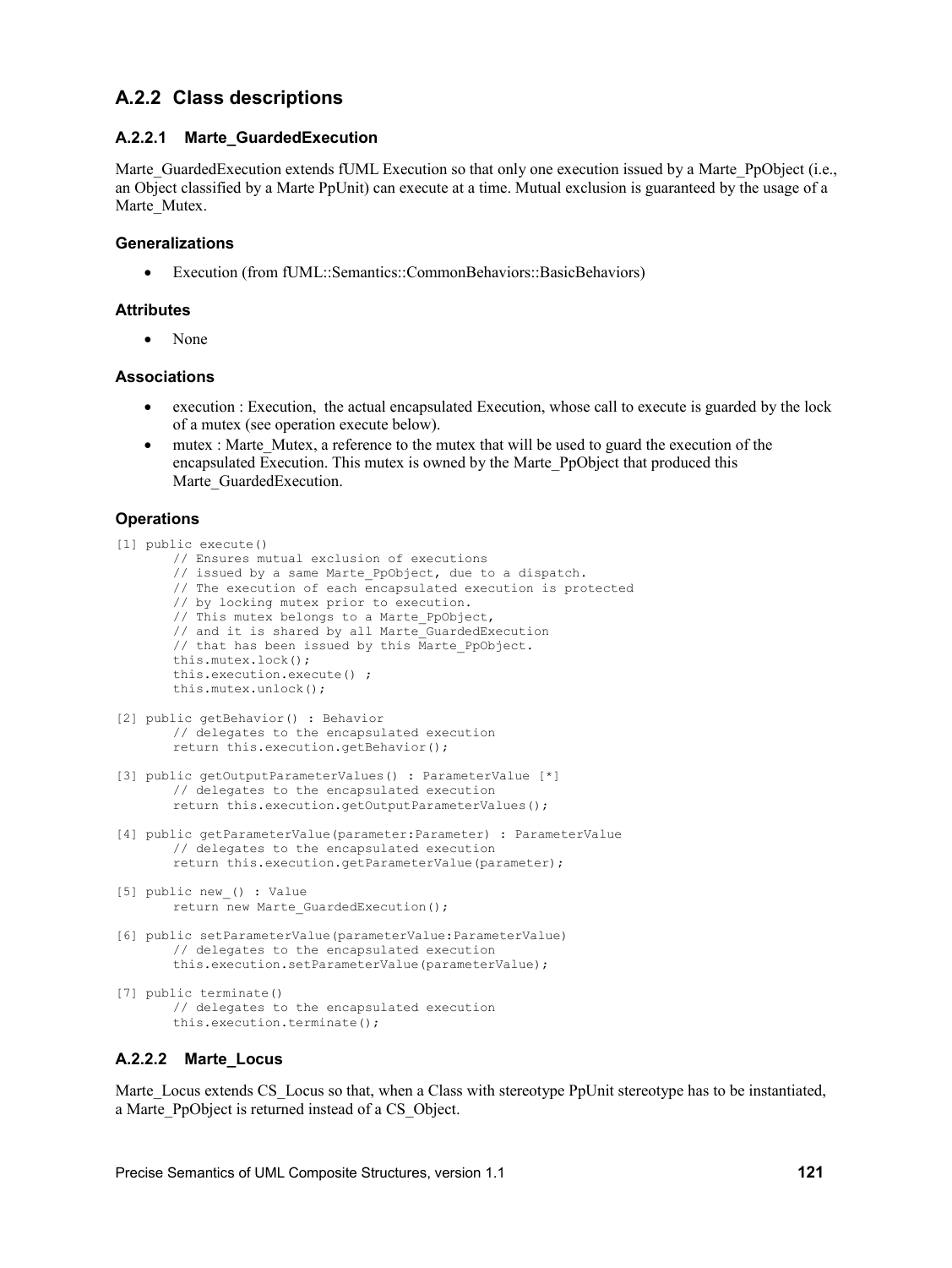## A.2.2 Class descriptions

### A.2.2.1 Marte_GuardedExecution

Marte_GuardedExecution extends fUML Execution so that only one execution issued by a Marte_PpObject (i.e., an Object classified by a Marte PpUnit) can execute at a time. Mutual exclusion is guaranteed by the usage of a Marte_Mutex.

#### Generalizations

- Execution (from fUML::Semantics::CommonBehaviors::BasicBehaviors)

#### Attributes

- None

#### Associations

- execution : Execution, the actual encapsulated Execution, whose call to execute is guarded by the lock of a mutex (see operation execute below).
- mutex : Marte_Mutex, a reference to the mutex that will be used to guard the execution of the encapsulated Execution. This mutex is owned by the Marte_PpObject that produced this Marte_GuardedExecution.

#### Operations

```
[1] public execute()
       // Ensures mutual exclusion of executions
       // issued by a same Marte_PpObject, due to a dispatch.
       // The execution of each encapsulated execution is protected
       // by locking mutex prior to execution.
       // This mutex belongs to a Marte_PpObject,
       // and it is shared by all Marte_GuardedExecution
       // that has been issued by this Marte_PpObject.
       this.mutex.lock();
       this.execution.execute() ;
       this.mutex.unlock();

[2] public getBehavior() : Behavior
       // delegates to the encapsulated execution
       return this.execution.getBehavior();

[3] public getOutputParameterValues() : ParameterValue [*]
       // delegates to the encapsulated execution
       return this.execution.getOutputParameterValues();

[4] public getParameterValue(parameter:Parameter) : ParameterValue
       // delegates to the encapsulated execution
       return this.execution.getParameterValue(parameter);

[5] public new_() : Value
       return new Marte_GuardedExecution();

[6] public setParameterValue(parameterValue:ParameterValue)
       // delegates to the encapsulated execution
       this.execution.setParameterValue(parameterValue);

[7] public terminate()
       // delegates to the encapsulated execution
       this.execution.terminate();
```

### A.2.2.2 Marte_Locus

Marte_Locus extends CS_Locus so that, when a Class with stereotype PpUnit stereotype has to be instantiated, a Marte_PpObject is returned instead of a CS_Object.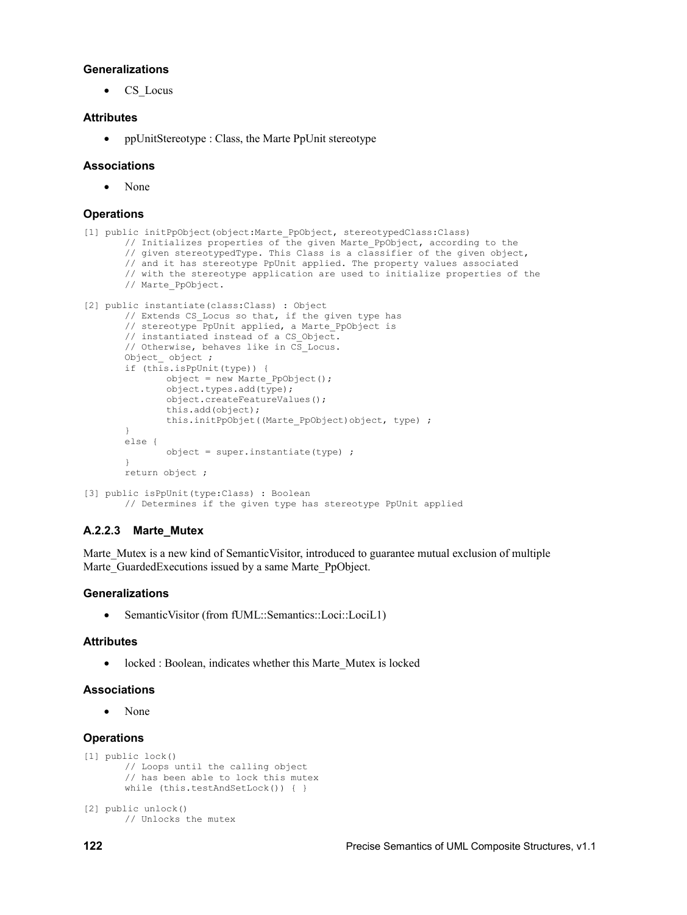### Generalizations

- CS_Locus

### Attributes

- ppUnitStereotype : Class, the Marte PpUnit stereotype

### Associations

- None

### Operations

```
[1] public initPpObject(object:Marte_PpObject, stereotypedClass:Class)
       // Initializes properties of the given Marte_PpObject, according to the
       // given stereotypedType. This Class is a classifier of the given object,
       // and it has stereotype PpUnit applied. The property values associated
       // with the stereotype application are used to initialize properties of the
       // Marte_PpObject.

[2] public instantiate(class:Class) : Object
       // Extends CS_Locus so that, if the given type has
       // stereotype PpUnit applied, a Marte_PpObject is
       // instantiated instead of a CS_Object.
       // Otherwise, behaves like in CS_Locus.
       Object_ object ;
       if (this.isPpUnit(type)) {
              object = new Marte_PpObject();
              object.types.add(type);
              object.createFeatureValues();
              this.add(object);
              this.initPpObjet((Marte_PpObject)object, type) ;
       }
       else {
              object = super.instantiate(type) ;
       }
       return object ;

[3] public isPpUnit(type:Class) : Boolean
       // Determines if the given type has stereotype PpUnit applied
```

### A.2.2.3 Marte_Mutex

Marte_Mutex is a new kind of SemanticVisitor, introduced to guarantee mutual exclusion of multiple Marte_GuardedExecutions issued by a same Marte_PpObject.

### Generalizations

- SemanticVisitor (from fUML::Semantics::Loci::LociL1)

### Attributes

- locked : Boolean, indicates whether this Marte_Mutex is locked

### Associations

- None

### Operations

```
[1] public lock()
       // Loops until the calling object
       // has been able to lock this mutex
       while (this.testAndSetLock()) { }

[2] public unlock()
       // Unlocks the mutex
```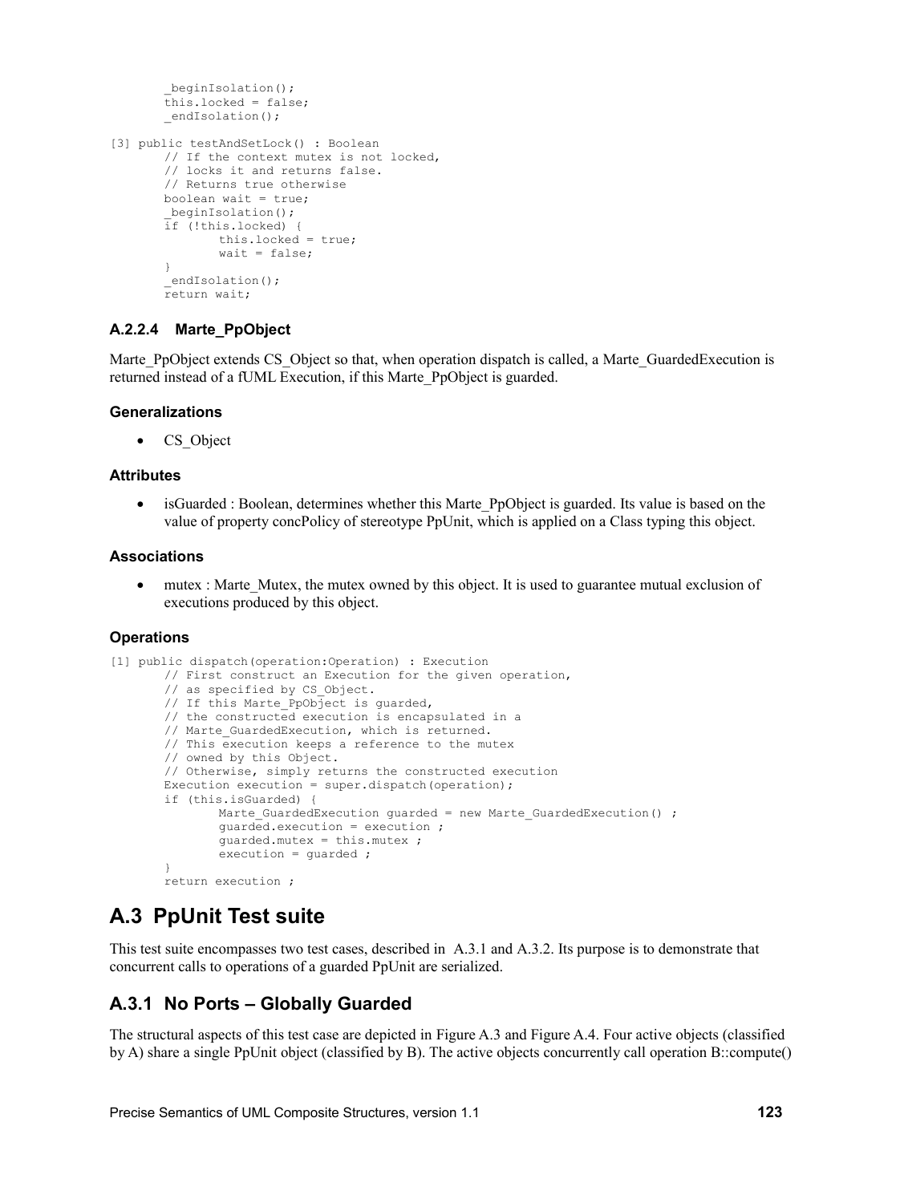```
        _beginIsolation();
        this.locked = false;
        _endIsolation();

[3] public testAndSetLock() : Boolean
        // If the context mutex is not locked,
        // locks it and returns false.
        // Returns true otherwise
        boolean wait = true;
        _beginIsolation();
        if (!this.locked) {
                this.locked = true;
                wait = false;
        }
        _endIsolation();
        return wait;
```

#### A.2.2.4 Marte_PpObject

Marte_PpObject extends CS_Object so that, when operation dispatch is called, a Marte_GuardedExecution is returned instead of a fUML Execution, if this Marte_PpObject is guarded.

**Generalizations**

- CS_Object

**Attributes**

- isGuarded : Boolean, determines whether this Marte_PpObject is guarded. Its value is based on the value of property concPolicy of stereotype PpUnit, which is applied on a Class typing this object.

**Associations**

- mutex : Marte_Mutex, the mutex owned by this object. It is used to guarantee mutual exclusion of executions produced by this object.

**Operations**

```
[1] public dispatch(operation:Operation) : Execution
        // First construct an Execution for the given operation,
        // as specified by CS_Object.
        // If this Marte_PpObject is guarded,
        // the constructed execution is encapsulated in a
        // Marte_GuardedExecution, which is returned.
        // This execution keeps a reference to the mutex
        // owned by this Object.
        // Otherwise, simply returns the constructed execution
        Execution execution = super.dispatch(operation);
        if (this.isGuarded) {
                Marte_GuardedExecution guarded = new Marte_GuardedExecution() ;
                guarded.execution = execution ;
                guarded.mutex = this.mutex ;
                execution = guarded ;
        }
        return execution ;
```

## A.3 PpUnit Test suite

This test suite encompasses two test cases, described in A.3.1 and A.3.2. Its purpose is to demonstrate that concurrent calls to operations of a guarded PpUnit are serialized.

### A.3.1 No Ports – Globally Guarded

The structural aspects of this test case are depicted in Figure A.3 and Figure A.4. Four active objects (classified by A) share a single PpUnit object (classified by B). The active objects concurrently call operation B::compute()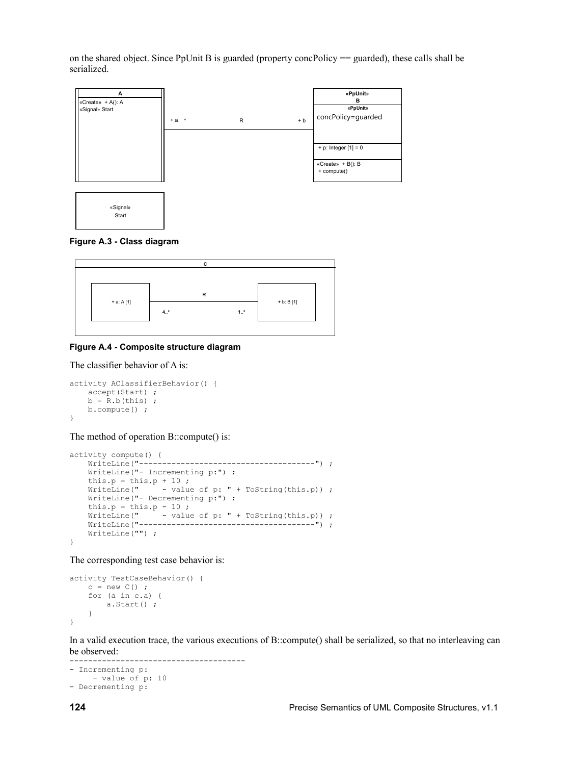on the shared object. Since PpUnit B is guarded (property concPolicy == guarded), these calls shall be serialized.

**Figure A.3 - Class diagram**

**Figure A.4 - Composite structure diagram**

The classifier behavior of A is:

```
activity AClassifierBehavior() {
    accept(Start) ;
    b = R.b(this) ;
    b.compute() ;
}
```

The method of operation B::compute() is:

```
activity compute() {
    WriteLine("--------------------------------------") ;
    WriteLine("- Incrementing p:") ;
    this.p = this.p + 10 ;
    WriteLine("     - value of p: " + ToString(this.p)) ;
    WriteLine("- Decrementing p:") ;
    this.p = this.p - 10 ;
    WriteLine("     - value of p: " + ToString(this.p)) ;
    WriteLine("--------------------------------------") ;
    WriteLine("") ;
}
```

The corresponding test case behavior is:

```
activity TestCaseBehavior() {
    c = new C() ;
    for (a in c.a) {
        a.Start() ;
    }
}
```

In a valid execution trace, the various executions of B::compute() shall be serialized, so that no interleaving can be observed:

```
--------------------------------------
- Incrementing p:
     - value of p: 10
- Decrementing p:
```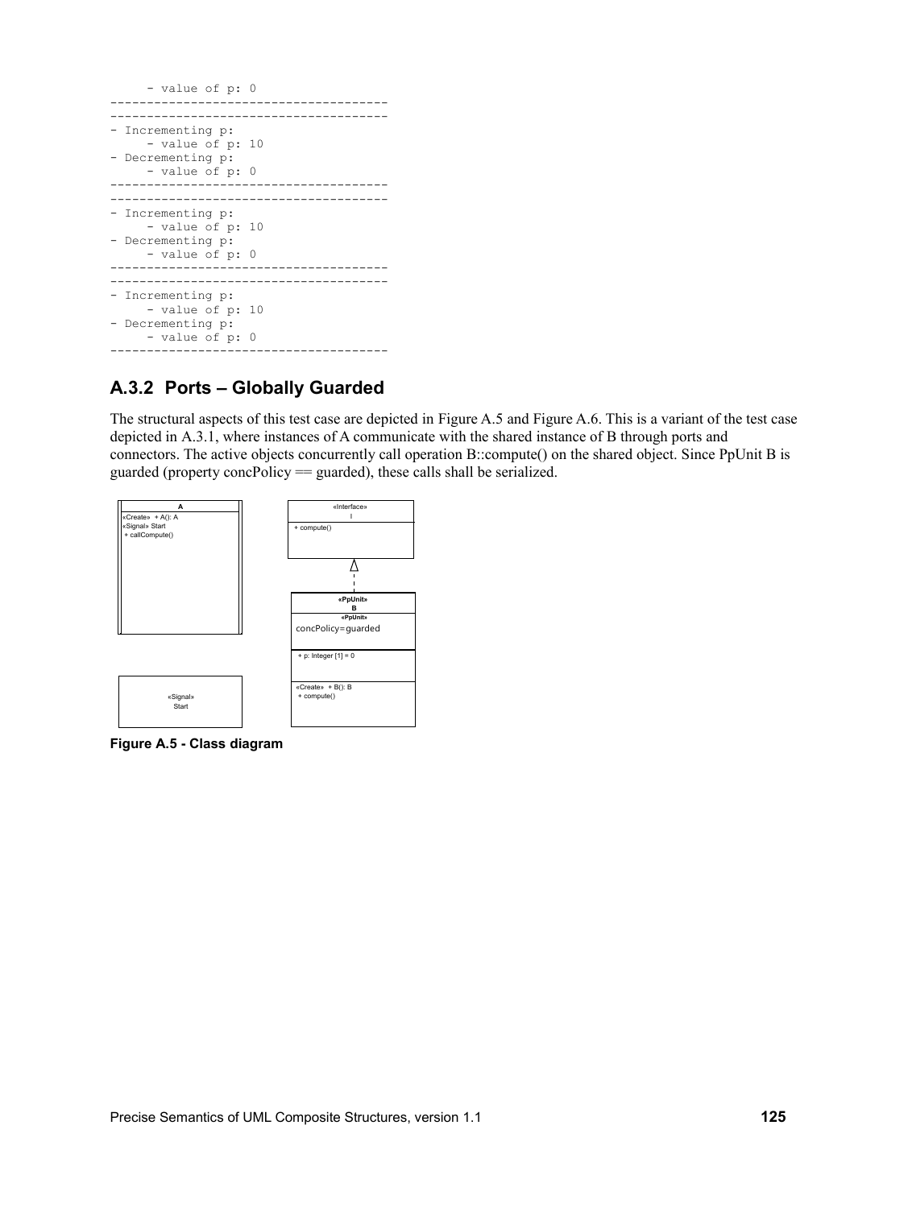```
     - value of p: 0
--------------------------------------
--------------------------------------
- Incrementing p:
     - value of p: 10
- Decrementing p:
     - value of p: 0
--------------------------------------
--------------------------------------
- Incrementing p:
     - value of p: 10
- Decrementing p:
     - value of p: 0
--------------------------------------
--------------------------------------
- Incrementing p:
     - value of p: 10
- Decrementing p:
     - value of p: 0
--------------------------------------
```

### A.3.2 Ports – Globally Guarded

The structural aspects of this test case are depicted in Figure A.5 and Figure A.6. This is a variant of the test case depicted in A.3.1, where instances of A communicate with the shared instance of B through ports and connectors. The active objects concurrently call operation B::compute() on the shared object. Since PpUnit B is guarded (property concPolicy == guarded), these calls shall be serialized.

A
«Create» + A(): A
«Signal» Start
+ callCompute()

«Interface»
I
+ compute()

«PpUnit»
B
«PpUnit»
concPolicy=guarded
+ p: Integer [1] = 0
«Create» + B(): B
+ compute()

«Signal»
Start

**Figure A.5 - Class diagram**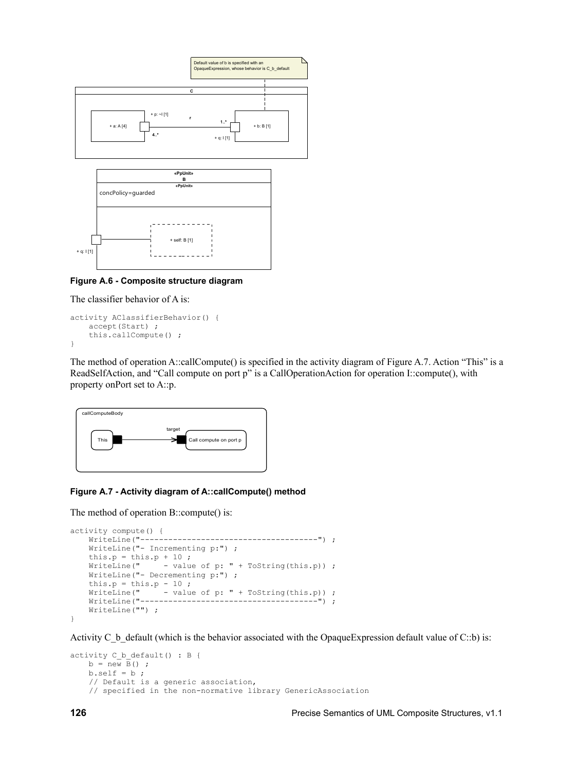Default value of b is specified with an OpaqueExpression, whose behavior is C_b_default

C

+ a: A [4]

+ p: ~I [1]

r

1..*

+ b: B [1]

4..*

+ q: I [1]

«PpUnit»
B
«PpUnit»
concPolicy=guarded

+ self: B [1]

+ q: I [1]

**Figure A.6 - Composite structure diagram**

The classifier behavior of A is:

```
activity AClassifierBehavior() {
    accept(Start) ;
    this.callCompute() ;
}
```

The method of operation A::callCompute() is specified in the activity diagram of Figure A.7. Action "This" is a ReadSelfAction, and "Call compute on port p" is a CallOperationAction for operation I::compute(), with property onPort set to A::p.

callComputeBody

target

This

Call compute on port p

**Figure A.7 - Activity diagram of A::callCompute() method**

The method of operation B::compute() is:

```
activity compute() {
    WriteLine("--------------------------------------") ;
    WriteLine("- Incrementing p:") ;
    this.p = this.p + 10 ;
    WriteLine("     - value of p: " + ToString(this.p)) ;
    WriteLine("- Decrementing p:") ;
    this.p = this.p - 10 ;
    WriteLine("     - value of p: " + ToString(this.p)) ;
    WriteLine("--------------------------------------") ;
    WriteLine("") ;
}
```

Activity C_b_default (which is the behavior associated with the OpaqueExpression default value of C::b) is:

```
activity C_b_default() : B {
    b = new B() ;
    b.self = b ;
    // Default is a generic association,
    // specified in the non-normative library GenericAssociation
```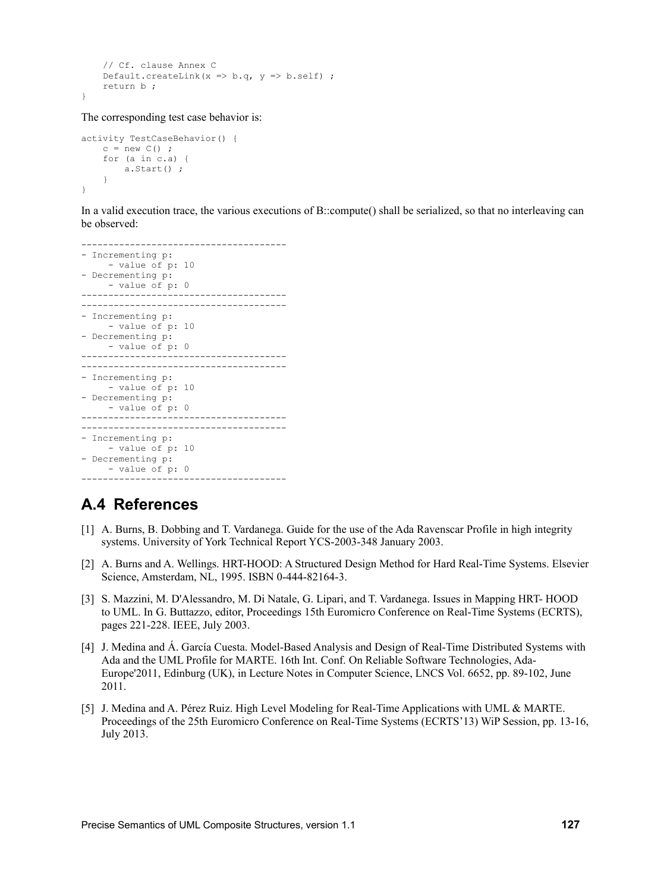```
    // Cf. clause Annex C
    Default.createLink(x => b.q, y => b.self) ;
    return b ;
}
```

The corresponding test case behavior is:

```
activity TestCaseBehavior() {
    c = new C() ;
    for (a in c.a) {
        a.Start() ;
    }
}
```

In a valid execution trace, the various executions of B::compute() shall be serialized, so that no interleaving can be observed:

```
--------------------------------------
- Incrementing p:
     - value of p: 10
- Decrementing p:
     - value of p: 0
--------------------------------------
--------------------------------------
- Incrementing p:
     - value of p: 10
- Decrementing p:
     - value of p: 0
--------------------------------------
--------------------------------------
- Incrementing p:
     - value of p: 10
- Decrementing p:
     - value of p: 0
--------------------------------------
--------------------------------------
- Incrementing p:
     - value of p: 10
- Decrementing p:
     - value of p: 0
--------------------------------------
```

## A.4 References

[1] A. Burns, B. Dobbing and T. Vardanega. Guide for the use of the Ada Ravenscar Profile in high integrity systems. University of York Technical Report YCS-2003-348 January 2003.

[2] A. Burns and A. Wellings. HRT-HOOD: A Structured Design Method for Hard Real-Time Systems. Elsevier Science, Amsterdam, NL, 1995. ISBN 0-444-82164-3.

[3] S. Mazzini, M. D'Alessandro, M. Di Natale, G. Lipari, and T. Vardanega. Issues in Mapping HRT- HOOD to UML. In G. Buttazzo, editor, Proceedings 15th Euromicro Conference on Real-Time Systems (ECRTS), pages 221-228. IEEE, July 2003.

[4] J. Medina and Á. García Cuesta. Model-Based Analysis and Design of Real-Time Distributed Systems with Ada and the UML Profile for MARTE. 16th Int. Conf. On Reliable Software Technologies, Ada-Europe'2011, Edinburg (UK), in Lecture Notes in Computer Science, LNCS Vol. 6652, pp. 89-102, June 2011.

[5] J. Medina and A. Pérez Ruiz. High Level Modeling for Real-Time Applications with UML & MARTE. Proceedings of the 25th Euromicro Conference on Real-Time Systems (ECRTS'13) WiP Session, pp. 13-16, July 2013.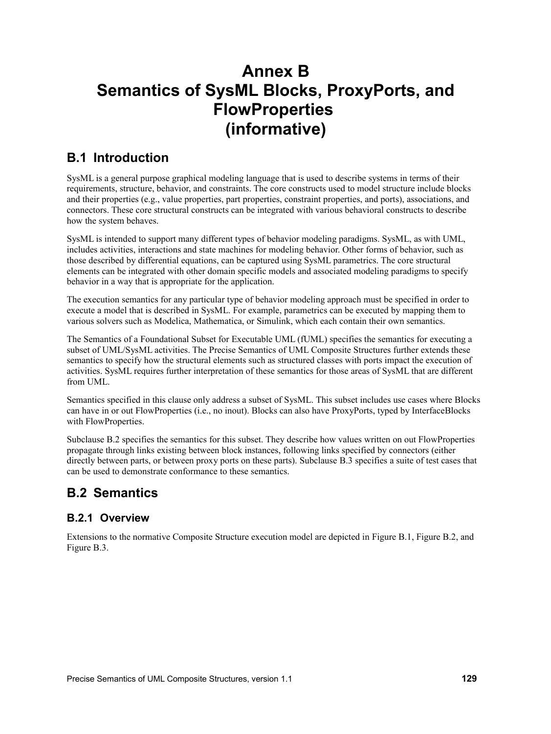# Annex B Semantics of SysML Blocks, ProxyPorts, and FlowProperties (informative)

## B.1 Introduction

SysML is a general purpose graphical modeling language that is used to describe systems in terms of their requirements, structure, behavior, and constraints. The core constructs used to model structure include blocks and their properties (e.g., value properties, part properties, constraint properties, and ports), associations, and connectors. These core structural constructs can be integrated with various behavioral constructs to describe how the system behaves.

SysML is intended to support many different types of behavior modeling paradigms. SysML, as with UML, includes activities, interactions and state machines for modeling behavior. Other forms of behavior, such as those described by differential equations, can be captured using SysML parametrics. The core structural elements can be integrated with other domain specific models and associated modeling paradigms to specify behavior in a way that is appropriate for the application.

The execution semantics for any particular type of behavior modeling approach must be specified in order to execute a model that is described in SysML. For example, parametrics can be executed by mapping them to various solvers such as Modelica, Mathematica, or Simulink, which each contain their own semantics.

The Semantics of a Foundational Subset for Executable UML (fUML) specifies the semantics for executing a subset of UML/SysML activities. The Precise Semantics of UML Composite Structures further extends these semantics to specify how the structural elements such as structured classes with ports impact the execution of activities. SysML requires further interpretation of these semantics for those areas of SysML that are different from UML.

Semantics specified in this clause only address a subset of SysML. This subset includes use cases where Blocks can have in or out FlowProperties (i.e., no inout). Blocks can also have ProxyPorts, typed by InterfaceBlocks with FlowProperties.

Subclause B.2 specifies the semantics for this subset. They describe how values written on out FlowProperties propagate through links existing between block instances, following links specified by connectors (either directly between parts, or between proxy ports on these parts). Subclause B.3 specifies a suite of test cases that can be used to demonstrate conformance to these semantics.

## B.2 Semantics

### B.2.1 Overview

Extensions to the normative Composite Structure execution model are depicted in Figure B.1, Figure B.2, and Figure B.3.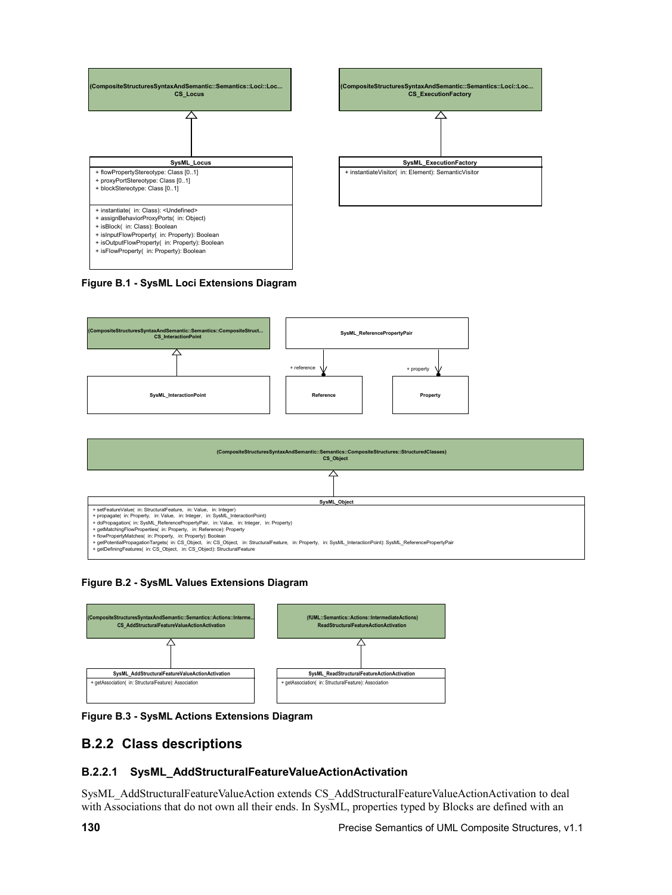(CompositeStructuresSyntaxAndSemantic::Semantics::Loci::Loc...
CS_Locus

SysML_Locus
+ flowPropertyStereotype: Class [0..1]
+ proxyPortStereotype: Class [0..1]
+ blockStereotype: Class [0..1]
+ instantiate( in: Class): <Undefined>
+ assignBehaviorProxyPorts( in: Object)
+ isBlock( in: Class): Boolean
+ isInputFlowProperty( in: Property): Boolean
+ isOutputFlowProperty( in: Property): Boolean
+ isFlowProperty( in: Property): Boolean

(CompositeStructuresSyntaxAndSemantic::Semantics::Loci::Loc...
CS_ExecutionFactory

SysML_ExecutionFactory
+ instantiateVisitor( in: Element): SemanticVisitor

**Figure B.1 - SysML Loci Extensions Diagram**

(CompositeStructuresSyntaxAndSemantic::Semantics::CompositeStruct...
CS_InteractionPoint

SysML_InteractionPoint

SysML_ReferencePropertyPair
+ reference
+ property
Reference
Property

(CompositeStructuresSyntaxAndSemantic::Semantics::CompositeStructures::StructuredClasses)
CS_Object

SysML_Object
+ setFeatureValue( in: StructuralFeature, in: Value, in: Integer)
+ propagate( in: Property, in: Value, in: Integer, in: SysML_InteractionPoint)
+ doPropagation( in: SysML_ReferencePropertyPair, in: Value, in: Integer, in: Property)
+ getMatchingFlowProperties( in: Property, in: Reference): Property
+ flowPropertyMatches( in: Property, in: Property): Boolean
+ getPotentialPropagationTargets( in: CS_Object, in: CS_Object, in: StructuralFeature, in: Property, in: SysML_InteractionPoint): SysML_ReferencePropertyPair
+ getDefiningFeatures( in: CS_Object, in: CS_Object): StructuralFeature

**Figure B.2 - SysML Values Extensions Diagram**

(CompositeStructuresSyntaxAndSemantic::Semantics::Actions::Interme...
CS_AddStructuralFeatureValueActionActivation

SysML_AddStructuralFeatureValueActionActivation
+ getAssociation( in: StructuralFeature): Association

(fUML::Semantics::Actions::IntermediateActions)
ReadStructuralFeatureActionActivation

SysML_ReadStructuralFeatureActionActivation
+ getAssociation( in: StructuralFeature): Association

**Figure B.3 - SysML Actions Extensions Diagram**

## B.2.2 Class descriptions

### B.2.2.1 SysML_AddStructuralFeatureValueActionActivation

SysML_AddStructuralFeatureValueAction extends CS_AddStructuralFeatureValueActionActivation to deal with Associations that do not own all their ends. In SysML, properties typed by Blocks are defined with an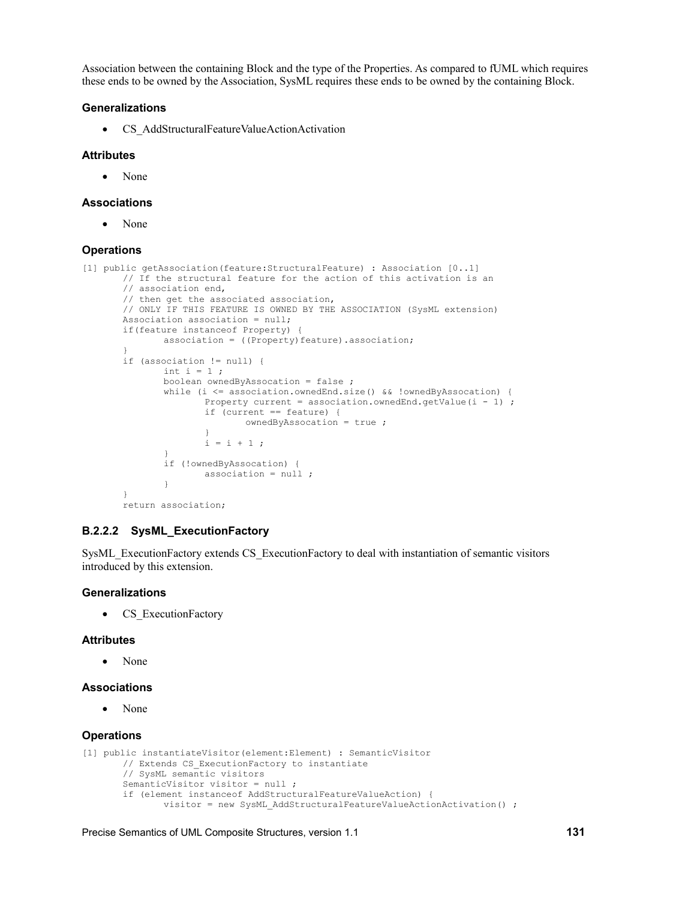Association between the containing Block and the type of the Properties. As compared to fUML which requires these ends to be owned by the Association, SysML requires these ends to be owned by the containing Block.

### Generalizations

- CS_AddStructuralFeatureValueActionActivation

### Attributes

- None

### Associations

- None

### Operations

```
[1] public getAssociation(feature:StructuralFeature) : Association [0..1]
	// If the structural feature for the action of this activation is an
	// association end,
	// then get the associated association,
	// ONLY IF THIS FEATURE IS OWNED BY THE ASSOCIATION (SysML extension)
	Association association = null;
	if(feature instanceof Property) {
		association = ((Property)feature).association;
	}
	if (association != null) {
		int i = 1 ;
		boolean ownedByAssocation = false ;
		while (i <= association.ownedEnd.size() && !ownedByAssocation) {
			Property current = association.ownedEnd.getValue(i - 1) ;
			if (current == feature) {
				ownedByAssocation = true ;
			}
			i = i + 1 ;
		}
		if (!ownedByAssocation) {
			association = null ;
		}
	}
	return association;
```

## B.2.2.2 SysML_ExecutionFactory

SysML_ExecutionFactory extends CS_ExecutionFactory to deal with instantiation of semantic visitors introduced by this extension.

### Generalizations

- CS_ExecutionFactory

### Attributes

- None

### Associations

- None

### Operations

```
[1] public instantiateVisitor(element:Element) : SemanticVisitor
	// Extends CS_ExecutionFactory to instantiate
	// SysML semantic visitors
	SemanticVisitor visitor = null ;
	if (element instanceof AddStructuralFeatureValueAction) {
		visitor = new SysML_AddStructuralFeatureValueActionActivation() ;
```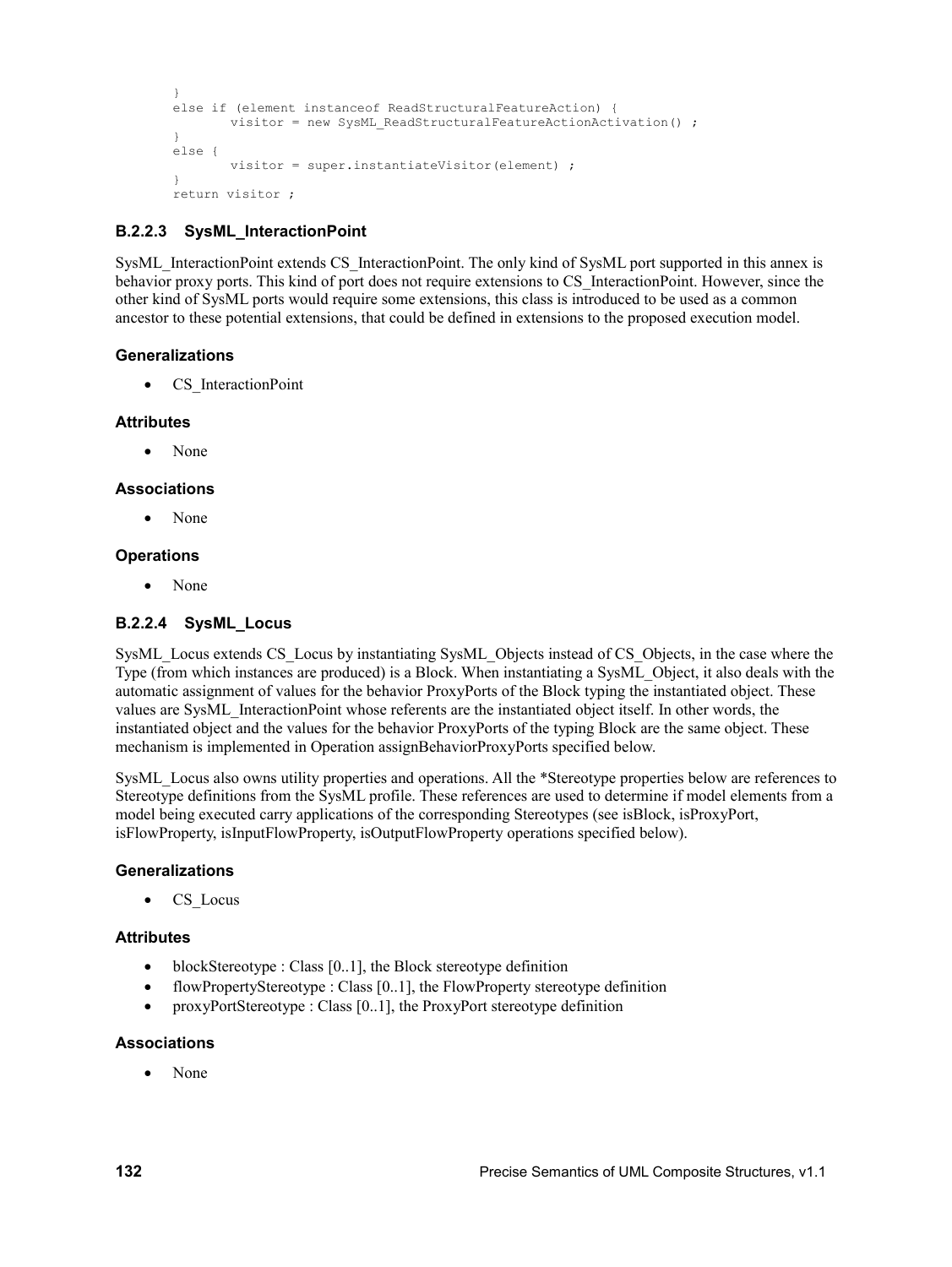```
}
else if (element instanceof ReadStructuralFeatureAction) {
        visitor = new SysML_ReadStructuralFeatureActionActivation() ;
}
else {
        visitor = super.instantiateVisitor(element) ;
}
return visitor ;
```

### B.2.2.3 SysML_InteractionPoint

SysML_InteractionPoint extends CS_InteractionPoint. The only kind of SysML port supported in this annex is behavior proxy ports. This kind of port does not require extensions to CS_InteractionPoint. However, since the other kind of SysML ports would require some extensions, this class is introduced to be used as a common ancestor to these potential extensions, that could be defined in extensions to the proposed execution model.

#### Generalizations

- CS_InteractionPoint

#### Attributes

- None

#### Associations

- None

#### Operations

- None

### B.2.2.4 SysML_Locus

SysML_Locus extends CS_Locus by instantiating SysML_Objects instead of CS_Objects, in the case where the Type (from which instances are produced) is a Block. When instantiating a SysML_Object, it also deals with the automatic assignment of values for the behavior ProxyPorts of the Block typing the instantiated object. These values are SysML_InteractionPoint whose referents are the instantiated object itself. In other words, the instantiated object and the values for the behavior ProxyPorts of the typing Block are the same object. These mechanism is implemented in Operation assignBehaviorProxyPorts specified below.

SysML_Locus also owns utility properties and operations. All the *Stereotype properties below are references to Stereotype definitions from the SysML profile. These references are used to determine if model elements from a model being executed carry applications of the corresponding Stereotypes (see isBlock, isProxyPort, isFlowProperty, isInputFlowProperty, isOutputFlowProperty operations specified below).

#### Generalizations

- CS_Locus

#### Attributes

- blockStereotype : Class [0..1], the Block stereotype definition
- flowPropertyStereotype : Class [0..1], the FlowProperty stereotype definition
- proxyPortStereotype : Class [0..1], the ProxyPort stereotype definition

#### Associations

- None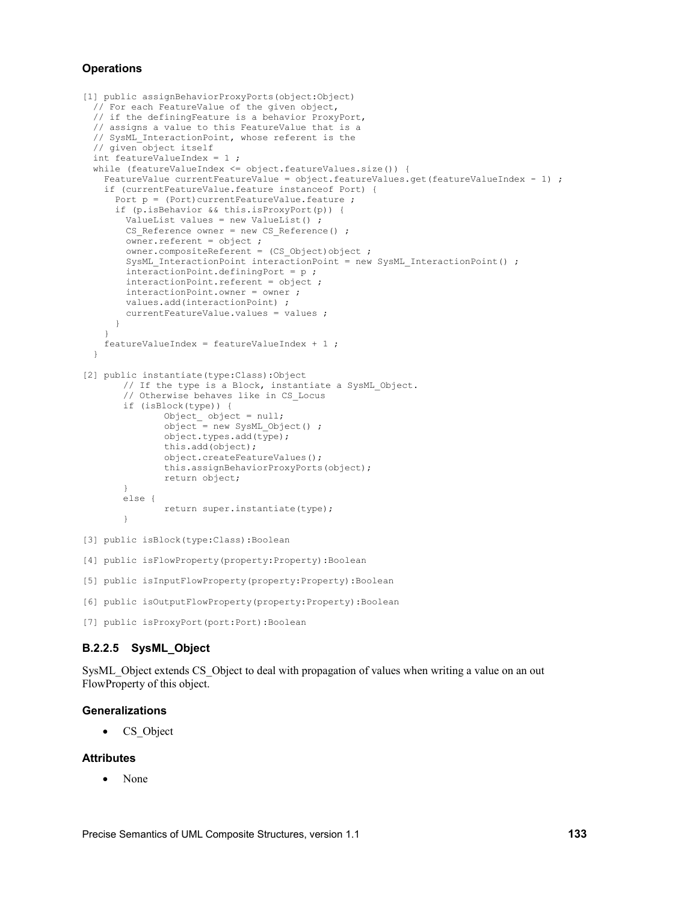### Operations

```
[1] public assignBehaviorProxyPorts(object:Object)
  // For each FeatureValue of the given object,
  // if the definingFeature is a behavior ProxyPort,
  // assigns a value to this FeatureValue that is a
  // SysML_InteractionPoint, whose referent is the
  // given object itself
  int featureValueIndex = 1 ;
  while (featureValueIndex <= object.featureValues.size()) {
    FeatureValue currentFeatureValue = object.featureValues.get(featureValueIndex - 1) ;
    if (currentFeatureValue.feature instanceof Port) {
      Port p = (Port)currentFeatureValue.feature ;
      if (p.isBehavior && this.isProxyPort(p)) {
        ValueList values = new ValueList() ;
        CS_Reference owner = new CS_Reference() ;
        owner.referent = object ;
        owner.compositeReferent = (CS_Object)object ;
        SysML_InteractionPoint interactionPoint = new SysML_InteractionPoint() ;
        interactionPoint.definingPort = p ;
        interactionPoint.referent = object ;
        interactionPoint.owner = owner ;
        values.add(interactionPoint) ;
        currentFeatureValue.values = values ;
      }
    }
    featureValueIndex = featureValueIndex + 1 ;
  }

[2] public instantiate(type:Class):Object
       // If the type is a Block, instantiate a SysML_Object.
       // Otherwise behaves like in CS_Locus
       if (isBlock(type)) {
               Object_ object = null;
               object = new SysML_Object() ;
               object.types.add(type);
               this.add(object);
               object.createFeatureValues();
               this.assignBehaviorProxyPorts(object);
               return object;
       }
       else {
               return super.instantiate(type);
       }

[3] public isBlock(type:Class):Boolean

[4] public isFlowProperty(property:Property):Boolean

[5] public isInputFlowProperty(property:Property):Boolean

[6] public isOutputFlowProperty(property:Property):Boolean

[7] public isProxyPort(port:Port):Boolean
```

### B.2.2.5 SysML_Object

SysML_Object extends CS_Object to deal with propagation of values when writing a value on an out FlowProperty of this object.

### Generalizations

- CS_Object

### Attributes

- None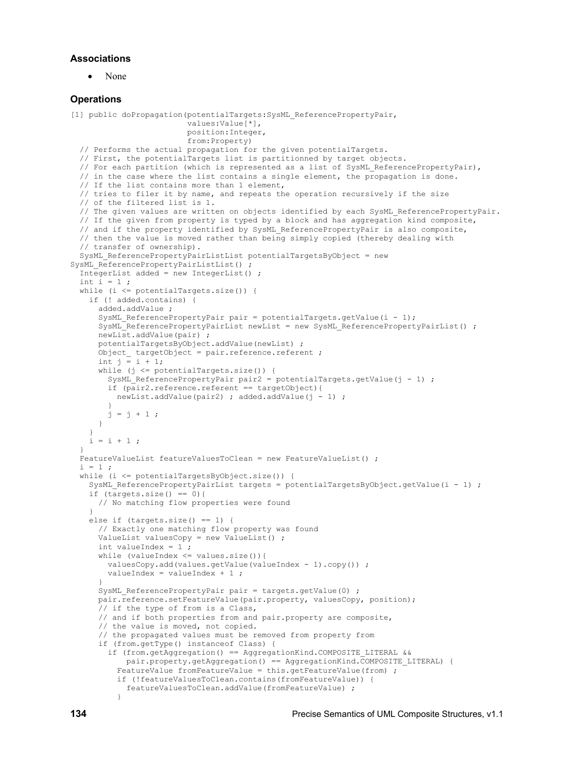### Associations

- None

### Operations

```
[1] public doPropagation(potentialTargets:SysML_ReferencePropertyPair,
                         values:Value[*],
                         position:Integer,
                         from:Property)
  // Performs the actual propagation for the given potentialTargets.
  // First, the potentialTargets list is partitionned by target objects.
  // For each partition (which is represented as a list of SysML_ReferencePropertyPair),
  // in the case where the list contains a single element, the propagation is done.
  // If the list contains more than 1 element,
  // tries to filer it by name, and repeats the operation recursively if the size
  // of the filtered list is 1.
  // The given values are written on objects identified by each SysML_ReferencePropertyPair.
  // If the given from property is typed by a block and has aggregation kind composite,
  // and if the property identified by SysML_ReferencePropertyPair is also composite,
  // then the value is moved rather than being simply copied (thereby dealing with
  // transfer of ownership).
  SysML_ReferencePropertyPairListList potentialTargetsByObject = new
SysML_ReferencePropertyPairListList() ;
  IntegerList added = new IntegerList() ;
  int i = 1 ;
  while (i <= potentialTargets.size()) {
    if (! added.contains) {
      added.addValue ;
      SysML_ReferencePropertyPair pair = potentialTargets.getValue(i - 1);
      SysML_ReferencePropertyPairList newList = new SysML_ReferencePropertyPairList() ;
      newList.addValue(pair) ;
      potentialTargetsByObject.addValue(newList) ;
      Object_ targetObject = pair.reference.referent ;
      int j = i + 1;
      while (j <= potentialTargets.size()) {
        SysML_ReferencePropertyPair pair2 = potentialTargets.getValue(j - 1) ;
        if (pair2.reference.referent == targetObject){
          newList.addValue(pair2) ; added.addValue(j - 1) ;
        }
        j = j + 1 ;
      }
    }
    i = i + 1 ;
  }
  FeatureValueList featureValuesToClean = new FeatureValueList() ;
  i = 1 ;
  while (i <= potentialTargetsByObject.size()) {
    SysML_ReferencePropertyPairList targets = potentialTargetsByObject.getValue(i - 1) ;
    if (targets.size() == 0){
      // No matching flow properties were found
    }
    else if (targets.size() == 1) {
      // Exactly one matching flow property was found
      ValueList valuesCopy = new ValueList() ;
      int valueIndex = 1 ;
      while (valueIndex <= values.size()){
        valuesCopy.add(values.getValue(valueIndex - 1).copy()) ;
        valueIndex = valueIndex + 1 ;
      }
      SysML_ReferencePropertyPair pair = targets.getValue(0) ;
      pair.reference.setFeatureValue(pair.property, valuesCopy, position);
      // if the type of from is a Class,
      // and if both properties from and pair.property are composite,
      // the value is moved, not copied.
      // the propagated values must be removed from property from
      if (from.getType() instanceof Class) {
        if (from.getAggregation() == AggregationKind.COMPOSITE_LITERAL &&
            pair.property.getAggregation() == AggregationKind.COMPOSITE_LITERAL) {
          FeatureValue fromFeatureValue = this.getFeatureValue(from) ;
          if (!featureValuesToClean.contains(fromFeatureValue)) {
            featureValuesToClean.addValue(fromFeatureValue) ;
          }
```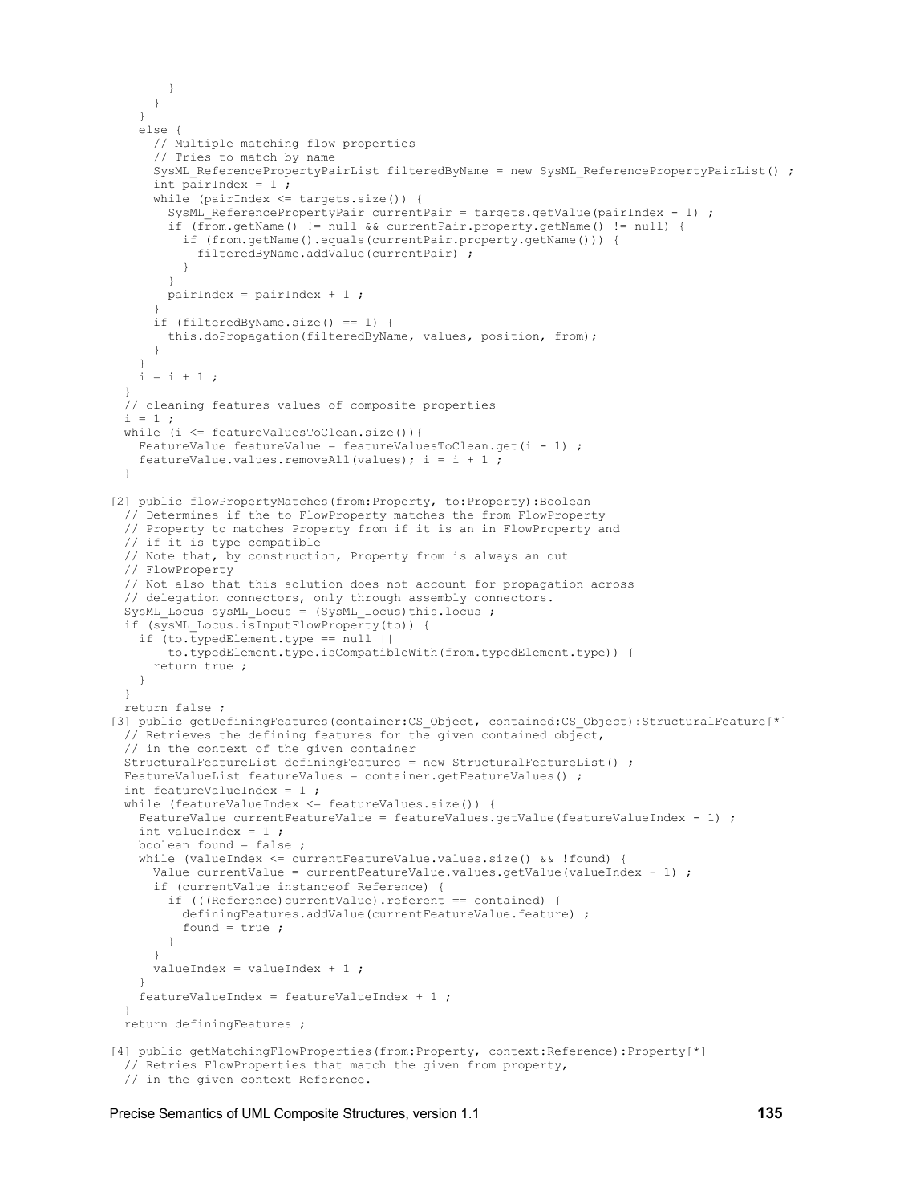```
        }
      }
    }
    else {
      // Multiple matching flow properties
      // Tries to match by name
      SysML_ReferencePropertyPairList filteredByName = new SysML_ReferencePropertyPairList() ;
      int pairIndex = 1 ;
      while (pairIndex <= targets.size()) {
        SysML_ReferencePropertyPair currentPair = targets.getValue(pairIndex - 1) ;
        if (from.getName() != null && currentPair.property.getName() != null) {
          if (from.getName().equals(currentPair.property.getName())) {
            filteredByName.addValue(currentPair) ;
          }
        }
        pairIndex = pairIndex + 1 ;
      }
      if (filteredByName.size() == 1) {
        this.doPropagation(filteredByName, values, position, from);
      }
    }
    i = i + 1 ;
  }
  // cleaning features values of composite properties
  i = 1 ;
  while (i <= featureValuesToClean.size()){
    FeatureValue featureValue = featureValuesToClean.get(i - 1) ;
    featureValue.values.removeAll(values); i = i + 1 ;
  }

[2] public flowPropertyMatches(from:Property, to:Property):Boolean
  // Determines if the to FlowProperty matches the from FlowProperty
  // Property to matches Property from if it is an in FlowProperty and
  // if it is type compatible
  // Note that, by construction, Property from is always an out
  // FlowProperty
  // Not also that this solution does not account for propagation across
  // delegation connectors, only through assembly connectors.
  SysML_Locus sysML_Locus = (SysML_Locus)this.locus ;
  if (sysML_Locus.isInputFlowProperty(to)) {
    if (to.typedElement.type == null ||
        to.typedElement.type.isCompatibleWith(from.typedElement.type)) {
      return true ;
    }
  }
  return false ;
[3] public getDefiningFeatures(container:CS_Object, contained:CS_Object):StructuralFeature[*]
  // Retrieves the defining features for the given contained object,
  // in the context of the given container
  StructuralFeatureList definingFeatures = new StructuralFeatureList() ;
  FeatureValueList featureValues = container.getFeatureValues() ;
  int featureValueIndex = 1 ;
  while (featureValueIndex <= featureValues.size()) {
    FeatureValue currentFeatureValue = featureValues.getValue(featureValueIndex - 1) ;
    int valueIndex = 1 ;
    boolean found = false ;
    while (valueIndex <= currentFeatureValue.values.size() && !found) {
      Value currentValue = currentFeatureValue.values.getValue(valueIndex - 1) ;
      if (currentValue instanceof Reference) {
        if (((Reference)currentValue).referent == contained) {
          definingFeatures.addValue(currentFeatureValue.feature) ;
          found = true ;
        }
      }
      valueIndex = valueIndex + 1 ;
    }
    featureValueIndex = featureValueIndex + 1 ;
  }
  return definingFeatures ;

[4] public getMatchingFlowProperties(from:Property, context:Reference):Property[*]
  // Retries FlowProperties that match the given from property,
  // in the given context Reference.
```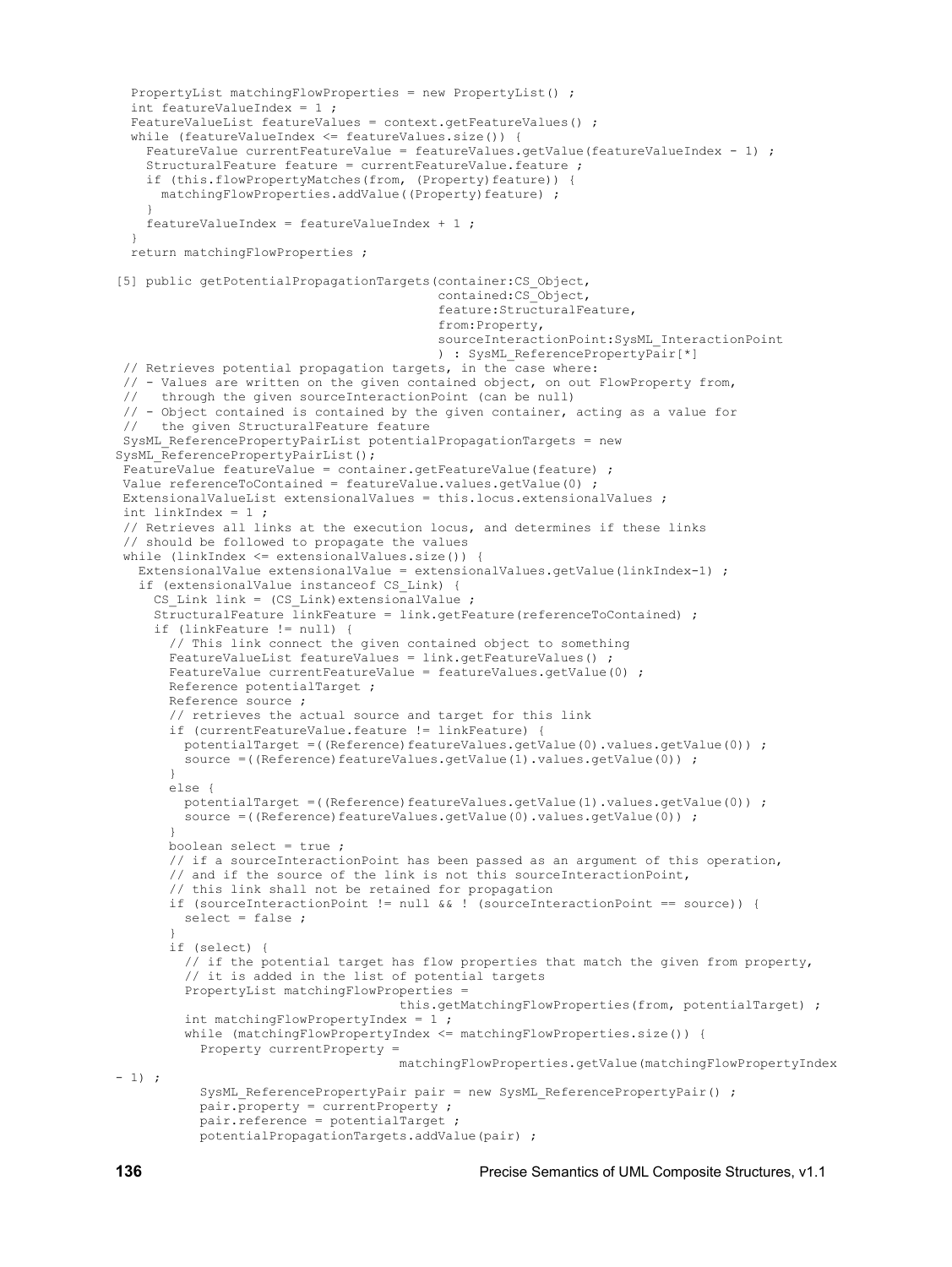```
  PropertyList matchingFlowProperties = new PropertyList() ;
  int featureValueIndex = 1 ;
  FeatureValueList featureValues = context.getFeatureValues() ;
  while (featureValueIndex <= featureValues.size()) {
    FeatureValue currentFeatureValue = featureValues.getValue(featureValueIndex - 1) ;
    StructuralFeature feature = currentFeatureValue.feature ;
    if (this.flowPropertyMatches(from, (Property)feature)) {
      matchingFlowProperties.addValue((Property)feature) ;
    }
    featureValueIndex = featureValueIndex + 1 ;
  }
  return matchingFlowProperties ;
```

```
[5] public getPotentialPropagationTargets(container:CS_Object,
                                          contained:CS_Object,
                                          feature:StructuralFeature,
                                          from:Property,
                                          sourceInteractionPoint:SysML_InteractionPoint
                                          ) : SysML_ReferencePropertyPair[*]
 // Retrieves potential propagation targets, in the case where:
 // - Values are written on the given contained object, on out FlowProperty from,
 //   through the given sourceInteractionPoint (can be null)
 // - Object contained is contained by the given container, acting as a value for
 //   the given StructuralFeature feature
 SysML_ReferencePropertyPairList potentialPropagationTargets = new
SysML_ReferencePropertyPairList();
 FeatureValue featureValue = container.getFeatureValue(feature) ;
 Value referenceToContained = featureValue.values.getValue(0) ;
 ExtensionalValueList extensionalValues = this.locus.extensionalValues ;
 int linkIndex = 1 ;
 // Retrieves all links at the execution locus, and determines if these links
 // should be followed to propagate the values
 while (linkIndex <= extensionalValues.size()) {
   ExtensionalValue extensionalValue = extensionalValues.getValue(linkIndex-1) ;
   if (extensionalValue instanceof CS_Link) {
     CS_Link link = (CS_Link)extensionalValue ;
     StructuralFeature linkFeature = link.getFeature(referenceToContained) ;
     if (linkFeature != null) {
       // This link connect the given contained object to something
       FeatureValueList featureValues = link.getFeatureValues() ;
       FeatureValue currentFeatureValue = featureValues.getValue(0) ;
       Reference potentialTarget ;
       Reference source ;
       // retrieves the actual source and target for this link
       if (currentFeatureValue.feature != linkFeature) {
         potentialTarget =((Reference)featureValues.getValue(0).values.getValue(0)) ;
         source =((Reference)featureValues.getValue(1).values.getValue(0)) ;
       }
       else {
         potentialTarget =((Reference)featureValues.getValue(1).values.getValue(0)) ;
         source =((Reference)featureValues.getValue(0).values.getValue(0)) ;
       }
       boolean select = true ;
       // if a sourceInteractionPoint has been passed as an argument of this operation,
       // and if the source of the link is not this sourceInteractionPoint,
       // this link shall not be retained for propagation
       if (sourceInteractionPoint != null && ! (sourceInteractionPoint == source)) {
         select = false ;
       }
       if (select) {
         // if the potential target has flow properties that match the given from property,
         // it is added in the list of potential targets
         PropertyList matchingFlowProperties =
                                 this.getMatchingFlowProperties(from, potentialTarget) ;
         int matchingFlowPropertyIndex = 1 ;
         while (matchingFlowPropertyIndex <= matchingFlowProperties.size()) {
           Property currentProperty =
                                 matchingFlowProperties.getValue(matchingFlowPropertyIndex
- 1) ;
           SysML_ReferencePropertyPair pair = new SysML_ReferencePropertyPair() ;
           pair.property = currentProperty ;
           pair.reference = potentialTarget ;
           potentialPropagationTargets.addValue(pair) ;
```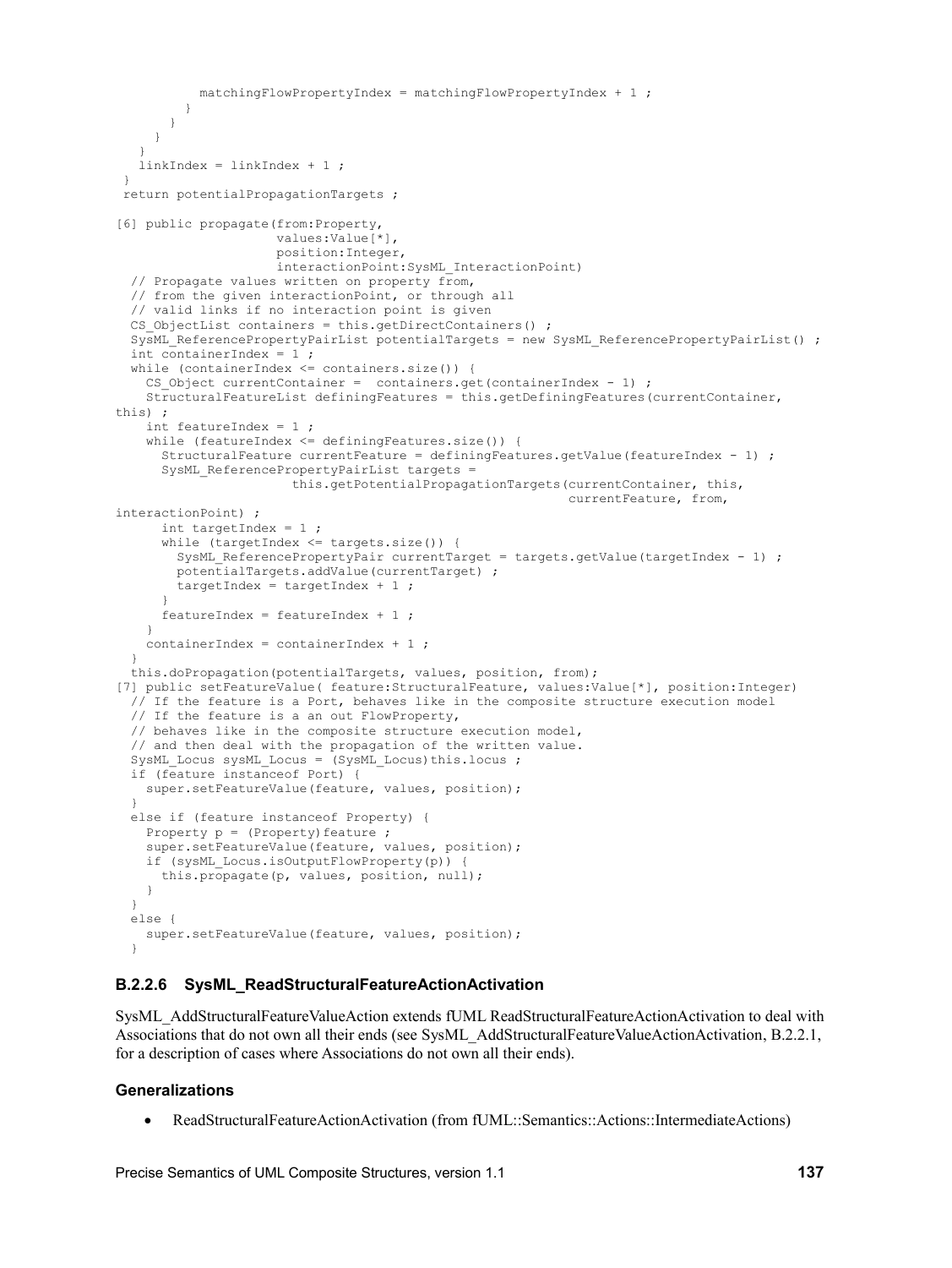```
          matchingFlowPropertyIndex = matchingFlowPropertyIndex + 1 ;
        }
      }
    }
  }
  linkIndex = linkIndex + 1 ;
}
return potentialPropagationTargets ;

[6] public propagate(from:Property,
                    values:Value[*],
                    position:Integer,
                    interactionPoint:SysML_InteractionPoint)
  // Propagate values written on property from,
  // from the given interactionPoint, or through all
  // valid links if no interaction point is given
  CS_ObjectList containers = this.getDirectContainers() ;
  SysML_ReferencePropertyPairList potentialTargets = new SysML_ReferencePropertyPairList() ;
  int containerIndex = 1 ;
  while (containerIndex <= containers.size()) {
    CS_Object currentContainer =  containers.get(containerIndex - 1) ;
    StructuralFeatureList definingFeatures = this.getDefiningFeatures(currentContainer,
this) ;
    int featureIndex = 1 ;
    while (featureIndex <= definingFeatures.size()) {
      StructuralFeature currentFeature = definingFeatures.getValue(featureIndex - 1) ;
      SysML_ReferencePropertyPairList targets =
                    this.getPotentialPropagationTargets(currentContainer, this,
                                                    currentFeature, from,
interactionPoint) ;
      int targetIndex = 1 ;
      while (targetIndex <= targets.size()) {
        SysML_ReferencePropertyPair currentTarget = targets.getValue(targetIndex - 1) ;
        potentialTargets.addValue(currentTarget) ;
        targetIndex = targetIndex + 1 ;
      }
      featureIndex = featureIndex + 1 ;
    }
    containerIndex = containerIndex + 1 ;
  }
  this.doPropagation(potentialTargets, values, position, from);
[7] public setFeatureValue( feature:StructuralFeature, values:Value[*], position:Integer)
  // If the feature is a Port, behaves like in the composite structure execution model
  // If the feature is a an out FlowProperty,
  // behaves like in the composite structure execution model,
  // and then deal with the propagation of the written value.
  SysML_Locus sysML_Locus = (SysML_Locus)this.locus ;
  if (feature instanceof Port) {
    super.setFeatureValue(feature, values, position);
  }
  else if (feature instanceof Property) {
    Property p = (Property)feature ;
    super.setFeatureValue(feature, values, position);
    if (sysML_Locus.isOutputFlowProperty(p)) {
      this.propagate(p, values, position, null);
    }
  }
  else {
    super.setFeatureValue(feature, values, position);
  }
```

### B.2.2.6 SysML_ReadStructuralFeatureActionActivation

SysML_AddStructuralFeatureValueAction extends fUML ReadStructuralFeatureActionActivation to deal with Associations that do not own all their ends (see SysML_AddStructuralFeatureValueActionActivation, B.2.2.1, for a description of cases where Associations do not own all their ends).

#### Generalizations

- ReadStructuralFeatureActionActivation (from fUML::Semantics::Actions::IntermediateActions)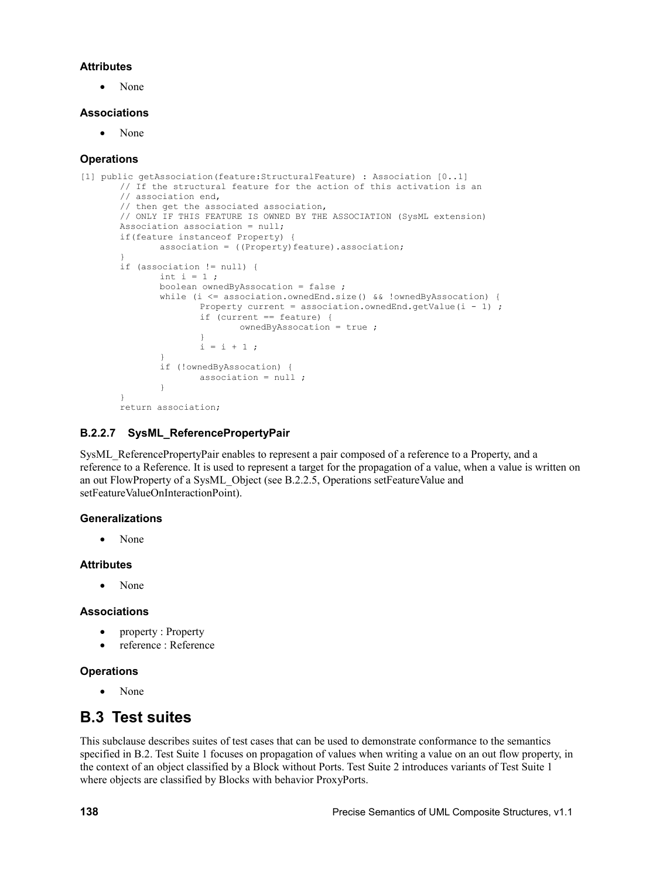#### Attributes

- None

#### Associations

- None

#### Operations

```
[1] public getAssociation(feature:StructuralFeature) : Association [0..1]
      // If the structural feature for the action of this activation is an
      // association end,
      // then get the associated association,
      // ONLY IF THIS FEATURE IS OWNED BY THE ASSOCIATION (SysML extension)
      Association association = null;
      if(feature instanceof Property) {
            association = ((Property)feature).association;
      }
      if (association != null) {
            int i = 1 ;
            boolean ownedByAssocation = false ;
            while (i <= association.ownedEnd.size() && !ownedByAssocation) {
                  Property current = association.ownedEnd.getValue(i - 1) ;
                  if (current == feature) {
                        ownedByAssocation = true ;
                  }
                  i = i + 1 ;
            }
            if (!ownedByAssocation) {
                  association = null ;
            }
      }
      return association;
```

### B.2.2.7 SysML_ReferencePropertyPair

SysML_ReferencePropertyPair enables to represent a pair composed of a reference to a Property, and a reference to a Reference. It is used to represent a target for the propagation of a value, when a value is written on an out FlowProperty of a SysML_Object (see B.2.2.5, Operations setFeatureValue and setFeatureValueOnInteractionPoint).

#### Generalizations

- None

#### Attributes

- None

#### Associations

- property : Property
- reference : Reference

#### Operations

- None

## B.3 Test suites

This subclause describes suites of test cases that can be used to demonstrate conformance to the semantics specified in B.2. Test Suite 1 focuses on propagation of values when writing a value on an out flow property, in the context of an object classified by a Block without Ports. Test Suite 2 introduces variants of Test Suite 1 where objects are classified by Blocks with behavior ProxyPorts.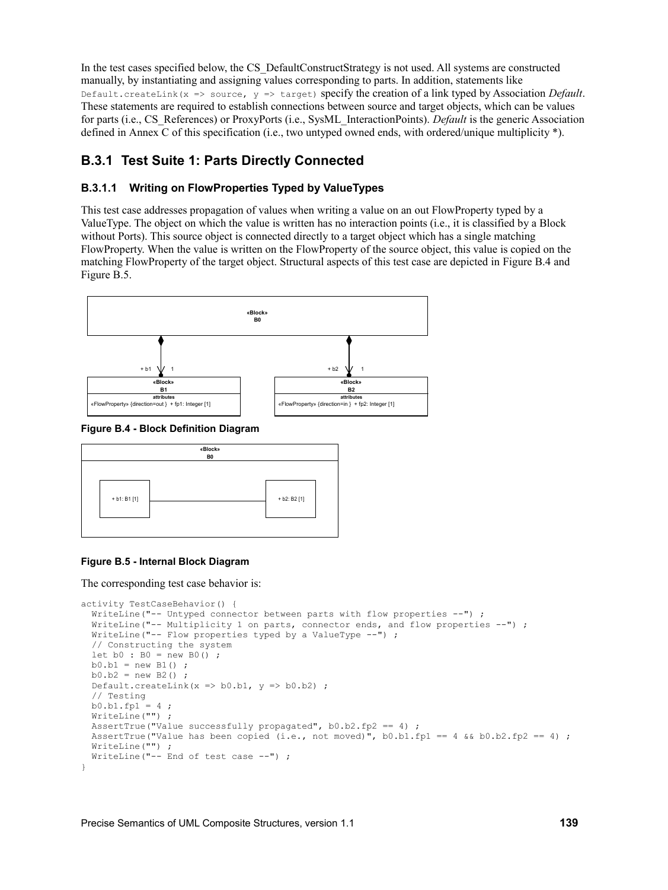In the test cases specified below, the CS_DefaultConstructStrategy is not used. All systems are constructed manually, by instantiating and assigning values corresponding to parts. In addition, statements like `Default.createLink(x => source, y => target)` specify the creation of a link typed by Association *Default*. These statements are required to establish connections between source and target objects, which can be values for parts (i.e., CS_References) or ProxyPorts (i.e., SysML_InteractionPoints). *Default* is the generic Association defined in Annex C of this specification (i.e., two untyped owned ends, with ordered/unique multiplicity *).

## B.3.1 Test Suite 1: Parts Directly Connected

### B.3.1.1 Writing on FlowProperties Typed by ValueTypes

This test case addresses propagation of values when writing a value on an out FlowProperty typed by a ValueType. The object on which the value is written has no interaction points (i.e., it is classified by a Block without Ports). This source object is connected directly to a target object which has a single matching FlowProperty. When the value is written on the FlowProperty of the source object, this value is copied on the matching FlowProperty of the target object. Structural aspects of this test case are depicted in Figure B.4 and Figure B.5.

«Block»
B0

+ b1 1

+ b2 1

«Block»
B1
attributes
«FlowProperty» {direction=out } + fp1: Integer [1]

«Block»
B2
attributes
«FlowProperty» {direction=in } + fp2: Integer [1]

**Figure B.4 - Block Definition Diagram**

«Block»
B0

+ b1: B1 [1]

+ b2: B2 [1]

**Figure B.5 - Internal Block Diagram**

The corresponding test case behavior is:

```
activity TestCaseBehavior() {
  WriteLine("-- Untyped connector between parts with flow properties --") ;
  WriteLine("-- Multiplicity 1 on parts, connector ends, and flow properties --") ;
  WriteLine("-- Flow properties typed by a ValueType --") ;
  // Constructing the system
  let b0 : B0 = new B0() ;
  b0.b1 = new B1() ;
  b0.b2 = new B2() ;
  Default.createLink(x => b0.b1, y => b0.b2) ;
  // Testing
  b0.b1.fp1 = 4 ;
  WriteLine("") ;
  AssertTrue("Value successfully propagated", b0.b2.fp2 == 4) ;
  AssertTrue("Value has been copied (i.e., not moved)", b0.b1.fp1 == 4 && b0.b2.fp2 == 4) ;
  WriteLine("") ;
  WriteLine("-- End of test case --") ;
}
```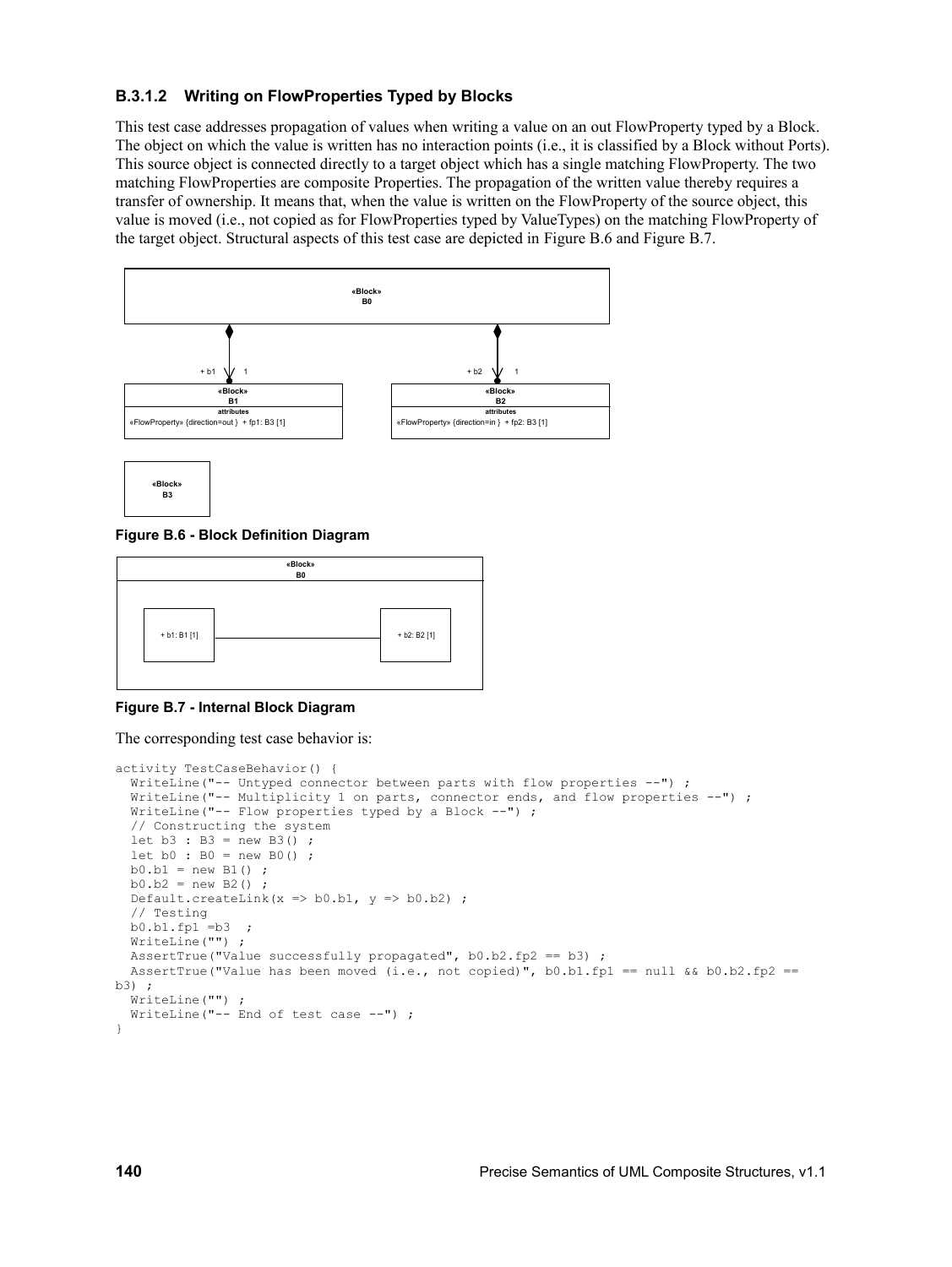### B.3.1.2 Writing on FlowProperties Typed by Blocks

This test case addresses propagation of values when writing a value on an out FlowProperty typed by a Block. The object on which the value is written has no interaction points (i.e., it is classified by a Block without Ports). This source object is connected directly to a target object which has a single matching FlowProperty. The two matching FlowProperties are composite Properties. The propagation of the written value thereby requires a transfer of ownership. It means that, when the value is written on the FlowProperty of the source object, this value is moved (i.e., not copied as for FlowProperties typed by ValueTypes) on the matching FlowProperty of the target object. Structural aspects of this test case are depicted in Figure B.6 and Figure B.7.

«Block»
B0

+ b1 1

+ b2 1

«Block»
B1
attributes
«FlowProperty» {direction=out } + fp1: B3 [1]

«Block»
B2
attributes
«FlowProperty» {direction=in } + fp2: B3 [1]

«Block»
B3

**Figure B.6 - Block Definition Diagram**

«Block»
B0

+ b1: B1 [1]

+ b2: B2 [1]

**Figure B.7 - Internal Block Diagram**

The corresponding test case behavior is:

```
activity TestCaseBehavior() {
  WriteLine("-- Untyped connector between parts with flow properties --") ;
  WriteLine("-- Multiplicity 1 on parts, connector ends, and flow properties --") ;
  WriteLine("-- Flow properties typed by a Block --") ;
  // Constructing the system
  let b3 : B3 = new B3() ;
  let b0 : B0 = new B0() ;
  b0.b1 = new B1() ;
  b0.b2 = new B2() ;
  Default.createLink(x => b0.b1, y => b0.b2) ;
  // Testing
  b0.b1.fp1 =b3  ;
  WriteLine("") ;
  AssertTrue("Value successfully propagated", b0.b2.fp2 == b3) ;
  AssertTrue("Value has been moved (i.e., not copied)", b0.b1.fp1 == null && b0.b2.fp2 ==
b3) ;
  WriteLine("") ;
  WriteLine("-- End of test case --") ;
}
```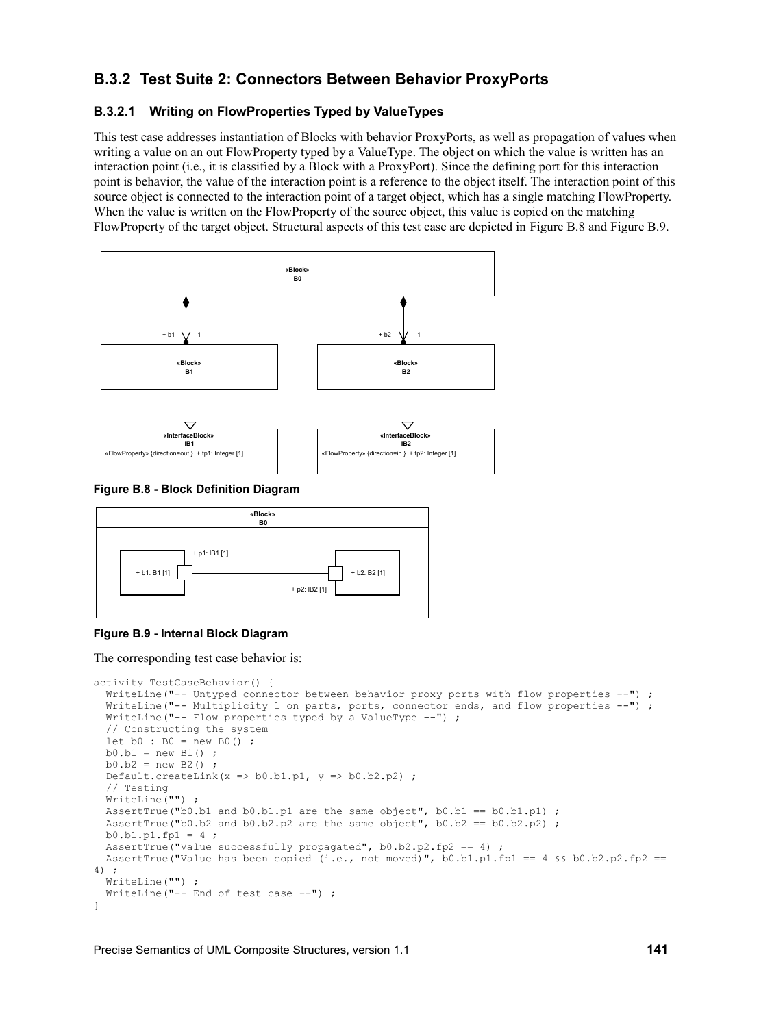### B.3.2 Test Suite 2: Connectors Between Behavior ProxyPorts

#### B.3.2.1 Writing on FlowProperties Typed by ValueTypes

This test case addresses instantiation of Blocks with behavior ProxyPorts, as well as propagation of values when writing a value on an out FlowProperty typed by a ValueType. The object on which the value is written has an interaction point (i.e., it is classified by a Block with a ProxyPort). Since the defining port for this interaction point is behavior, the value of the interaction point is a reference to the object itself. The interaction point of this source object is connected to the interaction point of a target object, which has a single matching FlowProperty. When the value is written on the FlowProperty of the source object, this value is copied on the matching FlowProperty of the target object. Structural aspects of this test case are depicted in Figure B.8 and Figure B.9.

«Block»
B0

+ b1
1

+ b2
1

«Block»
B1

«Block»
B2

«InterfaceBlock»
IB1
«FlowProperty» {direction=out } + fp1: Integer [1]

«InterfaceBlock»
IB2
«FlowProperty» {direction=in } + fp2: Integer [1]

**Figure B.8 - Block Definition Diagram**

«Block»
B0

+ p1: IB1 [1]
+ b1: B1 [1]
+ b2: B2 [1]
+ p2: IB2 [1]

**Figure B.9 - Internal Block Diagram**

The corresponding test case behavior is:

```
activity TestCaseBehavior() {
  WriteLine("-- Untyped connector between behavior proxy ports with flow properties --") ;
  WriteLine("-- Multiplicity 1 on parts, ports, connector ends, and flow properties --") ;
  WriteLine("-- Flow properties typed by a ValueType --") ;
  // Constructing the system
  let b0 : B0 = new B0() ;
  b0.b1 = new B1() ;
  b0.b2 = new B2() ;
  Default.createLink(x => b0.b1.p1, y => b0.b2.p2) ;
  // Testing
  WriteLine("") ;
  AssertTrue("b0.b1 and b0.b1.p1 are the same object", b0.b1 == b0.b1.p1) ;
  AssertTrue("b0.b2 and b0.b2.p2 are the same object", b0.b2 == b0.b2.p2) ;
  b0.b1.p1.fp1 = 4 ;
  AssertTrue("Value successfully propagated", b0.b2.p2.fp2 == 4) ;
  AssertTrue("Value has been copied (i.e., not moved)", b0.b1.p1.fp1 == 4 && b0.b2.p2.fp2 ==
4) ;
  WriteLine("") ;
  WriteLine("-- End of test case --") ;
}
```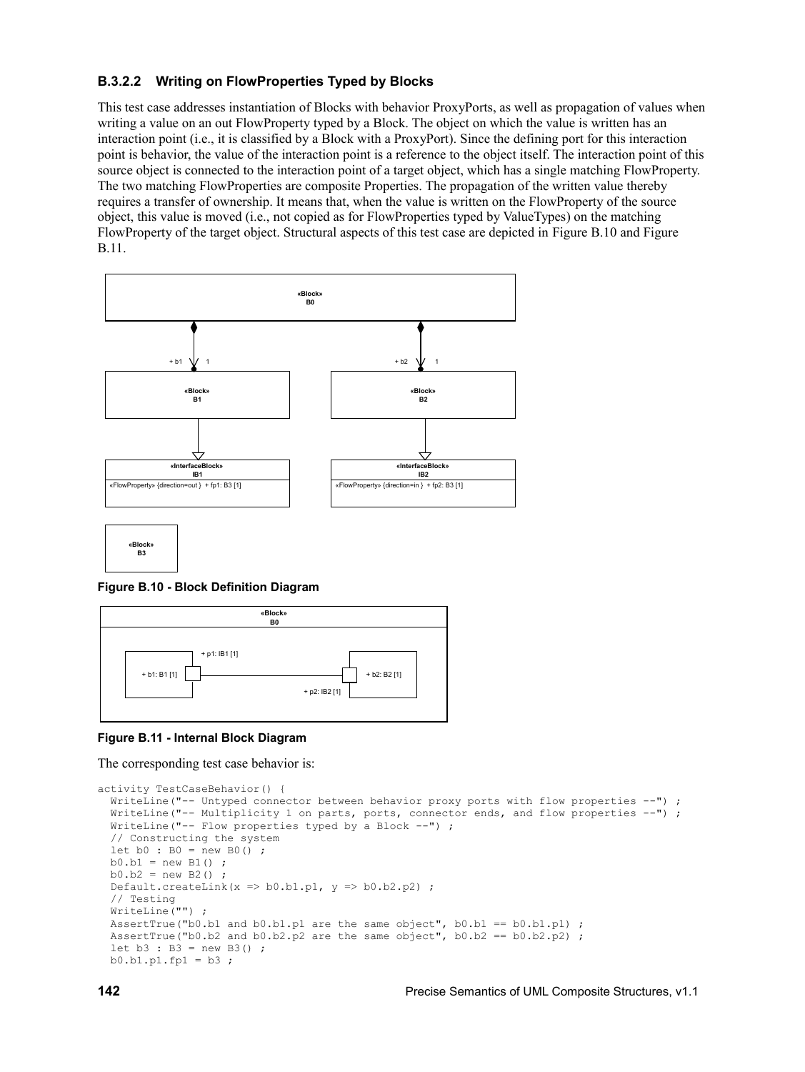### B.3.2.2 Writing on FlowProperties Typed by Blocks

This test case addresses instantiation of Blocks with behavior ProxyPorts, as well as propagation of values when writing a value on an out FlowProperty typed by a Block. The object on which the value is written has an interaction point (i.e., it is classified by a Block with a ProxyPort). Since the defining port for this interaction point is behavior, the value of the interaction point is a reference to the object itself. The interaction point of this source object is connected to the interaction point of a target object, which has a single matching FlowProperty. The two matching FlowProperties are composite Properties. The propagation of the written value thereby requires a transfer of ownership. It means that, when the value is written on the FlowProperty of the source object, this value is moved (i.e., not copied as for FlowProperties typed by ValueTypes) on the matching FlowProperty of the target object. Structural aspects of this test case are depicted in Figure B.10 and Figure B.11.

«Block»
B0

+ b1 1
+ b2 1

«Block»
B1

«Block»
B2

«InterfaceBlock»
IB1
«FlowProperty» {direction=out } + fp1: B3 [1]

«InterfaceBlock»
IB2
«FlowProperty» {direction=in } + fp2: B3 [1]

«Block»
B3

**Figure B.10 - Block Definition Diagram**

«Block»
B0

+ b1: B1 [1]
+ p1: IB1 [1]
+ b2: B2 [1]
+ p2: IB2 [1]

**Figure B.11 - Internal Block Diagram**

The corresponding test case behavior is:

```
activity TestCaseBehavior() {
  WriteLine("-- Untyped connector between behavior proxy ports with flow properties --") ;
  WriteLine("-- Multiplicity 1 on parts, ports, connector ends, and flow properties --") ;
  WriteLine("-- Flow properties typed by a Block --") ;
  // Constructing the system
  let b0 : B0 = new B0() ;
  b0.b1 = new B1() ;
  b0.b2 = new B2() ;
  Default.createLink(x => b0.b1.p1, y => b0.b2.p2) ;
  // Testing
  WriteLine("") ;
  AssertTrue("b0.b1 and b0.b1.p1 are the same object", b0.b1 == b0.b1.p1) ;
  AssertTrue("b0.b2 and b0.b2.p2 are the same object", b0.b2 == b0.b2.p2) ;
  let b3 : B3 = new B3() ;
  b0.b1.p1.fp1 = b3 ;
```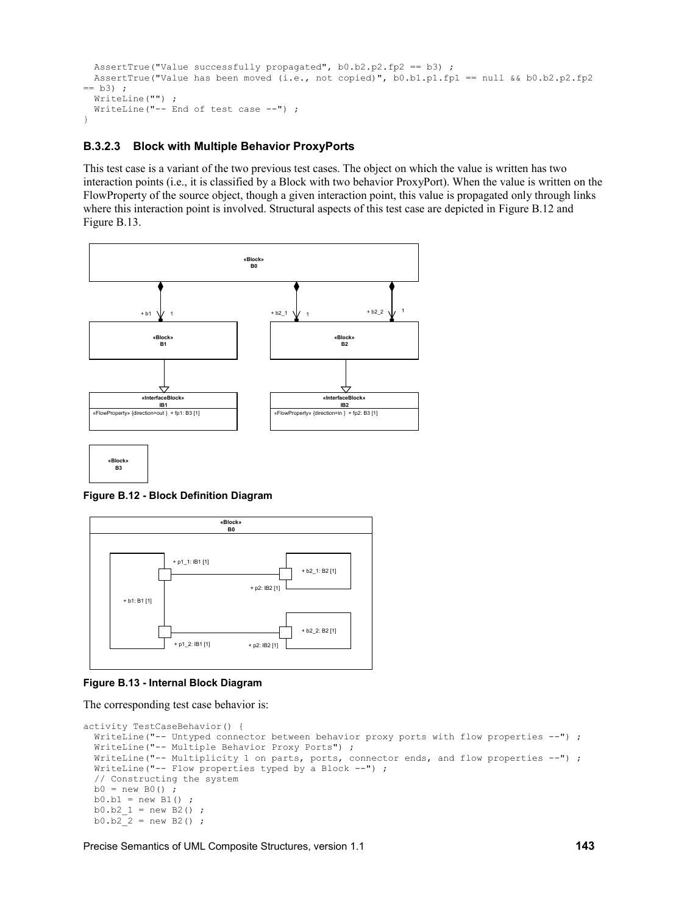```
  AssertTrue("Value successfully propagated", b0.b2.p2.fp2 == b3) ;
  AssertTrue("Value has been moved (i.e., not copied)", b0.b1.p1.fp1 == null && b0.b2.p2.fp2
== b3) ;
  WriteLine("") ;
  WriteLine("-- End of test case --") ;
}
```

### B.3.2.3 Block with Multiple Behavior ProxyPorts

This test case is a variant of the two previous test cases. The object on which the value is written has two interaction points (i.e., it is classified by a Block with two behavior ProxyPort). When the value is written on the FlowProperty of the source object, though a given interaction point, this value is propagated only through links where this interaction point is involved. Structural aspects of this test case are depicted in Figure B.12 and Figure B.13.

«Block»
B0

+ b1 1
+ b2_1 1
+ b2_2 1

«Block»
B1

«Block»
B2

«InterfaceBlock»
IB1
«FlowProperty» {direction=out } + fp1: B3 [1]

«InterfaceBlock»
IB2
«FlowProperty» {direction=in } + fp2: B3 [1]

«Block»
B3

**Figure B.12 - Block Definition Diagram**

«Block»
B0

+ p1_1: IB1 [1]
+ b2_1: B2 [1]
+ p2: IB2 [1]
+ b1: B1 [1]
+ b2_2: B2 [1]
+ p1_2: IB1 [1]
+ p2: IB2 [1]

**Figure B.13 - Internal Block Diagram**

The corresponding test case behavior is:

```
activity TestCaseBehavior() {
  WriteLine("-- Untyped connector between behavior proxy ports with flow properties --") ;
  WriteLine("-- Multiple Behavior Proxy Ports") ;
  WriteLine("-- Multiplicity 1 on parts, ports, connector ends, and flow properties --") ;
  WriteLine("-- Flow properties typed by a Block --") ;
  // Constructing the system
  b0 = new B0() ;
  b0.b1 = new B1() ;
  b0.b2_1 = new B2() ;
  b0.b2_2 = new B2() ;
```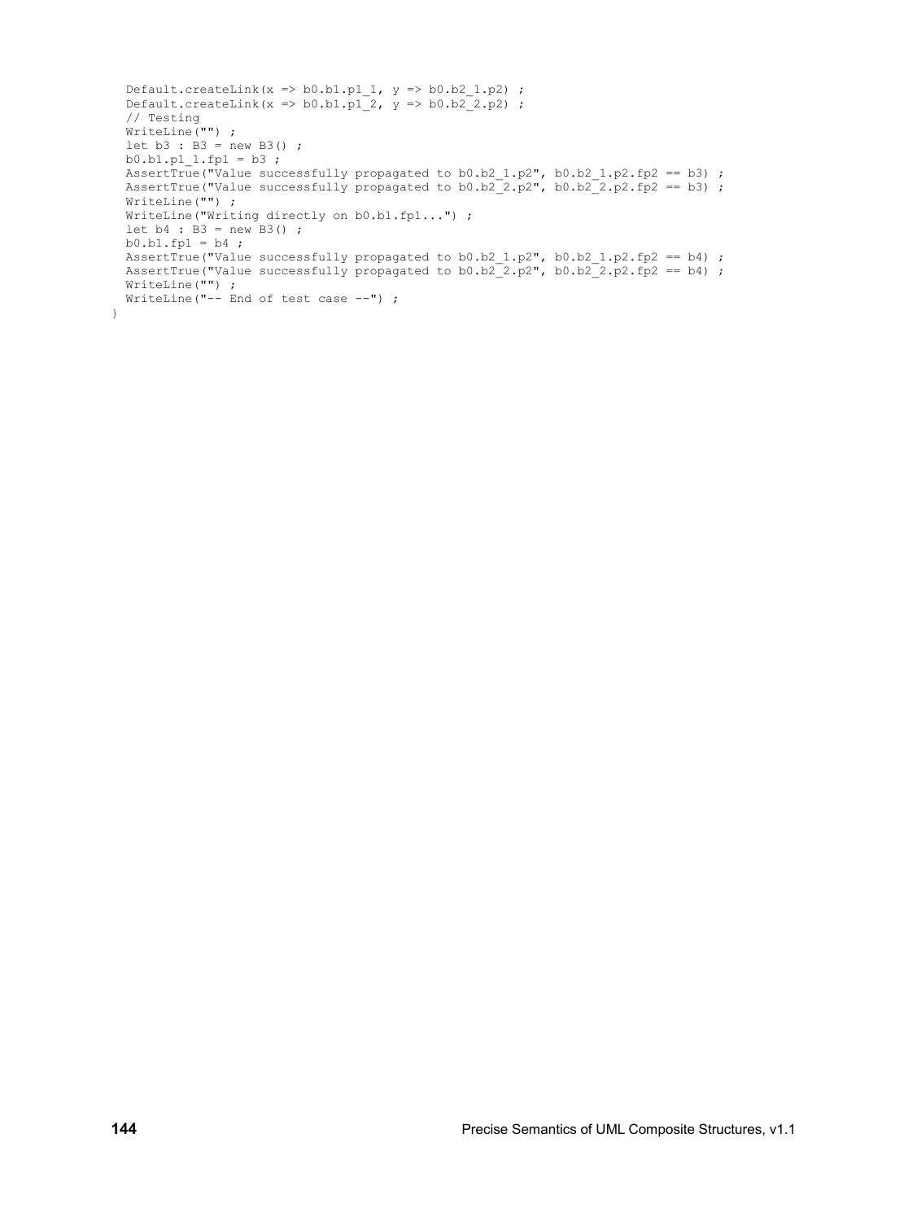```
  Default.createLink(x => b0.b1.p1_1, y => b0.b2_1.p2) ;
  Default.createLink(x => b0.b1.p1_2, y => b0.b2_2.p2) ;
  // Testing
  WriteLine("") ;
  let b3 : B3 = new B3() ;
  b0.b1.p1_1.fp1 = b3 ;
  AssertTrue("Value successfully propagated to b0.b2_1.p2", b0.b2_1.p2.fp2 == b3) ;
  AssertTrue("Value successfully propagated to b0.b2_2.p2", b0.b2_2.p2.fp2 == b3) ;
  WriteLine("") ;
  WriteLine("Writing directly on b0.b1.fp1...") ;
  let b4 : B3 = new B3() ;
  b0.b1.fp1 = b4 ;
  AssertTrue("Value successfully propagated to b0.b2_1.p2", b0.b2_1.p2.fp2 == b4) ;
  AssertTrue("Value successfully propagated to b0.b2_2.p2", b0.b2_2.p2.fp2 == b4) ;
  WriteLine("") ;
  WriteLine("-- End of test case --") ;
}
```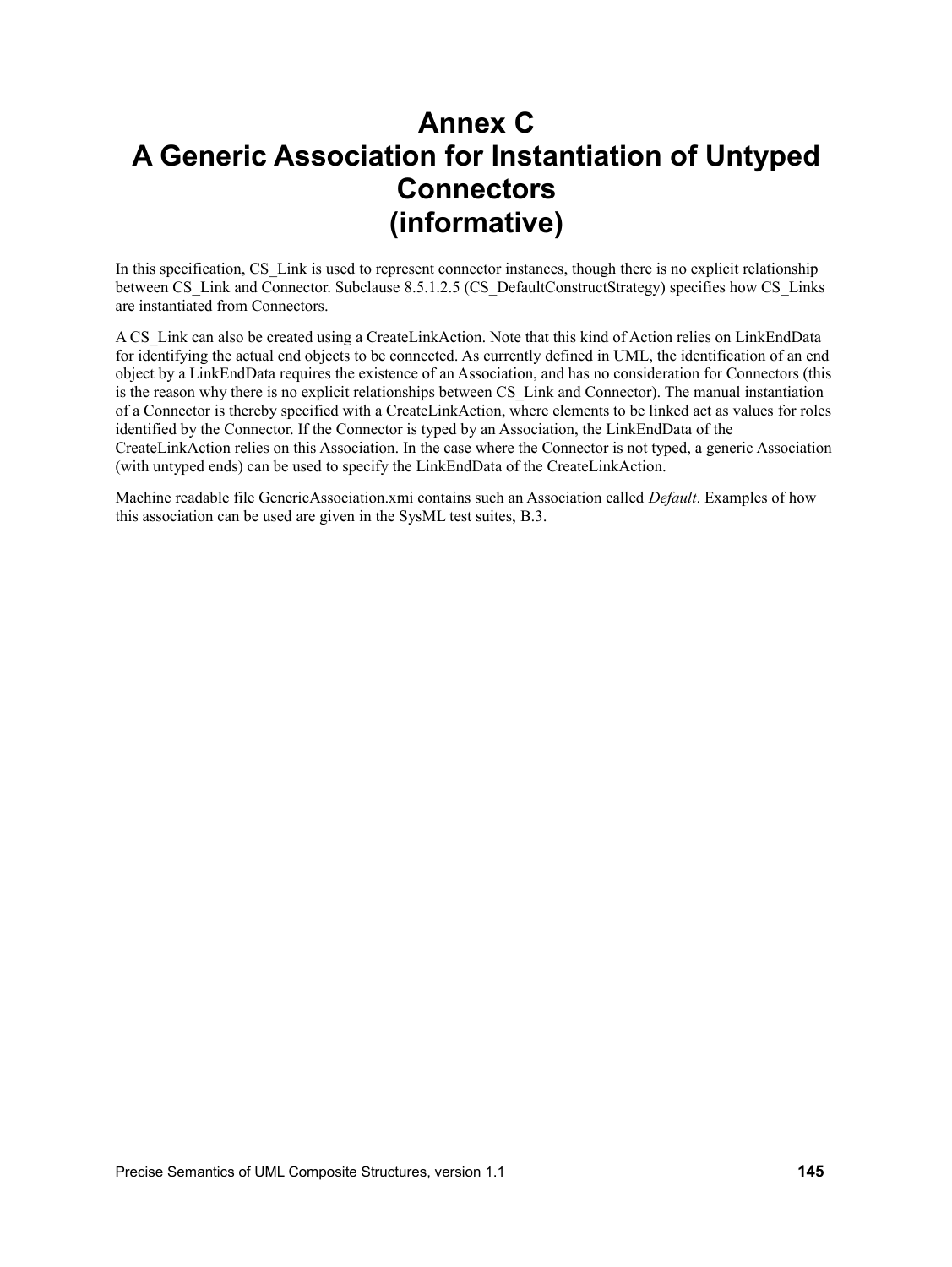# Annex C
# A Generic Association for Instantiation of Untyped Connectors
# (informative)

In this specification, CS_Link is used to represent connector instances, though there is no explicit relationship between CS_Link and Connector. Subclause 8.5.1.2.5 (CS_DefaultConstructStrategy) specifies how CS_Links are instantiated from Connectors.

A CS_Link can also be created using a CreateLinkAction. Note that this kind of Action relies on LinkEndData for identifying the actual end objects to be connected. As currently defined in UML, the identification of an end object by a LinkEndData requires the existence of an Association, and has no consideration for Connectors (this is the reason why there is no explicit relationships between CS_Link and Connector). The manual instantiation of a Connector is thereby specified with a CreateLinkAction, where elements to be linked act as values for roles identified by the Connector. If the Connector is typed by an Association, the LinkEndData of the CreateLinkAction relies on this Association. In the case where the Connector is not typed, a generic Association (with untyped ends) can be used to specify the LinkEndData of the CreateLinkAction.

Machine readable file GenericAssociation.xmi contains such an Association called *Default*. Examples of how this association can be used are given in the SysML test suites, B.3.